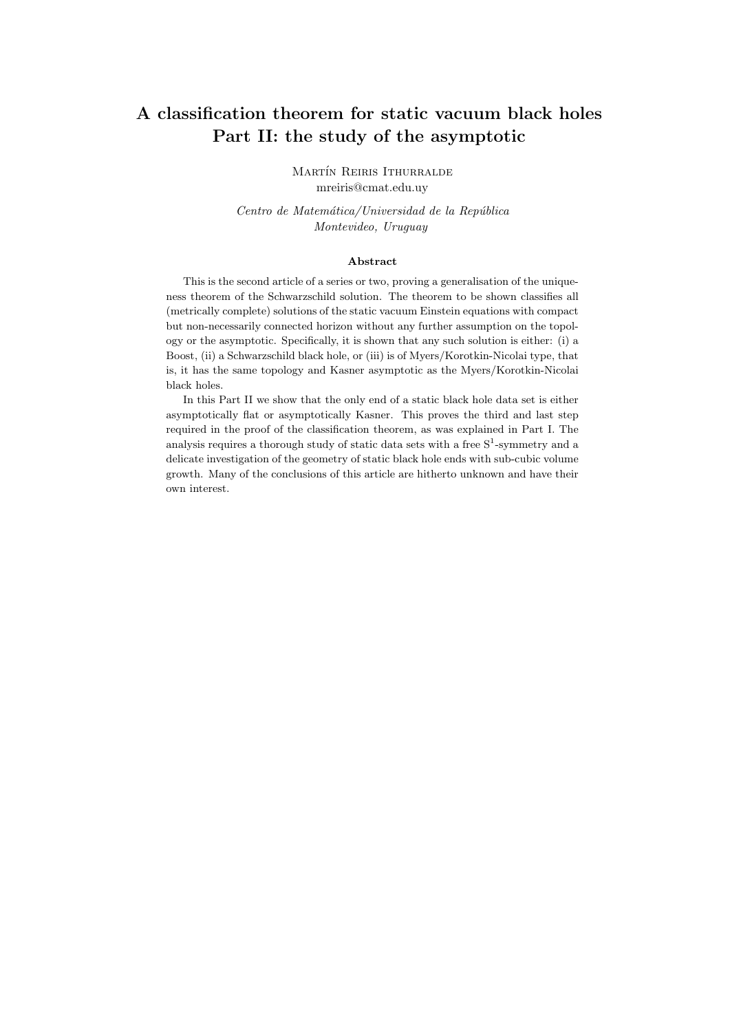# A classification theorem for static vacuum black holes
## Part II: the study of the asymptotic

Martín Reiris Ithurralde
mreiris@cmat.edu.uy

*Centro de Matemática/Universidad de la República*
*Montevideo, Uruguay*

**Abstract**

This is the second article of a series or two, proving a generalisation of the uniqueness theorem of the Schwarzschild solution. The theorem to be shown classifies all (metrically complete) solutions of the static vacuum Einstein equations with compact but non-necessarily connected horizon without any further assumption on the topology or the asymptotic. Specifically, it is shown that any such solution is either: (i) a Boost, (ii) a Schwarzschild black hole, or (iii) is of Myers/Korotkin-Nicolai type, that is, it has the same topology and Kasner asymptotic as the Myers/Korotkin-Nicolai black holes.

In this Part II we show that the only end of a static black hole data set is either asymptotically flat or asymptotically Kasner. This proves the third and last step required in the proof of the classification theorem, as was explained in Part I. The analysis requires a thorough study of static data sets with a free $\mathrm{S}^1$-symmetry and a delicate investigation of the geometry of static black hole ends with sub-cubic volume growth. Many of the conclusions of this article are hitherto unknown and have their own interest.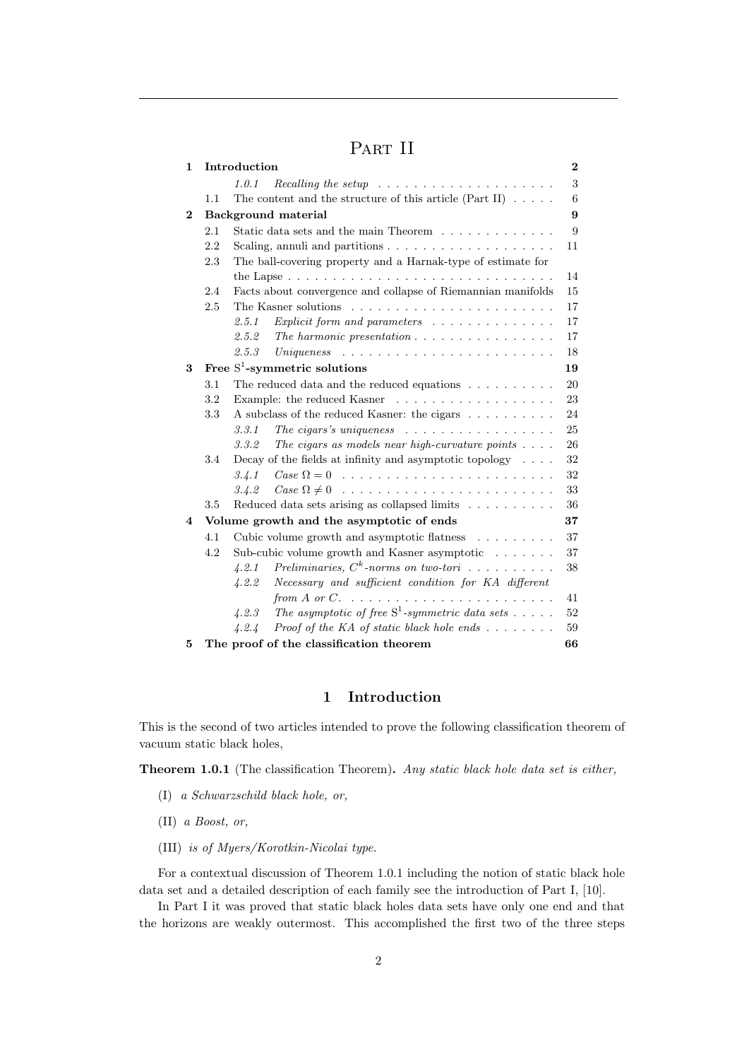# Part II

| | | | |
|---|---|---|---|
| **1** | **Introduction** | | **2** |
| | *1.0.1* | *Recalling the setup* | 3 |
| | 1.1 | The content and the structure of this article (Part II) | 6 |
| **2** | **Background material** | | **9** |
| | 2.1 | Static data sets and the main Theorem | 9 |
| | 2.2 | Scaling, annuli and partitions | 11 |
| | 2.3 | The ball-covering property and a Harnak-type of estimate for the Lapse | 14 |
| | 2.4 | Facts about convergence and collapse of Riemannian manifolds | 15 |
| | 2.5 | The Kasner solutions | 17 |
| | *2.5.1* | *Explicit form and parameters* | 17 |
| | *2.5.2* | *The harmonic presentation* | 17 |
| | *2.5.3* | *Uniqueness* | 18 |
| **3** | **Free $S^1$-symmetric solutions** | | **19** |
| | 3.1 | The reduced data and the reduced equations | 20 |
| | 3.2 | Example: the reduced Kasner | 23 |
| | 3.3 | A subclass of the reduced Kasner: the cigars | 24 |
| | *3.3.1* | *The cigars's uniqueness* | 25 |
| | *3.3.2* | *The cigars as models near high-curvature points* | 26 |
| | 3.4 | Decay of the fields at infinity and asymptotic topology | 32 |
| | *3.4.1* | *Case $\Omega = 0$* | 32 |
| | *3.4.2* | *Case $\Omega \neq 0$* | 33 |
| | 3.5 | Reduced data sets arising as collapsed limits | 36 |
| **4** | **Volume growth and the asymptotic of ends** | | **37** |
| | 4.1 | Cubic volume growth and asymptotic flatness | 37 |
| | 4.2 | Sub-cubic volume growth and Kasner asymptotic | 37 |
| | *4.2.1* | *Preliminaries, $C^k$-norms on two-tori* | 38 |
| | *4.2.2* | *Necessary and sufficient condition for KA different from A or C.* | 41 |
| | *4.2.3* | *The asymptotic of free $S^1$-symmetric data sets* | 52 |
| | *4.2.4* | *Proof of the KA of static black hole ends* | 59 |
| **5** | **The proof of the classification theorem** | | **66** |

## 1 Introduction

This is the second of two articles intended to prove the following classification theorem of vacuum static black holes,

**Theorem 1.0.1** (The classification Theorem)**.** *Any static black hole data set is either,*

(I) *a Schwarzschild black hole, or,*

(II) *a Boost, or,*

(III) *is of Myers/Korotkin-Nicolai type.*

For a contextual discussion of Theorem 1.0.1 including the notion of static black hole data set and a detailed description of each family see the introduction of Part I, [10].

In Part I it was proved that static black holes data sets have only one end and that the horizons are weakly outermost. This accomplished the first two of the three steps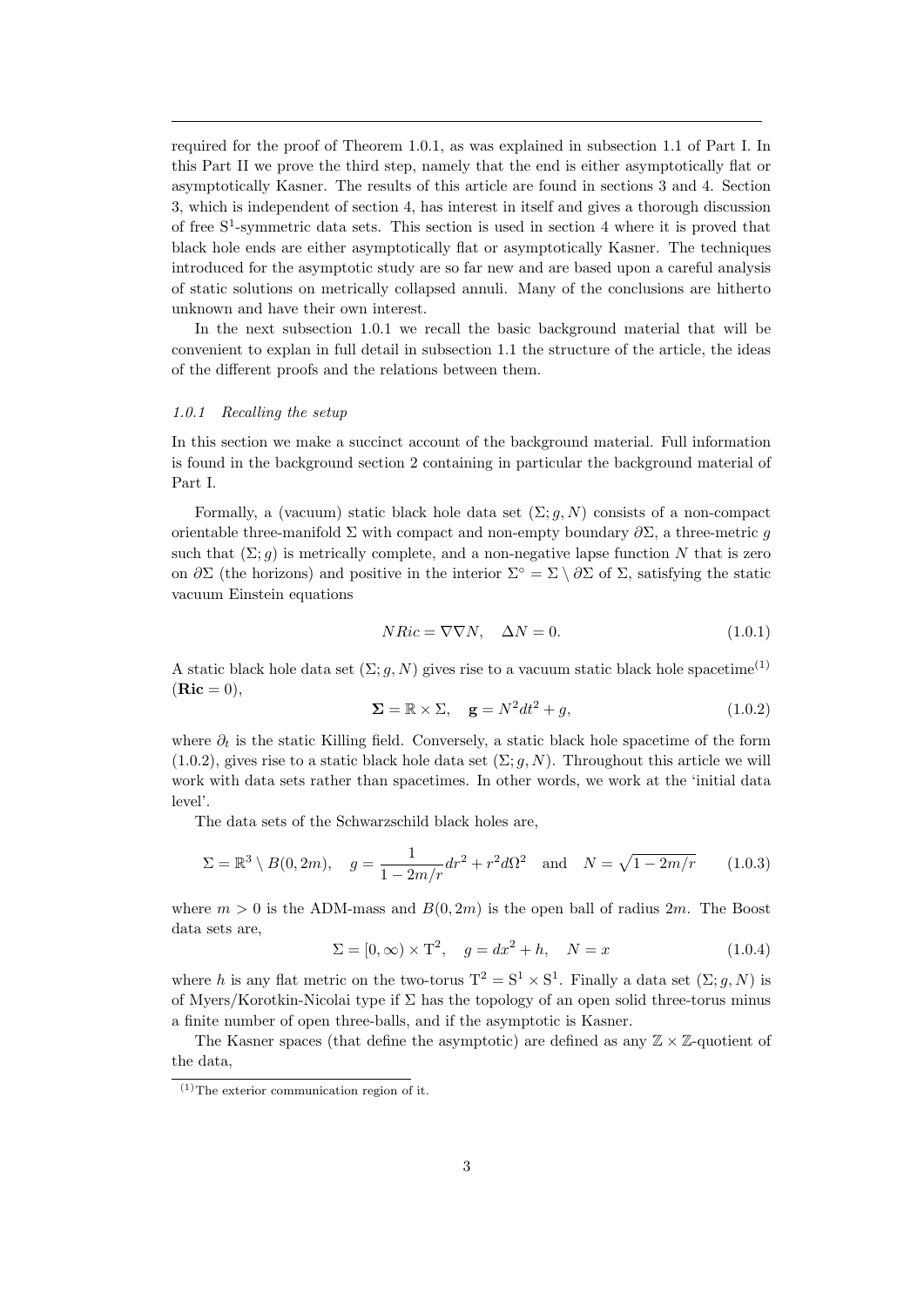required for the proof of Theorem 1.0.1, as was explained in subsection 1.1 of Part I. In this Part II we prove the third step, namely that the end is either asymptotically flat or asymptotically Kasner. The results of this article are found in sections 3 and 4. Section 3, which is independent of section 4, has interest in itself and gives a thorough discussion of free $S^1$-symmetric data sets. This section is used in section 4 where it is proved that black hole ends are either asymptotically flat or asymptotically Kasner. The techniques introduced for the asymptotic study are so far new and are based upon a careful analysis of static solutions on metrically collapsed annuli. Many of the conclusions are hitherto unknown and have their own interest.

In the next subsection 1.0.1 we recall the basic background material that will be convenient to explan in full detail in subsection 1.1 the structure of the article, the ideas of the different proofs and the relations between them.

#### *1.0.1 Recalling the setup*

In this section we make a succinct account of the background material. Full information is found in the background section 2 containing in particular the background material of Part I.

Formally, a (vacuum) static black hole data set $(\Sigma; g, N)$ consists of a non-compact orientable three-manifold $\Sigma$ with compact and non-empty boundary $\partial\Sigma$, a three-metric $g$ such that $(\Sigma; g)$ is metrically complete, and a non-negative lapse function $N$ that is zero on $\partial\Sigma$ (the horizons) and positive in the interior $\Sigma^\circ = \Sigma \setminus \partial\Sigma$ of $\Sigma$, satisfying the static vacuum Einstein equations

$$N Ric = \nabla\nabla N, \quad \Delta N = 0. \tag{1.0.1}$$

A static black hole data set $(\Sigma; g, N)$ gives rise to a vacuum static black hole spacetime[(1)] ($\mathbf{Ric} = 0$),

$$\mathbf{\Sigma} = \mathbb{R} \times \Sigma, \quad \mathbf{g} = N^2 dt^2 + g, \tag{1.0.2}$$

where $\partial_t$ is the static Killing field. Conversely, a static black hole spacetime of the form (1.0.2), gives rise to a static black hole data set $(\Sigma; g, N)$. Throughout this article we will work with data sets rather than spacetimes. In other words, we work at the 'initial data level'.

The data sets of the Schwarzschild black holes are,

$$\Sigma = \mathbb{R}^3 \setminus B(0, 2m), \quad g = \frac{1}{1 - 2m/r} dr^2 + r^2 d\Omega^2 \quad \text{and} \quad N = \sqrt{1 - 2m/r} \tag{1.0.3}$$

where $m > 0$ is the ADM-mass and $B(0, 2m)$ is the open ball of radius $2m$. The Boost data sets are,

$$\Sigma = [0, \infty) \times \mathrm{T}^2, \quad g = dx^2 + h, \quad N = x \tag{1.0.4}$$

where $h$ is any flat metric on the two-torus $\mathrm{T}^2 = \mathrm{S}^1 \times \mathrm{S}^1$. Finally a data set $(\Sigma; g, N)$ is of Myers/Korotkin-Nicolai type if $\Sigma$ has the topology of an open solid three-torus minus a finite number of open three-balls, and if the asymptotic is Kasner.

The Kasner spaces (that define the asymptotic) are defined as any $\mathbb{Z} \times \mathbb{Z}$-quotient of the data,

---

(1) The exterior communication region of it.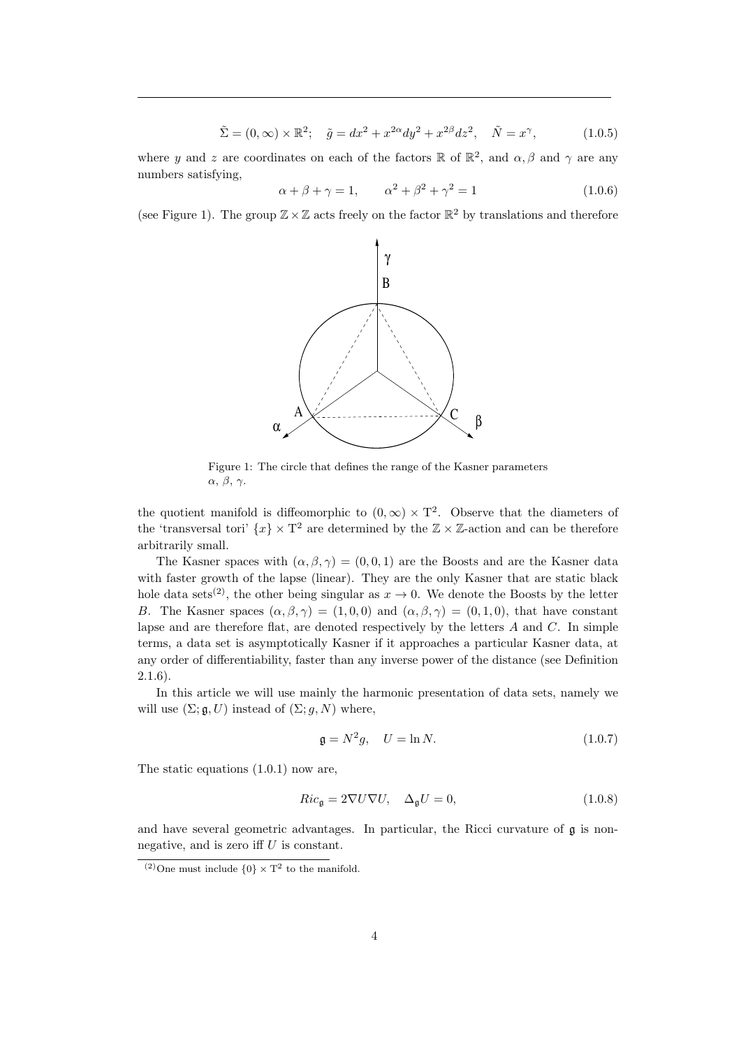$$\tilde{\Sigma} = (0,\infty)\times\mathbb{R}^2;\quad \tilde{g} = dx^2 + x^{2\alpha}dy^2 + x^{2\beta}dz^2,\quad \tilde{N} = x^{\gamma}, \tag{1.0.5}$$

where $y$ and $z$ are coordinates on each of the factors $\mathbb{R}$ of $\mathbb{R}^2$, and $\alpha, \beta$ and $\gamma$ are any numbers satisfying,

$$\alpha + \beta + \gamma = 1, \qquad \alpha^2 + \beta^2 + \gamma^2 = 1 \tag{1.0.6}$$

(see Figure 1). The group $\mathbb{Z}\times\mathbb{Z}$ acts freely on the factor $\mathbb{R}^2$ by translations and therefore

Figure 1: The circle that defines the range of the Kasner parameters $\alpha$, $\beta$, $\gamma$.

the quotient manifold is diffeomorphic to $(0,\infty)\times \mathrm{T}^2$. Observe that the diameters of the 'transversal tori' $\{x\}\times\mathrm{T}^2$ are determined by the $\mathbb{Z}\times\mathbb{Z}$-action and can be therefore arbitrarily small.

The Kasner spaces with $(\alpha,\beta,\gamma) = (0,0,1)$ are the Boosts and are the Kasner data with faster growth of the lapse (linear). They are the only Kasner that are static black hole data sets[(2)], the other being singular as $x \to 0$. We denote the Boosts by the letter $B$. The Kasner spaces $(\alpha,\beta,\gamma) = (1,0,0)$ and $(\alpha,\beta,\gamma) = (0,1,0)$, that have constant lapse and are therefore flat, are denoted respectively by the letters $A$ and $C$. In simple terms, a data set is asymptotically Kasner if it approaches a particular Kasner data, at any order of differentiability, faster than any inverse power of the distance (see Definition 2.1.6).

In this article we will use mainly the harmonic presentation of data sets, namely we will use $(\Sigma;\mathfrak{g},U)$ instead of $(\Sigma;g,N)$ where,

$$\mathfrak{g} = N^2 g, \quad U = \ln N. \tag{1.0.7}$$

The static equations (1.0.1) now are,

$$Ric_{\mathfrak{g}} = 2\nabla U\nabla U, \quad \Delta_{\mathfrak{g}} U = 0, \tag{1.0.8}$$

and have several geometric advantages. In particular, the Ricci curvature of $\mathfrak{g}$ is non-negative, and is zero iff $U$ is constant.

[(2)] One must include $\{0\}\times\mathrm{T}^2$ to the manifold.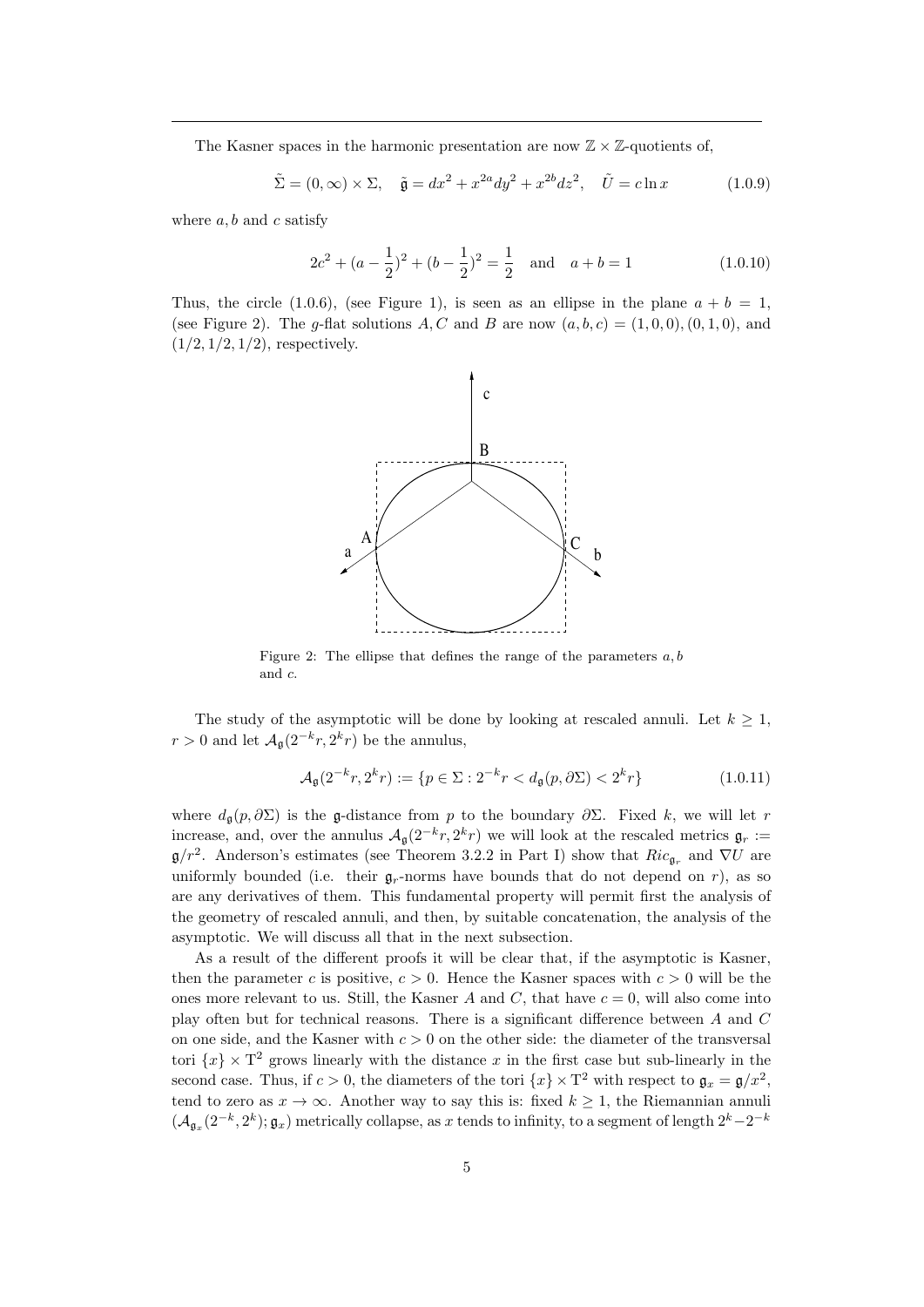The Kasner spaces in the harmonic presentation are now $\mathbb{Z}\times\mathbb{Z}$-quotients of,

$$\tilde{\Sigma} = (0,\infty)\times \Sigma, \quad \tilde{\mathfrak{g}} = dx^2 + x^{2a}dy^2 + x^{2b}dz^2, \quad \tilde{U} = c\ln x \tag{1.0.9}$$

where $a, b$ and $c$ satisfy

$$2c^2 + (a-\frac{1}{2})^2 + (b-\frac{1}{2})^2 = \frac{1}{2} \quad \text{and} \quad a+b=1 \tag{1.0.10}$$

Thus, the circle (1.0.6), (see Figure 1), is seen as an ellipse in the plane $a+b=1$, (see Figure 2). The $g$-flat solutions $A, C$ and $B$ are now $(a,b,c) = (1,0,0), (0,1,0)$, and $(1/2, 1/2, 1/2)$, respectively.

Figure 2: The ellipse that defines the range of the parameters $a, b$ and $c$.

The study of the asymptotic will be done by looking at rescaled annuli. Let $k\geq 1$, $r>0$ and let $\mathcal{A}_{\mathfrak{g}}(2^{-k}r, 2^k r)$ be the annulus,

$$\mathcal{A}_{\mathfrak{g}}(2^{-k}r, 2^k r) := \{p\in\Sigma : 2^{-k}r < d_{\mathfrak{g}}(p,\partial\Sigma) < 2^k r\} \tag{1.0.11}$$

where $d_{\mathfrak{g}}(p,\partial\Sigma)$ is the $\mathfrak{g}$-distance from $p$ to the boundary $\partial\Sigma$. Fixed $k$, we will let $r$ increase, and, over the annulus $\mathcal{A}_{\mathfrak{g}}(2^{-k}r, 2^k r)$ we will look at the rescaled metrics $\mathfrak{g}_r := \mathfrak{g}/r^2$. Anderson's estimates (see Theorem 3.2.2 in Part I) show that $Ric_{\mathfrak{g}_r}$ and $\nabla U$ are uniformly bounded (i.e. their $\mathfrak{g}_r$-norms have bounds that do not depend on $r$), as so are any derivatives of them. This fundamental property will permit first the analysis of the geometry of rescaled annuli, and then, by suitable concatenation, the analysis of the asymptotic. We will discuss all that in the next subsection.

As a result of the different proofs it will be clear that, if the asymptotic is Kasner, then the parameter $c$ is positive, $c>0$. Hence the Kasner spaces with $c>0$ will be the ones more relevant to us. Still, the Kasner $A$ and $C$, that have $c=0$, will also come into play often but for technical reasons. There is a significant difference between $A$ and $C$ on one side, and the Kasner with $c>0$ on the other side: the diameter of the transversal tori $\{x\}\times \mathrm{T}^2$ grows linearly with the distance $x$ in the first case but sub-linearly in the second case. Thus, if $c>0$, the diameters of the tori $\{x\}\times\mathrm{T}^2$ with respect to $\mathfrak{g}_x = \mathfrak{g}/x^2$, tend to zero as $x\to\infty$. Another way to say this is: fixed $k\geq 1$, the Riemannian annuli $(\mathcal{A}_{\mathfrak{g}_x}(2^{-k}, 2^k); \mathfrak{g}_x)$ metrically collapse, as $x$ tends to infinity, to a segment of length $2^k - 2^{-k}$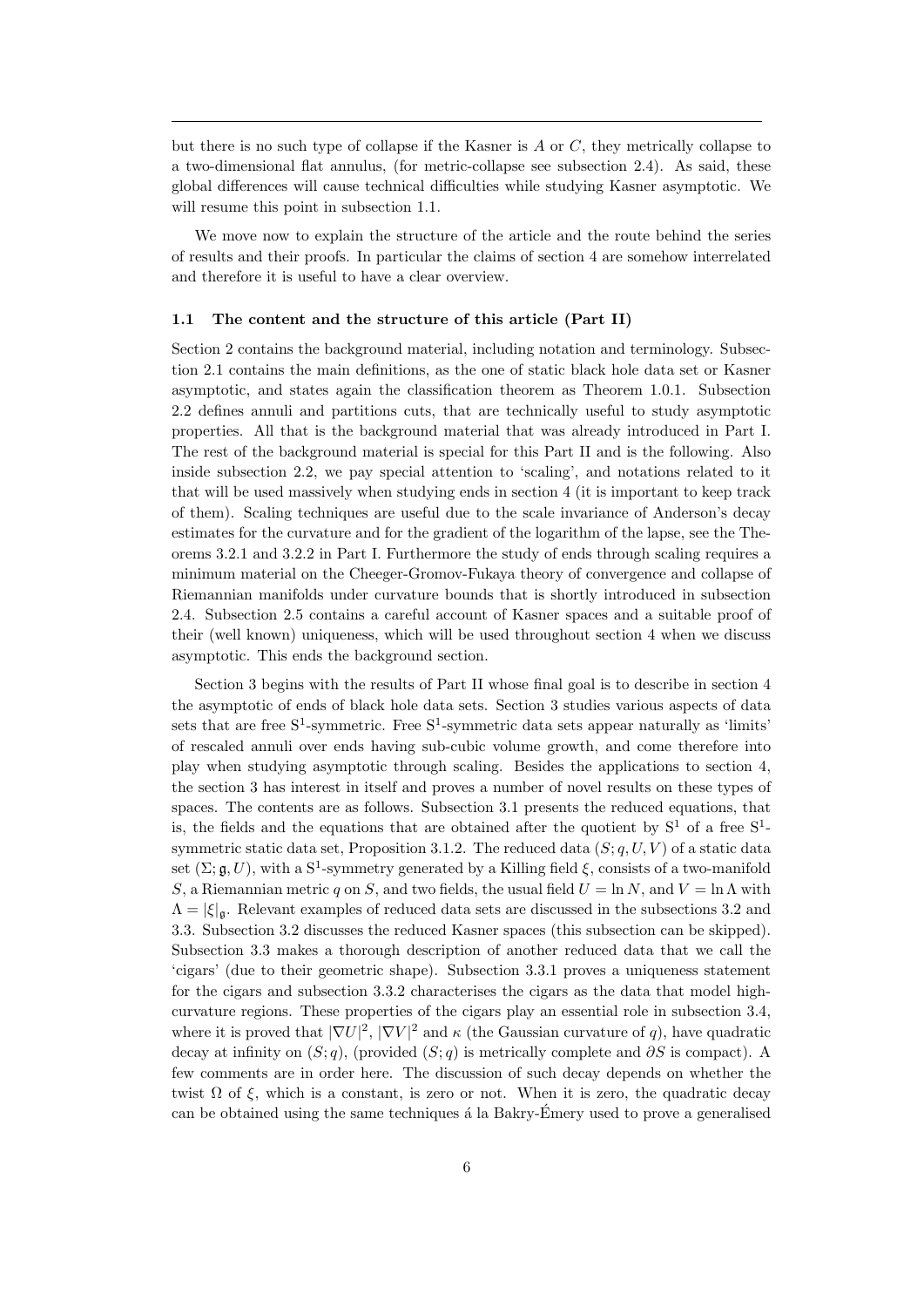but there is no such type of collapse if the Kasner is $A$ or $C$, they metrically collapse to a two-dimensional flat annulus, (for metric-collapse see subsection 2.4). As said, these global differences will cause technical difficulties while studying Kasner asymptotic. We will resume this point in subsection 1.1.

We move now to explain the structure of the article and the route behind the series of results and their proofs. In particular the claims of section 4 are somehow interrelated and therefore it is useful to have a clear overview.

### 1.1 The content and the structure of this article (Part II)

Section 2 contains the background material, including notation and terminology. Subsection 2.1 contains the main definitions, as the one of static black hole data set or Kasner asymptotic, and states again the classification theorem as Theorem 1.0.1. Subsection 2.2 defines annuli and partitions cuts, that are technically useful to study asymptotic properties. All that is the background material that was already introduced in Part I. The rest of the background material is special for this Part II and is the following. Also inside subsection 2.2, we pay special attention to 'scaling', and notations related to it that will be used massively when studying ends in section 4 (it is important to keep track of them). Scaling techniques are useful due to the scale invariance of Anderson's decay estimates for the curvature and for the gradient of the logarithm of the lapse, see the Theorems 3.2.1 and 3.2.2 in Part I. Furthermore the study of ends through scaling requires a minimum material on the Cheeger-Gromov-Fukaya theory of convergence and collapse of Riemannian manifolds under curvature bounds that is shortly introduced in subsection 2.4. Subsection 2.5 contains a careful account of Kasner spaces and a suitable proof of their (well known) uniqueness, which will be used throughout section 4 when we discuss asymptotic. This ends the background section.

Section 3 begins with the results of Part II whose final goal is to describe in section 4 the asymptotic of ends of black hole data sets. Section 3 studies various aspects of data sets that are free $\mathrm{S}^1$-symmetric. Free $\mathrm{S}^1$-symmetric data sets appear naturally as 'limits' of rescaled annuli over ends having sub-cubic volume growth, and come therefore into play when studying asymptotic through scaling. Besides the applications to section 4, the section 3 has interest in itself and proves a number of novel results on these types of spaces. The contents are as follows. Subsection 3.1 presents the reduced equations, that is, the fields and the equations that are obtained after the quotient by $\mathrm{S}^1$ of a free $\mathrm{S}^1$-symmetric static data set, Proposition 3.1.2. The reduced data $(S; q, U, V)$ of a static data set $(\Sigma; \mathfrak{g}, U)$, with a $\mathrm{S}^1$-symmetry generated by a Killing field $\xi$, consists of a two-manifold $S$, a Riemannian metric $q$ on $S$, and two fields, the usual field $U = \ln N$, and $V = \ln \Lambda$ with $\Lambda = |\xi|_{\mathfrak{g}}$. Relevant examples of reduced data sets are discussed in the subsections 3.2 and 3.3. Subsection 3.2 discusses the reduced Kasner spaces (this subsection can be skipped). Subsection 3.3 makes a thorough description of another reduced data that we call the 'cigars' (due to their geometric shape). Subsection 3.3.1 proves a uniqueness statement for the cigars and subsection 3.3.2 characterises the cigars as the data that model high-curvature regions. These properties of the cigars play an essential role in subsection 3.4, where it is proved that $|\nabla U|^2$, $|\nabla V|^2$ and $\kappa$ (the Gaussian curvature of $q$), have quadratic decay at infinity on $(S; q)$, (provided $(S; q)$ is metrically complete and $\partial S$ is compact). A few comments are in order here. The discussion of such decay depends on whether the twist $\Omega$ of $\xi$, which is a constant, is zero or not. When it is zero, the quadratic decay can be obtained using the same techniques á la Bakry-Émery used to prove a generalised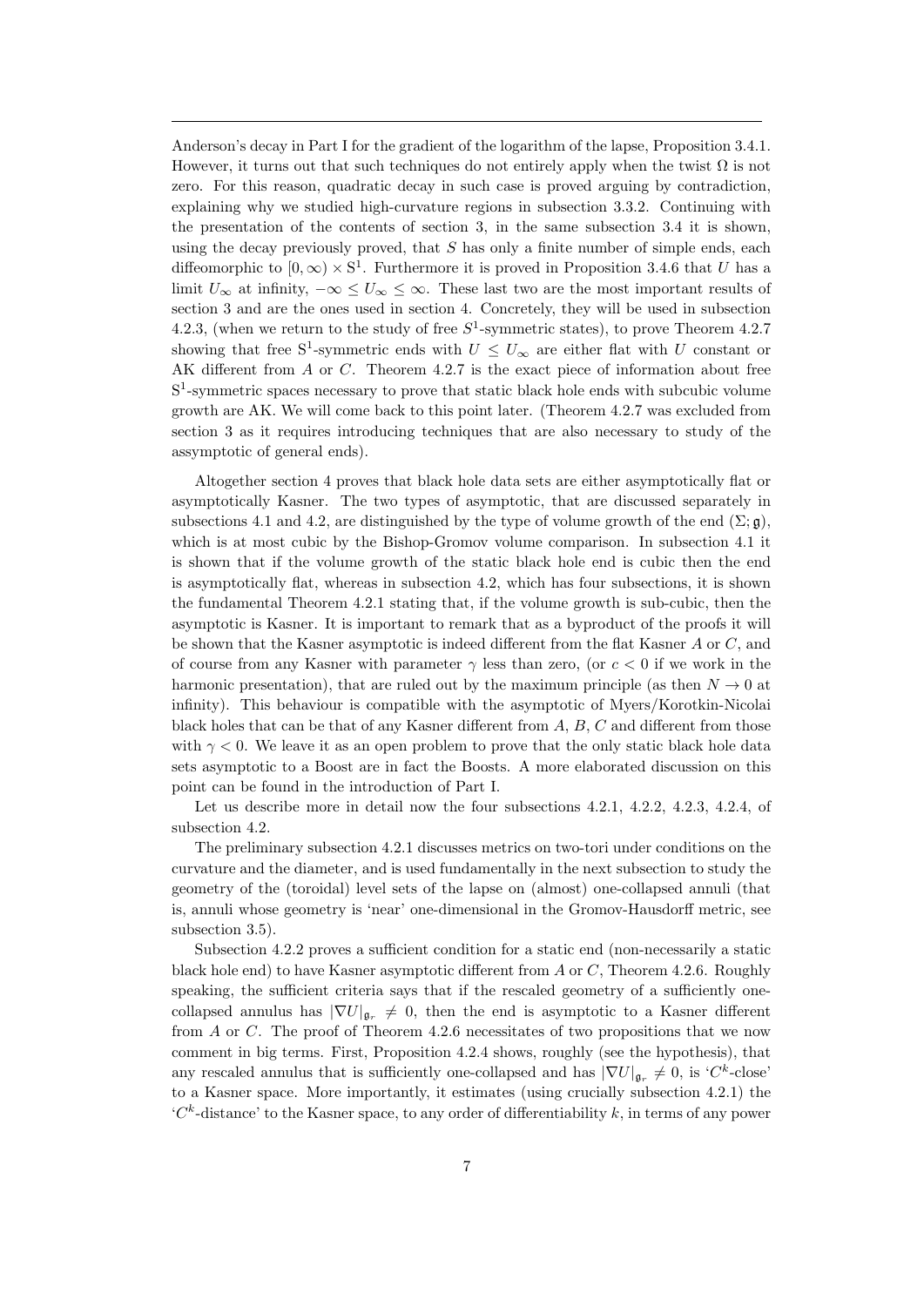Anderson's decay in Part I for the gradient of the logarithm of the lapse, Proposition 3.4.1. However, it turns out that such techniques do not entirely apply when the twist $\Omega$ is not zero. For this reason, quadratic decay in such case is proved arguing by contradiction, explaining why we studied high-curvature regions in subsection 3.3.2. Continuing with the presentation of the contents of section 3, in the same subsection 3.4 it is shown, using the decay previously proved, that $S$ has only a finite number of simple ends, each diffeomorphic to $[0,\infty)\times \mathrm{S}^1$. Furthermore it is proved in Proposition 3.4.6 that $U$ has a limit $U_\infty$ at infinity, $-\infty \leq U_\infty \leq \infty$. These last two are the most important results of section 3 and are the ones used in section 4. Concretely, they will be used in subsection 4.2.3, (when we return to the study of free $S^1$-symmetric states), to prove Theorem 4.2.7 showing that free $\mathrm{S}^1$-symmetric ends with $U \leq U_\infty$ are either flat with $U$ constant or AK different from $A$ or $C$. Theorem 4.2.7 is the exact piece of information about free $\mathrm{S}^1$-symmetric spaces necessary to prove that static black hole ends with subcubic volume growth are AK. We will come back to this point later. (Theorem 4.2.7 was excluded from section 3 as it requires introducing techniques that are also necessary to study of the assymptotic of general ends).

Altogether section 4 proves that black hole data sets are either asymptotically flat or asymptotically Kasner. The two types of asymptotic, that are discussed separately in subsections 4.1 and 4.2, are distinguished by the type of volume growth of the end $(\Sigma;\mathfrak{g})$, which is at most cubic by the Bishop-Gromov volume comparison. In subsection 4.1 it is shown that if the volume growth of the static black hole end is cubic then the end is asymptotically flat, whereas in subsection 4.2, which has four subsections, it is shown the fundamental Theorem 4.2.1 stating that, if the volume growth is sub-cubic, then the asymptotic is Kasner. It is important to remark that as a byproduct of the proofs it will be shown that the Kasner asymptotic is indeed different from the flat Kasner $A$ or $C$, and of course from any Kasner with parameter $\gamma$ less than zero, (or $c<0$ if we work in the harmonic presentation), that are ruled out by the maximum principle (as then $N\to 0$ at infinity). This behaviour is compatible with the asymptotic of Myers/Korotkin-Nicolai black holes that can be that of any Kasner different from $A$, $B$, $C$ and different from those with $\gamma<0$. We leave it as an open problem to prove that the only static black hole data sets asymptotic to a Boost are in fact the Boosts. A more elaborated discussion on this point can be found in the introduction of Part I.

Let us describe more in detail now the four subsections 4.2.1, 4.2.2, 4.2.3, 4.2.4, of subsection 4.2.

The preliminary subsection 4.2.1 discusses metrics on two-tori under conditions on the curvature and the diameter, and is used fundamentally in the next subsection to study the geometry of the (toroidal) level sets of the lapse on (almost) one-collapsed annuli (that is, annuli whose geometry is 'near' one-dimensional in the Gromov-Hausdorff metric, see subsection 3.5).

Subsection 4.2.2 proves a sufficient condition for a static end (non-necessarily a static black hole end) to have Kasner asymptotic different from $A$ or $C$, Theorem 4.2.6. Roughly speaking, the sufficient criteria says that if the rescaled geometry of a sufficiently one-collapsed annulus has $|\nabla U|_{\mathfrak{g}_r}\neq 0$, then the end is asymptotic to a Kasner different from $A$ or $C$. The proof of Theorem 4.2.6 necessitates of two propositions that we now comment in big terms. First, Proposition 4.2.4 shows, roughly (see the hypothesis), that any rescaled annulus that is sufficiently one-collapsed and has $|\nabla U|_{\mathfrak{g}_r}\neq 0$, is '$C^k$-close' to a Kasner space. More importantly, it estimates (using crucially subsection 4.2.1) the '$C^k$-distance' to the Kasner space, to any order of differentiability $k$, in terms of any power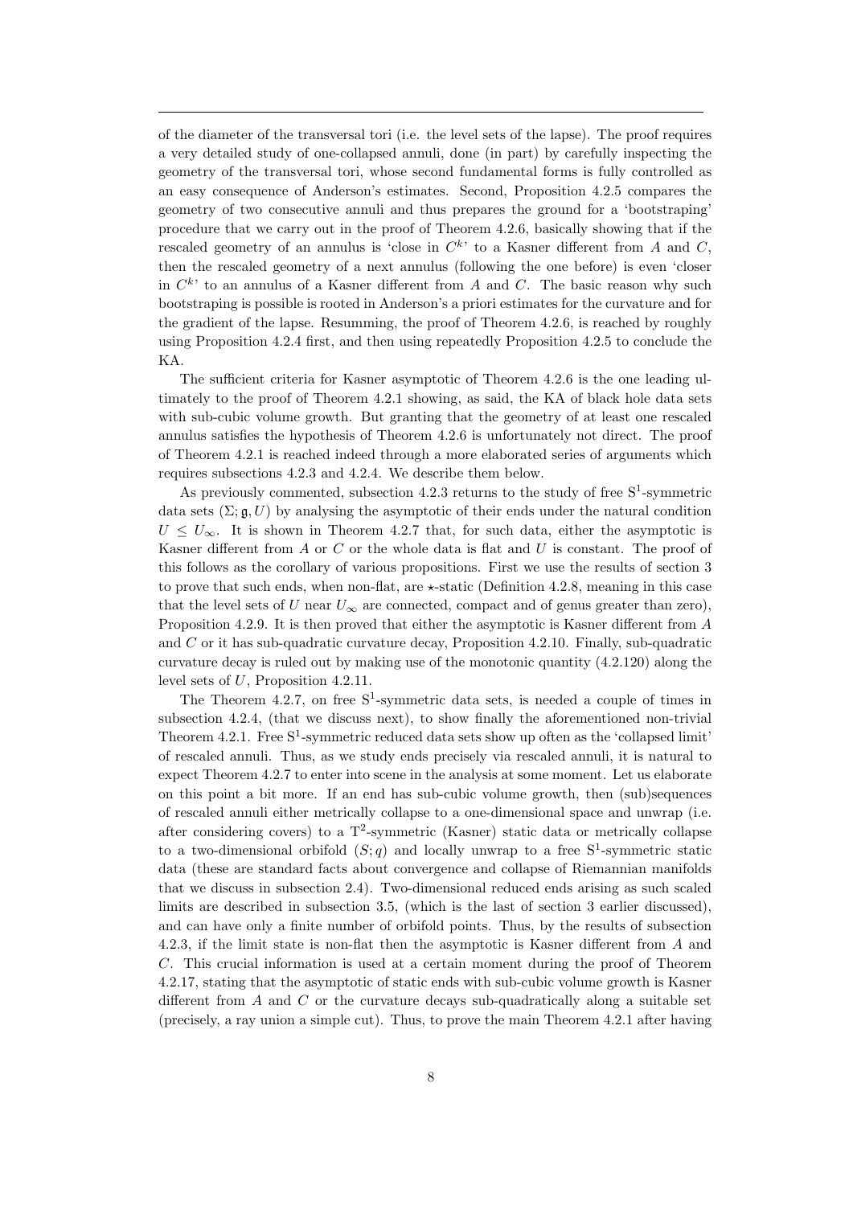of the diameter of the transversal tori (i.e. the level sets of the lapse). The proof requires a very detailed study of one-collapsed annuli, done (in part) by carefully inspecting the geometry of the transversal tori, whose second fundamental forms is fully controlled as an easy consequence of Anderson's estimates. Second, Proposition 4.2.5 compares the geometry of two consecutive annuli and thus prepares the ground for a 'bootstraping' procedure that we carry out in the proof of Theorem 4.2.6, basically showing that if the rescaled geometry of an annulus is 'close in $C^k$' to a Kasner different from $A$ and $C$, then the rescaled geometry of a next annulus (following the one before) is even 'closer in $C^k$' to an annulus of a Kasner different from $A$ and $C$. The basic reason why such bootstraping is possible is rooted in Anderson's a priori estimates for the curvature and for the gradient of the lapse. Resumming, the proof of Theorem 4.2.6, is reached by roughly using Proposition 4.2.4 first, and then using repeatedly Proposition 4.2.5 to conclude the KA.

The sufficient criteria for Kasner asymptotic of Theorem 4.2.6 is the one leading ultimately to the proof of Theorem 4.2.1 showing, as said, the KA of black hole data sets with sub-cubic volume growth. But granting that the geometry of at least one rescaled annulus satisfies the hypothesis of Theorem 4.2.6 is unfortunately not direct. The proof of Theorem 4.2.1 is reached indeed through a more elaborated series of arguments which requires subsections 4.2.3 and 4.2.4. We describe them below.

As previously commented, subsection 4.2.3 returns to the study of free $\mathrm{S}^1$-symmetric data sets $(\Sigma; \mathfrak{g}, U)$ by analysing the asymptotic of their ends under the natural condition $U \leq U_\infty$. It is shown in Theorem 4.2.7 that, for such data, either the asymptotic is Kasner different from $A$ or $C$ or the whole data is flat and $U$ is constant. The proof of this follows as the corollary of various propositions. First we use the results of section 3 to prove that such ends, when non-flat, are $\star$-static (Definition 4.2.8, meaning in this case that the level sets of $U$ near $U_\infty$ are connected, compact and of genus greater than zero), Proposition 4.2.9. It is then proved that either the asymptotic is Kasner different from $A$ and $C$ or it has sub-quadratic curvature decay, Proposition 4.2.10. Finally, sub-quadratic curvature decay is ruled out by making use of the monotonic quantity (4.2.120) along the level sets of $U$, Proposition 4.2.11.

The Theorem 4.2.7, on free $\mathrm{S}^1$-symmetric data sets, is needed a couple of times in subsection 4.2.4, (that we discuss next), to show finally the aforementioned non-trivial Theorem 4.2.1. Free $\mathrm{S}^1$-symmetric reduced data sets show up often as the 'collapsed limit' of rescaled annuli. Thus, as we study ends precisely via rescaled annuli, it is natural to expect Theorem 4.2.7 to enter into scene in the analysis at some moment. Let us elaborate on this point a bit more. If an end has sub-cubic volume growth, then (sub)sequences of rescaled annuli either metrically collapse to a one-dimensional space and unwrap (i.e. after considering covers) to a $\mathrm{T}^2$-symmetric (Kasner) static data or metrically collapse to a two-dimensional orbifold $(S; q)$ and locally unwrap to a free $\mathrm{S}^1$-symmetric static data (these are standard facts about convergence and collapse of Riemannian manifolds that we discuss in subsection 2.4). Two-dimensional reduced ends arising as such scaled limits are described in subsection 3.5, (which is the last of section 3 earlier discussed), and can have only a finite number of orbifold points. Thus, by the results of subsection 4.2.3, if the limit state is non-flat then the asymptotic is Kasner different from $A$ and $C$. This crucial information is used at a certain moment during the proof of Theorem 4.2.17, stating that the asymptotic of static ends with sub-cubic volume growth is Kasner different from $A$ and $C$ or the curvature decays sub-quadratically along a suitable set (precisely, a ray union a simple cut). Thus, to prove the main Theorem 4.2.1 after having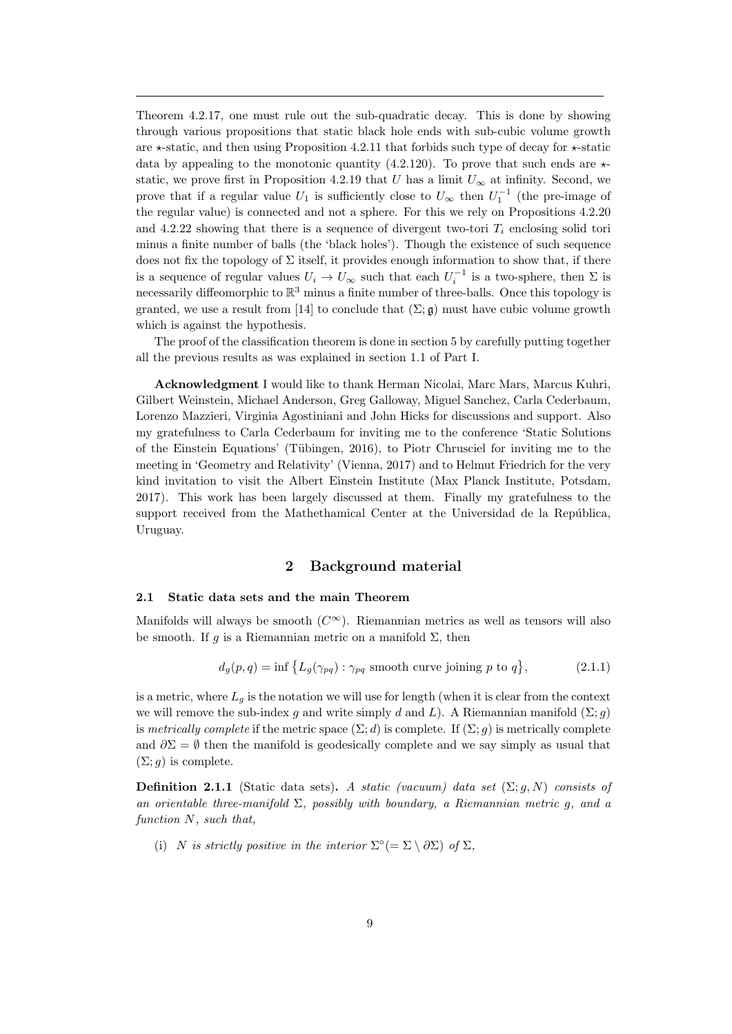Theorem 4.2.17, one must rule out the sub-quadratic decay. This is done by showing through various propositions that static black hole ends with sub-cubic volume growth are $\star$-static, and then using Proposition 4.2.11 that forbids such type of decay for $\star$-static data by appealing to the monotonic quantity (4.2.120). To prove that such ends are $\star$-static, we prove first in Proposition 4.2.19 that $U$ has a limit $U_\infty$ at infinity. Second, we prove that if a regular value $U_1$ is sufficiently close to $U_\infty$ then $U_1^{-1}$ (the pre-image of the regular value) is connected and not a sphere. For this we rely on Propositions 4.2.20 and 4.2.22 showing that there is a sequence of divergent two-tori $T_i$ enclosing solid tori minus a finite number of balls (the 'black holes'). Though the existence of such sequence does not fix the topology of $\Sigma$ itself, it provides enough information to show that, if there is a sequence of regular values $U_i \to U_\infty$ such that each $U_i^{-1}$ is a two-sphere, then $\Sigma$ is necessarily diffeomorphic to $\mathbb{R}^3$ minus a finite number of three-balls. Once this topology is granted, we use a result from [14] to conclude that $(\Sigma; \mathfrak{g})$ must have cubic volume growth which is against the hypothesis.

The proof of the classification theorem is done in section 5 by carefully putting together all the previous results as was explained in section 1.1 of Part I.

**Acknowledgment** I would like to thank Herman Nicolai, Marc Mars, Marcus Kuhri, Gilbert Weinstein, Michael Anderson, Greg Galloway, Miguel Sanchez, Carla Cederbaum, Lorenzo Mazzieri, Virginia Agostiniani and John Hicks for discussions and support. Also my gratefulness to Carla Cederbaum for inviting me to the conference 'Static Solutions of the Einstein Equations' (Tübingen, 2016), to Piotr Chrusciel for inviting me to the meeting in 'Geometry and Relativity' (Vienna, 2017) and to Helmut Friedrich for the very kind invitation to visit the Albert Einstein Institute (Max Planck Institute, Potsdam, 2017). This work has been largely discussed at them. Finally my gratefulness to the support received from the Mathethamical Center at the Universidad de la República, Uruguay.

## 2 Background material

### 2.1 Static data sets and the main Theorem

Manifolds will always be smooth ($C^\infty$). Riemannian metrics as well as tensors will also be smooth. If $g$ is a Riemannian metric on a manifold $\Sigma$, then

$$d_g(p,q) = \inf \big\{ L_g(\gamma_{pq}) : \gamma_{pq} \text{ smooth curve joining } p \text{ to } q \big\}, \tag{2.1.1}$$

is a metric, where $L_g$ is the notation we will use for length (when it is clear from the context we will remove the sub-index $g$ and write simply $d$ and $L$). A Riemannian manifold $(\Sigma; g)$ is *metrically complete* if the metric space $(\Sigma; d)$ is complete. If $(\Sigma; g)$ is metrically complete and $\partial\Sigma = \emptyset$ then the manifold is geodesically complete and we say simply as usual that $(\Sigma; g)$ is complete.

**Definition 2.1.1** (Static data sets)**.** *A static (vacuum) data set $(\Sigma; g, N)$ consists of an orientable three-manifold $\Sigma$, possibly with boundary, a Riemannian metric $g$, and a function $N$, such that,*

(i) *$N$ is strictly positive in the interior $\Sigma^\circ (= \Sigma \setminus \partial\Sigma)$ of $\Sigma$,*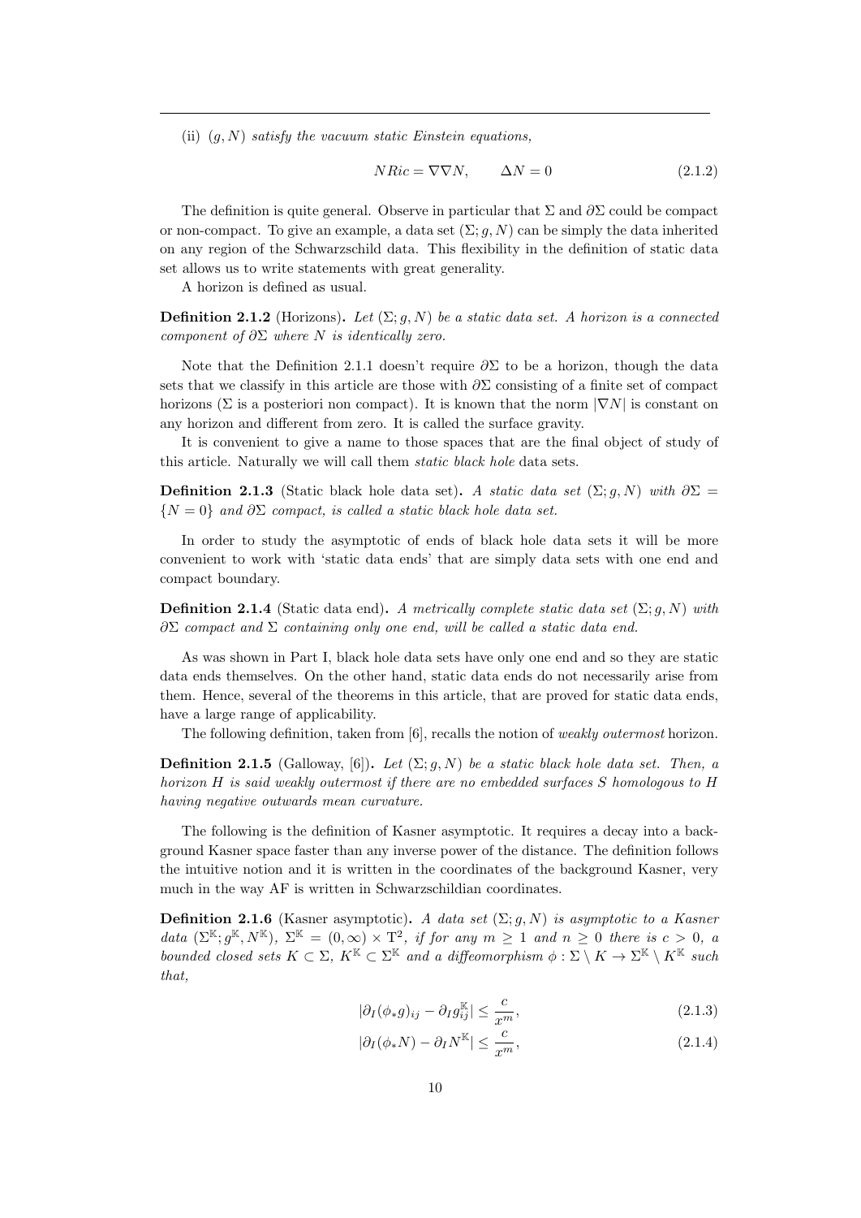(ii) $(g, N)$ *satisfy the vacuum static Einstein equations,*

$$NRic = \nabla\nabla N, \qquad \Delta N = 0 \tag{2.1.2}$$

The definition is quite general. Observe in particular that $\Sigma$ and $\partial\Sigma$ could be compact or non-compact. To give an example, a data set $(\Sigma; g, N)$ can be simply the data inherited on any region of the Schwarzschild data. This flexibility in the definition of static data set allows us to write statements with great generality.

A horizon is defined as usual.

**Definition 2.1.2** (Horizons)**.** *Let $(\Sigma; g, N)$ be a static data set. A horizon is a connected component of $\partial\Sigma$ where $N$ is identically zero.*

Note that the Definition 2.1.1 doesn't require $\partial\Sigma$ to be a horizon, though the data sets that we classify in this article are those with $\partial\Sigma$ consisting of a finite set of compact horizons ($\Sigma$ is a posteriori non compact). It is known that the norm $|\nabla N|$ is constant on any horizon and different from zero. It is called the surface gravity.

It is convenient to give a name to those spaces that are the final object of study of this article. Naturally we will call them *static black hole* data sets.

**Definition 2.1.3** (Static black hole data set)**.** *A static data set $(\Sigma; g, N)$ with $\partial\Sigma = \{N = 0\}$ and $\partial\Sigma$ compact, is called a static black hole data set.*

In order to study the asymptotic of ends of black hole data sets it will be more convenient to work with 'static data ends' that are simply data sets with one end and compact boundary.

**Definition 2.1.4** (Static data end)**.** *A metrically complete static data set $(\Sigma; g, N)$ with $\partial\Sigma$ compact and $\Sigma$ containing only one end, will be called a static data end.*

As was shown in Part I, black hole data sets have only one end and so they are static data ends themselves. On the other hand, static data ends do not necessarily arise from them. Hence, several of the theorems in this article, that are proved for static data ends, have a large range of applicability.

The following definition, taken from [6], recalls the notion of *weakly outermost* horizon.

**Definition 2.1.5** (Galloway, [6])**.** *Let $(\Sigma; g, N)$ be a static black hole data set. Then, a horizon $H$ is said weakly outermost if there are no embedded surfaces $S$ homologous to $H$ having negative outwards mean curvature.*

The following is the definition of Kasner asymptotic. It requires a decay into a background Kasner space faster than any inverse power of the distance. The definition follows the intuitive notion and it is written in the coordinates of the background Kasner, very much in the way AF is written in Schwarzschildian coordinates.

**Definition 2.1.6** (Kasner asymptotic)**.** *A data set $(\Sigma; g, N)$ is asymptotic to a Kasner data $(\Sigma^{\mathbb{K}}; g^{\mathbb{K}}, N^{\mathbb{K}})$, $\Sigma^{\mathbb{K}} = (0, \infty) \times \mathrm{T}^2$, if for any $m \geq 1$ and $n \geq 0$ there is $c > 0$, a bounded closed sets $K \subset \Sigma$, $K^{\mathbb{K}} \subset \Sigma^{\mathbb{K}}$ and a diffeomorphism $\phi : \Sigma \setminus K \to \Sigma^{\mathbb{K}} \setminus K^{\mathbb{K}}$ such that,*

$$|\partial_I(\phi_* g)_{ij} - \partial_I g^{\mathbb{K}}_{ij}| \leq \frac{c}{x^m}, \tag{2.1.3}$$

$$|\partial_I(\phi_* N) - \partial_I N^{\mathbb{K}}| \leq \frac{c}{x^m}, \tag{2.1.4}$$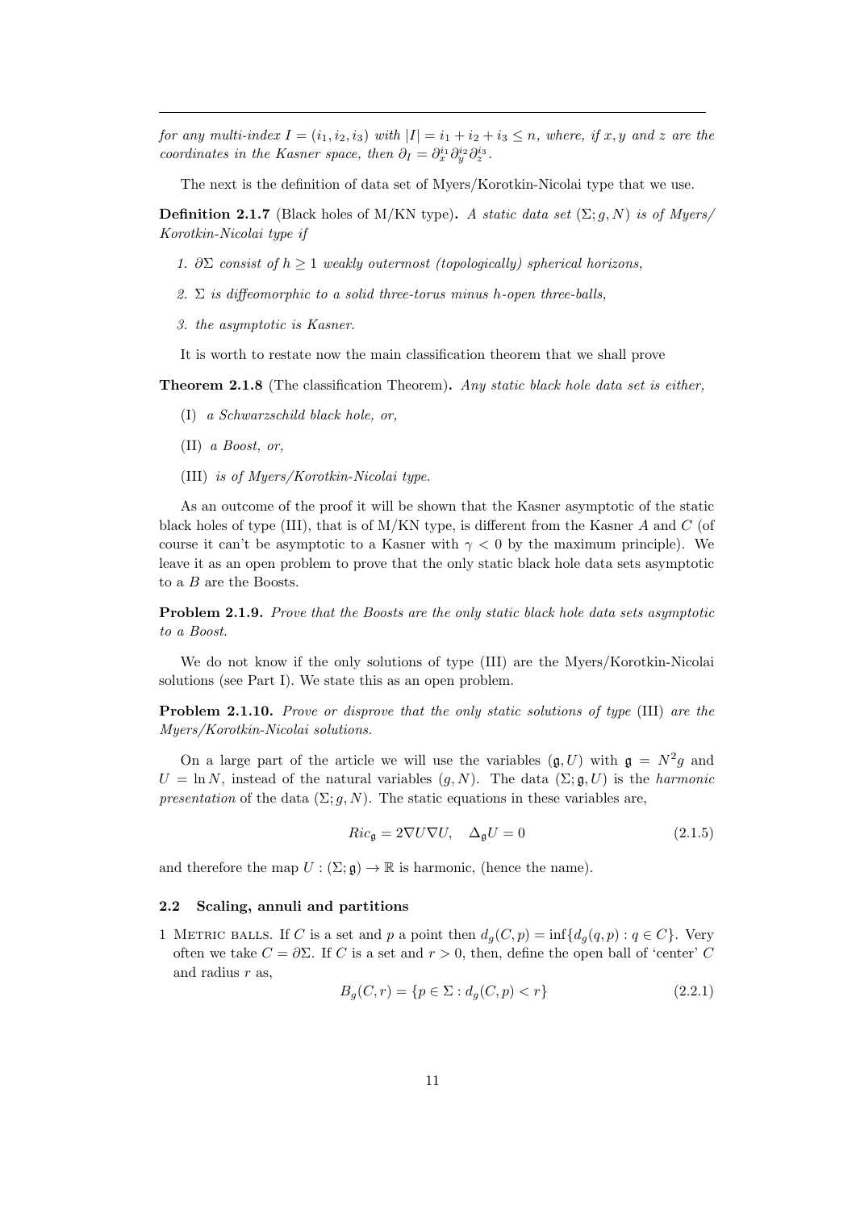*for any multi-index $I = (i_1, i_2, i_3)$ with $|I| = i_1 + i_2 + i_3 \leq n$, where, if $x, y$ and $z$ are the coordinates in the Kasner space, then $\partial_I = \partial_x^{i_1}\partial_y^{i_2}\partial_z^{i_3}$.*

The next is the definition of data set of Myers/Korotkin-Nicolai type that we use.

**Definition 2.1.7** (Black holes of M/KN type)**.** *A static data set $(\Sigma; g, N)$ is of Myers/ Korotkin-Nicolai type if*

1. *$\partial\Sigma$ consist of $h \geq 1$ weakly outermost (topologically) spherical horizons,*
2. *$\Sigma$ is diffeomorphic to a solid three-torus minus $h$-open three-balls,*
3. *the asymptotic is Kasner.*

It is worth to restate now the main classification theorem that we shall prove

**Theorem 2.1.8** (The classification Theorem)**.** *Any static black hole data set is either,*

(I) *a Schwarzschild black hole, or,*

(II) *a Boost, or,*

(III) *is of Myers/Korotkin-Nicolai type.*

As an outcome of the proof it will be shown that the Kasner asymptotic of the static black holes of type (III), that is of M/KN type, is different from the Kasner $A$ and $C$ (of course it can't be asymptotic to a Kasner with $\gamma < 0$ by the maximum principle). We leave it as an open problem to prove that the only static black hole data sets asymptotic to a $B$ are the Boosts.

**Problem 2.1.9.** *Prove that the Boosts are the only static black hole data sets asymptotic to a Boost.*

We do not know if the only solutions of type (III) are the Myers/Korotkin-Nicolai solutions (see Part I). We state this as an open problem.

**Problem 2.1.10.** *Prove or disprove that the only static solutions of type* (III) *are the Myers/Korotkin-Nicolai solutions.*

On a large part of the article we will use the variables $(\mathfrak{g}, U)$ with $\mathfrak{g} = N^2 g$ and $U = \ln N$, instead of the natural variables $(g, N)$. The data $(\Sigma; \mathfrak{g}, U)$ is the *harmonic presentation* of the data $(\Sigma; g, N)$. The static equations in these variables are,

$$Ric_{\mathfrak{g}} = 2\nabla U \nabla U, \quad \Delta_{\mathfrak{g}} U = 0 \tag{2.1.5}$$

and therefore the map $U : (\Sigma; \mathfrak{g}) \to \mathbb{R}$ is harmonic, (hence the name).

### 2.2 Scaling, annuli and partitions

1 Metric balls. If $C$ is a set and $p$ a point then $d_g(C, p) = \inf\{d_g(q, p) : q \in C\}$. Very often we take $C = \partial\Sigma$. If $C$ is a set and $r > 0$, then, define the open ball of 'center' $C$ and radius $r$ as,

$$B_g(C, r) = \{p \in \Sigma : d_g(C, p) < r\} \tag{2.2.1}$$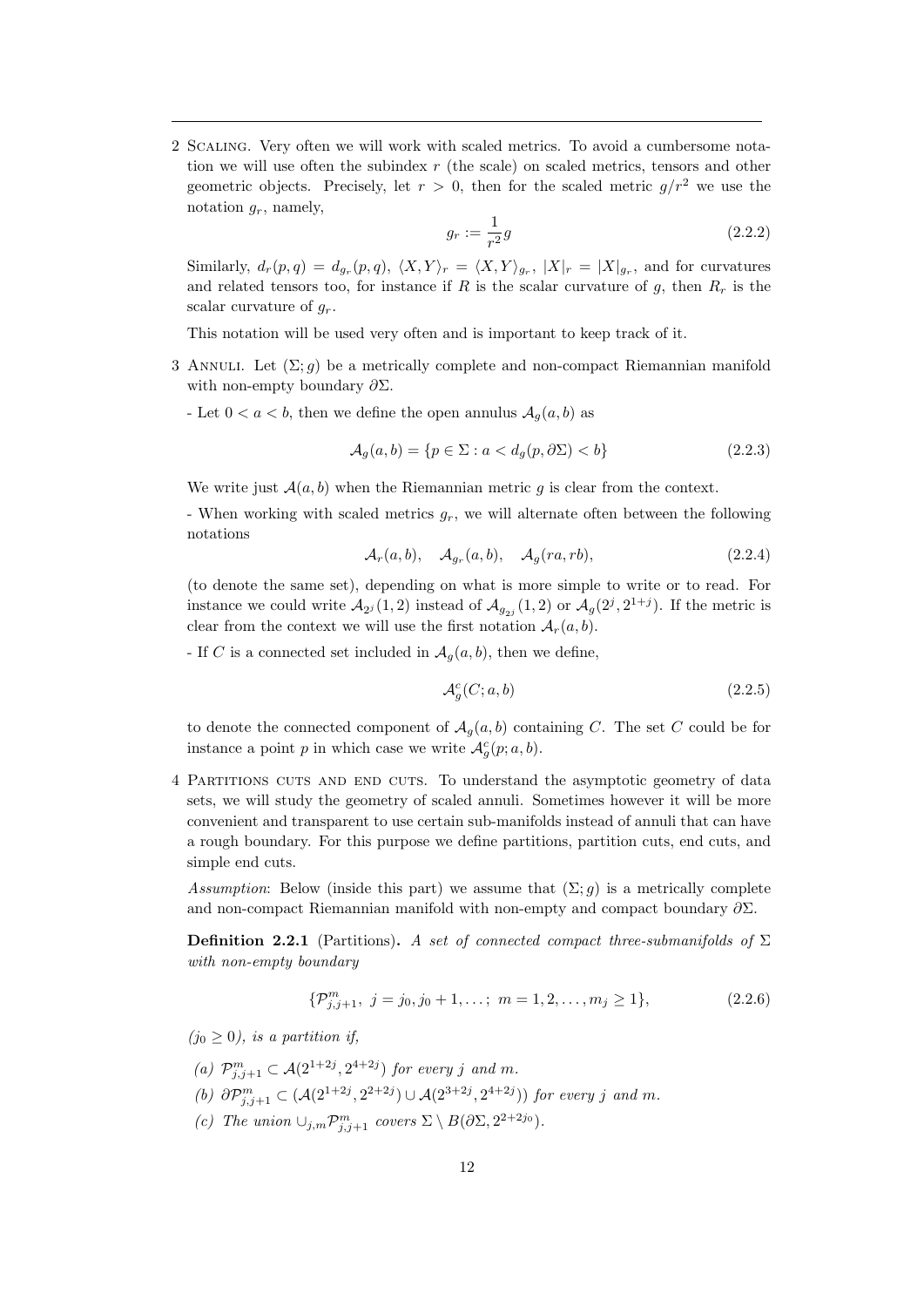2 Scaling. Very often we will work with scaled metrics. To avoid a cumbersome notation we will use often the subindex $r$ (the scale) on scaled metrics, tensors and other geometric objects. Precisely, let $r > 0$, then for the scaled metric $g/r^2$ we use the notation $g_r$, namely,

$$g_r := \frac{1}{r^2} g \tag{2.2.2}$$

Similarly, $d_r(p,q) = d_{g_r}(p,q)$, $\langle X, Y\rangle_r = \langle X, Y\rangle_{g_r}$, $|X|_r = |X|_{g_r}$, and for curvatures and related tensors too, for instance if $R$ is the scalar curvature of $g$, then $R_r$ is the scalar curvature of $g_r$.

This notation will be used very often and is important to keep track of it.

3 Annuli. Let $(\Sigma; g)$ be a metrically complete and non-compact Riemannian manifold with non-empty boundary $\partial\Sigma$.

- Let $0 < a < b$, then we define the open annulus $\mathcal{A}_g(a, b)$ as

$$\mathcal{A}_g(a, b) = \{p \in \Sigma : a < d_g(p, \partial\Sigma) < b\} \tag{2.2.3}$$

We write just $\mathcal{A}(a, b)$ when the Riemannian metric $g$ is clear from the context.

- When working with scaled metrics $g_r$, we will alternate often between the following notations

$$\mathcal{A}_r(a, b), \quad \mathcal{A}_{g_r}(a, b), \quad \mathcal{A}_g(ra, rb), \tag{2.2.4}$$

(to denote the same set), depending on what is more simple to write or to read. For instance we could write $\mathcal{A}_{2^j}(1, 2)$ instead of $\mathcal{A}_{g_{2^j}}(1, 2)$ or $\mathcal{A}_g(2^j, 2^{1+j})$. If the metric is clear from the context we will use the first notation $\mathcal{A}_r(a, b)$.

- If $C$ is a connected set included in $\mathcal{A}_g(a, b)$, then we define,

$$\mathcal{A}^c_g(C; a, b) \tag{2.2.5}$$

to denote the connected component of $\mathcal{A}_g(a, b)$ containing $C$. The set $C$ could be for instance a point $p$ in which case we write $\mathcal{A}^c_g(p; a, b)$.

4 Partitions cuts and end cuts. To understand the asymptotic geometry of data sets, we will study the geometry of scaled annuli. Sometimes however it will be more convenient and transparent to use certain sub-manifolds instead of annuli that can have a rough boundary. For this purpose we define partitions, partition cuts, end cuts, and simple end cuts.

*Assumption*: Below (inside this part) we assume that $(\Sigma; g)$ is a metrically complete and non-compact Riemannian manifold with non-empty and compact boundary $\partial\Sigma$.

**Definition 2.2.1** (Partitions)**.** *A set of connected compact three-submanifolds of $\Sigma$ with non-empty boundary*

$$\{\mathcal{P}^m_{j,j+1},\ j = j_0, j_0 + 1, \ldots;\ m = 1, 2, \ldots, m_j \geq 1\}, \tag{2.2.6}$$

*($j_0 \geq 0$), is a partition if,*

*(a)* $\mathcal{P}^m_{j,j+1} \subset \mathcal{A}(2^{1+2j}, 2^{4+2j})$ *for every $j$ and $m$.*

*(b)* $\partial\mathcal{P}^m_{j,j+1} \subset (\mathcal{A}(2^{1+2j}, 2^{2+2j}) \cup \mathcal{A}(2^{3+2j}, 2^{4+2j}))$ *for every $j$ and $m$.*

*(c) The union* $\cup_{j,m}\mathcal{P}^m_{j,j+1}$ *covers* $\Sigma \setminus B(\partial\Sigma, 2^{2+2j_0})$*.*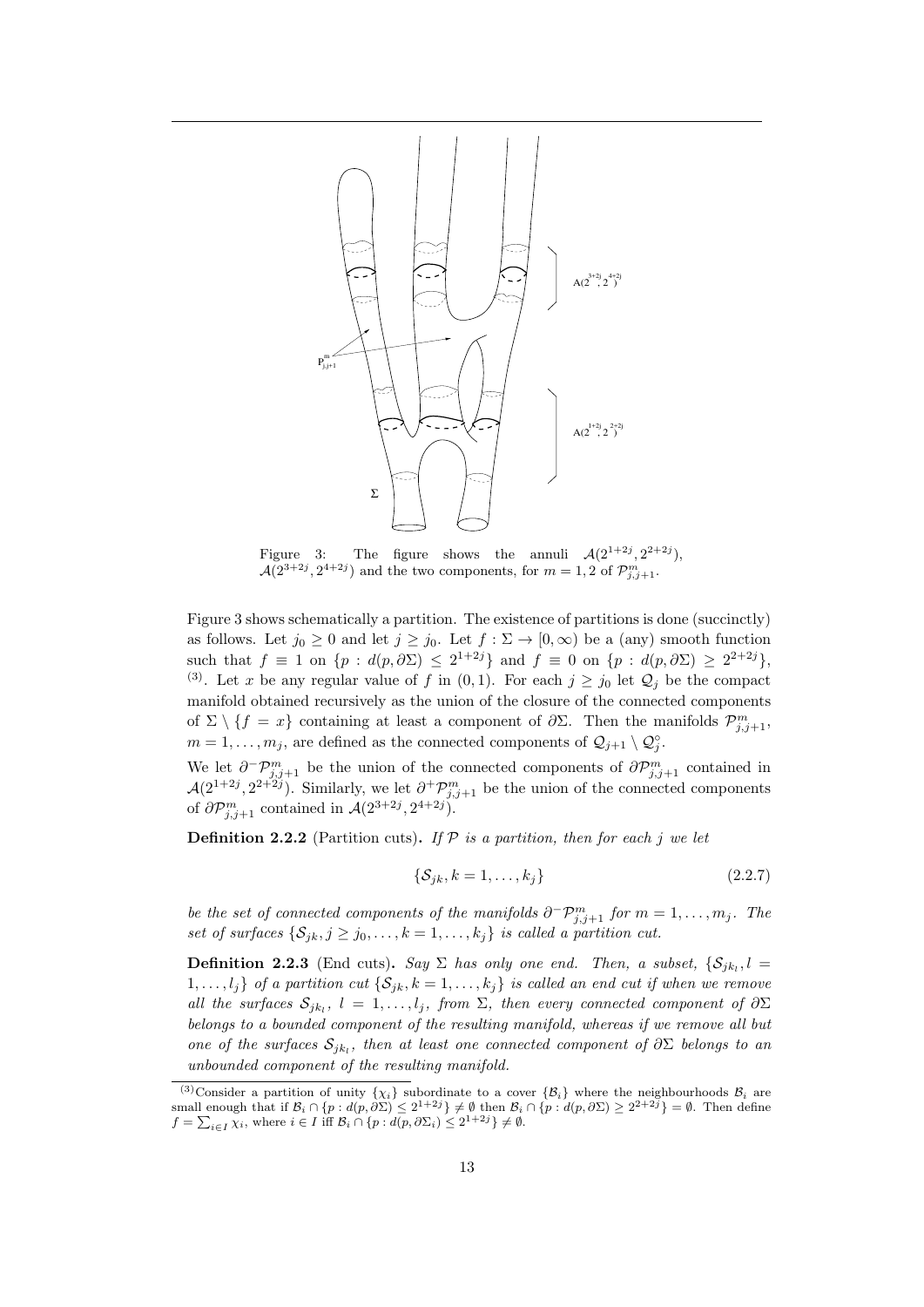Figure 3: The figure shows the annuli $\mathcal{A}(2^{1+2j}, 2^{2+2j})$, $\mathcal{A}(2^{3+2j}, 2^{4+2j})$ and the two components, for $m = 1, 2$ of $\mathcal{P}^m_{j,j+1}$.

Figure 3 shows schematically a partition. The existence of partitions is done (succinctly) as follows. Let $j_0 \geq 0$ and let $j \geq j_0$. Let $f : \Sigma \to [0, \infty)$ be a (any) smooth function such that $f \equiv 1$ on $\{p : d(p, \partial\Sigma) \leq 2^{1+2j}\}$ and $f \equiv 0$ on $\{p : d(p, \partial\Sigma) \geq 2^{2+2j}\}$, [(3)]. Let $x$ be any regular value of $f$ in $(0, 1)$. For each $j \geq j_0$ let $\mathcal{Q}_j$ be the compact manifold obtained recursively as the union of the closure of the connected components of $\Sigma \setminus \{f = x\}$ containing at least a component of $\partial\Sigma$. Then the manifolds $\mathcal{P}^m_{j,j+1}$, $m = 1, \ldots, m_j$, are defined as the connected components of $\mathcal{Q}_{j+1} \setminus \mathcal{Q}^\circ_j$.

We let $\partial^- \mathcal{P}^m_{j,j+1}$ be the union of the connected components of $\partial\mathcal{P}^m_{j,j+1}$ contained in $\mathcal{A}(2^{1+2j}, 2^{2+2j})$. Similarly, we let $\partial^+ \mathcal{P}^m_{j,j+1}$ be the union of the connected components of $\partial\mathcal{P}^m_{j,j+1}$ contained in $\mathcal{A}(2^{3+2j}, 2^{4+2j})$.

**Definition 2.2.2** (Partition cuts)**.** *If $\mathcal{P}$ is a partition, then for each $j$ we let*

$$\{\mathcal{S}_{jk}, k = 1, \ldots, k_j\} \tag{2.2.7}$$

*be the set of connected components of the manifolds $\partial^- \mathcal{P}^m_{j,j+1}$ for $m = 1, \ldots, m_j$. The set of surfaces $\{\mathcal{S}_{jk}, j \geq j_0, \ldots, k = 1, \ldots, k_j\}$ is called a partition cut.*

**Definition 2.2.3** (End cuts)**.** *Say $\Sigma$ has only one end. Then, a subset, $\{\mathcal{S}_{jk_l}, l = 1, \ldots, l_j\}$ of a partition cut $\{\mathcal{S}_{jk}, k = 1, \ldots, k_j\}$ is called an end cut if when we remove all the surfaces $\mathcal{S}_{jk_l}$, $l = 1, \ldots, l_j$, from $\Sigma$, then every connected component of $\partial\Sigma$ belongs to a bounded component of the resulting manifold, whereas if we remove all but one of the surfaces $\mathcal{S}_{jk_l}$, then at least one connected component of $\partial\Sigma$ belongs to an unbounded component of the resulting manifold.*

---

[(3)] Consider a partition of unity $\{\chi_i\}$ subordinate to a cover $\{\mathcal{B}_i\}$ where the neighbourhoods $\mathcal{B}_i$ are small enough that if $\mathcal{B}_i \cap \{p : d(p, \partial\Sigma) \leq 2^{1+2j}\} \neq \emptyset$ then $\mathcal{B}_i \cap \{p : d(p, \partial\Sigma) \geq 2^{2+2j}\} = \emptyset$. Then define $f = \sum_{i \in I} \chi_i$, where $i \in I$ iff $\mathcal{B}_i \cap \{p : d(p, \partial\Sigma_i) \leq 2^{1+2j}\} \neq \emptyset$.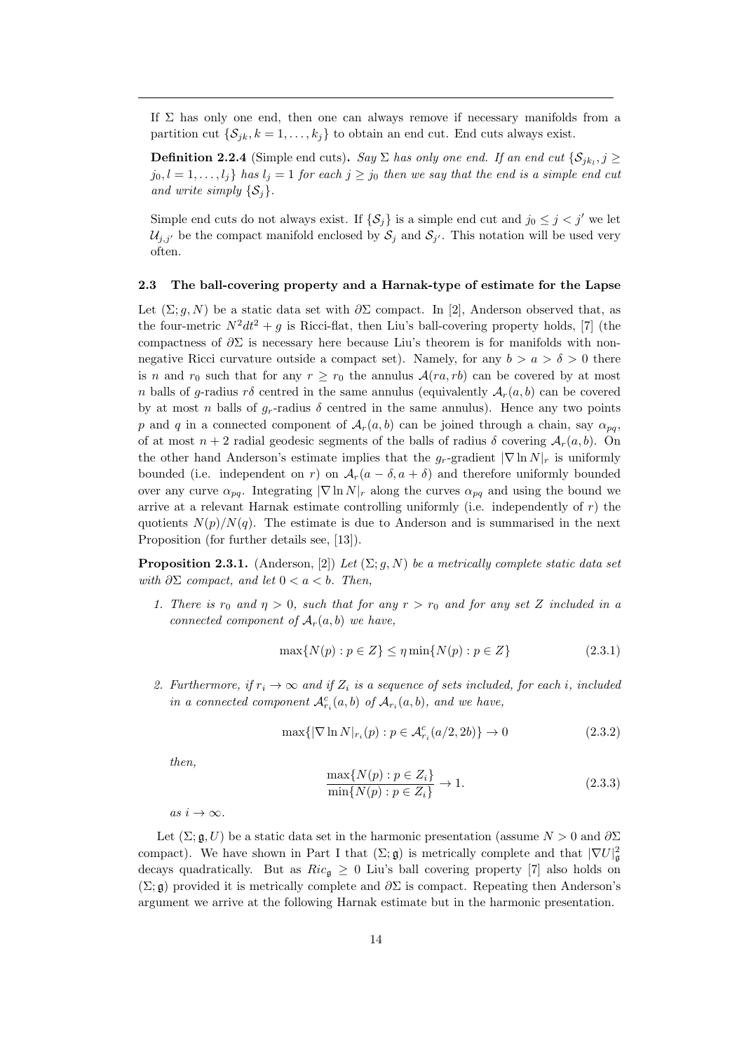If $\Sigma$ has only one end, then one can always remove if necessary manifolds from a partition cut $\{\mathcal{S}_{jk}, k = 1, \ldots, k_j\}$ to obtain an end cut. End cuts always exist.

**Definition 2.2.4** (Simple end cuts)**.** *Say $\Sigma$ has only one end. If an end cut $\{\mathcal{S}_{jk_l}, j \geq j_0, l = 1, \ldots, l_j\}$ has $l_j = 1$ for each $j \geq j_0$ then we say that the end is a simple end cut and write simply $\{\mathcal{S}_j\}$.*

Simple end cuts do not always exist. If $\{\mathcal{S}_j\}$ is a simple end cut and $j_0 \leq j < j'$ we let $\mathcal{U}_{j,j'}$ be the compact manifold enclosed by $\mathcal{S}_j$ and $\mathcal{S}_{j'}$. This notation will be used very often.

### 2.3 The ball-covering property and a Harnak-type of estimate for the Lapse

Let $(\Sigma; g, N)$ be a static data set with $\partial\Sigma$ compact. In [2], Anderson observed that, as the four-metric $N^2 dt^2 + g$ is Ricci-flat, then Liu's ball-covering property holds, [7] (the compactness of $\partial\Sigma$ is necessary here because Liu's theorem is for manifolds with non-negative Ricci curvature outside a compact set). Namely, for any $b > a > \delta > 0$ there is $n$ and $r_0$ such that for any $r \geq r_0$ the annulus $\mathcal{A}(ra, rb)$ can be covered by at most $n$ balls of $g$-radius $r\delta$ centred in the same annulus (equivalently $\mathcal{A}_r(a, b)$ can be covered by at most $n$ balls of $g_r$-radius $\delta$ centred in the same annulus). Hence any two points $p$ and $q$ in a connected component of $\mathcal{A}_r(a, b)$ can be joined through a chain, say $\alpha_{pq}$, of at most $n + 2$ radial geodesic segments of the balls of radius $\delta$ covering $\mathcal{A}_r(a, b)$. On the other hand Anderson's estimate implies that the $g_r$-gradient $|\nabla \ln N|_r$ is uniformly bounded (i.e. independent on $r$) on $\mathcal{A}_r(a - \delta, a + \delta)$ and therefore uniformly bounded over any curve $\alpha_{pq}$. Integrating $|\nabla \ln N|_r$ along the curves $\alpha_{pq}$ and using the bound we arrive at a relevant Harnak estimate controlling uniformly (i.e. independently of $r$) the quotients $N(p)/N(q)$. The estimate is due to Anderson and is summarised in the next Proposition (for further details see, [13]).

**Proposition 2.3.1.** (Anderson, [2]) *Let $(\Sigma; g, N)$ be a metrically complete static data set with $\partial\Sigma$ compact, and let $0 < a < b$. Then,*

1. *There is $r_0$ and $\eta > 0$, such that for any $r > r_0$ and for any set $Z$ included in a connected component of $\mathcal{A}_r(a, b)$ we have,*

$$\max\{N(p) : p \in Z\} \leq \eta \min\{N(p) : p \in Z\} \tag{2.3.1}$$

2. *Furthermore, if $r_i \to \infty$ and if $Z_i$ is a sequence of sets included, for each $i$, included in a connected component $\mathcal{A}^c_{r_i}(a, b)$ of $\mathcal{A}_{r_i}(a, b)$, and we have,*

$$\max\{|\nabla \ln N|_{r_i}(p) : p \in \mathcal{A}^c_{r_i}(a/2, 2b)\} \to 0 \tag{2.3.2}$$

*then,*

$$\frac{\max\{N(p) : p \in Z_i\}}{\min\{N(p) : p \in Z_i\}} \to 1. \tag{2.3.3}$$

*as $i \to \infty$.*

Let $(\Sigma; \mathfrak{g}, U)$ be a static data set in the harmonic presentation (assume $N > 0$ and $\partial\Sigma$ compact). We have shown in Part I that $(\Sigma; \mathfrak{g})$ is metrically complete and that $|\nabla U|^2_{\mathfrak{g}}$ decays quadratically. But as $Ric_{\mathfrak{g}} \geq 0$ Liu's ball covering property [7] also holds on $(\Sigma; \mathfrak{g})$ provided it is metrically complete and $\partial\Sigma$ is compact. Repeating then Anderson's argument we arrive at the following Harnak estimate but in the harmonic presentation.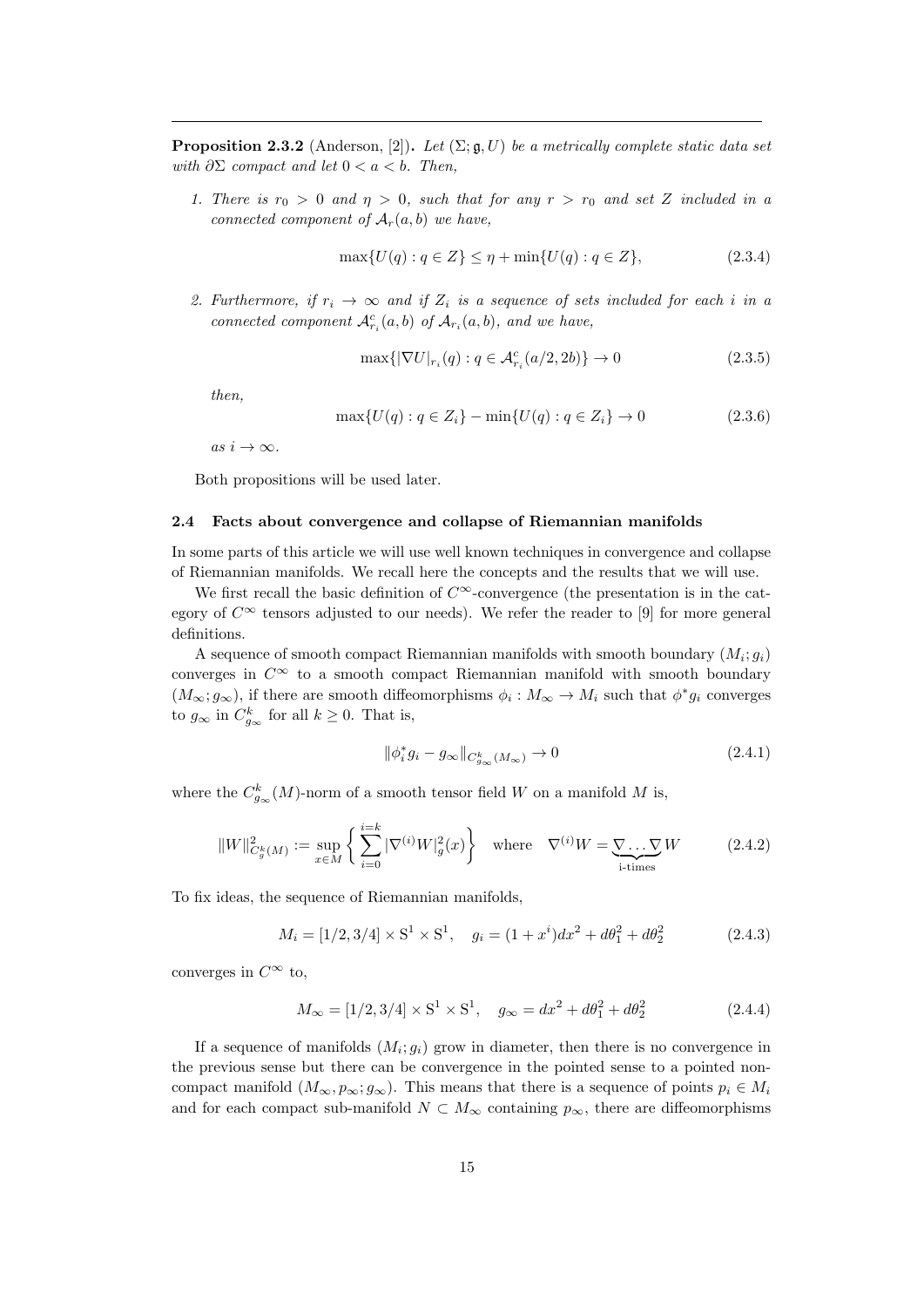**Proposition 2.3.2** (Anderson, [2])**.** *Let $(\Sigma; \mathfrak{g}, U)$ be a metrically complete static data set with $\partial\Sigma$ compact and let $0 < a < b$. Then,*

1. *There is $r_0 > 0$ and $\eta > 0$, such that for any $r > r_0$ and set $Z$ included in a connected component of $\mathcal{A}_r(a,b)$ we have,*

$$\max\{U(q) : q \in Z\} \leq \eta + \min\{U(q) : q \in Z\}, \tag{2.3.4}$$

2. *Furthermore, if $r_i \to \infty$ and if $Z_i$ is a sequence of sets included for each $i$ in a connected component $\mathcal{A}^c_{r_i}(a,b)$ of $\mathcal{A}_{r_i}(a,b)$, and we have,*

$$\max\{|\nabla U|_{r_i}(q) : q \in \mathcal{A}^c_{r_i}(a/2, 2b)\} \to 0 \tag{2.3.5}$$

*then,*

$$\max\{U(q) : q \in Z_i\} - \min\{U(q) : q \in Z_i\} \to 0 \tag{2.3.6}$$

*as $i \to \infty$.*

Both propositions will be used later.

### 2.4 Facts about convergence and collapse of Riemannian manifolds

In some parts of this article we will use well known techniques in convergence and collapse of Riemannian manifolds. We recall here the concepts and the results that we will use.

We first recall the basic definition of $C^\infty$-convergence (the presentation is in the category of $C^\infty$ tensors adjusted to our needs). We refer the reader to [9] for more general definitions.

A sequence of smooth compact Riemannian manifolds with smooth boundary $(M_i; g_i)$ converges in $C^\infty$ to a smooth compact Riemannian manifold with smooth boundary $(M_\infty; g_\infty)$, if there are smooth diffeomorphisms $\phi_i : M_\infty \to M_i$ such that $\phi^* g_i$ converges to $g_\infty$ in $C^k_{g_\infty}$ for all $k \geq 0$. That is,

$$\|\phi_i^* g_i - g_\infty\|_{C^k_{g_\infty}(M_\infty)} \to 0 \tag{2.4.1}$$

where the $C^k_{g_\infty}(M)$-norm of a smooth tensor field $W$ on a manifold $M$ is,

$$\|W\|^2_{C^k_g(M)} := \sup_{x\in M} \left\{ \sum_{i=0}^{i=k} |\nabla^{(i)} W|^2_g(x) \right\} \quad \text{where} \quad \nabla^{(i)} W = \underbrace{\nabla \ldots \nabla}_{\text{i-times}} W \tag{2.4.2}$$

To fix ideas, the sequence of Riemannian manifolds,

$$M_i = [1/2, 3/4] \times \mathrm{S}^1 \times \mathrm{S}^1, \quad g_i = (1 + x^i)dx^2 + d\theta_1^2 + d\theta_2^2 \tag{2.4.3}$$

converges in $C^\infty$ to,

$$M_\infty = [1/2, 3/4] \times \mathrm{S}^1 \times \mathrm{S}^1, \quad g_\infty = dx^2 + d\theta_1^2 + d\theta_2^2 \tag{2.4.4}$$

If a sequence of manifolds $(M_i; g_i)$ grow in diameter, then there is no convergence in the previous sense but there can be convergence in the pointed sense to a pointed non-compact manifold $(M_\infty, p_\infty; g_\infty)$. This means that there is a sequence of points $p_i \in M_i$ and for each compact sub-manifold $N \subset M_\infty$ containing $p_\infty$, there are diffeomorphisms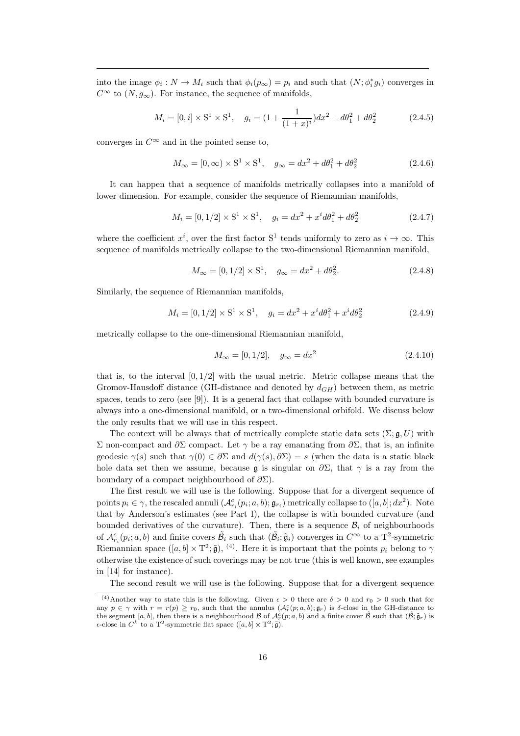into the image $\phi_i : N \to M_i$ such that $\phi_i(p_\infty) = p_i$ and such that $(N; \phi_i^* g_i)$ converges in $C^\infty$ to $(N, g_\infty)$. For instance, the sequence of manifolds,

$$M_i = [0, i] \times \mathrm{S}^1 \times \mathrm{S}^1, \quad g_i = (1 + \frac{1}{(1+x)^i})dx^2 + d\theta_1^2 + d\theta_2^2 \tag{2.4.5}$$

converges in $C^\infty$ and in the pointed sense to,

$$M_\infty = [0, \infty) \times \mathrm{S}^1 \times \mathrm{S}^1, \quad g_\infty = dx^2 + d\theta_1^2 + d\theta_2^2 \tag{2.4.6}$$

It can happen that a sequence of manifolds metrically collapses into a manifold of lower dimension. For example, consider the sequence of Riemannian manifolds,

$$M_i = [0, 1/2] \times \mathrm{S}^1 \times \mathrm{S}^1, \quad g_i = dx^2 + x^i d\theta_1^2 + d\theta_2^2 \tag{2.4.7}$$

where the coefficient $x^i$, over the first factor $\mathrm{S}^1$ tends uniformly to zero as $i \to \infty$. This sequence of manifolds metrically collapse to the two-dimensional Riemannian manifold,

$$M_\infty = [0, 1/2] \times \mathrm{S}^1, \quad g_\infty = dx^2 + d\theta_2^2. \tag{2.4.8}$$

Similarly, the sequence of Riemannian manifolds,

$$M_i = [0, 1/2] \times \mathrm{S}^1 \times \mathrm{S}^1, \quad g_i = dx^2 + x^i d\theta_1^2 + x^i d\theta_2^2 \tag{2.4.9}$$

metrically collapse to the one-dimensional Riemannian manifold,

$$M_\infty = [0, 1/2], \quad g_\infty = dx^2 \tag{2.4.10}$$

that is, to the interval $[0, 1/2]$ with the usual metric. Metric collapse means that the Gromov-Hausdoff distance (GH-distance and denoted by $d_{GH}$) between them, as metric spaces, tends to zero (see [9]). It is a general fact that collapse with bounded curvature is always into a one-dimensional manifold, or a two-dimensional orbifold. We discuss below the only results that we will use in this respect.

The context will be always that of metrically complete static data sets $(\Sigma; \mathfrak{g}, U)$ with $\Sigma$ non-compact and $\partial\Sigma$ compact. Let $\gamma$ be a ray emanating from $\partial\Sigma$, that is, an infinite geodesic $\gamma(s)$ such that $\gamma(0) \in \partial\Sigma$ and $d(\gamma(s), \partial\Sigma) = s$ (when the data is a static black hole data set then we assume, because $\mathfrak{g}$ is singular on $\partial\Sigma$, that $\gamma$ is a ray from the boundary of a compact neighbourhood of $\partial\Sigma$).

The first result we will use is the following. Suppose that for a divergent sequence of points $p_i \in \gamma$, the rescaled annuli $(\mathcal{A}^c_{r_i}(p_i; a, b); \mathfrak{g}_{r_i})$ metrically collapse to $([a, b]; dx^2)$. Note that by Anderson's estimates (see Part I), the collapse is with bounded curvature (and bounded derivatives of the curvature). Then, there is a sequence $\mathcal{B}_i$ of neighbourhoods of $\mathcal{A}^c_{r_i}(p_i; a, b)$ and finite covers $\tilde{\mathcal{B}}_i$ such that $(\tilde{\mathcal{B}}_i; \tilde{\mathfrak{g}}_i)$ converges in $C^\infty$ to a $\mathrm{T}^2$-symmetric Riemannian space $([a, b] \times \mathrm{T}^2; \tilde{\mathfrak{g}})$, [(4)]. Here it is important that the points $p_i$ belong to $\gamma$ otherwise the existence of such coverings may be not true (this is well known, see examples in [14] for instance).

The second result we will use is the following. Suppose that for a divergent sequence

---

[(4)] Another way to state this is the following. Given $\epsilon > 0$ there are $\delta > 0$ and $r_0 > 0$ such that for any $p \in \gamma$ with $r = r(p) \geq r_0$, such that the annulus $(\mathcal{A}^c_r(p; a, b); \mathfrak{g}_r)$ is $\delta$-close in the GH-distance to the segment $[a, b]$, then there is a neighbourhood $\mathcal{B}$ of $\mathcal{A}^c_r(p; a, b)$ and a finite cover $\tilde{\mathcal{B}}$ such that $(\tilde{\mathcal{B}}; \tilde{\mathfrak{g}}_r)$ is $\epsilon$-close in $C^k$ to a $\mathrm{T}^2$-symmetric flat space $([a, b] \times \mathrm{T}^2; \tilde{\mathfrak{g}})$.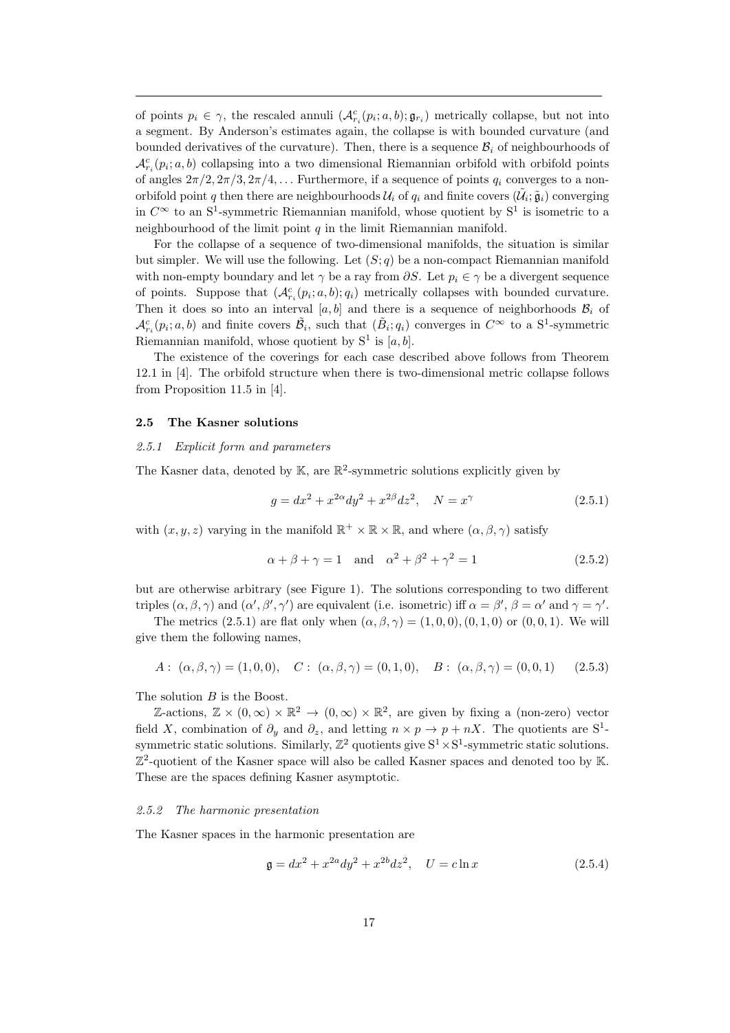of points $p_i \in \gamma$, the rescaled annuli $(\mathcal{A}^c_{r_i}(p_i; a, b); \mathfrak{g}_{r_i})$ metrically collapse, but not into a segment. By Anderson's estimates again, the collapse is with bounded curvature (and bounded derivatives of the curvature). Then, there is a sequence $\mathcal{B}_i$ of neighbourhoods of $\mathcal{A}^c_{r_i}(p_i; a, b)$ collapsing into a two dimensional Riemannian orbifold with orbifold points of angles $2\pi/2, 2\pi/3, 2\pi/4, \ldots$ Furthermore, if a sequence of points $q_i$ converges to a non-orbifold point $q$ then there are neighbourhoods $\mathcal{U}_i$ of $q_i$ and finite covers $(\tilde{\mathcal{U}_i}; \tilde{\mathfrak{g}}_i)$ converging in $C^\infty$ to an $\mathrm{S}^1$-symmetric Riemannian manifold, whose quotient by $\mathrm{S}^1$ is isometric to a neighbourhood of the limit point $q$ in the limit Riemannian manifold.

For the collapse of a sequence of two-dimensional manifolds, the situation is similar but simpler. We will use the following. Let $(S; q)$ be a non-compact Riemannian manifold with non-empty boundary and let $\gamma$ be a ray from $\partial S$. Let $p_i \in \gamma$ be a divergent sequence of points. Suppose that $(\mathcal{A}^c_{r_i}(p_i; a, b); q_i)$ metrically collapses with bounded curvature. Then it does so into an interval $[a, b]$ and there is a sequence of neighborhoods $\mathcal{B}_i$ of $\mathcal{A}^c_{r_i}(p_i; a, b)$ and finite covers $\tilde{\mathcal{B}}_i$, such that $(\tilde{B}_i; q_i)$ converges in $C^\infty$ to a $\mathrm{S}^1$-symmetric Riemannian manifold, whose quotient by $\mathrm{S}^1$ is $[a, b]$.

The existence of the coverings for each case described above follows from Theorem 12.1 in [4]. The orbifold structure when there is two-dimensional metric collapse follows from Proposition 11.5 in [4].

### 2.5 The Kasner solutions

#### *2.5.1 Explicit form and parameters*

The Kasner data, denoted by $\mathbb{K}$, are $\mathbb{R}^2$-symmetric solutions explicitly given by

$$g = dx^2 + x^{2\alpha} dy^2 + x^{2\beta} dz^2, \quad N = x^\gamma \tag{2.5.1}$$

with $(x, y, z)$ varying in the manifold $\mathbb{R}^+ \times \mathbb{R} \times \mathbb{R}$, and where $(\alpha, \beta, \gamma)$ satisfy

$$\alpha + \beta + \gamma = 1 \quad \text{and} \quad \alpha^2 + \beta^2 + \gamma^2 = 1 \tag{2.5.2}$$

but are otherwise arbitrary (see Figure 1). The solutions corresponding to two different triples $(\alpha, \beta, \gamma)$ and $(\alpha', \beta', \gamma')$ are equivalent (i.e. isometric) iff $\alpha = \beta'$, $\beta = \alpha'$ and $\gamma = \gamma'$.

The metrics (2.5.1) are flat only when $(\alpha, \beta, \gamma) = (1, 0, 0), (0, 1, 0)$ or $(0, 0, 1)$. We will give them the following names,

$$A: \ (\alpha, \beta, \gamma) = (1, 0, 0), \quad C: \ (\alpha, \beta, \gamma) = (0, 1, 0), \quad B: \ (\alpha, \beta, \gamma) = (0, 0, 1) \tag{2.5.3}$$

The solution $B$ is the Boost.

$\mathbb{Z}$-actions, $\mathbb{Z} \times (0, \infty) \times \mathbb{R}^2 \to (0, \infty) \times \mathbb{R}^2$, are given by fixing a (non-zero) vector field $X$, combination of $\partial_y$ and $\partial_z$, and letting $n \times p \to p + nX$. The quotients are $\mathrm{S}^1$-symmetric static solutions. Similarly, $\mathbb{Z}^2$ quotients give $\mathrm{S}^1 \times \mathrm{S}^1$-symmetric static solutions. $\mathbb{Z}^2$-quotient of the Kasner space will also be called Kasner spaces and denoted too by $\mathbb{K}$. These are the spaces defining Kasner asymptotic.

#### *2.5.2 The harmonic presentation*

The Kasner spaces in the harmonic presentation are

$$\mathfrak{g} = dx^2 + x^{2a} dy^2 + x^{2b} dz^2, \quad U = c \ln x \tag{2.5.4}$$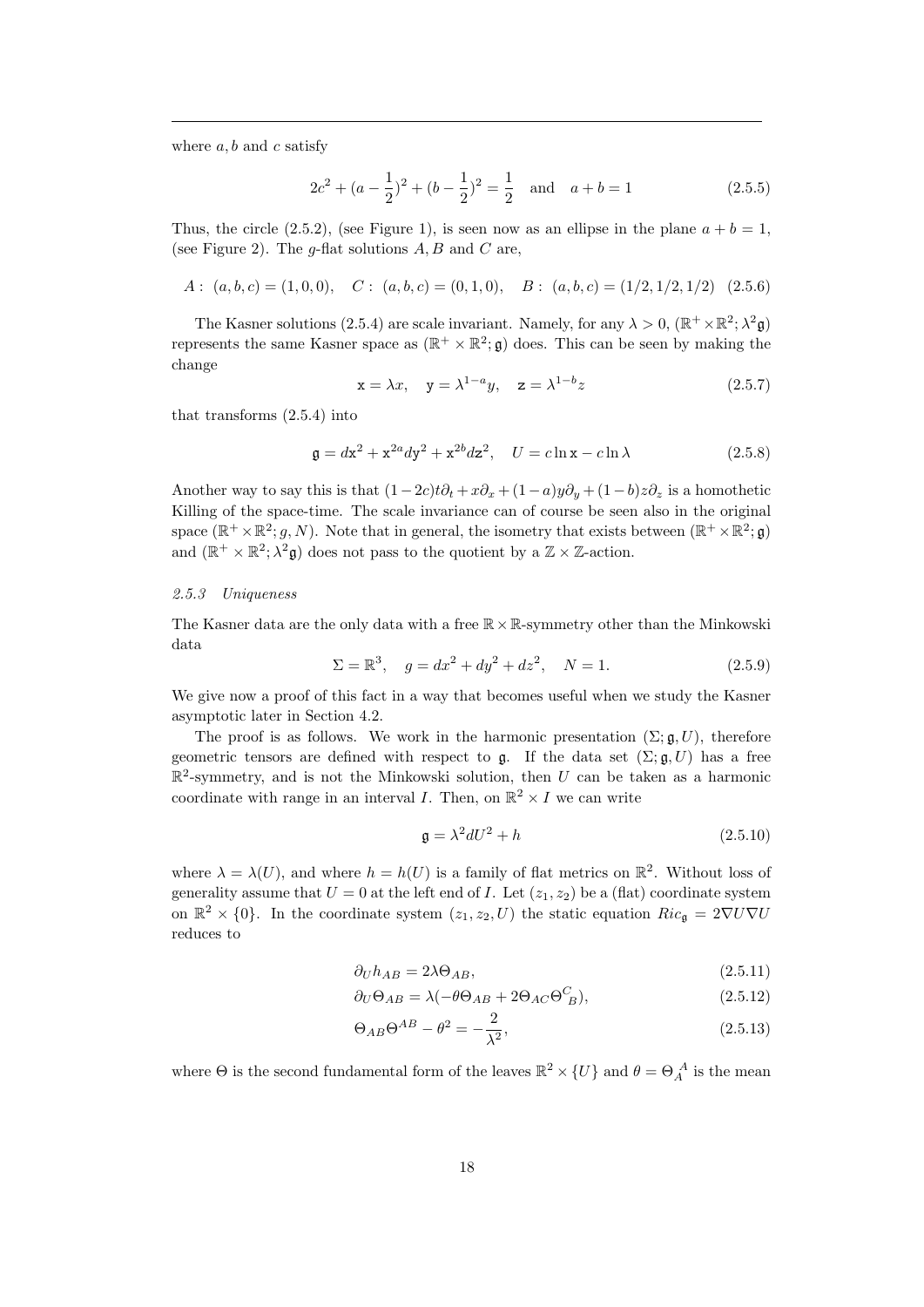where $a, b$ and $c$ satisfy

$$2c^2 + (a - \frac{1}{2})^2 + (b - \frac{1}{2})^2 = \frac{1}{2} \quad \text{and} \quad a + b = 1 \tag{2.5.5}$$

Thus, the circle (2.5.2), (see Figure 1), is seen now as an ellipse in the plane $a + b = 1$, (see Figure 2). The $g$-flat solutions $A, B$ and $C$ are,

$$A: \ (a, b, c) = (1, 0, 0), \quad C: \ (a, b, c) = (0, 1, 0), \quad B: \ (a, b, c) = (1/2, 1/2, 1/2) \tag{2.5.6}$$

The Kasner solutions (2.5.4) are scale invariant. Namely, for any $\lambda > 0$, $(\mathbb{R}^+ \times \mathbb{R}^2; \lambda^2 \mathfrak{g})$ represents the same Kasner space as $(\mathbb{R}^+ \times \mathbb{R}^2; \mathfrak{g})$ does. This can be seen by making the change

$$\mathtt{x} = \lambda x, \quad \mathtt{y} = \lambda^{1-a} y, \quad \mathtt{z} = \lambda^{1-b} z \tag{2.5.7}$$

that transforms (2.5.4) into

$$\mathfrak{g} = d\mathtt{x}^2 + \mathtt{x}^{2a} d\mathtt{y}^2 + \mathtt{x}^{2b} d\mathtt{z}^2, \quad U = c \ln \mathtt{x} - c \ln \lambda \tag{2.5.8}$$

Another way to say this is that $(1-2c)t\partial_t + x\partial_x + (1-a)y\partial_y + (1-b)z\partial_z$ is a homothetic Killing of the space-time. The scale invariance can of course be seen also in the original space $(\mathbb{R}^+ \times \mathbb{R}^2; g, N)$. Note that in general, the isometry that exists between $(\mathbb{R}^+ \times \mathbb{R}^2; \mathfrak{g})$ and $(\mathbb{R}^+ \times \mathbb{R}^2; \lambda^2 \mathfrak{g})$ does not pass to the quotient by a $\mathbb{Z} \times \mathbb{Z}$-action.

#### *2.5.3 Uniqueness*

The Kasner data are the only data with a free $\mathbb{R} \times \mathbb{R}$-symmetry other than the Minkowski data

$$\Sigma = \mathbb{R}^3, \quad g = dx^2 + dy^2 + dz^2, \quad N = 1. \tag{2.5.9}$$

We give now a proof of this fact in a way that becomes useful when we study the Kasner asymptotic later in Section 4.2.

The proof is as follows. We work in the harmonic presentation $(\Sigma; \mathfrak{g}, U)$, therefore geometric tensors are defined with respect to $\mathfrak{g}$. If the data set $(\Sigma; \mathfrak{g}, U)$ has a free $\mathbb{R}^2$-symmetry, and is not the Minkowski solution, then $U$ can be taken as a harmonic coordinate with range in an interval $I$. Then, on $\mathbb{R}^2 \times I$ we can write

$$\mathfrak{g} = \lambda^2 dU^2 + h \tag{2.5.10}$$

where $\lambda = \lambda(U)$, and where $h = h(U)$ is a family of flat metrics on $\mathbb{R}^2$. Without loss of generality assume that $U = 0$ at the left end of $I$. Let $(z_1, z_2)$ be a (flat) coordinate system on $\mathbb{R}^2 \times \{0\}$. In the coordinate system $(z_1, z_2, U)$ the static equation $Ric_{\mathfrak{g}} = 2\nabla U \nabla U$ reduces to

$$\partial_U h_{AB} = 2\lambda \Theta_{AB}, \tag{2.5.11}$$

$$\partial_U \Theta_{AB} = \lambda(-\theta \Theta_{AB} + 2\Theta_{AC}\Theta^{C}_{\ B}), \tag{2.5.12}$$

$$\Theta_{AB}\Theta^{AB} - \theta^2 = -\frac{2}{\lambda^2}, \tag{2.5.13}$$

where $\Theta$ is the second fundamental form of the leaves $\mathbb{R}^2 \times \{U\}$ and $\theta = \Theta_A^{\ A}$ is the mean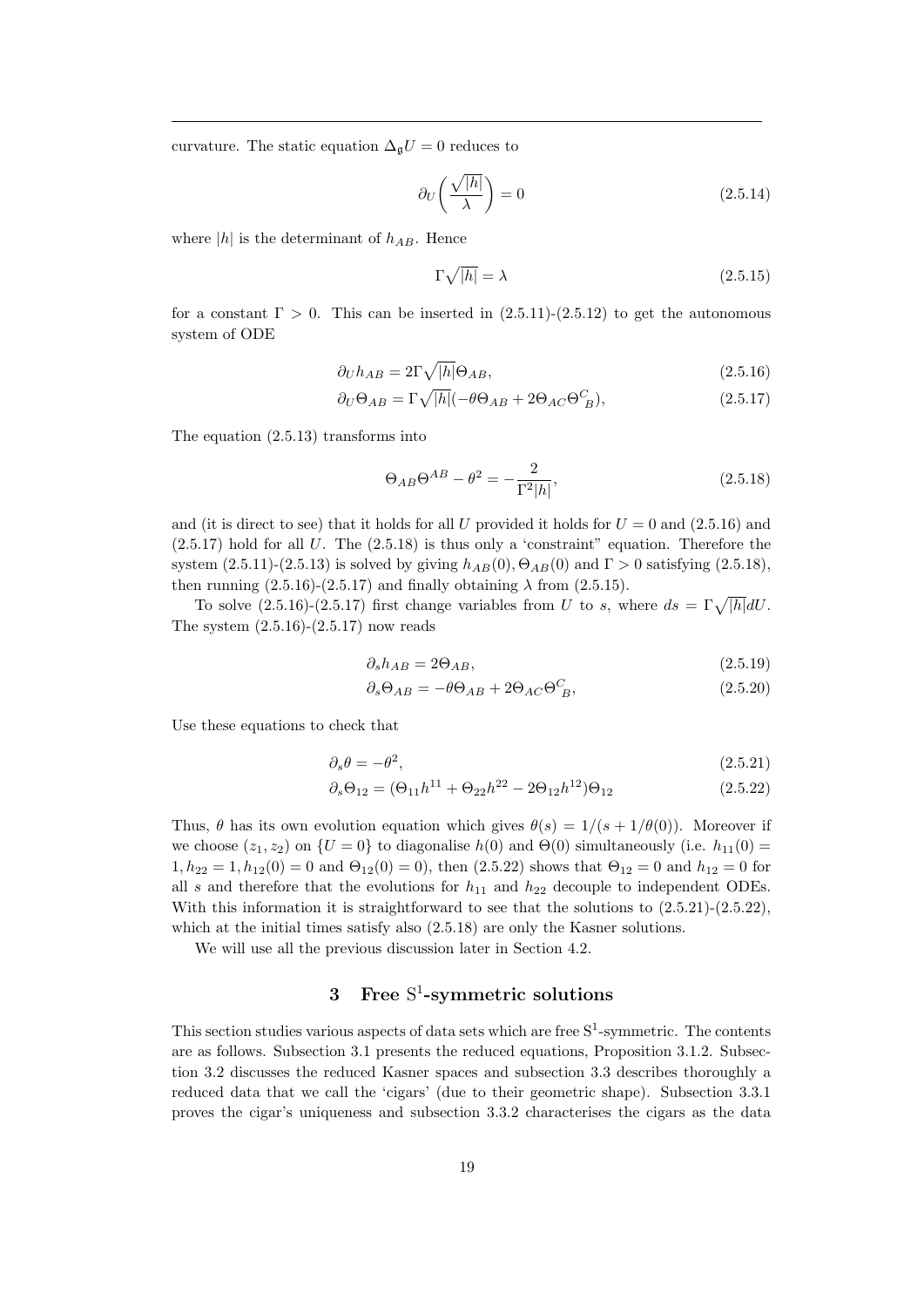curvature. The static equation $\Delta_{\mathfrak{g}} U = 0$ reduces to

$$\partial_U \left( \frac{\sqrt{|h|}}{\lambda} \right) = 0 \tag{2.5.14}$$

where $|h|$ is the determinant of $h_{AB}$. Hence

$$\Gamma \sqrt{|h|} = \lambda \tag{2.5.15}$$

for a constant $\Gamma > 0$. This can be inserted in (2.5.11)-(2.5.12) to get the autonomous system of ODE

$$\partial_U h_{AB} = 2\Gamma \sqrt{|h|} \Theta_{AB}, \tag{2.5.16}$$

$$\partial_U \Theta_{AB} = \Gamma \sqrt{|h|} (-\theta \Theta_{AB} + 2\Theta_{AC} \Theta^C_{\ B}), \tag{2.5.17}$$

The equation (2.5.13) transforms into

$$\Theta_{AB} \Theta^{AB} - \theta^2 = -\frac{2}{\Gamma^2 |h|}, \tag{2.5.18}$$

and (it is direct to see) that it holds for all $U$ provided it holds for $U = 0$ and (2.5.16) and (2.5.17) hold for all $U$. The (2.5.18) is thus only a 'constraint' equation. Therefore the system (2.5.11)-(2.5.13) is solved by giving $h_{AB}(0), \Theta_{AB}(0)$ and $\Gamma > 0$ satisfying (2.5.18), then running (2.5.16)-(2.5.17) and finally obtaining $\lambda$ from (2.5.15).

To solve (2.5.16)-(2.5.17) first change variables from $U$ to $s$, where $ds = \Gamma \sqrt{|h|} dU$. The system (2.5.16)-(2.5.17) now reads

$$\partial_s h_{AB} = 2\Theta_{AB}, \tag{2.5.19}$$

$$\partial_s \Theta_{AB} = -\theta \Theta_{AB} + 2\Theta_{AC} \Theta^C_{\ B}, \tag{2.5.20}$$

Use these equations to check that

$$\partial_s \theta = -\theta^2, \tag{2.5.21}$$

$$\partial_s \Theta_{12} = (\Theta_{11} h^{11} + \Theta_{22} h^{22} - 2\Theta_{12} h^{12}) \Theta_{12} \tag{2.5.22}$$

Thus, $\theta$ has its own evolution equation which gives $\theta(s) = 1/(s + 1/\theta(0))$. Moreover if we choose $(z_1, z_2)$ on $\{U = 0\}$ to diagonalise $h(0)$ and $\Theta(0)$ simultaneously (i.e. $h_{11}(0) = 1, h_{22} = 1, h_{12}(0) = 0$ and $\Theta_{12}(0) = 0$), then (2.5.22) shows that $\Theta_{12} = 0$ and $h_{12} = 0$ for all $s$ and therefore that the evolutions for $h_{11}$ and $h_{22}$ decouple to independent ODEs. With this information it is straightforward to see that the solutions to (2.5.21)-(2.5.22), which at the initial times satisfy also (2.5.18) are only the Kasner solutions.

We will use all the previous discussion later in Section 4.2.

# 3 Free $\mathrm{S}^1$-symmetric solutions

This section studies various aspects of data sets which are free $\mathrm{S}^1$-symmetric. The contents are as follows. Subsection 3.1 presents the reduced equations, Proposition 3.1.2. Subsection 3.2 discusses the reduced Kasner spaces and subsection 3.3 describes thoroughly a reduced data that we call the 'cigars' (due to their geometric shape). Subsection 3.3.1 proves the cigar's uniqueness and subsection 3.3.2 characterises the cigars as the data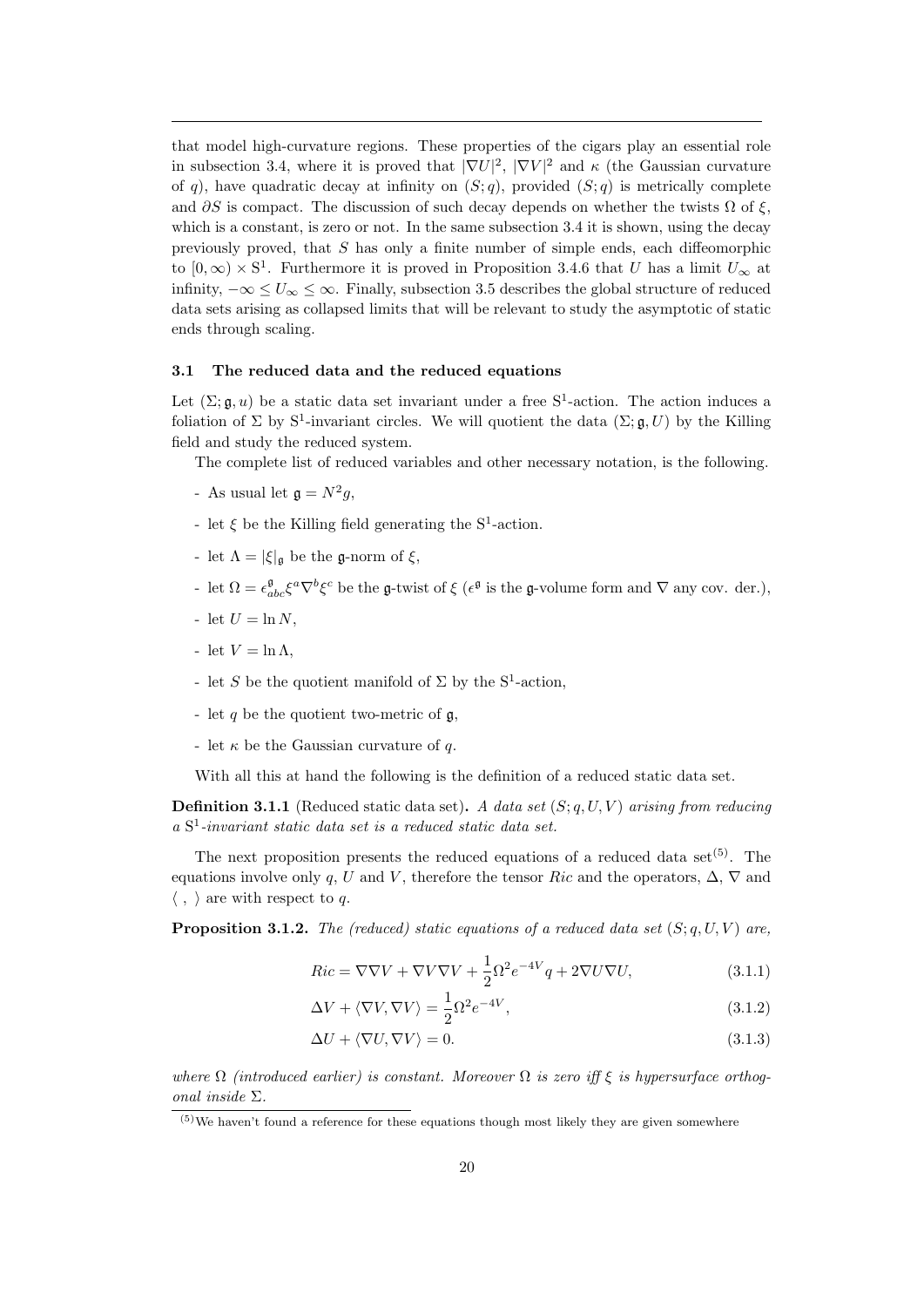that model high-curvature regions. These properties of the cigars play an essential role in subsection 3.4, where it is proved that $|\nabla U|^2$, $|\nabla V|^2$ and $\kappa$ (the Gaussian curvature of $q$), have quadratic decay at infinity on $(S;q)$, provided $(S;q)$ is metrically complete and $\partial S$ is compact. The discussion of such decay depends on whether the twists $\Omega$ of $\xi$, which is a constant, is zero or not. In the same subsection 3.4 it is shown, using the decay previously proved, that $S$ has only a finite number of simple ends, each diffeomorphic to $[0,\infty)\times \mathrm{S}^1$. Furthermore it is proved in Proposition 3.4.6 that $U$ has a limit $U_\infty$ at infinity, $-\infty \leq U_\infty \leq \infty$. Finally, subsection 3.5 describes the global structure of reduced data sets arising as collapsed limits that will be relevant to study the asymptotic of static ends through scaling.

### 3.1 The reduced data and the reduced equations

Let $(\Sigma;\mathfrak{g},u)$ be a static data set invariant under a free $\mathrm{S}^1$-action. The action induces a foliation of $\Sigma$ by $\mathrm{S}^1$-invariant circles. We will quotient the data $(\Sigma;\mathfrak{g},U)$ by the Killing field and study the reduced system.

The complete list of reduced variables and other necessary notation, is the following.

- As usual let $\mathfrak{g} = N^2 g$,
- let $\xi$ be the Killing field generating the $\mathrm{S}^1$-action.
- let $\Lambda = |\xi|_{\mathfrak{g}}$ be the $\mathfrak{g}$-norm of $\xi$,
- let $\Omega = \epsilon^{\mathfrak{g}}_{abc}\xi^a\nabla^b\xi^c$ be the $\mathfrak{g}$-twist of $\xi$ ($\epsilon^{\mathfrak{g}}$ is the $\mathfrak{g}$-volume form and $\nabla$ any cov. der.),
- let $U = \ln N$,
- let $V = \ln \Lambda$,
- let $S$ be the quotient manifold of $\Sigma$ by the $\mathrm{S}^1$-action,
- let $q$ be the quotient two-metric of $\mathfrak{g}$,
- let $\kappa$ be the Gaussian curvature of $q$.

With all this at hand the following is the definition of a reduced static data set.

**Definition 3.1.1** (Reduced static data set)**.** *A data set $(S;q,U,V)$ arising from reducing a $\mathrm{S}^1$-invariant static data set is a reduced static data set.*

The next proposition presents the reduced equations of a reduced data set[(5)]. The equations involve only $q$, $U$ and $V$, therefore the tensor $Ric$ and the operators, $\Delta$, $\nabla$ and $\langle\ ,\ \rangle$ are with respect to $q$.

**Proposition 3.1.2.** *The (reduced) static equations of a reduced data set $(S;q,U,V)$ are,*

$$Ric = \nabla\nabla V + \nabla V \nabla V + \frac{1}{2}\Omega^2 e^{-4V} q + 2\nabla U \nabla U, \tag{3.1.1}$$

$$\Delta V + \langle \nabla V, \nabla V\rangle = \frac{1}{2}\Omega^2 e^{-4V}, \tag{3.1.2}$$

$$\Delta U + \langle \nabla U, \nabla V\rangle = 0. \tag{3.1.3}$$

*where $\Omega$ (introduced earlier) is constant. Moreover $\Omega$ is zero iff $\xi$ is hypersurface orthogonal inside $\Sigma$.*

---

[(5)] We haven't found a reference for these equations though most likely they are given somewhere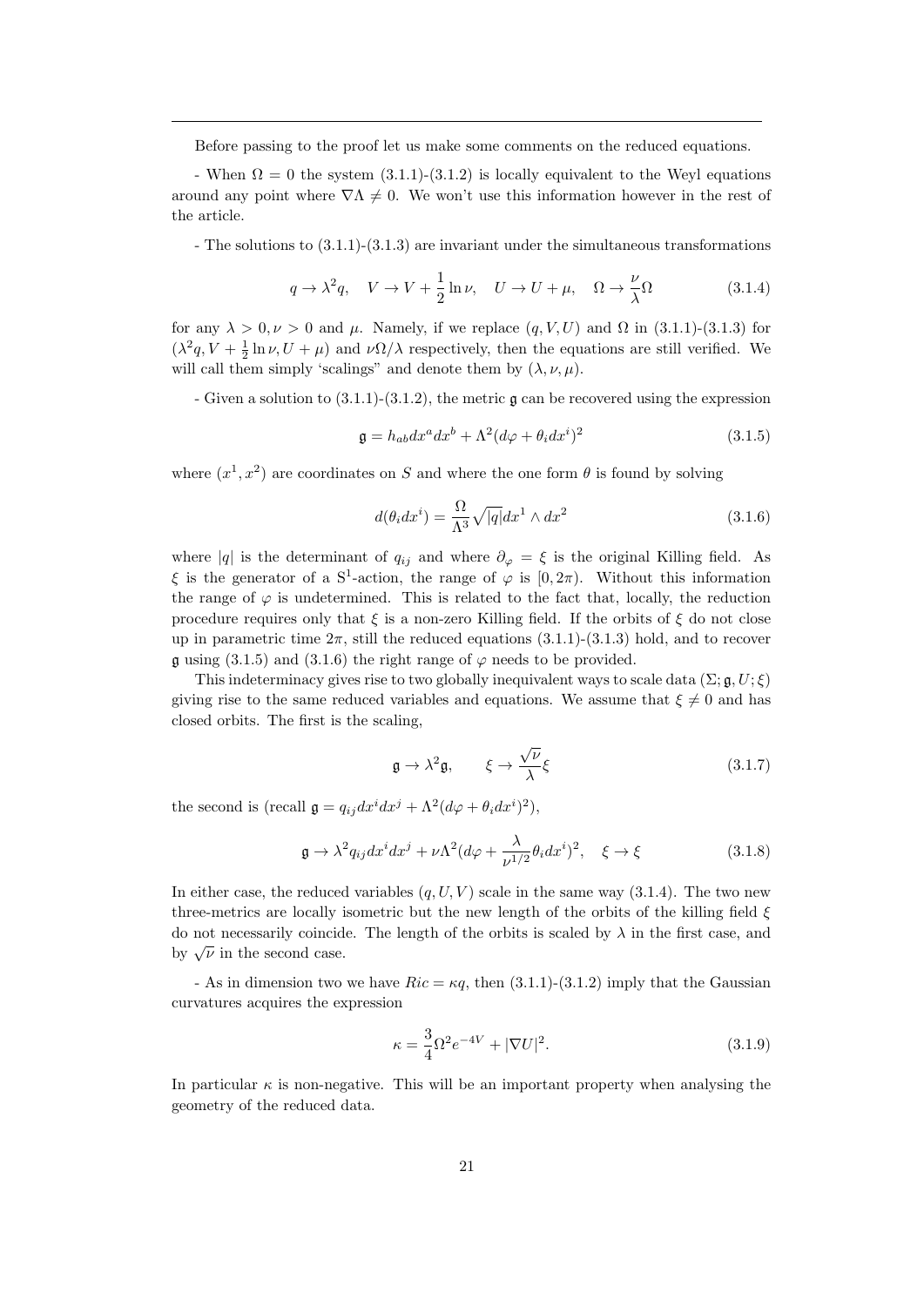Before passing to the proof let us make some comments on the reduced equations.

- When $\Omega = 0$ the system (3.1.1)-(3.1.2) is locally equivalent to the Weyl equations around any point where $\nabla\Lambda \neq 0$. We won't use this information however in the rest of the article.

- The solutions to (3.1.1)-(3.1.3) are invariant under the simultaneous transformations

$$q \to \lambda^2 q, \quad V \to V + \frac{1}{2}\ln\nu, \quad U \to U + \mu, \quad \Omega \to \frac{\nu}{\lambda}\Omega \tag{3.1.4}$$

for any $\lambda > 0, \nu > 0$ and $\mu$. Namely, if we replace $(q, V, U)$ and $\Omega$ in (3.1.1)-(3.1.3) for $(\lambda^2 q, V + \frac{1}{2}\ln\nu, U + \mu)$ and $\nu\Omega/\lambda$ respectively, then the equations are still verified. We will call them simply 'scalings" and denote them by $(\lambda, \nu, \mu)$.

- Given a solution to (3.1.1)-(3.1.2), the metric $\mathfrak{g}$ can be recovered using the expression

$$\mathfrak{g} = h_{ab}dx^a dx^b + \Lambda^2(d\varphi + \theta_i dx^i)^2 \tag{3.1.5}$$

where $(x^1, x^2)$ are coordinates on $S$ and where the one form $\theta$ is found by solving

$$d(\theta_i dx^i) = \frac{\Omega}{\Lambda^3}\sqrt{|q|}dx^1 \wedge dx^2 \tag{3.1.6}$$

where $|q|$ is the determinant of $q_{ij}$ and where $\partial_\varphi = \xi$ is the original Killing field. As $\xi$ is the generator of a $\mathrm{S}^1$-action, the range of $\varphi$ is $[0, 2\pi)$. Without this information the range of $\varphi$ is undetermined. This is related to the fact that, locally, the reduction procedure requires only that $\xi$ is a non-zero Killing field. If the orbits of $\xi$ do not close up in parametric time $2\pi$, still the reduced equations (3.1.1)-(3.1.3) hold, and to recover $\mathfrak{g}$ using (3.1.5) and (3.1.6) the right range of $\varphi$ needs to be provided.

This indeterminacy gives rise to two globally inequivalent ways to scale data $(\Sigma; \mathfrak{g}, U; \xi)$ giving rise to the same reduced variables and equations. We assume that $\xi \neq 0$ and has closed orbits. The first is the scaling,

$$\mathfrak{g} \to \lambda^2\mathfrak{g}, \qquad \xi \to \frac{\sqrt{\nu}}{\lambda}\xi \tag{3.1.7}$$

the second is (recall $\mathfrak{g} = q_{ij}dx^i dx^j + \Lambda^2(d\varphi + \theta_i dx^i)^2$),

$$\mathfrak{g} \to \lambda^2 q_{ij}dx^i dx^j + \nu\Lambda^2(d\varphi + \frac{\lambda}{\nu^{1/2}}\theta_i dx^i)^2, \quad \xi \to \xi \tag{3.1.8}$$

In either case, the reduced variables $(q, U, V)$ scale in the same way (3.1.4). The two new three-metrics are locally isometric but the new length of the orbits of the killing field $\xi$ do not necessarily coincide. The length of the orbits is scaled by $\lambda$ in the first case, and by $\sqrt{\nu}$ in the second case.

- As in dimension two we have $Ric = \kappa q$, then (3.1.1)-(3.1.2) imply that the Gaussian curvatures acquires the expression

$$\kappa = \frac{3}{4}\Omega^2 e^{-4V} + |\nabla U|^2. \tag{3.1.9}$$

In particular $\kappa$ is non-negative. This will be an important property when analysing the geometry of the reduced data.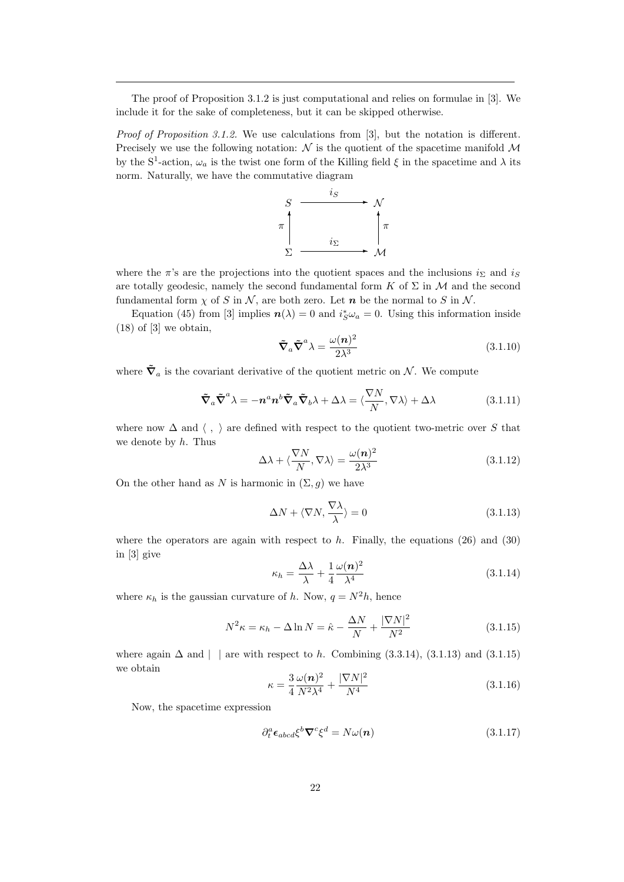---

The proof of Proposition 3.1.2 is just computational and relies on formulae in [3]. We include it for the sake of completeness, but it can be skipped otherwise.

*Proof of Proposition 3.1.2.* We use calculations from [3], but the notation is different. Precisely we use the following notation: $\mathcal{N}$ is the quotient of the spacetime manifold $\mathcal{M}$ by the $\mathrm{S}^1$-action, $\omega_a$ is the twist one form of the Killing field $\xi$ in the spacetime and $\lambda$ its norm. Naturally, we have the commutative diagram

$$\begin{array}{ccc} S & \xrightarrow{\quad i_S \quad} & \mathcal{N} \\ \pi \big\uparrow & & \big\uparrow \pi \\ \Sigma & \xrightarrow{\quad i_\Sigma \quad} & \mathcal{M} \end{array}$$

where the $\pi$'s are the projections into the quotient spaces and the inclusions $i_\Sigma$ and $i_S$ are totally geodesic, namely the second fundamental form $K$ of $\Sigma$ in $\mathcal{M}$ and the second fundamental form $\chi$ of $S$ in $\mathcal{N}$, are both zero. Let $\boldsymbol{n}$ be the normal to $S$ in $\mathcal{N}$.

Equation (45) from [3] implies $\boldsymbol{n}(\lambda) = 0$ and $i_S^*\omega_a = 0$. Using this information inside (18) of [3] we obtain,

$$\tilde{\boldsymbol{\nabla}}_a \tilde{\boldsymbol{\nabla}}^a \lambda = \frac{\omega(\boldsymbol{n})^2}{2\lambda^3} \tag{3.1.10}$$

where $\tilde{\boldsymbol{\nabla}}_a$ is the covariant derivative of the quotient metric on $\mathcal{N}$. We compute

$$\tilde{\boldsymbol{\nabla}}_a \tilde{\boldsymbol{\nabla}}^a \lambda = -\boldsymbol{n}^a \boldsymbol{n}^b \tilde{\boldsymbol{\nabla}}_a \tilde{\boldsymbol{\nabla}}_b \lambda + \Delta\lambda = \langle \frac{\nabla N}{N}, \nabla \lambda \rangle + \Delta \lambda \tag{3.1.11}$$

where now $\Delta$ and $\langle\ ,\ \rangle$ are defined with respect to the quotient two-metric over $S$ that we denote by $h$. Thus

$$\Delta\lambda + \langle \frac{\nabla N}{N}, \nabla\lambda \rangle = \frac{\omega(\boldsymbol{n})^2}{2\lambda^3} \tag{3.1.12}$$

On the other hand as $N$ is harmonic in $(\Sigma, g)$ we have

$$\Delta N + \langle \nabla N, \frac{\nabla \lambda}{\lambda} \rangle = 0 \tag{3.1.13}$$

where the operators are again with respect to $h$. Finally, the equations (26) and (30) in [3] give

$$\kappa_h = \frac{\Delta\lambda}{\lambda} + \frac{1}{4}\frac{\omega(\boldsymbol{n})^2}{\lambda^4} \tag{3.1.14}$$

where $\kappa_h$ is the gaussian curvature of $h$. Now, $q = N^2 h$, hence

$$N^2 \kappa = \kappa_h - \Delta \ln N = \hat{\kappa} - \frac{\Delta N}{N} + \frac{|\nabla N|^2}{N^2} \tag{3.1.15}$$

where again $\Delta$ and $|\ \ |$ are with respect to $h$. Combining (3.3.14), (3.1.13) and (3.1.15) we obtain

$$\kappa = \frac{3}{4}\frac{\omega(\boldsymbol{n})^2}{N^2\lambda^4} + \frac{|\nabla N|^2}{N^4} \tag{3.1.16}$$

Now, the spacetime expression

$$\partial_t^a \boldsymbol{\epsilon}_{abcd} \xi^b \boldsymbol{\nabla}^c \xi^d = N\omega(\boldsymbol{n}) \tag{3.1.17}$$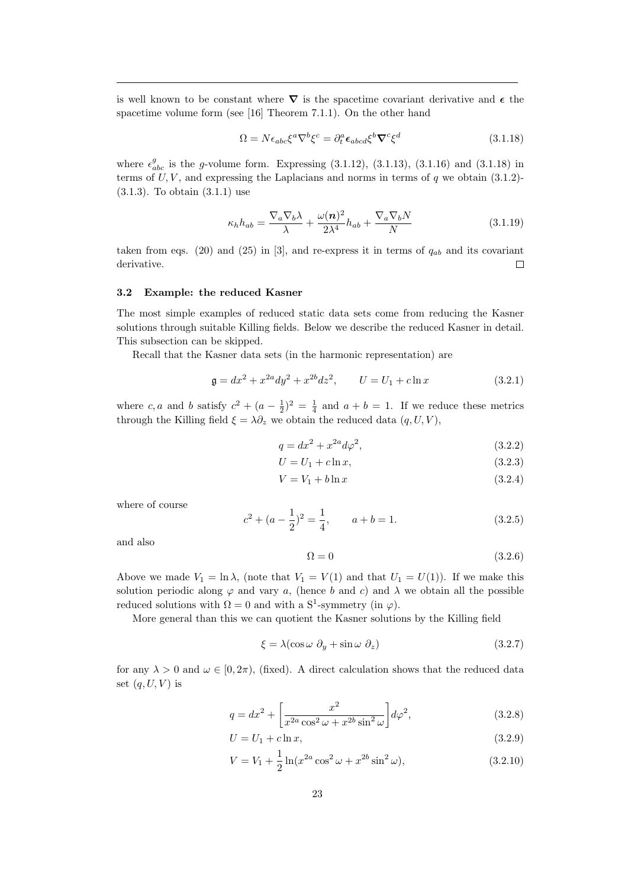is well known to be constant where $\boldsymbol{\nabla}$ is the spacetime covariant derivative and $\boldsymbol{\epsilon}$ the spacetime volume form (see [16] Theorem 7.1.1). On the other hand

$$\Omega = N\epsilon_{abc}\xi^a\nabla^b\xi^c = \partial_t^a\boldsymbol{\epsilon}_{abcd}\xi^b\boldsymbol{\nabla}^c\xi^d \tag{3.1.18}$$

where $\epsilon^g_{abc}$ is the $g$-volume form. Expressing (3.1.12), (3.1.13), (3.1.16) and (3.1.18) in terms of $U, V$, and expressing the Laplacians and norms in terms of $q$ we obtain (3.1.2)-(3.1.3). To obtain (3.1.1) use

$$\kappa_h h_{ab} = \frac{\nabla_a\nabla_b\lambda}{\lambda} + \frac{\omega(\boldsymbol{n})^2}{2\lambda^4}h_{ab} + \frac{\nabla_a\nabla_b N}{N} \tag{3.1.19}$$

taken from eqs. (20) and (25) in [3], and re-express it in terms of $q_{ab}$ and its covariant derivative. □

### 3.2 Example: the reduced Kasner

The most simple examples of reduced static data sets come from reducing the Kasner solutions through suitable Killing fields. Below we describe the reduced Kasner in detail. This subsection can be skipped.

Recall that the Kasner data sets (in the harmonic representation) are

$$\mathfrak{g} = dx^2 + x^{2a}dy^2 + x^{2b}dz^2, \qquad U = U_1 + c\ln x \tag{3.2.1}$$

where $c, a$ and $b$ satisfy $c^2 + (a - \frac{1}{2})^2 = \frac{1}{4}$ and $a + b = 1$. If we reduce these metrics through the Killing field $\xi = \lambda\partial_z$ we obtain the reduced data $(q, U, V)$,

$$q = dx^2 + x^{2a}d\varphi^2, \tag{3.2.2}$$

$$U = U_1 + c\ln x, \tag{3.2.3}$$

$$V = V_1 + b\ln x \tag{3.2.4}$$

where of course

$$c^2 + (a - \frac{1}{2})^2 = \frac{1}{4}, \qquad a + b = 1. \tag{3.2.5}$$

and also

$$\Omega = 0 \tag{3.2.6}$$

Above we made $V_1 = \ln\lambda$, (note that $V_1 = V(1)$ and that $U_1 = U(1)$). If we make this solution periodic along $\varphi$ and vary $a$, (hence $b$ and $c$) and $\lambda$ we obtain all the possible reduced solutions with $\Omega = 0$ and with a $\mathrm{S}^1$-symmetry (in $\varphi$).

More general than this we can quotient the Kasner solutions by the Killing field

$$\xi = \lambda(\cos\omega\ \partial_y + \sin\omega\ \partial_z) \tag{3.2.7}$$

for any $\lambda > 0$ and $\omega \in [0, 2\pi)$, (fixed). A direct calculation shows that the reduced data set $(q, U, V)$ is

$$q = dx^2 + \left[\frac{x^2}{x^{2a}\cos^2\omega + x^{2b}\sin^2\omega}\right]d\varphi^2, \tag{3.2.8}$$

$$U = U_1 + c\ln x, \tag{3.2.9}$$

$$V = V_1 + \frac{1}{2}\ln(x^{2a}\cos^2\omega + x^{2b}\sin^2\omega), \tag{3.2.10}$$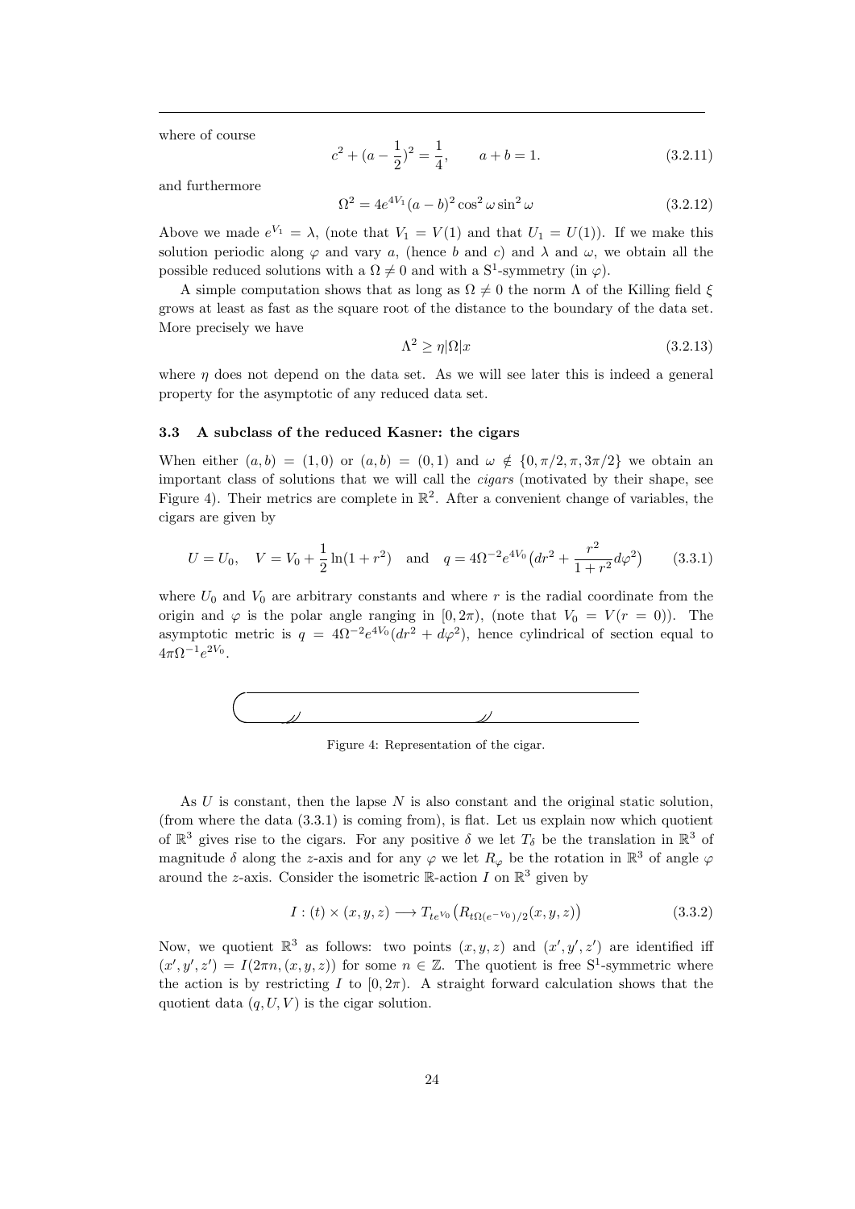where of course

$$c^2 + (a - \frac{1}{2})^2 = \frac{1}{4}, \qquad a + b = 1. \tag{3.2.11}$$

and furthermore

$$\Omega^2 = 4e^{4V_1}(a-b)^2 \cos^2\omega \sin^2\omega \tag{3.2.12}$$

Above we made $e^{V_1} = \lambda$, (note that $V_1 = V(1)$ and that $U_1 = U(1)$). If we make this solution periodic along $\varphi$ and vary $a$, (hence $b$ and $c$) and $\lambda$ and $\omega$, we obtain all the possible reduced solutions with a $\Omega \neq 0$ and with a $S^1$-symmetry (in $\varphi$).

A simple computation shows that as long as $\Omega \neq 0$ the norm $\Lambda$ of the Killing field $\xi$ grows at least as fast as the square root of the distance to the boundary of the data set. More precisely we have

$$\Lambda^2 \geq \eta |\Omega| x \tag{3.2.13}$$

where $\eta$ does not depend on the data set. As we will see later this is indeed a general property for the asymptotic of any reduced data set.

### 3.3 A subclass of the reduced Kasner: the cigars

When either $(a,b) = (1,0)$ or $(a,b) = (0,1)$ and $\omega \notin \{0, \pi/2, \pi, 3\pi/2\}$ we obtain an important class of solutions that we will call the *cigars* (motivated by their shape, see Figure 4). Their metrics are complete in $\mathbb{R}^2$. After a convenient change of variables, the cigars are given by

$$U = U_0, \quad V = V_0 + \frac{1}{2}\ln(1 + r^2) \quad \text{and} \quad q = 4\Omega^{-2} e^{4V_0}\big(dr^2 + \frac{r^2}{1+r^2} d\varphi^2\big) \tag{3.3.1}$$

where $U_0$ and $V_0$ are arbitrary constants and where $r$ is the radial coordinate from the origin and $\varphi$ is the polar angle ranging in $[0, 2\pi)$, (note that $V_0 = V(r = 0)$). The asymptotic metric is $q = 4\Omega^{-2}e^{4V_0}(dr^2 + d\varphi^2)$, hence cylindrical of section equal to $4\pi\Omega^{-1}e^{2V_0}$.

Figure 4: Representation of the cigar.

As $U$ is constant, then the lapse $N$ is also constant and the original static solution, (from where the data (3.3.1) is coming from), is flat. Let us explain now which quotient of $\mathbb{R}^3$ gives rise to the cigars. For any positive $\delta$ we let $T_\delta$ be the translation in $\mathbb{R}^3$ of magnitude $\delta$ along the $z$-axis and for any $\varphi$ we let $R_\varphi$ be the rotation in $\mathbb{R}^3$ of angle $\varphi$ around the $z$-axis. Consider the isometric $\mathbb{R}$-action $I$ on $\mathbb{R}^3$ given by

$$I : (t) \times (x, y, z) \longrightarrow T_{te^{V_0}}\big(R_{t\Omega(e^{-V_0})/2}(x, y, z)\big) \tag{3.3.2}$$

Now, we quotient $\mathbb{R}^3$ as follows: two points $(x, y, z)$ and $(x', y', z')$ are identified iff $(x', y', z') = I(2\pi n, (x, y, z))$ for some $n \in \mathbb{Z}$. The quotient is free $S^1$-symmetric where the action is by restricting $I$ to $[0, 2\pi)$. A straight forward calculation shows that the quotient data $(q, U, V)$ is the cigar solution.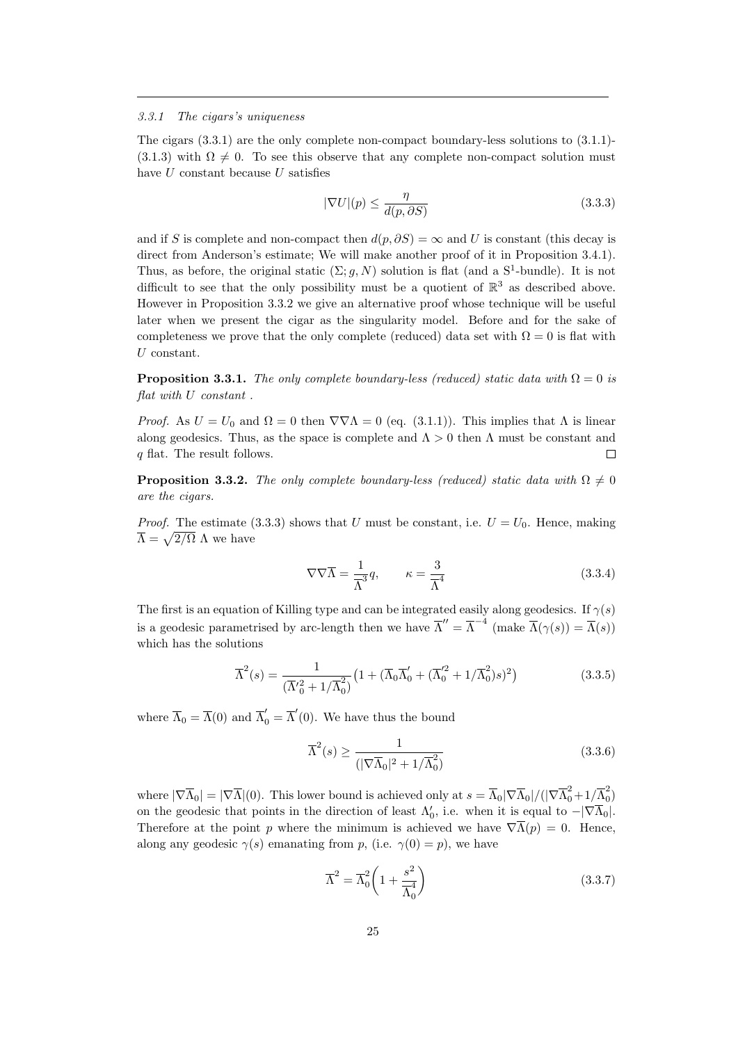*3.3.1 The cigars's uniqueness*

The cigars (3.3.1) are the only complete non-compact boundary-less solutions to (3.1.1)-(3.1.3) with $\Omega \neq 0$. To see this observe that any complete non-compact solution must have $U$ constant because $U$ satisfies

$$|\nabla U|(p) \leq \frac{\eta}{d(p, \partial S)} \tag{3.3.3}$$

and if $S$ is complete and non-compact then $d(p, \partial S) = \infty$ and $U$ is constant (this decay is direct from Anderson's estimate; We will make another proof of it in Proposition 3.4.1). Thus, as before, the original static $(\Sigma; g, N)$ solution is flat (and a $S^1$-bundle). It is not difficult to see that the only possibility must be a quotient of $\mathbb{R}^3$ as described above. However in Proposition 3.3.2 we give an alternative proof whose technique will be useful later when we present the cigar as the singularity model. Before and for the sake of completeness we prove that the only complete (reduced) data set with $\Omega = 0$ is flat with $U$ constant.

**Proposition 3.3.1.** *The only complete boundary-less (reduced) static data with $\Omega = 0$ is flat with $U$ constant .*

*Proof.* As $U = U_0$ and $\Omega = 0$ then $\nabla\nabla\Lambda = 0$ (eq. (3.1.1)). This implies that $\Lambda$ is linear along geodesics. Thus, as the space is complete and $\Lambda > 0$ then $\Lambda$ must be constant and $q$ flat. The result follows. $\square$

**Proposition 3.3.2.** *The only complete boundary-less (reduced) static data with $\Omega \neq 0$ are the cigars.*

*Proof.* The estimate (3.3.3) shows that $U$ must be constant, i.e. $U = U_0$. Hence, making $\overline{\Lambda} = \sqrt{2/\Omega}\ \Lambda$ we have

$$\nabla\nabla\overline{\Lambda} = \frac{1}{\overline{\Lambda}^3} q, \qquad \kappa = \frac{3}{\overline{\Lambda}^4} \tag{3.3.4}$$

The first is an equation of Killing type and can be integrated easily along geodesics. If $\gamma(s)$ is a geodesic parametrised by arc-length then we have $\overline{\Lambda}'' = \overline{\Lambda}^{-4}$ (make $\overline{\Lambda}(\gamma(s)) = \overline{\Lambda}(s)$) which has the solutions

$$\overline{\Lambda}^2(s) = \frac{1}{(\overline{\Lambda}'^2_0 + 1/\overline{\Lambda}^2_0)} \big(1 + (\overline{\Lambda}_0\overline{\Lambda}'_0 + (\overline{\Lambda}'^2_0 + 1/\overline{\Lambda}^2_0)s)^2\big) \tag{3.3.5}$$

where $\overline{\Lambda}_0 = \overline{\Lambda}(0)$ and $\overline{\Lambda}'_0 = \overline{\Lambda}'(0)$. We have thus the bound

$$\overline{\Lambda}^2(s) \geq \frac{1}{(|\nabla\overline{\Lambda}_0|^2 + 1/\overline{\Lambda}^2_0)} \tag{3.3.6}$$

where $|\nabla\overline{\Lambda}_0| = |\nabla\overline{\Lambda}|(0)$. This lower bound is achieved only at $s = \overline{\Lambda}_0|\nabla\overline{\Lambda}_0|/(|\nabla\overline{\Lambda}^2_0 + 1/\overline{\Lambda}^2_0)$ on the geodesic that points in the direction of least $\Lambda'_0$, i.e. when it is equal to $-|\nabla\overline{\Lambda}_0|$. Therefore at the point $p$ where the minimum is achieved we have $\nabla\overline{\Lambda}(p) = 0$. Hence, along any geodesic $\gamma(s)$ emanating from $p$, (i.e. $\gamma(0) = p$), we have

$$\overline{\Lambda}^2 = \overline{\Lambda}^2_0\bigg(1 + \frac{s^2}{\overline{\Lambda}^4_0}\bigg) \tag{3.3.7}$$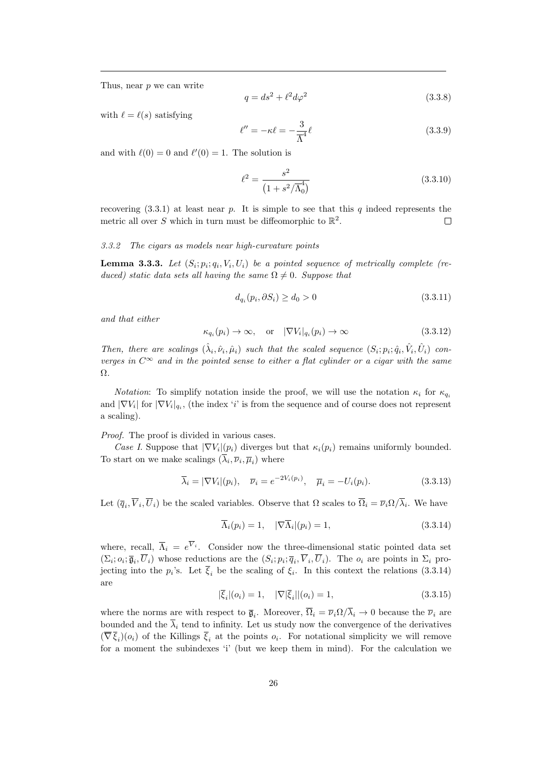Thus, near $p$ we can write

$$q = ds^2 + \ell^2 d\varphi^2 \tag{3.3.8}$$

with $\ell = \ell(s)$ satisfying

$$\ell'' = -\kappa \ell = -\frac{3}{\overline{\Lambda}^4}\ell \tag{3.3.9}$$

and with $\ell(0) = 0$ and $\ell'(0) = 1$. The solution is

$$\ell^2 = \frac{s^2}{\left(1 + s^2/\overline{\Lambda}_0^4\right)} \tag{3.3.10}$$

recovering (3.3.1) at least near $p$. It is simple to see that this $q$ indeed represents the metric all over $S$ which in turn must be diffeomorphic to $\mathbb{R}^2$. □

*3.3.2 The cigars as models near high-curvature points*

**Lemma 3.3.3.** *Let $(S_i; p_i; q_i, V_i, U_i)$ be a pointed sequence of metrically complete (reduced) static data sets all having the same $\Omega \neq 0$. Suppose that*

$$d_{q_i}(p_i, \partial S_i) \geq d_0 > 0 \tag{3.3.11}$$

*and that either*

$$\kappa_{q_i}(p_i) \to \infty, \quad \text{or} \quad |\nabla V_i|_{q_i}(p_i) \to \infty \tag{3.3.12}$$

*Then, there are scalings $(\hat{\lambda}_i, \hat{\nu}_i, \hat{\mu}_i)$ such that the scaled sequence $(S_i; p_i; \hat{q}_i, \hat{V}_i, \hat{U}_i)$ converges in $C^\infty$ and in the pointed sense to either a flat cylinder or a cigar with the same $\Omega$.*

*Notation*: To simplify notation inside the proof, we will use the notation $\kappa_i$ for $\kappa_{q_i}$ and $|\nabla V_i|$ for $|\nabla V_i|_{q_i}$, (the index '$i$' is from the sequence and of course does not represent a scaling).

*Proof.* The proof is divided in various cases.

*Case I.* Suppose that $|\nabla V_i|(p_i)$ diverges but that $\kappa_i(p_i)$ remains uniformly bounded. To start on we make scalings $(\overline{\lambda}_i, \overline{\nu}_i, \overline{\mu}_i)$ where

$$\overline{\lambda}_i = |\nabla V_i|(p_i), \quad \overline{\nu}_i = e^{-2V_i(p_i)}, \quad \overline{\mu}_i = -U_i(p_i). \tag{3.3.13}$$

Let $(\overline{q}_i, \overline{V}_i, \overline{U}_i)$ be the scaled variables. Observe that $\Omega$ scales to $\overline{\Omega}_i = \overline{\nu}_i\Omega/\overline{\lambda}_i$. We have

$$\overline{\Lambda}_i(p_i) = 1, \quad |\nabla\overline{\Lambda}_i|(p_i) = 1, \tag{3.3.14}$$

where, recall, $\overline{\Lambda}_i = e^{\overline{V}_i}$. Consider now the three-dimensional static pointed data set $(\Sigma_i; o_i; \overline{\mathfrak{g}}_i, \overline{U}_i)$ whose reductions are the $(S_i; p_i; \overline{q}_i, \overline{V}_i, \overline{U}_i)$. The $o_i$ are points in $\Sigma_i$ projecting into the $p_i$'s. Let $\overline{\xi}_i$ be the scaling of $\xi_i$. In this context the relations (3.3.14) are

$$|\overline{\xi}_i|(o_i) = 1, \quad |\nabla|\overline{\xi}_i||(o_i) = 1, \tag{3.3.15}$$

where the norms are with respect to $\overline{\mathfrak{g}}_i$. Moreover, $\overline{\Omega}_i = \overline{\nu}_i\Omega/\overline{\lambda}_i \to 0$ because the $\overline{\nu}_i$ are bounded and the $\overline{\lambda}_i$ tend to infinity. Let us study now the convergence of the derivatives $(\overline{\nabla}\,\overline{\xi}_i)(o_i)$ of the Killings $\overline{\xi}_i$ at the points $o_i$. For notational simplicity we will remove for a moment the subindexes 'i' (but we keep them in mind). For the calculation we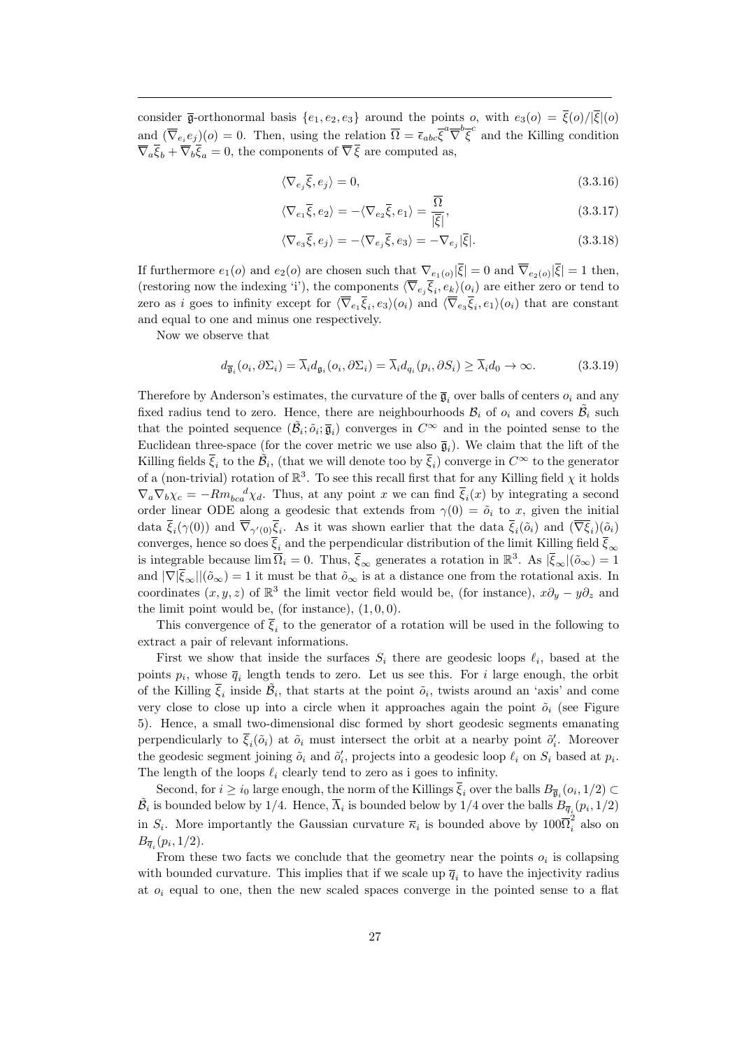consider $\overline{\mathfrak{g}}$-orthonormal basis $\{e_1, e_2, e_3\}$ around the points $o$, with $e_3(o) = \overline{\xi}(o)/|\overline{\xi}|(o)$ and $(\overline{\nabla}_{e_i} e_j)(o) = 0$. Then, using the relation $\overline{\Omega} = \overline{\epsilon}_{abc}\overline{\xi}^a \overline{\nabla}^b \overline{\xi}^c$ and the Killing condition $\overline{\nabla}_a \overline{\xi}_b + \overline{\nabla}_b \overline{\xi}_a = 0$, the components of $\overline{\nabla}\,\overline{\xi}$ are computed as,

$$\langle \nabla_{e_j} \overline{\xi}, e_j \rangle = 0, \tag{3.3.16}$$

$$\langle \nabla_{e_1} \overline{\xi}, e_2 \rangle = -\langle \nabla_{e_2} \overline{\xi}, e_1 \rangle = \frac{\overline{\Omega}}{|\overline{\xi}|}, \tag{3.3.17}$$

$$\langle \nabla_{e_3} \overline{\xi}, e_j \rangle = -\langle \nabla_{e_j} \overline{\xi}, e_3 \rangle = -\nabla_{e_j} |\overline{\xi}|. \tag{3.3.18}$$

If furthermore $e_1(o)$ and $e_2(o)$ are chosen such that $\nabla_{e_1(o)}|\overline{\xi}| = 0$ and $\overline{\nabla}_{e_2(o)}|\overline{\xi}| = 1$ then, (restoring now the indexing 'i'), the components $\langle \overline{\nabla}_{e_j} \overline{\xi}_i, e_k \rangle (o_i)$ are either zero or tend to zero as $i$ goes to infinity except for $\langle \overline{\nabla}_{e_1} \overline{\xi}_i, e_3 \rangle (o_i)$ and $\langle \overline{\nabla}_{e_3} \overline{\xi}_i, e_1 \rangle (o_i)$ that are constant and equal to one and minus one respectively.

Now we observe that

$$d_{\overline{\mathfrak{g}}_i}(o_i, \partial \Sigma_i) = \overline{\lambda}_i d_{\mathfrak{g}_i}(o_i, \partial \Sigma_i) = \overline{\lambda}_i d_{q_i}(p_i, \partial S_i) \geq \overline{\lambda}_i d_0 \to \infty. \tag{3.3.19}$$

Therefore by Anderson's estimates, the curvature of the $\overline{\mathfrak{g}}_i$ over balls of centers $o_i$ and any fixed radius tend to zero. Hence, there are neighbourhoods $\mathcal{B}_i$ of $o_i$ and covers $\tilde{\mathcal{B}}_i$ such that the pointed sequence $(\tilde{\mathcal{B}}_i; \tilde{o}_i; \overline{\mathfrak{g}}_i)$ converges in $C^\infty$ and in the pointed sense to the Euclidean three-space (for the cover metric we use also $\overline{\mathfrak{g}}_i$). We claim that the lift of the Killing fields $\overline{\xi}_i$ to the $\tilde{\mathcal{B}}_i$, (that we will denote too by $\overline{\xi}_i$) converge in $C^\infty$ to the generator of a (non-trivial) rotation of $\mathbb{R}^3$. To see this recall first that for any Killing field $\chi$ it holds $\nabla_a \nabla_b \chi_c = -Rm_{bca}{}^d \chi_d$. Thus, at any point $x$ we can find $\overline{\xi}_i(x)$ by integrating a second order linear ODE along a geodesic that extends from $\gamma(0) = \tilde{o}_i$ to $x$, given the initial data $\overline{\xi}_i(\gamma(0))$ and $\overline{\nabla}_{\gamma'(0)} \overline{\xi}_i$. As it was shown earlier that the data $\overline{\xi}_i(\tilde{o}_i)$ and $(\overline{\nabla}\overline{\xi}_i)(\tilde{o}_i)$ converges, hence so does $\overline{\xi}_i$ and the perpendicular distribution of the limit Killing field $\overline{\xi}_\infty$ is integrable because $\lim \overline{\Omega}_i = 0$. Thus, $\overline{\xi}_\infty$ generates a rotation in $\mathbb{R}^3$. As $|\overline{\xi}_\infty|(\tilde{o}_\infty) = 1$ and $|\nabla |\overline{\xi}_\infty||(\tilde{o}_\infty) = 1$ it must be that $\tilde{o}_\infty$ is at a distance one from the rotational axis. In coordinates $(x, y, z)$ of $\mathbb{R}^3$ the limit vector field would be, (for instance), $x\partial_y - y\partial_z$ and the limit point would be, (for instance), $(1, 0, 0)$.

This convergence of $\overline{\xi}_i$ to the generator of a rotation will be used in the following to extract a pair of relevant informations.

First we show that inside the surfaces $S_i$ there are geodesic loops $\ell_i$, based at the points $p_i$, whose $\overline{q}_i$ length tends to zero. Let us see this. For $i$ large enough, the orbit of the Killing $\overline{\xi}_i$ inside $\tilde{\mathcal{B}}_i$, that starts at the point $\tilde{o}_i$, twists around an 'axis' and come very close to close up into a circle when it approaches again the point $\tilde{o}_i$ (see Figure 5). Hence, a small two-dimensional disc formed by short geodesic segments emanating perpendicularly to $\overline{\xi}_i(\tilde{o}_i)$ at $\tilde{o}_i$ must intersect the orbit at a nearby point $\tilde{o}'_i$. Moreover the geodesic segment joining $\tilde{o}_i$ and $\tilde{o}'_i$, projects into a geodesic loop $\ell_i$ on $S_i$ based at $p_i$. The length of the loops $\ell_i$ clearly tend to zero as i goes to infinity.

Second, for $i \geq i_0$ large enough, the norm of the Killings $\overline{\xi}_i$ over the balls $B_{\overline{\mathfrak{g}}_i}(o_i, 1/2) \subset \tilde{\mathcal{B}}_i$ is bounded below by $1/4$. Hence, $\overline{\Lambda}_i$ is bounded below by $1/4$ over the balls $B_{\overline{q}_i}(p_i, 1/2)$ in $S_i$. More importantly the Gaussian curvature $\overline{\kappa}_i$ is bounded above by $100\overline{\Omega}_i^2$ also on $B_{\overline{q}_i}(p_i, 1/2)$.

From these two facts we conclude that the geometry near the points $o_i$ is collapsing with bounded curvature. This implies that if we scale up $\overline{q}_i$ to have the injectivity radius at $o_i$ equal to one, then the new scaled spaces converge in the pointed sense to a flat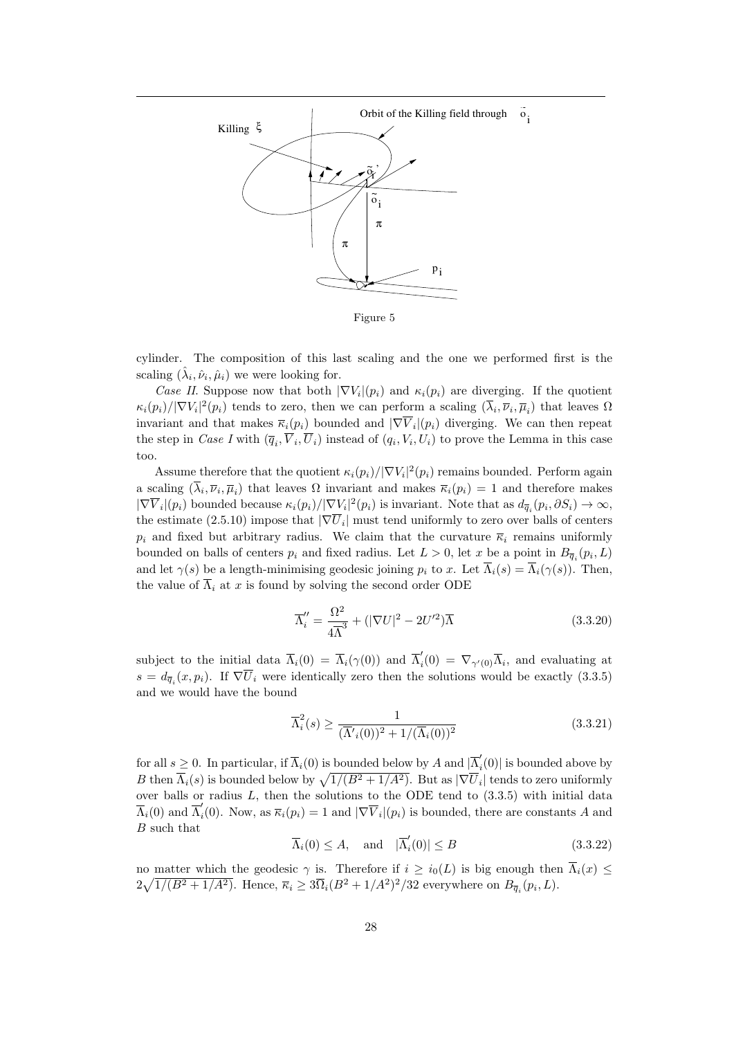Figure 5

cylinder. The composition of this last scaling and the one we performed first is the scaling $(\hat{\lambda}_i, \hat{\nu}_i, \hat{\mu}_i)$ we were looking for.

*Case II*. Suppose now that both $|\nabla V_i|(p_i)$ and $\kappa_i(p_i)$ are diverging. If the quotient $\kappa_i(p_i)/|\nabla V_i|^2(p_i)$ tends to zero, then we can perform a scaling $(\overline{\lambda}_i, \overline{\nu}_i, \overline{\mu}_i)$ that leaves $\Omega$ invariant and that makes $\overline{\kappa}_i(p_i)$ bounded and $|\nabla \overline{V}_i|(p_i)$ diverging. We can then repeat the step in *Case I* with $(\overline{q}_i, \overline{V}_i, \overline{U}_i)$ instead of $(q_i, V_i, U_i)$ to prove the Lemma in this case too.

Assume therefore that the quotient $\kappa_i(p_i)/|\nabla V_i|^2(p_i)$ remains bounded. Perform again a scaling $(\overline{\lambda}_i, \overline{\nu}_i, \overline{\mu}_i)$ that leaves $\Omega$ invariant and makes $\overline{\kappa}_i(p_i) = 1$ and therefore makes $|\nabla \overline{V}_i|(p_i)$ bounded because $\kappa_i(p_i)/|\nabla V_i|^2(p_i)$ is invariant. Note that as $d_{\overline{q}_i}(p_i, \partial S_i) \to \infty$, the estimate (2.5.10) impose that $|\nabla \overline{U}_i|$ must tend uniformly to zero over balls of centers $p_i$ and fixed but arbitrary radius. We claim that the curvature $\overline{\kappa}_i$ remains uniformly bounded on balls of centers $p_i$ and fixed radius. Let $L > 0$, let $x$ be a point in $B_{\overline{q}_i}(p_i, L)$ and let $\gamma(s)$ be a length-minimising geodesic joining $p_i$ to $x$. Let $\overline{\Lambda}_i(s) = \overline{\Lambda}_i(\gamma(s))$. Then, the value of $\overline{\Lambda}_i$ at $x$ is found by solving the second order ODE

$$\overline{\Lambda}_i'' = \frac{\Omega^2}{4\overline{\Lambda}^3} + (|\nabla U|^2 - 2U'^2)\overline{\Lambda} \tag{3.3.20}$$

subject to the initial data $\overline{\Lambda}_i(0) = \overline{\Lambda}_i(\gamma(0))$ and $\overline{\Lambda}_i'(0) = \nabla_{\gamma'(0)}\overline{\Lambda}_i$, and evaluating at $s = d_{\overline{q}_i}(x, p_i)$. If $\nabla \overline{U}_i$ were identically zero then the solutions would be exactly (3.3.5) and we would have the bound

$$\overline{\Lambda}_i^2(s) \geq \frac{1}{(\overline{\Lambda}'_i(0))^2 + 1/(\overline{\Lambda}_i(0))^2} \tag{3.3.21}$$

for all $s \geq 0$. In particular, if $\overline{\Lambda}_i(0)$ is bounded below by $A$ and $|\overline{\Lambda}_i'(0)|$ is bounded above by $B$ then $\overline{\Lambda}_i(s)$ is bounded below by $\sqrt{1/(B^2 + 1/A^2)}$. But as $|\nabla \overline{U}_i|$ tends to zero uniformly over balls or radius $L$, then the solutions to the ODE tend to (3.3.5) with initial data $\overline{\Lambda}_i(0)$ and $\overline{\Lambda}_i'(0)$. Now, as $\overline{\kappa}_i(p_i) = 1$ and $|\nabla \overline{V}_i|(p_i)$ is bounded, there are constants $A$ and $B$ such that

$$\overline{\Lambda}_i(0) \leq A, \quad \text{and} \quad |\overline{\Lambda}_i'(0)| \leq B \tag{3.3.22}$$

no matter which the geodesic $\gamma$ is. Therefore if $i \geq i_0(L)$ is big enough then $\overline{\Lambda}_i(x) \leq 2\sqrt{1/(B^2 + 1/A^2)}$. Hence, $\overline{\kappa}_i \geq 3\overline{\Omega}_i(B^2 + 1/A^2)^2/32$ everywhere on $B_{\overline{q}_i}(p_i, L)$.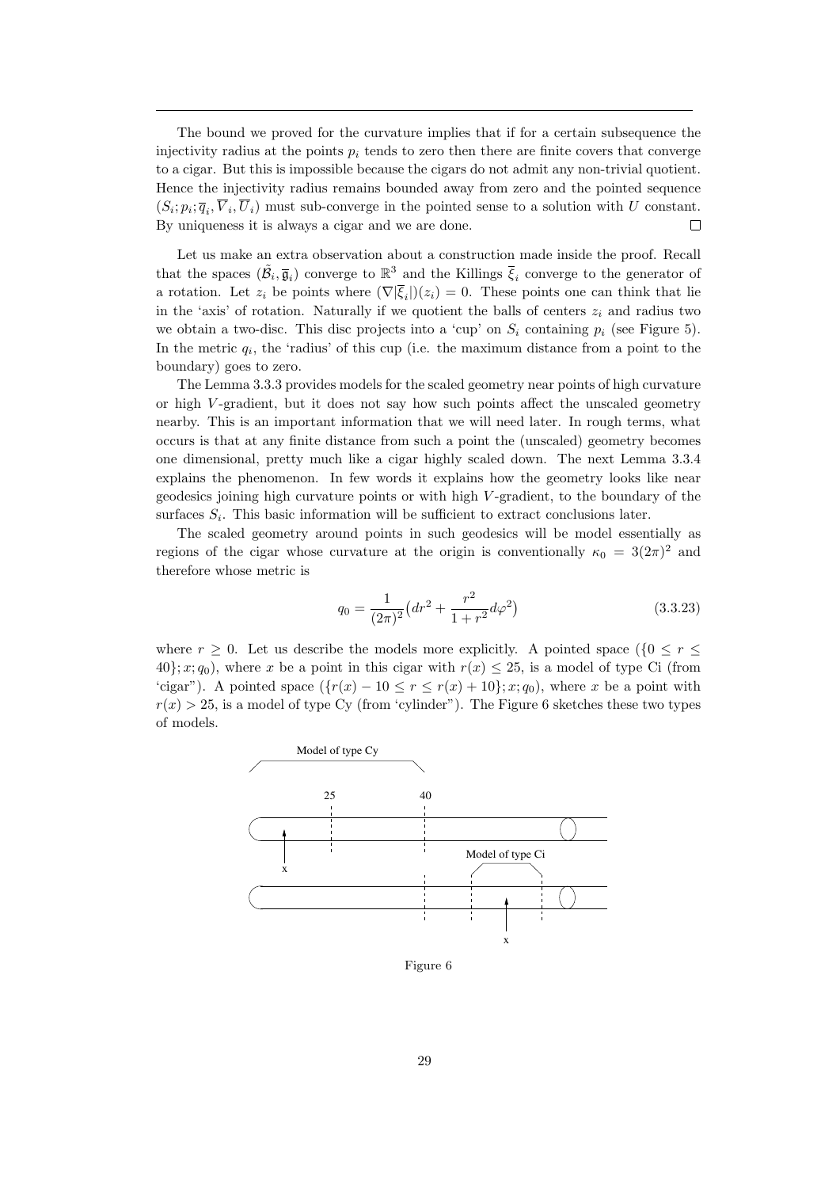The bound we proved for the curvature implies that if for a certain subsequence the injectivity radius at the points $p_i$ tends to zero then there are finite covers that converge to a cigar. But this is impossible because the cigars do not admit any non-trivial quotient. Hence the injectivity radius remains bounded away from zero and the pointed sequence $(S_i; p_i; \overline{q}_i, \overline{V}_i, \overline{U}_i)$ must sub-converge in the pointed sense to a solution with $U$ constant. By uniqueness it is always a cigar and we are done. □

Let us make an extra observation about a construction made inside the proof. Recall that the spaces $(\tilde{\mathcal{B}}_i, \overline{\mathfrak{g}}_i)$ converge to $\mathbb{R}^3$ and the Killings $\overline{\xi}_i$ converge to the generator of a rotation. Let $z_i$ be points where $(\nabla|\overline{\xi}_i|)(z_i) = 0$. These points one can think that lie in the 'axis' of rotation. Naturally if we quotient the balls of centers $z_i$ and radius two we obtain a two-disc. This disc projects into a 'cup' on $S_i$ containing $p_i$ (see Figure 5). In the metric $q_i$, the 'radius' of this cup (i.e. the maximum distance from a point to the boundary) goes to zero.

The Lemma 3.3.3 provides models for the scaled geometry near points of high curvature or high $V$-gradient, but it does not say how such points affect the unscaled geometry nearby. This is an important information that we will need later. In rough terms, what occurs is that at any finite distance from such a point the (unscaled) geometry becomes one dimensional, pretty much like a cigar highly scaled down. The next Lemma 3.3.4 explains the phenomenon. In few words it explains how the geometry looks like near geodesics joining high curvature points or with high $V$-gradient, to the boundary of the surfaces $S_i$. This basic information will be sufficient to extract conclusions later.

The scaled geometry around points in such geodesics will be model essentially as regions of the cigar whose curvature at the origin is conventionally $\kappa_0 = 3(2\pi)^2$ and therefore whose metric is

$$q_0 = \frac{1}{(2\pi)^2}\big(dr^2 + \frac{r^2}{1+r^2}d\varphi^2\big) \tag{3.3.23}$$

where $r \geq 0$. Let us describe the models more explicitly. A pointed space $(\{0 \leq r \leq 40\}; x; q_0)$, where $x$ be a point in this cigar with $r(x) \leq 25$, is a model of type Ci (from 'cigar"). A pointed space $(\{r(x) - 10 \leq r \leq r(x) + 10\}; x; q_0)$, where $x$ be a point with $r(x) > 25$, is a model of type Cy (from 'cylinder"). The Figure 6 sketches these two types of models.

Figure 6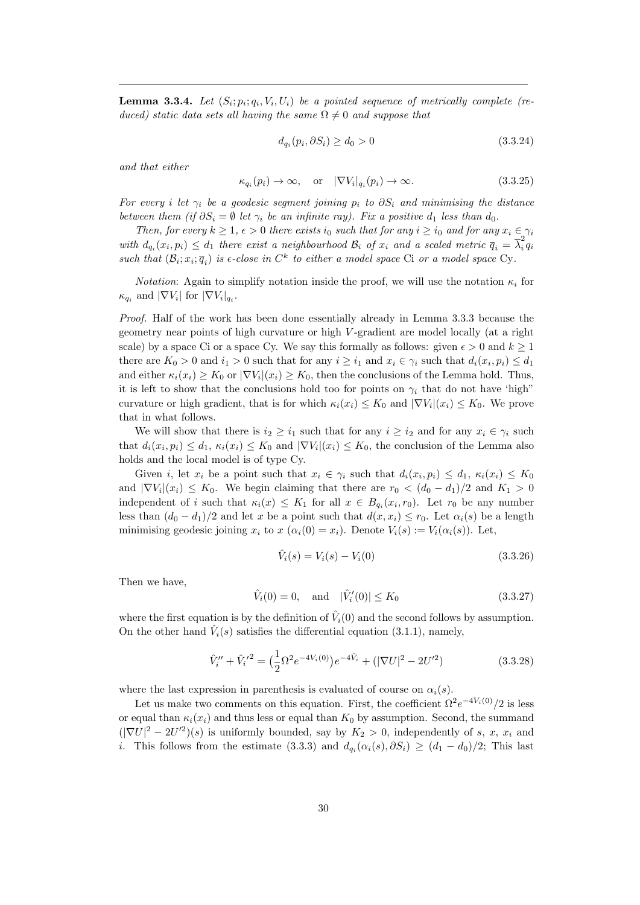**Lemma 3.3.4.** *Let $(S_i; p_i; q_i, V_i, U_i)$ be a pointed sequence of metrically complete (reduced) static data sets all having the same $\Omega \neq 0$ and suppose that*

$$d_{q_i}(p_i, \partial S_i) \geq d_0 > 0 \tag{3.3.24}$$

*and that either*

$$\kappa_{q_i}(p_i) \to \infty, \quad \text{or} \quad |\nabla V_i|_{q_i}(p_i) \to \infty. \tag{3.3.25}$$

*For every $i$ let $\gamma_i$ be a geodesic segment joining $p_i$ to $\partial S_i$ and minimising the distance between them (if $\partial S_i = \emptyset$ let $\gamma_i$ be an infinite ray). Fix a positive $d_1$ less than $d_0$.*

*Then, for every $k \geq 1$, $\epsilon > 0$ there exists $i_0$ such that for any $i \geq i_0$ and for any $x_i \in \gamma_i$ with $d_{q_i}(x_i, p_i) \leq d_1$ there exist a neighbourhood $\mathcal{B}_i$ of $x_i$ and a scaled metric $\overline{q}_i = \overline{\lambda}_i^2 q_i$ such that $(\mathcal{B}_i; x_i; \overline{q}_i)$ is $\epsilon$-close in $C^k$ to either a model space* Ci *or a model space* Cy.

*Notation*: Again to simplify notation inside the proof, we will use the notation $\kappa_i$ for $\kappa_{q_i}$ and $|\nabla V_i|$ for $|\nabla V_i|_{q_i}$.

*Proof.* Half of the work has been done essentially already in Lemma 3.3.3 because the geometry near points of high curvature or high $V$-gradient are model locally (at a right scale) by a space Ci or a space Cy. We say this formally as follows: given $\epsilon > 0$ and $k \geq 1$ there are $K_0 > 0$ and $i_1 > 0$ such that for any $i \geq i_1$ and $x_i \in \gamma_i$ such that $d_i(x_i, p_i) \leq d_1$ and either $\kappa_i(x_i) \geq K_0$ or $|\nabla V_i|(x_i) \geq K_0$, then the conclusions of the Lemma hold. Thus, it is left to show that the conclusions hold too for points on $\gamma_i$ that do not have 'high" curvature or high gradient, that is for which $\kappa_i(x_i) \leq K_0$ and $|\nabla V_i|(x_i) \leq K_0$. We prove that in what follows.

We will show that there is $i_2 \geq i_1$ such that for any $i \geq i_2$ and for any $x_i \in \gamma_i$ such that $d_i(x_i, p_i) \leq d_1$, $\kappa_i(x_i) \leq K_0$ and $|\nabla V_i|(x_i) \leq K_0$, the conclusion of the Lemma also holds and the local model is of type Cy.

Given $i$, let $x_i$ be a point such that $x_i \in \gamma_i$ such that $d_i(x_i, p_i) \leq d_1$, $\kappa_i(x_i) \leq K_0$ and $|\nabla V_i|(x_i) \leq K_0$. We begin claiming that there are $r_0 < (d_0 - d_1)/2$ and $K_1 > 0$ independent of $i$ such that $\kappa_i(x) \leq K_1$ for all $x \in B_{q_i}(x_i, r_0)$. Let $r_0$ be any number less than $(d_0 - d_1)/2$ and let $x$ be a point such that $d(x, x_i) \leq r_0$. Let $\alpha_i(s)$ be a length minimising geodesic joining $x_i$ to $x$ ($\alpha_i(0) = x_i$). Denote $V_i(s) := V_i(\alpha_i(s))$. Let,

$$\hat{V}_i(s) = V_i(s) - V_i(0) \tag{3.3.26}$$

Then we have,

$$\hat{V}_i(0) = 0, \quad \text{and} \quad |\hat{V}_i'(0)| \leq K_0 \tag{3.3.27}$$

where the first equation is by the definition of $\hat{V}_i(0)$ and the second follows by assumption. On the other hand $\hat{V}_i(s)$ satisfies the differential equation (3.1.1), namely,

$$\hat{V}_i'' + \hat{V}_i'^2 = \big(\frac{1}{2}\Omega^2 e^{-4V_i(0)}\big)e^{-4\hat{V}_i} + (|\nabla U|^2 - 2U'^2) \tag{3.3.28}$$

where the last expression in parenthesis is evaluated of course on $\alpha_i(s)$.

Let us make two comments on this equation. First, the coefficient $\Omega^2 e^{-4V_i(0)}/2$ is less or equal than $\kappa_i(x_i)$ and thus less or equal than $K_0$ by assumption. Second, the summand $(|\nabla U|^2 - 2U'^2)(s)$ is uniformly bounded, say by $K_2 > 0$, independently of $s$, $x$, $x_i$ and $i$. This follows from the estimate (3.3.3) and $d_{q_i}(\alpha_i(s), \partial S_i) \geq (d_1 - d_0)/2$; This last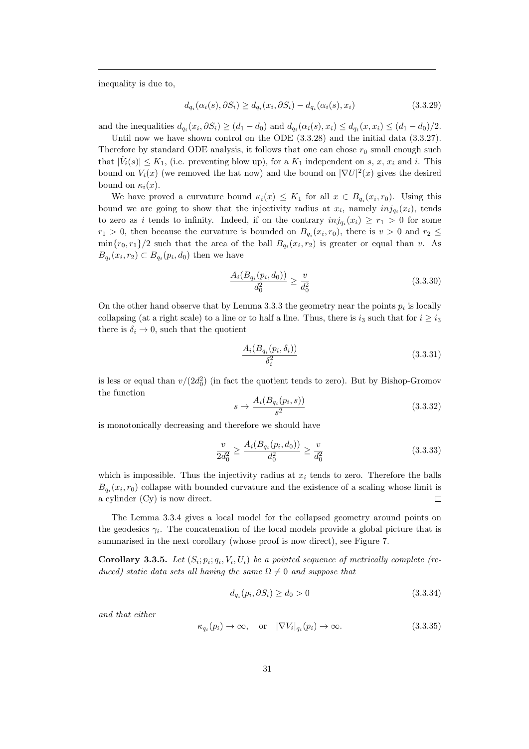inequality is due to,

$$d_{q_i}(\alpha_i(s), \partial S_i) \geq d_{q_i}(x_i, \partial S_i) - d_{q_i}(\alpha_i(s), x_i) \tag{3.3.29}$$

and the inequalities $d_{q_i}(x_i, \partial S_i) \geq (d_1 - d_0)$ and $d_{q_i}(\alpha_i(s), x_i) \leq d_{q_i}(x, x_i) \leq (d_1 - d_0)/2$.

Until now we have shown control on the ODE (3.3.28) and the initial data (3.3.27). Therefore by standard ODE analysis, it follows that one can chose $r_0$ small enough such that $|\hat{V}_i(s)| \leq K_1$, (i.e. preventing blow up), for a $K_1$ independent on $s$, $x$, $x_i$ and $i$. This bound on $V_i(x)$ (we removed the hat now) and the bound on $|\nabla U|^2(x)$ gives the desired bound on $\kappa_i(x)$.

We have proved a curvature bound $\kappa_i(x) \leq K_1$ for all $x \in B_{q_i}(x_i, r_0)$. Using this bound we are going to show that the injectivity radius at $x_i$, namely $inj_{q_i}(x_i)$, tends to zero as $i$ tends to infinity. Indeed, if on the contrary $inj_{q_i}(x_i) \geq r_1 > 0$ for some $r_1 > 0$, then because the curvature is bounded on $B_{q_i}(x_i, r_0)$, there is $v > 0$ and $r_2 \leq \min\{r_0, r_1\}/2$ such that the area of the ball $B_{q_i}(x_i, r_2)$ is greater or equal than $v$. As $B_{q_i}(x_i, r_2) \subset B_{q_i}(p_i, d_0)$ then we have

$$\frac{A_i(B_{q_i}(p_i, d_0))}{d_0^2} \geq \frac{v}{d_0^2} \tag{3.3.30}$$

On the other hand observe that by Lemma 3.3.3 the geometry near the points $p_i$ is locally collapsing (at a right scale) to a line or to half a line. Thus, there is $i_3$ such that for $i \geq i_3$ there is $\delta_i \to 0$, such that the quotient

$$\frac{A_i(B_{q_i}(p_i, \delta_i))}{\delta_i^2} \tag{3.3.31}$$

is less or equal than $v/(2d_0^2)$ (in fact the quotient tends to zero). But by Bishop-Gromov the function

$$s \to \frac{A_i(B_{q_i}(p_i, s))}{s^2} \tag{3.3.32}$$

is monotonically decreasing and therefore we should have

$$\frac{v}{2d_0^2} \geq \frac{A_i(B_{q_i}(p_i, d_0))}{d_0^2} \geq \frac{v}{d_0^2} \tag{3.3.33}$$

which is impossible. Thus the injectivity radius at $x_i$ tends to zero. Therefore the balls $B_{q_i}(x_i, r_0)$ collapse with bounded curvature and the existence of a scaling whose limit is a cylinder (Cy) is now direct. $\square$

The Lemma 3.3.4 gives a local model for the collapsed geometry around points on the geodesics $\gamma_i$. The concatenation of the local models provide a global picture that is summarised in the next corollary (whose proof is now direct), see Figure 7.

**Corollary 3.3.5.** *Let $(S_i; p_i; q_i, V_i, U_i)$ be a pointed sequence of metrically complete (reduced) static data sets all having the same $\Omega \neq 0$ and suppose that*

$$d_{q_i}(p_i, \partial S_i) \geq d_0 > 0 \tag{3.3.34}$$

*and that either*

$$\kappa_{q_i}(p_i) \to \infty, \quad \text{or} \quad |\nabla V_i|_{q_i}(p_i) \to \infty. \tag{3.3.35}$$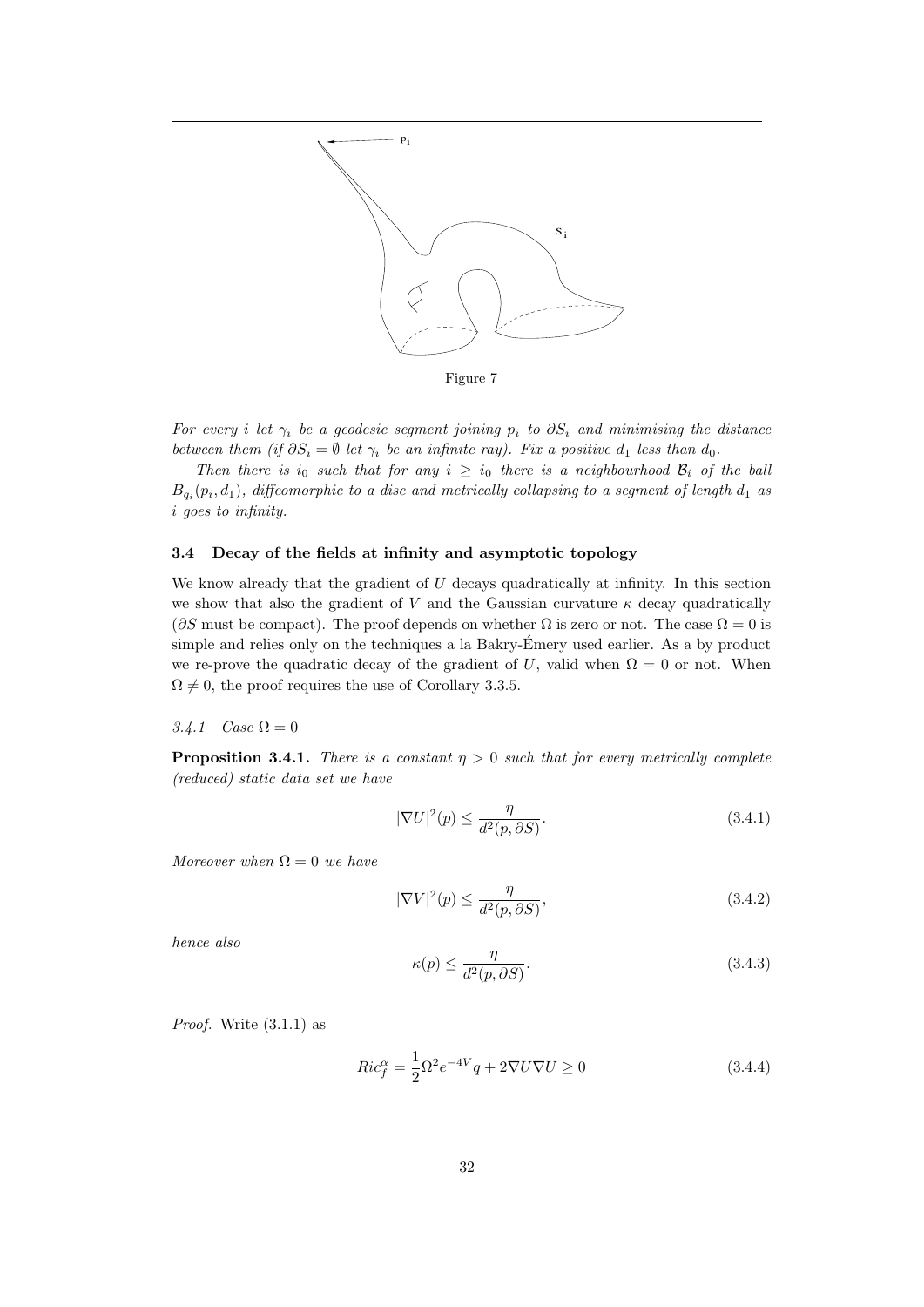Figure 7

*For every $i$ let $\gamma_i$ be a geodesic segment joining $p_i$ to $\partial S_i$ and minimising the distance between them (if $\partial S_i = \emptyset$ let $\gamma_i$ be an infinite ray). Fix a positive $d_1$ less than $d_0$.*

*Then there is $i_0$ such that for any $i \geq i_0$ there is a neighbourhood $\mathcal{B}_i$ of the ball $B_{q_i}(p_i, d_1)$, diffeomorphic to a disc and metrically collapsing to a segment of length $d_1$ as $i$ goes to infinity.*

### 3.4 Decay of the fields at infinity and asymptotic topology

We know already that the gradient of $U$ decays quadratically at infinity. In this section we show that also the gradient of $V$ and the Gaussian curvature $\kappa$ decay quadratically ($\partial S$ must be compact). The proof depends on whether $\Omega$ is zero or not. The case $\Omega = 0$ is simple and relies only on the techniques a la Bakry-Émery used earlier. As a by product we re-prove the quadratic decay of the gradient of $U$, valid when $\Omega = 0$ or not. When $\Omega \neq 0$, the proof requires the use of Corollary 3.3.5.

#### *3.4.1 Case $\Omega = 0$*

**Proposition 3.4.1.** *There is a constant $\eta > 0$ such that for every metrically complete (reduced) static data set we have*

$$|\nabla U|^2(p) \leq \frac{\eta}{d^2(p, \partial S)}. \tag{3.4.1}$$

*Moreover when $\Omega = 0$ we have*

$$|\nabla V|^2(p) \leq \frac{\eta}{d^2(p, \partial S)}, \tag{3.4.2}$$

*hence also*

$$\kappa(p) \leq \frac{\eta}{d^2(p, \partial S)}. \tag{3.4.3}$$

*Proof.* Write (3.1.1) as

$$Ric_f^\alpha = \frac{1}{2}\Omega^2 e^{-4V} q + 2\nabla U \nabla U \geq 0 \tag{3.4.4}$$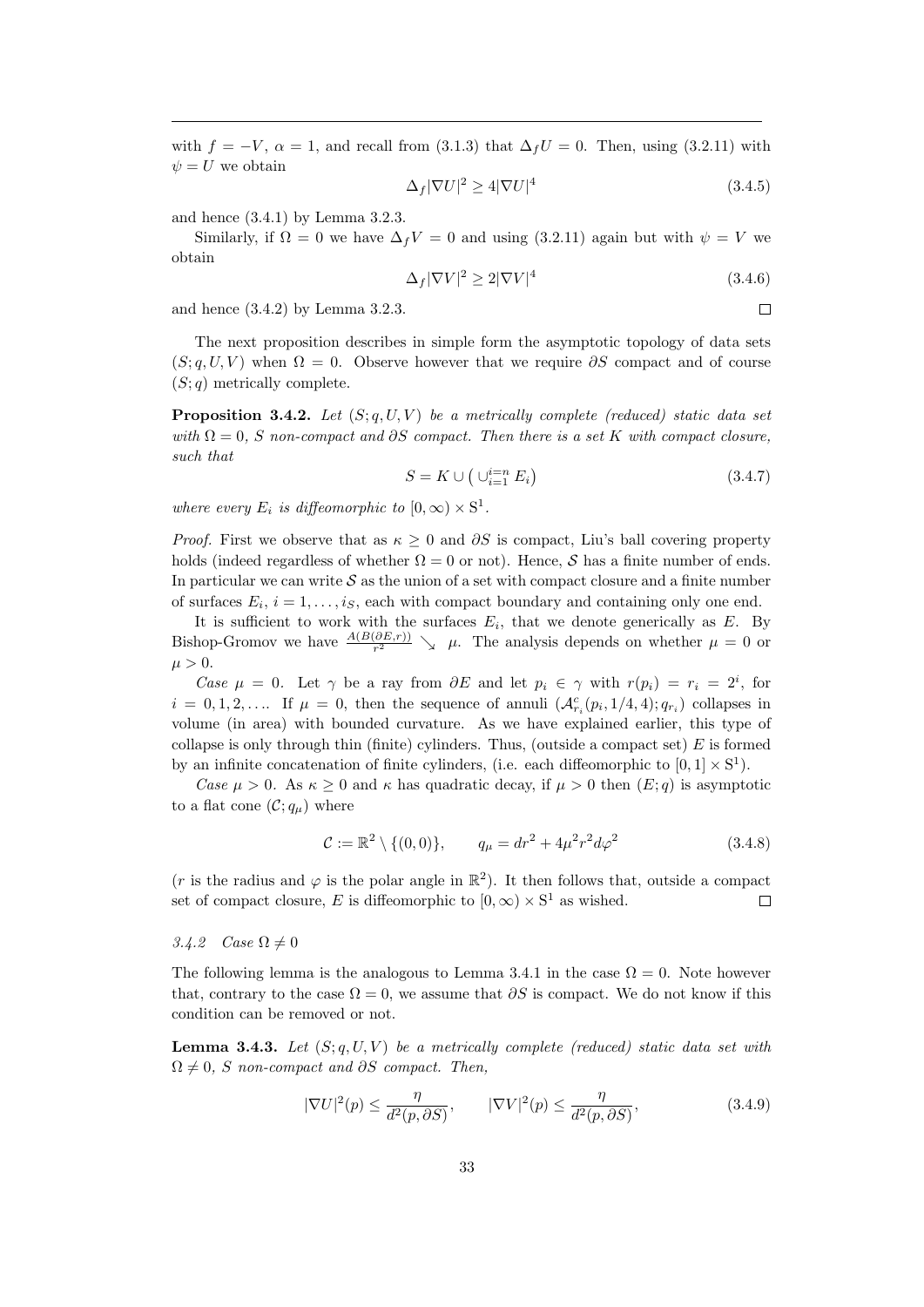with $f = -V$, $\alpha = 1$, and recall from (3.1.3) that $\Delta_f U = 0$. Then, using (3.2.11) with $\psi = U$ we obtain

$$\Delta_f |\nabla U|^2 \geq 4|\nabla U|^4 \tag{3.4.5}$$

and hence (3.4.1) by Lemma 3.2.3.

Similarly, if $\Omega = 0$ we have $\Delta_f V = 0$ and using (3.2.11) again but with $\psi = V$ we obtain

$$\Delta_f |\nabla V|^2 \geq 2|\nabla V|^4 \tag{3.4.6}$$

and hence (3.4.2) by Lemma 3.2.3. □

The next proposition describes in simple form the asymptotic topology of data sets $(S; q, U, V)$ when $\Omega = 0$. Observe however that we require $\partial S$ compact and of course $(S; q)$ metrically complete.

**Proposition 3.4.2.** *Let $(S; q, U, V)$ be a metrically complete (reduced) static data set with $\Omega = 0$, $S$ non-compact and $\partial S$ compact. Then there is a set $K$ with compact closure, such that*

$$S = K \cup \big( \cup_{i=1}^{i=n} E_i \big) \tag{3.4.7}$$

*where every $E_i$ is diffeomorphic to $[0, \infty) \times \mathrm{S}^1$.*

*Proof.* First we observe that as $\kappa \geq 0$ and $\partial S$ is compact, Liu's ball covering property holds (indeed regardless of whether $\Omega = 0$ or not). Hence, $\mathcal{S}$ has a finite number of ends. In particular we can write $\mathcal{S}$ as the union of a set with compact closure and a finite number of surfaces $E_i$, $i = 1, \ldots, i_S$, each with compact boundary and containing only one end.

It is sufficient to work with the surfaces $E_i$, that we denote generically as $E$. By Bishop-Gromov we have $\frac{A(B(\partial E, r))}{r^2} \searrow \mu$. The analysis depends on whether $\mu = 0$ or $\mu > 0$.

*Case $\mu = 0$.* Let $\gamma$ be a ray from $\partial E$ and let $p_i \in \gamma$ with $r(p_i) = r_i = 2^i$, for $i = 0, 1, 2, \ldots$. If $\mu = 0$, then the sequence of annuli $(\mathcal{A}^c_{r_i}(p_i, 1/4, 4); q_{r_i})$ collapses in volume (in area) with bounded curvature. As we have explained earlier, this type of collapse is only through thin (finite) cylinders. Thus, (outside a compact set) $E$ is formed by an infinite concatenation of finite cylinders, (i.e. each diffeomorphic to $[0, 1] \times \mathrm{S}^1$).

*Case $\mu > 0$.* As $\kappa \geq 0$ and $\kappa$ has quadratic decay, if $\mu > 0$ then $(E; q)$ is asymptotic to a flat cone $(\mathcal{C}; q_\mu)$ where

$$\mathcal{C} := \mathbb{R}^2 \setminus \{(0, 0)\}, \qquad q_\mu = dr^2 + 4\mu^2 r^2 d\varphi^2 \tag{3.4.8}$$

($r$ is the radius and $\varphi$ is the polar angle in $\mathbb{R}^2$). It then follows that, outside a compact set of compact closure, $E$ is diffeomorphic to $[0, \infty) \times \mathrm{S}^1$ as wished. □

*3.4.2 Case $\Omega \neq 0$*

The following lemma is the analogous to Lemma 3.4.1 in the case $\Omega = 0$. Note however that, contrary to the case $\Omega = 0$, we assume that $\partial S$ is compact. We do not know if this condition can be removed or not.

**Lemma 3.4.3.** *Let $(S; q, U, V)$ be a metrically complete (reduced) static data set with $\Omega \neq 0$, $S$ non-compact and $\partial S$ compact. Then,*

$$|\nabla U|^2(p) \leq \frac{\eta}{d^2(p, \partial S)}, \qquad |\nabla V|^2(p) \leq \frac{\eta}{d^2(p, \partial S)}, \tag{3.4.9}$$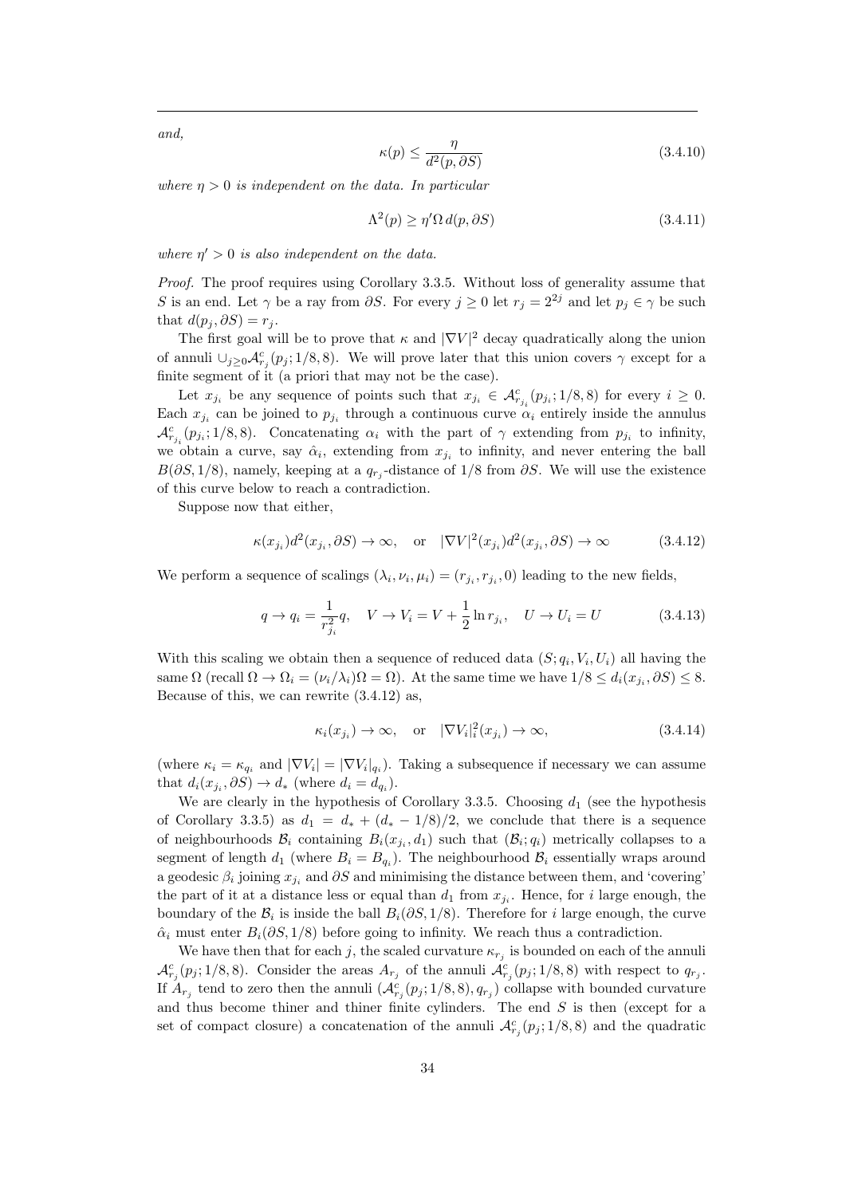*and,*

$$\kappa(p) \leq \frac{\eta}{d^2(p, \partial S)} \tag{3.4.10}$$

*where $\eta > 0$ is independent on the data. In particular*

$$\Lambda^2(p) \geq \eta' \Omega \, d(p, \partial S) \tag{3.4.11}$$

*where $\eta' > 0$ is also independent on the data.*

*Proof.* The proof requires using Corollary 3.3.5. Without loss of generality assume that $S$ is an end. Let $\gamma$ be a ray from $\partial S$. For every $j \geq 0$ let $r_j = 2^{2j}$ and let $p_j \in \gamma$ be such that $d(p_j, \partial S) = r_j$.

The first goal will be to prove that $\kappa$ and $|\nabla V|^2$ decay quadratically along the union of annuli $\cup_{j\geq 0} \mathcal{A}^c_{r_j}(p_j; 1/8, 8)$. We will prove later that this union covers $\gamma$ except for a finite segment of it (a priori that may not be the case).

Let $x_{j_i}$ be any sequence of points such that $x_{j_i} \in \mathcal{A}^c_{r_{j_i}}(p_{j_i}; 1/8, 8)$ for every $i \geq 0$. Each $x_{j_i}$ can be joined to $p_{j_i}$ through a continuous curve $\alpha_i$ entirely inside the annulus $\mathcal{A}^c_{r_{j_i}}(p_{j_i}; 1/8, 8)$. Concatenating $\alpha_i$ with the part of $\gamma$ extending from $p_{j_i}$ to infinity, we obtain a curve, say $\hat{\alpha}_i$, extending from $x_{j_i}$ to infinity, and never entering the ball $B(\partial S, 1/8)$, namely, keeping at a $q_{r_j}$-distance of $1/8$ from $\partial S$. We will use the existence of this curve below to reach a contradiction.

Suppose now that either,

$$\kappa(x_{j_i}) d^2(x_{j_i}, \partial S) \to \infty, \quad \text{or} \quad |\nabla V|^2(x_{j_i}) d^2(x_{j_i}, \partial S) \to \infty \tag{3.4.12}$$

We perform a sequence of scalings $(\lambda_i, \nu_i, \mu_i) = (r_{j_i}, r_{j_i}, 0)$ leading to the new fields,

$$q \to q_i = \frac{1}{r^2_{j_i}} q, \quad V \to V_i = V + \frac{1}{2} \ln r_{j_i}, \quad U \to U_i = U \tag{3.4.13}$$

With this scaling we obtain then a sequence of reduced data $(S; q_i, V_i, U_i)$ all having the same $\Omega$ (recall $\Omega \to \Omega_i = (\nu_i/\lambda_i)\Omega = \Omega$). At the same time we have $1/8 \leq d_i(x_{j_i}, \partial S) \leq 8$. Because of this, we can rewrite (3.4.12) as,

$$\kappa_i(x_{j_i}) \to \infty, \quad \text{or} \quad |\nabla V_i|^2_i(x_{j_i}) \to \infty, \tag{3.4.14}$$

(where $\kappa_i = \kappa_{q_i}$ and $|\nabla V_i| = |\nabla V_i|_{q_i}$). Taking a subsequence if necessary we can assume that $d_i(x_{j_i}, \partial S) \to d_*$ (where $d_i = d_{q_i}$).

We are clearly in the hypothesis of Corollary 3.3.5. Choosing $d_1$ (see the hypothesis of Corollary 3.3.5) as $d_1 = d_* + (d_* - 1/8)/2$, we conclude that there is a sequence of neighbourhoods $\mathcal{B}_i$ containing $B_i(x_{j_i}, d_1)$ such that $(\mathcal{B}_i; q_i)$ metrically collapses to a segment of length $d_1$ (where $B_i = B_{q_i}$). The neighbourhood $\mathcal{B}_i$ essentially wraps around a geodesic $\beta_i$ joining $x_{j_i}$ and $\partial S$ and minimising the distance between them, and 'covering' the part of it at a distance less or equal than $d_1$ from $x_{j_i}$. Hence, for $i$ large enough, the boundary of the $\mathcal{B}_i$ is inside the ball $B_i(\partial S, 1/8)$. Therefore for $i$ large enough, the curve $\hat{\alpha}_i$ must enter $B_i(\partial S, 1/8)$ before going to infinity. We reach thus a contradiction.

We have then that for each $j$, the scaled curvature $\kappa_{r_j}$ is bounded on each of the annuli $\mathcal{A}^c_{r_j}(p_j; 1/8, 8)$. Consider the areas $A_{r_j}$ of the annuli $\mathcal{A}^c_{r_j}(p_j; 1/8, 8)$ with respect to $q_{r_j}$. If $A_{r_j}$ tend to zero then the annuli $(\mathcal{A}^c_{r_j}(p_j; 1/8, 8), q_{r_j})$ collapse with bounded curvature and thus become thiner and thiner finite cylinders. The end $S$ is then (except for a set of compact closure) a concatenation of the annuli $\mathcal{A}^c_{r_j}(p_j; 1/8, 8)$ and the quadratic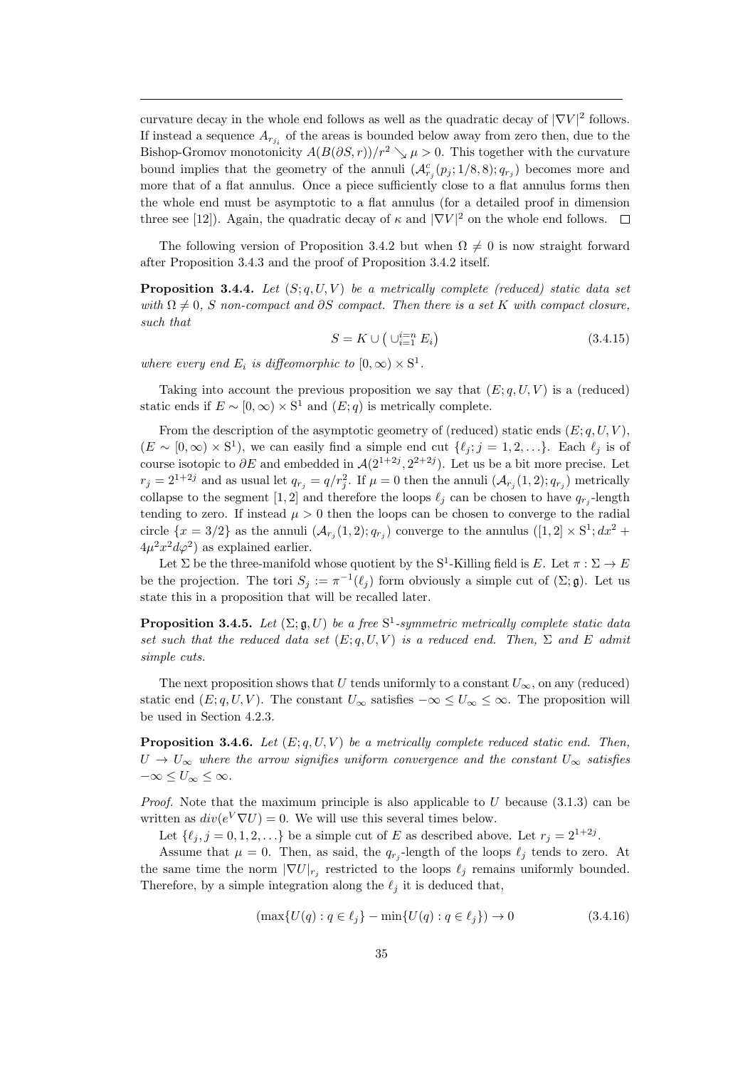curvature decay in the whole end follows as well as the quadratic decay of $|\nabla V|^2$ follows. If instead a sequence $A_{r_{j_i}}$ of the areas is bounded below away from zero then, due to the Bishop-Gromov monotonicity $A(B(\partial S, r))/r^2 \searrow \mu > 0$. This together with the curvature bound implies that the geometry of the annuli $(\mathcal{A}^c_{r_j}(p_j; 1/8, 8); q_{r_j})$ becomes more and more that of a flat annulus. Once a piece sufficiently close to a flat annulus forms then the whole end must be asymptotic to a flat annulus (for a detailed proof in dimension three see [12]). Again, the quadratic decay of $\kappa$ and $|\nabla V|^2$ on the whole end follows. $\square$

The following version of Proposition 3.4.2 but when $\Omega \neq 0$ is now straight forward after Proposition 3.4.3 and the proof of Proposition 3.4.2 itself.

**Proposition 3.4.4.** *Let $(S; q, U, V)$ be a metrically complete (reduced) static data set with $\Omega \neq 0$, $S$ non-compact and $\partial S$ compact. Then there is a set $K$ with compact closure, such that*

$$S = K \cup \big( \cup_{i=1}^{i=n} E_i \big) \tag{3.4.15}$$

*where every end $E_i$ is diffeomorphic to $[0, \infty) \times \mathrm{S}^1$.*

Taking into account the previous proposition we say that $(E; q, U, V)$ is a (reduced) static ends if $E \sim [0, \infty) \times \mathrm{S}^1$ and $(E; q)$ is metrically complete.

From the description of the asymptotic geometry of (reduced) static ends $(E; q, U, V)$, $(E \sim [0, \infty) \times \mathrm{S}^1)$, we can easily find a simple end cut $\{\ell_j; j = 1, 2, \ldots\}$. Each $\ell_j$ is of course isotopic to $\partial E$ and embedded in $\mathcal{A}(2^{1+2j}, 2^{2+2j})$. Let us be a bit more precise. Let $r_j = 2^{1+2j}$ and as usual let $q_{r_j} = q/r_j^2$. If $\mu = 0$ then the annuli $(\mathcal{A}_{r_j}(1, 2); q_{r_j})$ metrically collapse to the segment $[1, 2]$ and therefore the loops $\ell_j$ can be chosen to have $q_{r_j}$-length tending to zero. If instead $\mu > 0$ then the loops can be chosen to converge to the radial circle $\{x = 3/2\}$ as the annuli $(\mathcal{A}_{r_j}(1, 2); q_{r_j})$ converge to the annulus $([1, 2] \times \mathrm{S}^1; dx^2 + 4\mu^2 x^2 d\varphi^2)$ as explained earlier.

Let $\Sigma$ be the three-manifold whose quotient by the $\mathrm{S}^1$-Killing field is $E$. Let $\pi : \Sigma \to E$ be the projection. The tori $S_j := \pi^{-1}(\ell_j)$ form obviously a simple cut of $(\Sigma; \mathfrak{g})$. Let us state this in a proposition that will be recalled later.

**Proposition 3.4.5.** *Let $(\Sigma; \mathfrak{g}, U)$ be a free $\mathrm{S}^1$-symmetric metrically complete static data set such that the reduced data set $(E; q, U, V)$ is a reduced end. Then, $\Sigma$ and $E$ admit simple cuts.*

The next proposition shows that $U$ tends uniformly to a constant $U_\infty$, on any (reduced) static end $(E; q, U, V)$. The constant $U_\infty$ satisfies $-\infty \leq U_\infty \leq \infty$. The proposition will be used in Section 4.2.3.

**Proposition 3.4.6.** *Let $(E; q, U, V)$ be a metrically complete reduced static end. Then, $U \to U_\infty$ where the arrow signifies uniform convergence and the constant $U_\infty$ satisfies $-\infty \leq U_\infty \leq \infty$.*

*Proof.* Note that the maximum principle is also applicable to $U$ because (3.1.3) can be written as $div(e^V \nabla U) = 0$. We will use this several times below.

Let $\{\ell_j, j = 0, 1, 2, \ldots\}$ be a simple cut of $E$ as described above. Let $r_j = 2^{1+2j}$.

Assume that $\mu = 0$. Then, as said, the $q_{r_j}$-length of the loops $\ell_j$ tends to zero. At the same time the norm $|\nabla U|_{r_j}$ restricted to the loops $\ell_j$ remains uniformly bounded. Therefore, by a simple integration along the $\ell_j$ it is deduced that,

$$(\max\{U(q) : q \in \ell_j\} - \min\{U(q) : q \in \ell_j\}) \to 0 \tag{3.4.16}$$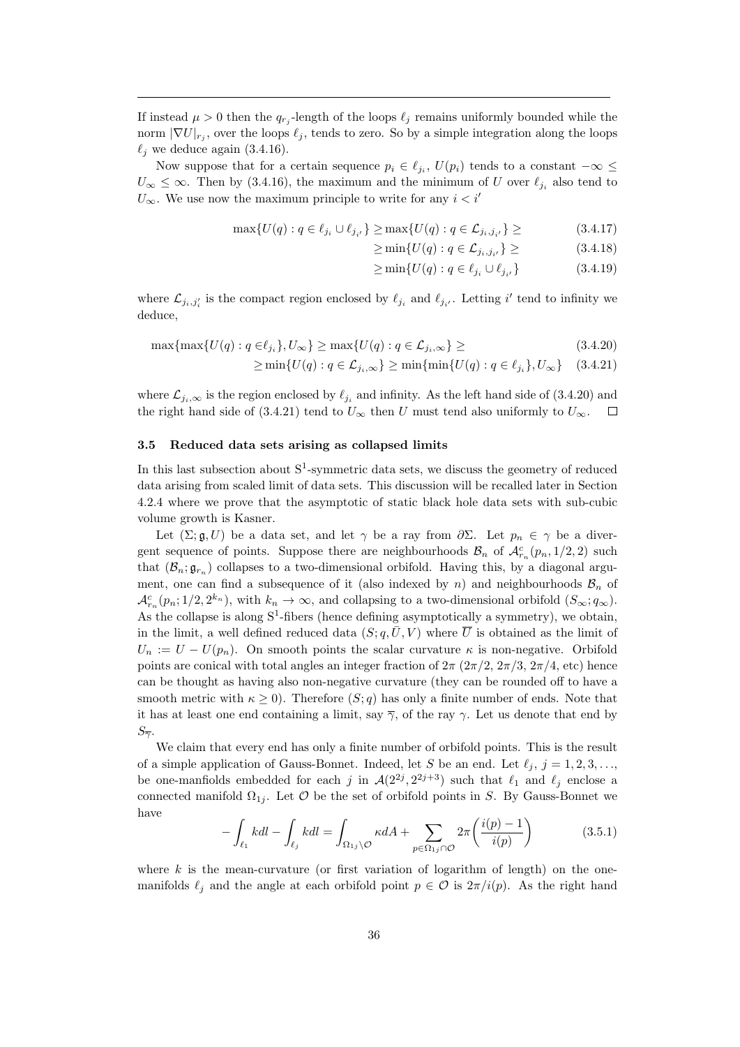If instead $\mu > 0$ then the $q_{r_j}$-length of the loops $\ell_j$ remains uniformly bounded while the norm $|\nabla U|_{r_j}$, over the loops $\ell_j$, tends to zero. So by a simple integration along the loops $\ell_j$ we deduce again (3.4.16).

Now suppose that for a certain sequence $p_i \in \ell_{j_i}$, $U(p_i)$ tends to a constant $-\infty \leq U_\infty \leq \infty$. Then by (3.4.16), the maximum and the minimum of $U$ over $\ell_{j_i}$ also tend to $U_\infty$. We use now the maximum principle to write for any $i < i'$

$$
\max\{U(q) : q \in \ell_{j_i} \cup \ell_{j_{i'}}\} \geq \max\{U(q) : q \in \mathcal{L}_{j_i,j_{i'}}\} \geq \tag{3.4.17}
$$

$$
\geq \min\{U(q) : q \in \mathcal{L}_{j_i,j_{i'}}\} \geq \tag{3.4.18}
$$

$$
\geq \min\{U(q) : q \in \ell_{j_i} \cup \ell_{j_{i'}}\} \tag{3.4.19}
$$

where $\mathcal{L}_{j_i,j'_i}$ is the compact region enclosed by $\ell_{j_i}$ and $\ell_{j_{i'}}$. Letting $i'$ tend to infinity we deduce,

$$
\max\{\max\{U(q) : q \in \ell_{j_i}\}, U_\infty\} \geq \max\{U(q) : q \in \mathcal{L}_{j_i,\infty}\} \geq \tag{3.4.20}
$$

$$
\geq \min\{U(q) : q \in \mathcal{L}_{j_i,\infty}\} \geq \min\{\min\{U(q) : q \in \ell_{j_i}\}, U_\infty\} \tag{3.4.21}
$$

where $\mathcal{L}_{j_i,\infty}$ is the region enclosed by $\ell_{j_i}$ and infinity. As the left hand side of (3.4.20) and the right hand side of (3.4.21) tend to $U_\infty$ then $U$ must tend also uniformly to $U_\infty$. □

### 3.5 Reduced data sets arising as collapsed limits

In this last subsection about $\mathrm{S}^1$-symmetric data sets, we discuss the geometry of reduced data arising from scaled limit of data sets. This discussion will be recalled later in Section 4.2.4 where we prove that the asymptotic of static black hole data sets with sub-cubic volume growth is Kasner.

Let $(\Sigma; \mathfrak{g}, U)$ be a data set, and let $\gamma$ be a ray from $\partial\Sigma$. Let $p_n \in \gamma$ be a divergent sequence of points. Suppose there are neighbourhoods $\mathcal{B}_n$ of $\mathcal{A}^c_{r_n}(p_n, 1/2, 2)$ such that $(\mathcal{B}_n; \mathfrak{g}_{r_n})$ collapses to a two-dimensional orbifold. Having this, by a diagonal argument, one can find a subsequence of it (also indexed by $n$) and neighbourhoods $\mathcal{B}_n$ of $\mathcal{A}^c_{r_n}(p_n; 1/2, 2^{k_n})$, with $k_n \to \infty$, and collapsing to a two-dimensional orbifold $(S_\infty; q_\infty)$. As the collapse is along $\mathrm{S}^1$-fibers (hence defining asymptotically a symmetry), we obtain, in the limit, a well defined reduced data $(S; q, \bar{U}, V)$ where $\overline{U}$ is obtained as the limit of $U_n := U - U(p_n)$. On smooth points the scalar curvature $\kappa$ is non-negative. Orbifold points are conical with total angles an integer fraction of $2\pi$ ($2\pi/2$, $2\pi/3$, $2\pi/4$, etc) hence can be thought as having also non-negative curvature (they can be rounded off to have a smooth metric with $\kappa \geq 0$). Therefore $(S; q)$ has only a finite number of ends. Note that it has at least one end containing a limit, say $\overline{\gamma}$, of the ray $\gamma$. Let us denote that end by $S_{\overline{\gamma}}$.

We claim that every end has only a finite number of orbifold points. This is the result of a simple application of Gauss-Bonnet. Indeed, let $S$ be an end. Let $\ell_j$, $j = 1, 2, 3, \ldots$, be one-manfiolds embedded for each $j$ in $\mathcal{A}(2^{2j}, 2^{2j+3})$ such that $\ell_1$ and $\ell_j$ enclose a connected manifold $\Omega_{1j}$. Let $\mathcal{O}$ be the set of orbifold points in $S$. By Gauss-Bonnet we have

$$
-\int_{\ell_1} k dl - \int_{\ell_j} k dl = \int_{\Omega_{1j} \setminus \mathcal{O}} \kappa dA + \sum_{p \in \Omega_{1j} \cap \mathcal{O}} 2\pi \bigg( \frac{i(p) - 1}{i(p)} \bigg) \tag{3.5.1}
$$

where $k$ is the mean-curvature (or first variation of logarithm of length) on the one-manifolds $\ell_j$ and the angle at each orbifold point $p \in \mathcal{O}$ is $2\pi/i(p)$. As the right hand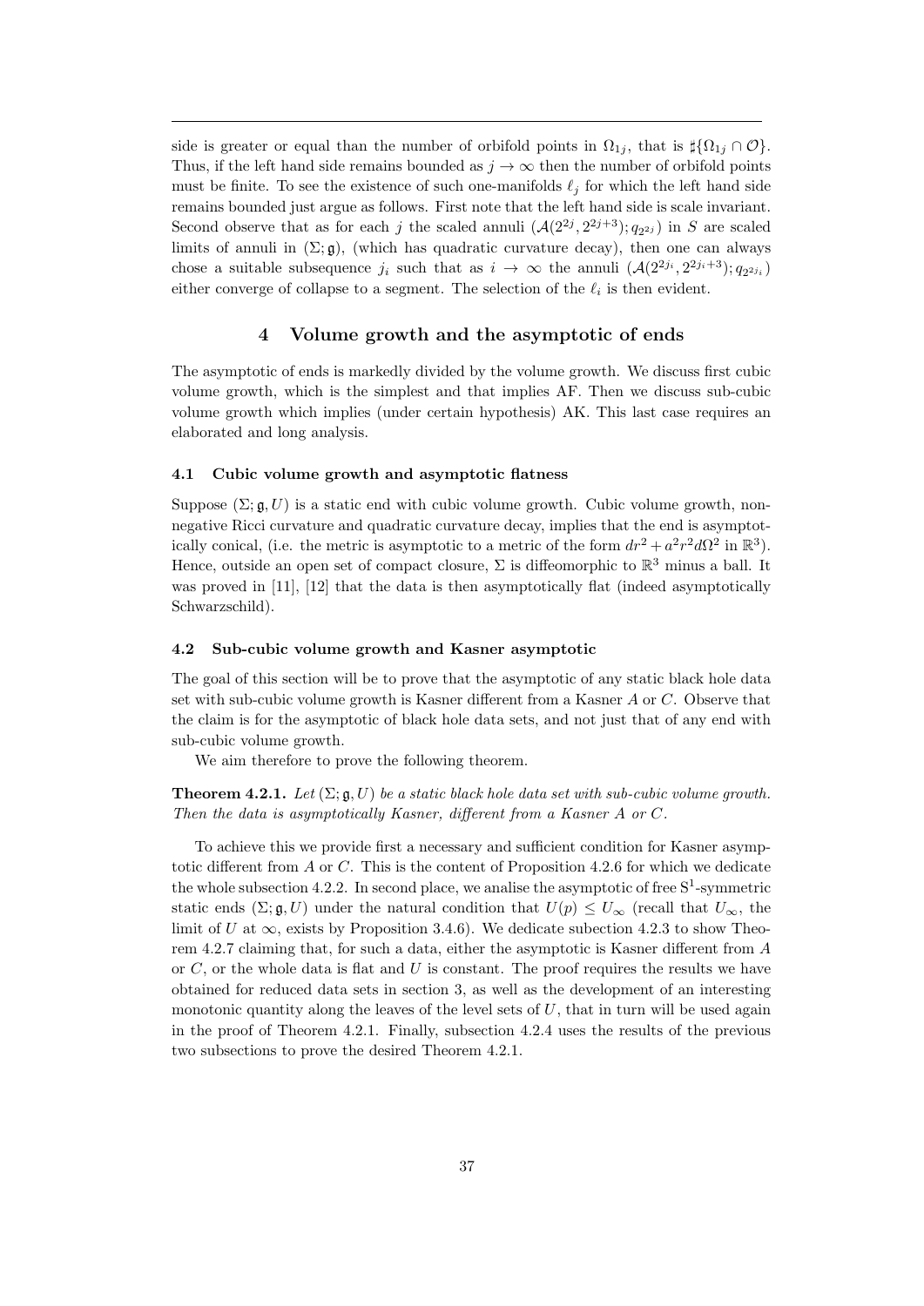side is greater or equal than the number of orbifold points in $\Omega_{1j}$, that is $\sharp\{\Omega_{1j} \cap \mathcal{O}\}$. Thus, if the left hand side remains bounded as $j \to \infty$ then the number of orbifold points must be finite. To see the existence of such one-manifolds $\ell_j$ for which the left hand side remains bounded just argue as follows. First note that the left hand side is scale invariant. Second observe that as for each $j$ the scaled annuli $(\mathcal{A}(2^{2j}, 2^{2j+3}); q_{2^{2j}})$ in $S$ are scaled limits of annuli in $(\Sigma; \mathfrak{g})$, (which has quadratic curvature decay), then one can always chose a suitable subsequence $j_i$ such that as $i \to \infty$ the annuli $(\mathcal{A}(2^{2j_i}, 2^{2j_i+3}); q_{2^{2j_i}})$ either converge of collapse to a segment. The selection of the $\ell_i$ is then evident.

# 4 Volume growth and the asymptotic of ends

The asymptotic of ends is markedly divided by the volume growth. We discuss first cubic volume growth, which is the simplest and that implies AF. Then we discuss sub-cubic volume growth which implies (under certain hypothesis) AK. This last case requires an elaborated and long analysis.

## 4.1 Cubic volume growth and asymptotic flatness

Suppose $(\Sigma; \mathfrak{g}, U)$ is a static end with cubic volume growth. Cubic volume growth, non-negative Ricci curvature and quadratic curvature decay, implies that the end is asymptotically conical, (i.e. the metric is asymptotic to a metric of the form $dr^2 + a^2r^2d\Omega^2$ in $\mathbb{R}^3$). Hence, outside an open set of compact closure, $\Sigma$ is diffeomorphic to $\mathbb{R}^3$ minus a ball. It was proved in [11], [12] that the data is then asymptotically flat (indeed asymptotically Schwarzschild).

## 4.2 Sub-cubic volume growth and Kasner asymptotic

The goal of this section will be to prove that the asymptotic of any static black hole data set with sub-cubic volume growth is Kasner different from a Kasner $A$ or $C$. Observe that the claim is for the asymptotic of black hole data sets, and not just that of any end with sub-cubic volume growth.

We aim therefore to prove the following theorem.

**Theorem 4.2.1.** *Let $(\Sigma; \mathfrak{g}, U)$ be a static black hole data set with sub-cubic volume growth. Then the data is asymptotically Kasner, different from a Kasner $A$ or $C$.*

To achieve this we provide first a necessary and sufficient condition for Kasner asymptotic different from $A$ or $C$. This is the content of Proposition 4.2.6 for which we dedicate the whole subsection 4.2.2. In second place, we analise the asymptotic of free $\mathrm{S}^1$-symmetric static ends $(\Sigma; \mathfrak{g}, U)$ under the natural condition that $U(p) \leq U_\infty$ (recall that $U_\infty$, the limit of $U$ at $\infty$, exists by Proposition 3.4.6). We dedicate subection 4.2.3 to show Theorem 4.2.7 claiming that, for such a data, either the asymptotic is Kasner different from $A$ or $C$, or the whole data is flat and $U$ is constant. The proof requires the results we have obtained for reduced data sets in section 3, as well as the development of an interesting monotonic quantity along the leaves of the level sets of $U$, that in turn will be used again in the proof of Theorem 4.2.1. Finally, subsection 4.2.4 uses the results of the previous two subsections to prove the desired Theorem 4.2.1.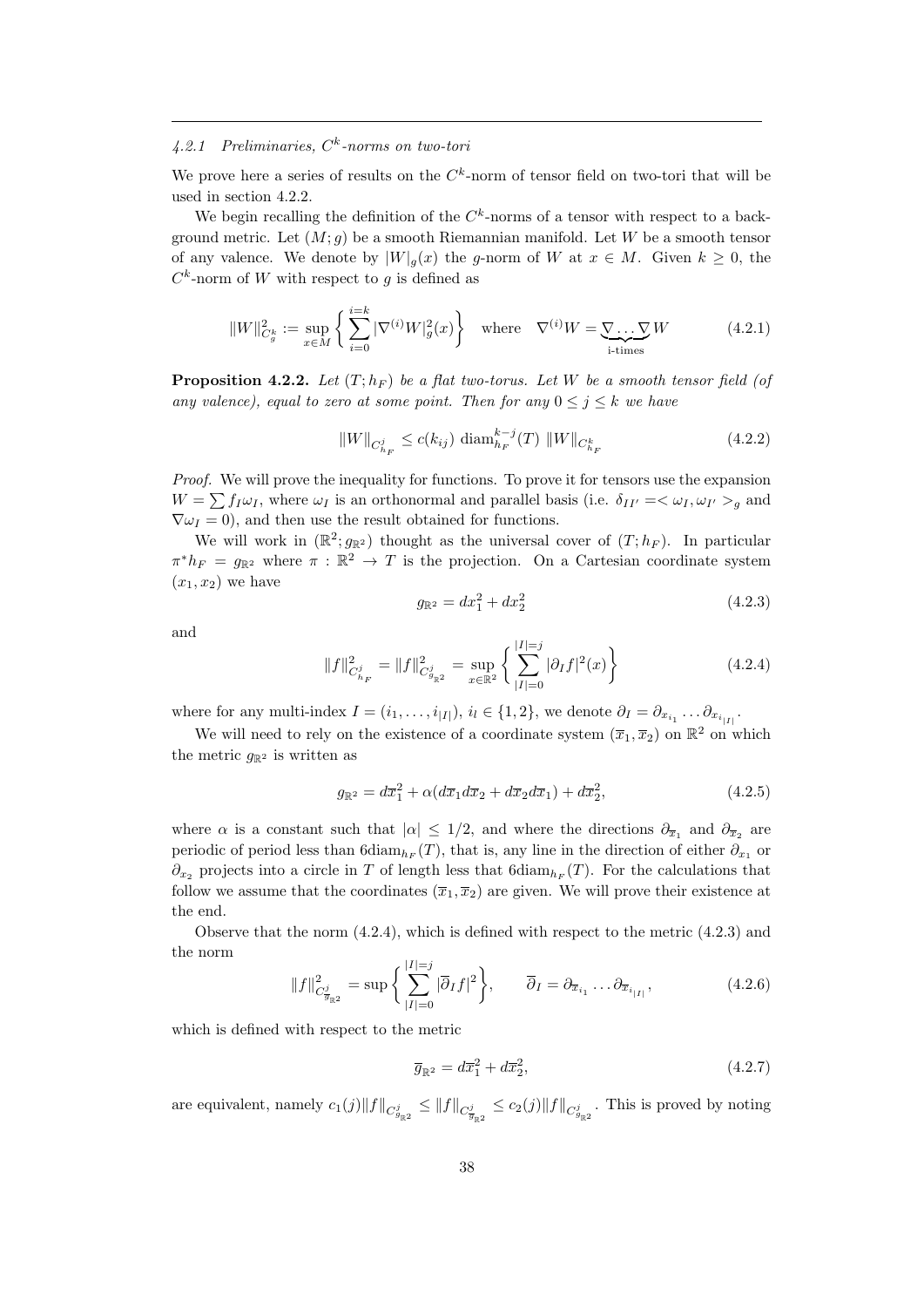#### 4.2.1 Preliminaries, $C^k$-norms on two-tori

We prove here a series of results on the $C^k$-norm of tensor field on two-tori that will be used in section 4.2.2.

We begin recalling the definition of the $C^k$-norms of a tensor with respect to a background metric. Let $(M;g)$ be a smooth Riemannian manifold. Let $W$ be a smooth tensor of any valence. We denote by $|W|_g(x)$ the $g$-norm of $W$ at $x \in M$. Given $k \geq 0$, the $C^k$-norm of $W$ with respect to $g$ is defined as

$$\|W\|^2_{C^k_g} := \sup_{x\in M}\bigg\{\sum_{i=0}^{i=k} |\nabla^{(i)}W|^2_g(x)\bigg\} \quad \text{where} \quad \nabla^{(i)}W = \underbrace{\nabla\ldots\nabla}_{\text{i-times}} W \tag{4.2.1}$$

**Proposition 4.2.2.** *Let $(T;h_F)$ be a flat two-torus. Let $W$ be a smooth tensor field (of any valence), equal to zero at some point. Then for any $0 \leq j \leq k$ we have*

$$\|W\|_{C^j_{h_F}} \leq c(k_{ij})\ \mathrm{diam}^{k-j}_{h_F}(T)\ \|W\|_{C^k_{h_F}} \tag{4.2.2}$$

*Proof.* We will prove the inequality for functions. To prove it for tensors use the expansion $W = \sum f_I \omega_I$, where $\omega_I$ is an orthonormal and parallel basis (i.e. $\delta_{II'} = <\omega_I, \omega_{I'}>_g$ and $\nabla \omega_I = 0$), and then use the result obtained for functions.

We will work in $(\mathbb{R}^2; g_{\mathbb{R}^2})$ thought as the universal cover of $(T;h_F)$. In particular $\pi^* h_F = g_{\mathbb{R}^2}$ where $\pi : \mathbb{R}^2 \to T$ is the projection. On a Cartesian coordinate system $(x_1, x_2)$ we have

$$g_{\mathbb{R}^2} = dx_1^2 + dx_2^2 \tag{4.2.3}$$

and

$$\|f\|^2_{C^j_{h_F}} = \|f\|^2_{C^j_{g_{\mathbb{R}^2}}} = \sup_{x\in\mathbb{R}^2}\bigg\{\sum_{|I|=0}^{|I|=j} |\partial_I f|^2(x)\bigg\} \tag{4.2.4}$$

where for any multi-index $I = (i_1, \ldots, i_{|I|})$, $i_l \in \{1,2\}$, we denote $\partial_I = \partial_{x_{i_1}} \ldots \partial_{x_{i_{|I|}}}$.

We will need to rely on the existence of a coordinate system $(\overline{x}_1, \overline{x}_2)$ on $\mathbb{R}^2$ on which the metric $g_{\mathbb{R}^2}$ is written as

$$g_{\mathbb{R}^2} = d\overline{x}_1^2 + \alpha(d\overline{x}_1 d\overline{x}_2 + d\overline{x}_2 d\overline{x}_1) + d\overline{x}_2^2, \tag{4.2.5}$$

where $\alpha$ is a constant such that $|\alpha| \leq 1/2$, and where the directions $\partial_{\overline{x}_1}$ and $\partial_{\overline{x}_2}$ are periodic of period less than $6\mathrm{diam}_{h_F}(T)$, that is, any line in the direction of either $\partial_{x_1}$ or $\partial_{x_2}$ projects into a circle in $T$ of length less that $6\mathrm{diam}_{h_F}(T)$. For the calculations that follow we assume that the coordinates $(\overline{x}_1, \overline{x}_2)$ are given. We will prove their existence at the end.

Observe that the norm (4.2.4), which is defined with respect to the metric (4.2.3) and the norm

$$\|f\|^2_{C^j_{\overline{g}_{\mathbb{R}^2}}} = \sup\bigg\{\sum_{|I|=0}^{|I|=j} |\overline{\partial}_I f|^2\bigg\}, \qquad \overline{\partial}_I = \partial_{\overline{x}_{i_1}} \ldots \partial_{\overline{x}_{i_{|I|}}}, \tag{4.2.6}$$

which is defined with respect to the metric

$$\overline{g}_{\mathbb{R}^2} = d\overline{x}_1^2 + d\overline{x}_2^2, \tag{4.2.7}$$

are equivalent, namely $c_1(j)\|f\|_{C^j_{g_{\mathbb{R}^2}}} \leq \|f\|_{C^j_{\overline{g}_{\mathbb{R}^2}}} \leq c_2(j)\|f\|_{C^j_{g_{\mathbb{R}^2}}}$. This is proved by noting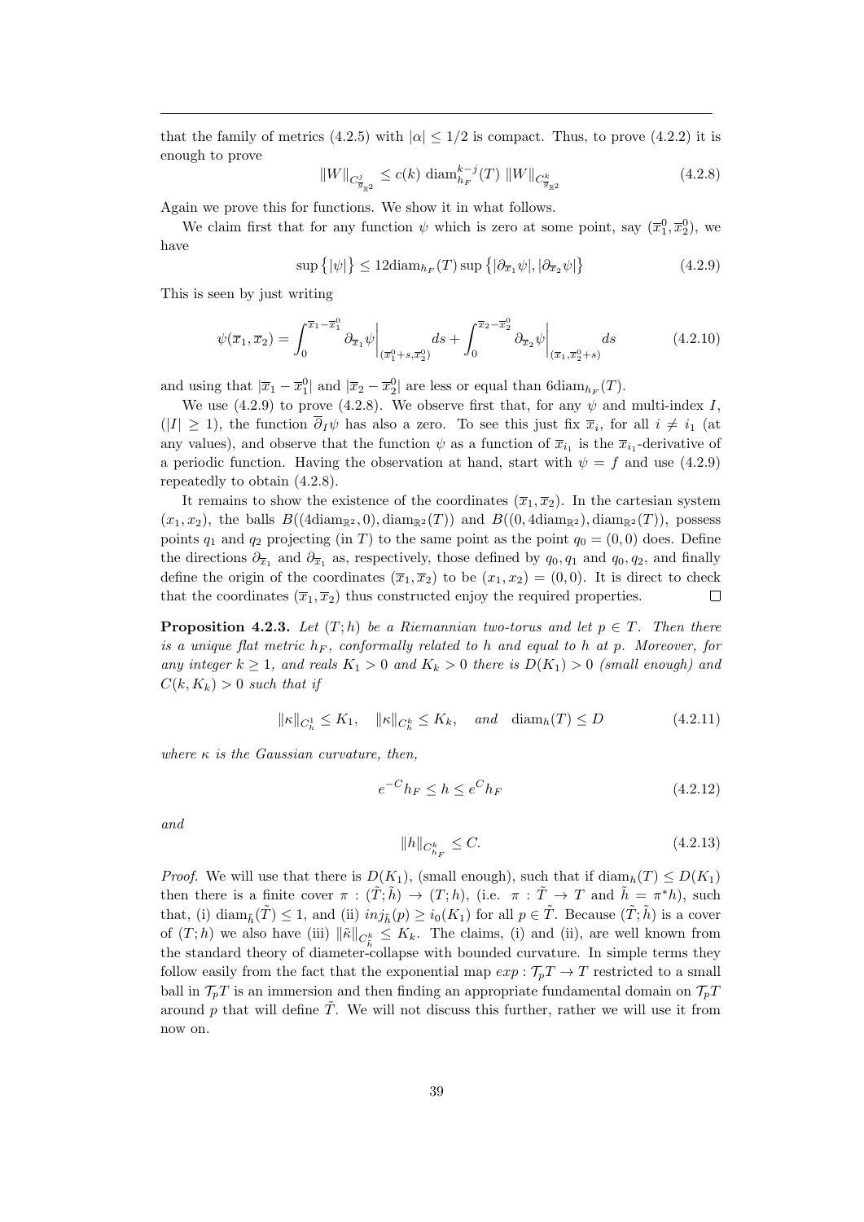that the family of metrics (4.2.5) with $|\alpha| \leq 1/2$ is compact. Thus, to prove (4.2.2) it is enough to prove

$$\|W\|_{C^j_{\overline{g}_{\mathbb{R}^2}}} \leq c(k)\ \mathrm{diam}^{k-j}_{h_F}(T)\ \|W\|_{C^k_{\overline{g}_{\mathbb{R}^2}}} \tag{4.2.8}$$

Again we prove this for functions. We show it in what follows.

We claim first that for any function $\psi$ which is zero at some point, say $(\overline{x}_1^0, \overline{x}_2^0)$, we have

$$\sup\big\{|\psi|\big\} \leq 12\mathrm{diam}_{h_F}(T)\sup\big\{|\partial_{\overline{x}_1}\psi|, |\partial_{\overline{x}_2}\psi|\big\} \tag{4.2.9}$$

This is seen by just writing

$$\psi(\overline{x}_1, \overline{x}_2) = \int_0^{\overline{x}_1 - \overline{x}_1^0} \partial_{\overline{x}_1}\psi\bigg|_{(\overline{x}_1^0+s, \overline{x}_2^0)} ds + \int_0^{\overline{x}_2 - \overline{x}_2^0} \partial_{\overline{x}_2}\psi\bigg|_{(\overline{x}_1, \overline{x}_2^0+s)} ds \tag{4.2.10}$$

and using that $|\overline{x}_1 - \overline{x}_1^0|$ and $|\overline{x}_2 - \overline{x}_2^0|$ are less or equal than $6\mathrm{diam}_{h_F}(T)$.

We use (4.2.9) to prove (4.2.8). We observe first that, for any $\psi$ and multi-index $I$, ($|I| \geq 1$), the function $\overline{\partial}_I\psi$ has also a zero. To see this just fix $\overline{x}_i$, for all $i \neq i_1$ (at any values), and observe that the function $\psi$ as a function of $\overline{x}_{i_1}$ is the $\overline{x}_{i_1}$-derivative of a periodic function. Having the observation at hand, start with $\psi = f$ and use (4.2.9) repeatedly to obtain (4.2.8).

It remains to show the existence of the coordinates $(\overline{x}_1, \overline{x}_2)$. In the cartesian system $(x_1, x_2)$, the balls $B((4\mathrm{diam}_{\mathbb{R}^2}, 0), \mathrm{diam}_{\mathbb{R}^2}(T))$ and $B((0, 4\mathrm{diam}_{\mathbb{R}^2}), \mathrm{diam}_{\mathbb{R}^2}(T))$, possess points $q_1$ and $q_2$ projecting (in $T$) to the same point as the point $q_0 = (0,0)$ does. Define the directions $\partial_{\overline{x}_1}$ and $\partial_{\overline{x}_1}$ as, respectively, those defined by $q_0, q_1$ and $q_0, q_2$, and finally define the origin of the coordinates $(\overline{x}_1, \overline{x}_2)$ to be $(x_1, x_2) = (0,0)$. It is direct to check that the coordinates $(\overline{x}_1, \overline{x}_2)$ thus constructed enjoy the required properties. □

**Proposition 4.2.3.** *Let $(T; h)$ be a Riemannian two-torus and let $p \in T$. Then there is a unique flat metric $h_F$, conformally related to $h$ and equal to $h$ at $p$. Moreover, for any integer $k \geq 1$, and reals $K_1 > 0$ and $K_k > 0$ there is $D(K_1) > 0$ (small enough) and $C(k, K_k) > 0$ such that if*

$$\|\kappa\|_{C^1_h} \leq K_1, \quad \|\kappa\|_{C^k_h} \leq K_k, \quad \textit{and} \quad \mathrm{diam}_h(T) \leq D \tag{4.2.11}$$

*where $\kappa$ is the Gaussian curvature, then,*

$$e^{-C}h_F \leq h \leq e^C h_F \tag{4.2.12}$$

*and*

$$\|h\|_{C^k_{h_F}} \leq C. \tag{4.2.13}$$

*Proof.* We will use that there is $D(K_1)$, (small enough), such that if $\mathrm{diam}_h(T) \leq D(K_1)$ then there is a finite cover $\pi : (\tilde{T}; \tilde{h}) \to (T; h)$, (i.e. $\pi : \tilde{T} \to T$ and $\tilde{h} = \pi^* h$), such that, (i) $\mathrm{diam}_{\tilde{h}}(\tilde{T}) \leq 1$, and (ii) $inj_{\tilde{h}}(p) \geq i_0(K_1)$ for all $p \in \tilde{T}$. Because $(\tilde{T}; \tilde{h})$ is a cover of $(T; h)$ we also have (iii) $\|\tilde{\kappa}\|_{C^k_{\tilde{h}}} \leq K_k$. The claims, (i) and (ii), are well known from the standard theory of diameter-collapse with bounded curvature. In simple terms they follow easily from the fact that the exponential map $exp : \mathcal{T}_pT \to T$ restricted to a small ball in $\mathcal{T}_pT$ is an immersion and then finding an appropriate fundamental domain on $\mathcal{T}_pT$ around $p$ that will define $\tilde{T}$. We will not discuss this further, rather we will use it from now on.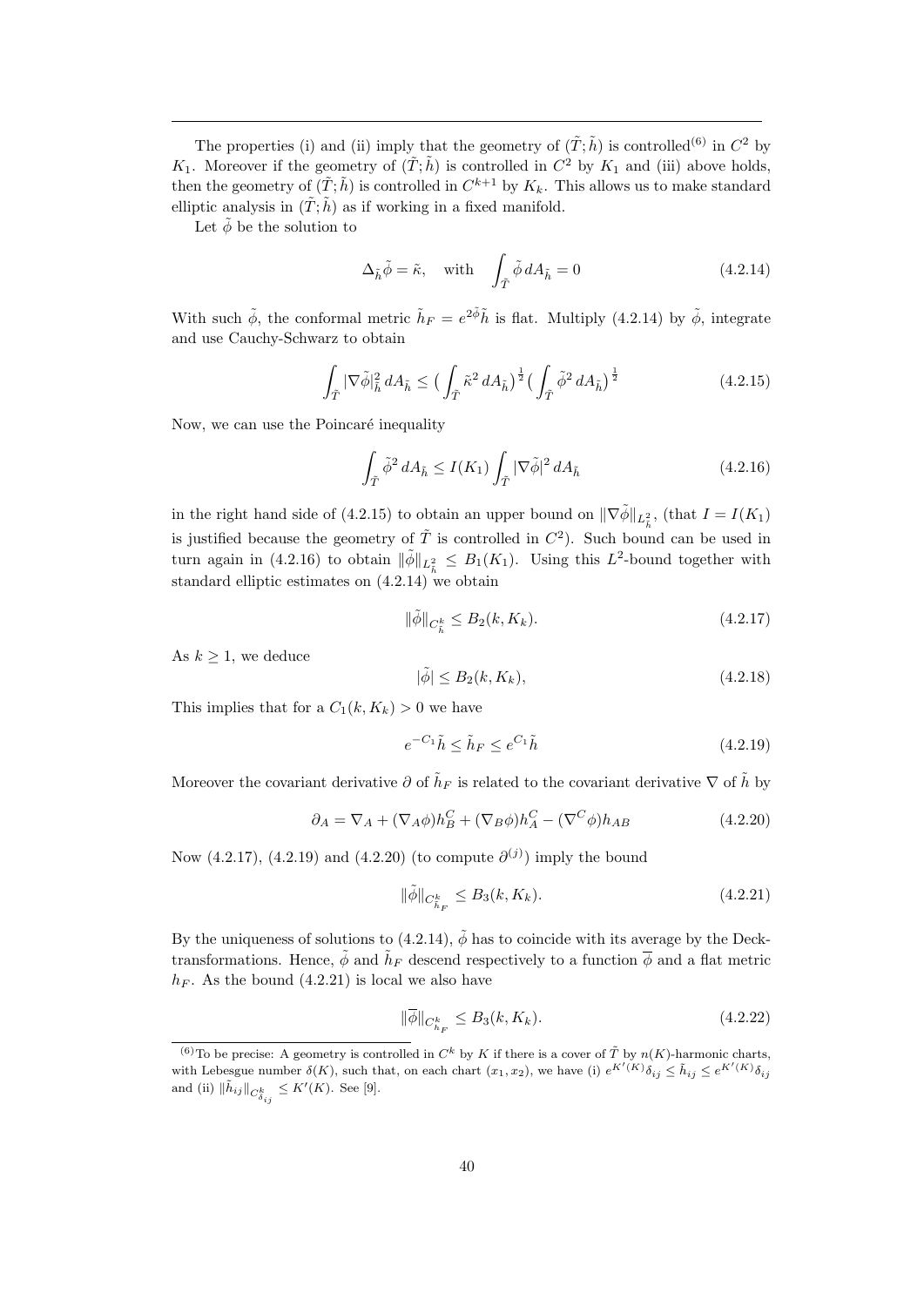The properties (i) and (ii) imply that the geometry of $(\tilde{T};\tilde{h})$ is controlled[(6)] in $C^2$ by $K_1$. Moreover if the geometry of $(\tilde{T};\tilde{h})$ is controlled in $C^2$ by $K_1$ and (iii) above holds, then the geometry of $(\tilde{T};\tilde{h})$ is controlled in $C^{k+1}$ by $K_k$. This allows us to make standard elliptic analysis in $(\tilde{T};\tilde{h})$ as if working in a fixed manifold.

Let $\tilde{\phi}$ be the solution to

$$\Delta_{\tilde{h}}\tilde{\phi} = \tilde{\kappa}, \quad \text{with} \quad \int_{\tilde{T}} \tilde{\phi}\, dA_{\tilde{h}} = 0 \tag{4.2.14}$$

With such $\tilde{\phi}$, the conformal metric $\tilde{h}_F = e^{2\tilde{\phi}}\tilde{h}$ is flat. Multiply (4.2.14) by $\tilde{\phi}$, integrate and use Cauchy-Schwarz to obtain

$$\int_{\tilde{T}} |\nabla\tilde{\phi}|^2_{\tilde{h}}\, dA_{\tilde{h}} \leq \big(\int_{\tilde{T}} \tilde{\kappa}^2\, dA_{\tilde{h}}\big)^{\frac{1}{2}} \big(\int_{\tilde{T}} \tilde{\phi}^2\, dA_{\tilde{h}}\big)^{\frac{1}{2}} \tag{4.2.15}$$

Now, we can use the Poincaré inequality

$$\int_{\tilde{T}} \tilde{\phi}^2\, dA_{\tilde{h}} \leq I(K_1) \int_{\tilde{T}} |\nabla\tilde{\phi}|^2\, dA_{\tilde{h}} \tag{4.2.16}$$

in the right hand side of (4.2.15) to obtain an upper bound on $\|\nabla\tilde{\phi}\|_{L^2_{\tilde{h}}}$, (that $I = I(K_1)$ is justified because the geometry of $\tilde{T}$ is controlled in $C^2$). Such bound can be used in turn again in (4.2.16) to obtain $\|\tilde{\phi}\|_{L^2_{\tilde{h}}} \leq B_1(K_1)$. Using this $L^2$-bound together with standard elliptic estimates on (4.2.14) we obtain

$$\|\tilde{\phi}\|_{C^k_{\tilde{h}}} \leq B_2(k, K_k). \tag{4.2.17}$$

As $k \geq 1$, we deduce

$$|\tilde{\phi}| \leq B_2(k, K_k), \tag{4.2.18}$$

This implies that for a $C_1(k, K_k) > 0$ we have

$$e^{-C_1}\tilde{h} \leq \tilde{h}_F \leq e^{C_1}\tilde{h} \tag{4.2.19}$$

Moreover the covariant derivative $\partial$ of $\tilde{h}_F$ is related to the covariant derivative $\nabla$ of $\tilde{h}$ by

$$\partial_A = \nabla_A + (\nabla_A\phi)h^C_B + (\nabla_B\phi)h^C_A - (\nabla^C\phi)h_{AB} \tag{4.2.20}$$

Now (4.2.17), (4.2.19) and (4.2.20) (to compute $\partial^{(j)}$) imply the bound

$$\|\tilde{\phi}\|_{C^k_{\tilde{h}_F}} \leq B_3(k, K_k). \tag{4.2.21}$$

By the uniqueness of solutions to (4.2.14), $\tilde{\phi}$ has to coincide with its average by the Deck-transformations. Hence, $\tilde{\phi}$ and $\tilde{h}_F$ descend respectively to a function $\overline{\phi}$ and a flat metric $h_F$. As the bound (4.2.21) is local we also have

$$\|\overline{\phi}\|_{C^k_{h_F}} \leq B_3(k, K_k). \tag{4.2.22}$$

---

[(6)] To be precise: A geometry is controlled in $C^k$ by $K$ if there is a cover of $\tilde{T}$ by $n(K)$-harmonic charts, with Lebesgue number $\delta(K)$, such that, on each chart $(x_1, x_2)$, we have (i) $e^{K'(K)}\delta_{ij} \leq \tilde{h}_{ij} \leq e^{K'(K)}\delta_{ij}$ and (ii) $\|\tilde{h}_{ij}\|_{C^k_{\delta_{ij}}} \leq K'(K)$. See [9].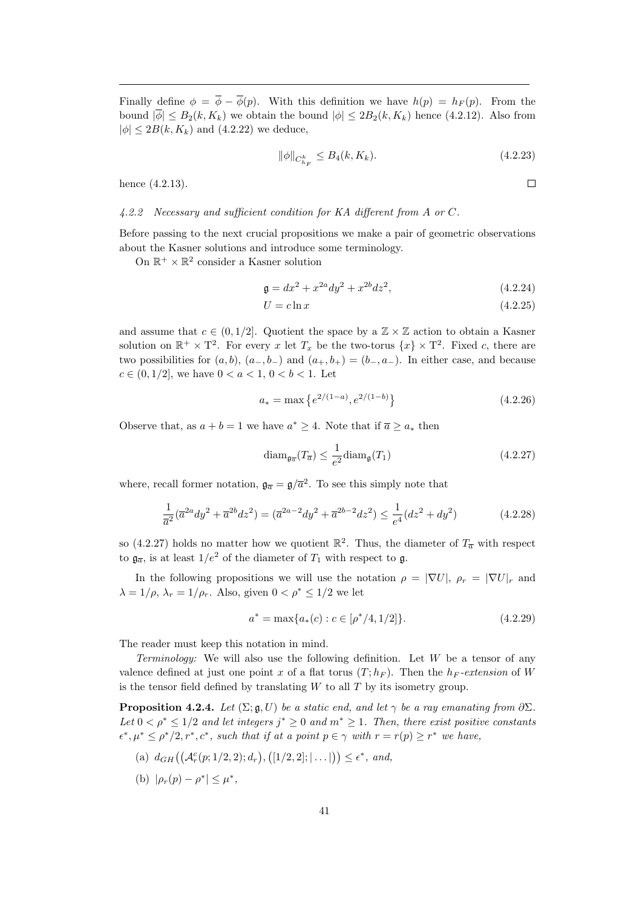Finally define $\phi = \overline{\phi} - \overline{\phi}(p)$. With this definition we have $h(p) = h_F(p)$. From the bound $|\overline{\phi}| \leq B_2(k, K_k)$ we obtain the bound $|\phi| \leq 2B_2(k, K_k)$ hence (4.2.12). Also from $|\phi| \leq 2B(k, K_k)$ and (4.2.22) we deduce,

$$\|\phi\|_{C^k_{h_F}} \leq B_4(k, K_k). \tag{4.2.23}$$

hence (4.2.13). $\square$

*4.2.2 Necessary and sufficient condition for KA different from A or C.*

Before passing to the next crucial propositions we make a pair of geometric observations about the Kasner solutions and introduce some terminology.

On $\mathbb{R}^+ \times \mathbb{R}^2$ consider a Kasner solution

$$\mathfrak{g} = dx^2 + x^{2a} dy^2 + x^{2b} dz^2, \tag{4.2.24}$$

$$U = c \ln x \tag{4.2.25}$$

and assume that $c \in (0, 1/2]$. Quotient the space by a $\mathbb{Z} \times \mathbb{Z}$ action to obtain a Kasner solution on $\mathbb{R}^+ \times \mathrm{T}^2$. For every $x$ let $T_x$ be the two-torus $\{x\} \times \mathrm{T}^2$. Fixed $c$, there are two possibilities for $(a, b)$, $(a_-, b_-)$ and $(a_+, b_+) = (b_-, a_-)$. In either case, and because $c \in (0, 1/2]$, we have $0 < a < 1$, $0 < b < 1$. Let

$$a_* = \max\left\{e^{2/(1-a)}, e^{2/(1-b)}\right\} \tag{4.2.26}$$

Observe that, as $a + b = 1$ we have $a^* \geq 4$. Note that if $\overline{a} \geq a_*$ then

$$\mathrm{diam}_{\mathfrak{g}_{\overline{a}}}(T_{\overline{a}}) \leq \frac{1}{e^2} \mathrm{diam}_{\mathfrak{g}}(T_1) \tag{4.2.27}$$

where, recall former notation, $\mathfrak{g}_{\overline{a}} = \mathfrak{g}/\overline{a}^2$. To see this simply note that

$$\frac{1}{\overline{a}^2}(\overline{a}^{2a} dy^2 + \overline{a}^{2b} dz^2) = (\overline{a}^{2a-2} dy^2 + \overline{a}^{2b-2} dz^2) \leq \frac{1}{e^4}(dz^2 + dy^2) \tag{4.2.28}$$

so (4.2.27) holds no matter how we quotient $\mathbb{R}^2$. Thus, the diameter of $T_{\overline{a}}$ with respect to $\mathfrak{g}_{\overline{a}}$, is at least $1/e^2$ of the diameter of $T_1$ with respect to $\mathfrak{g}$.

In the following propositions we will use the notation $\rho = |\nabla U|$, $\rho_r = |\nabla U|_r$ and $\lambda = 1/\rho$, $\lambda_r = 1/\rho_r$. Also, given $0 < \rho^* \leq 1/2$ we let

$$a^* = \max\{a_*(c) : c \in [\rho^*/4, 1/2]\}. \tag{4.2.29}$$

The reader must keep this notation in mind.

*Terminology:* We will also use the following definition. Let $W$ be a tensor of any valence defined at just one point $x$ of a flat torus $(T; h_F)$. Then the $h_F$*-extension* of $W$ is the tensor field defined by translating $W$ to all $T$ by its isometry group.

**Proposition 4.2.4.** *Let $(\Sigma; \mathfrak{g}, U)$ be a static end, and let $\gamma$ be a ray emanating from $\partial\Sigma$. Let $0 < \rho^* \leq 1/2$ and let integers $j^* \geq 0$ and $m^* \geq 1$. Then, there exist positive constants $\epsilon^*, \mu^* \leq \rho^*/2, r^*, c^*$, such that if at a point $p \in \gamma$ with $r = r(p) \geq r^*$ we have,*

(a) $d_{GH}\big((\mathcal{A}^c_r(p; 1/2, 2); d_r), ([1/2, 2]; |\ldots|)\big) \leq \epsilon^*$, *and,*

(b) $|\rho_r(p) - \rho^*| \leq \mu^*$,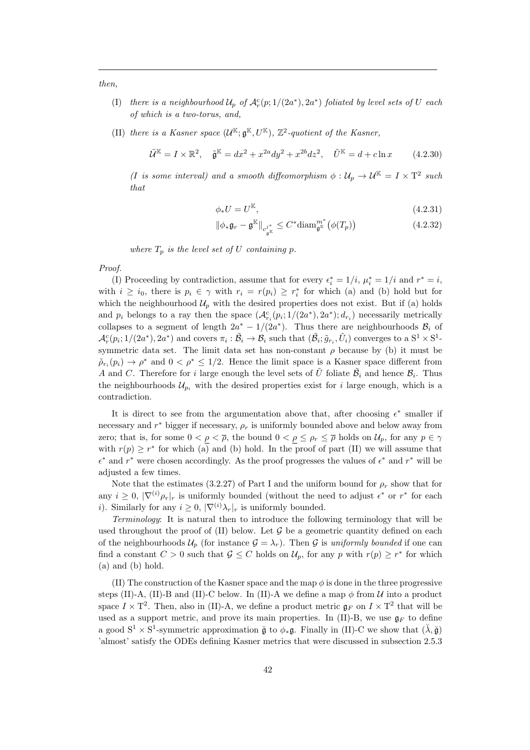*then,*

(I) *there is a neighbourhood $\mathcal{U}_p$ of $\mathcal{A}^c_r(p;1/(2a^*),2a^*)$ foliated by level sets of $U$ each of which is a two-torus, and,*

(II) *there is a Kasner space $(\mathcal{U}^{\mathbb{K}};\mathfrak{g}^{\mathbb{K}},U^{\mathbb{K}})$, $\mathbb{Z}^2$-quotient of the Kasner,*

$$\tilde{\mathcal{U}}^{\mathbb{K}} = I\times \mathbb{R}^2,\quad \tilde{\mathfrak{g}}^{\mathbb{K}} = dx^2 + x^{2a}dy^2 + x^{2b}dz^2,\quad \tilde{U}^{\mathbb{K}} = d + c\ln x \tag{4.2.30}$$

*($I$ is some interval) and a smooth diffeomorphism $\phi:\mathcal{U}_p\to \mathcal{U}^{\mathbb{K}} = I\times \mathrm{T}^2$ such that*

$$\phi_* U = U^{\mathbb{K}}, \tag{4.2.31}$$

$$\|\phi_*\mathfrak{g}_r - \mathfrak{g}^{\mathbb{K}}\|_{C^{j^*}_{\mathfrak{g}^{\mathbb{K}}}} \leq C^*\mathrm{diam}^{m^*}_{\mathfrak{g}^{\mathbb{K}}}\big(\phi(T_p)\big) \tag{4.2.32}$$

*where $T_p$ is the level set of $U$ containing $p$.*

*Proof.*

(I) Proceeding by contradiction, assume that for every $\epsilon^*_i = 1/i$, $\mu^*_i = 1/i$ and $r^* = i$, with $i\geq i_0$, there is $p_i\in\gamma$ with $r_i = r(p_i)\geq r^*_i$ for which (a) and (b) hold but for which the neighbourhood $\mathcal{U}_p$ with the desired properties does not exist. But if (a) holds and $p_i$ belongs to a ray then the space $(\mathcal{A}^c_{r_i}(p_i;1/(2a^*),2a^*);d_{r_i})$ necessarily metrically collapses to a segment of length $2a^* - 1/(2a^*)$. Thus there are neighbourhoods $\mathcal{B}_i$ of $\mathcal{A}^c_r(p_i;1/(2a^*),2a^*)$ and covers $\pi_i:\tilde{\mathcal{B}}_i\to\mathcal{B}_i$ such that $(\tilde{\mathcal{B}}_i;\tilde{g}_{r_i},\tilde{U}_i)$ converges to a $\mathrm{S}^1\times\mathrm{S}^1$-symmetric data set. The limit data set has non-constant $\rho$ because by (b) it must be $\tilde{\rho}_{r_i}(p_i)\to\rho^*$ and $0<\rho^*\leq 1/2$. Hence the limit space is a Kasner space different from $A$ and $C$. Therefore for $i$ large enough the level sets of $\tilde{U}$ foliate $\tilde{\mathcal{B}}_i$ and hence $\mathcal{B}_i$. Thus the neighbourhoods $\mathcal{U}_{p_i}$ with the desired properties exist for $i$ large enough, which is a contradiction.

It is direct to see from the argumentation above that, after choosing $\epsilon^*$ smaller if necessary and $r^*$ bigger if necessary, $\rho_r$ is uniformly bounded above and below away from zero; that is, for some $0<\underline{\rho}<\overline{\rho}$, the bound $0<\underline{\rho}\leq\rho_r\leq\overline{\rho}$ holds on $\mathcal{U}_p$, for any $p\in\gamma$ with $r(p)\geq r^*$ for which (a) and (b) hold. In the proof of part (II) we will assume that $\epsilon^*$ and $r^*$ were chosen accordingly. As the proof progresses the values of $\epsilon^*$ and $r^*$ will be adjusted a few times.

Note that the estimates (3.2.27) of Part I and the uniform bound for $\rho_r$ show that for any $i\geq 0$, $|\nabla^{(i)}\rho_r|_r$ is uniformly bounded (without the need to adjust $\epsilon^*$ or $r^*$ for each $i$). Similarly for any $i\geq 0$, $|\nabla^{(i)}\lambda_r|_r$ is uniformly bounded.

*Terminology*: It is natural then to introduce the following terminology that will be used throughout the proof of (II) below. Let $\mathcal{G}$ be a geometric quantity defined on each of the neighbourhoods $\mathcal{U}_p$ (for instance $\mathcal{G}=\lambda_r$). Then $\mathcal{G}$ is *uniformly bounded* if one can find a constant $C>0$ such that $\mathcal{G}\leq C$ holds on $\mathcal{U}_p$, for any $p$ with $r(p)\geq r^*$ for which (a) and (b) hold.

(II) The construction of the Kasner space and the map $\phi$ is done in the three progressive steps (II)-A, (II)-B and (II)-C below. In (II)-A we define a map $\phi$ from $\mathcal{U}$ into a product space $I\times\mathrm{T}^2$. Then, also in (II)-A, we define a product metric $\mathfrak{g}_F$ on $I\times\mathrm{T}^2$ that will be used as a support metric, and prove its main properties. In (II)-B, we use $\mathfrak{g}_F$ to define a good $\mathrm{S}^1\times\mathrm{S}^1$-symmetric approximation $\breve{\mathfrak{g}}$ to $\phi_*\mathfrak{g}$. Finally in (II)-C we show that $(\breve{\lambda},\breve{\mathfrak{g}})$ 'almost' satisfy the ODEs defining Kasner metrics that were discussed in subsection 2.5.3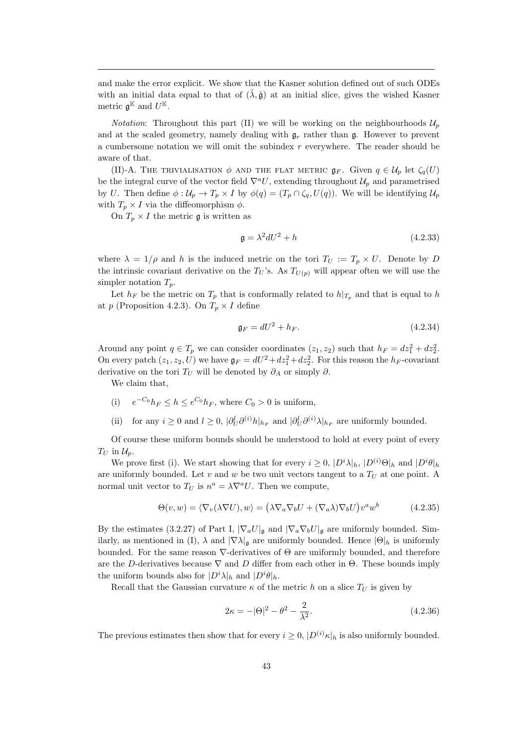and make the error explicit. We show that the Kasner solution defined out of such ODEs with an initial data equal to that of $(\breve{\lambda}, \breve{\mathfrak{g}})$ at an initial slice, gives the wished Kasner metric $\mathfrak{g}^{\mathbb{K}}$ and $U^{\mathbb{K}}$.

*Notation*: Throughout this part (II) we will be working on the neighbourhoods $\mathcal{U}_p$ and at the scaled geometry, namely dealing with $\mathfrak{g}_r$ rather than $\mathfrak{g}$. However to prevent a cumbersome notation we will omit the subindex $r$ everywhere. The reader should be aware of that.

(II)-A. The trivialisation $\phi$ and the flat metric $\mathfrak{g}_F$. Given $q \in \mathcal{U}_p$ let $\zeta_q(U)$ be the integral curve of the vector field $\nabla^a U$, extending throughout $\mathcal{U}_p$ and parametrised by $U$. Then define $\phi : \mathcal{U}_p \to T_p \times I$ by $\phi(q) = (T_p \cap \zeta_q, U(q))$. We will be identifying $\mathcal{U}_p$ with $T_p \times I$ via the diffeomorphism $\phi$.

On $T_p \times I$ the metric $\mathfrak{g}$ is written as

$$\mathfrak{g} = \lambda^2 dU^2 + h \tag{4.2.33}$$

where $\lambda = 1/\rho$ and $h$ is the induced metric on the tori $T_U := T_p \times U$. Denote by $D$ the intrinsic covariant derivative on the $T_U$'s. As $T_{U(p)}$ will appear often we will use the simpler notation $T_p$.

Let $h_F$ be the metric on $T_p$ that is conformally related to $h|_{T_p}$ and that is equal to $h$ at $p$ (Proposition 4.2.3). On $T_p \times I$ define

$$\mathfrak{g}_F = dU^2 + h_F. \tag{4.2.34}$$

Around any point $q \in T_p$ we can consider coordinates $(z_1, z_2)$ such that $h_F = dz_1^2 + dz_2^2$. On every patch $(z_1, z_2, U)$ we have $\mathfrak{g}_F = dU^2 + dz_1^2 + dz_2^2$. For this reason the $h_F$-covariant derivative on the tori $T_U$ will be denoted by $\partial_A$ or simply $\partial$.

We claim that,

(i) $e^{-C_0} h_F \leq h \leq e^{C_0} h_F$, where $C_0 > 0$ is uniform,

(ii) for any $i \geq 0$ and $l \geq 0$, $|\partial_U^l \partial^{(i)} h|_{h_F}$ and $|\partial_U^l \partial^{(i)} \lambda|_{h_F}$ are uniformly bounded.

Of course these uniform bounds should be understood to hold at every point of every $T_U$ in $\mathcal{U}_p$.

We prove first (i). We start showing that for every $i \geq 0$, $|D^i \lambda|_h$, $|D^{(i)} \Theta|_h$ and $|D^i \theta|_h$ are uniformly bounded. Let $v$ and $w$ be two unit vectors tangent to a $T_U$ at one point. A normal unit vector to $T_U$ is $n^a = \lambda \nabla^a U$. Then we compute,

$$\Theta(v, w) = \langle \nabla_v (\lambda \nabla U), w \rangle = \big( \lambda \nabla_a \nabla_b U + (\nabla_a \lambda) \nabla_b U \big) v^a w^b \tag{4.2.35}$$

By the estimates (3.2.27) of Part I, $|\nabla_a U|_{\mathfrak{g}}$ and $|\nabla_a \nabla_b U|_{\mathfrak{g}}$ are uniformly bounded. Similarly, as mentioned in (I), $\lambda$ and $|\nabla \lambda|_{\mathfrak{g}}$ are uniformly bounded. Hence $|\Theta|_h$ is uniformly bounded. For the same reason $\nabla$-derivatives of $\Theta$ are uniformly bounded, and therefore are the $D$-derivatives because $\nabla$ and $D$ differ from each other in $\Theta$. These bounds imply the uniform bounds also for $|D^i \lambda|_h$ and $|D^i \theta|_h$.

Recall that the Gaussian curvature $\kappa$ of the metric $h$ on a slice $T_U$ is given by

$$2\kappa = -|\Theta|^2 - \theta^2 - \frac{2}{\lambda^2}. \tag{4.2.36}$$

The previous estimates then show that for every $i \geq 0$, $|D^{(i)} \kappa|_h$ is also uniformly bounded.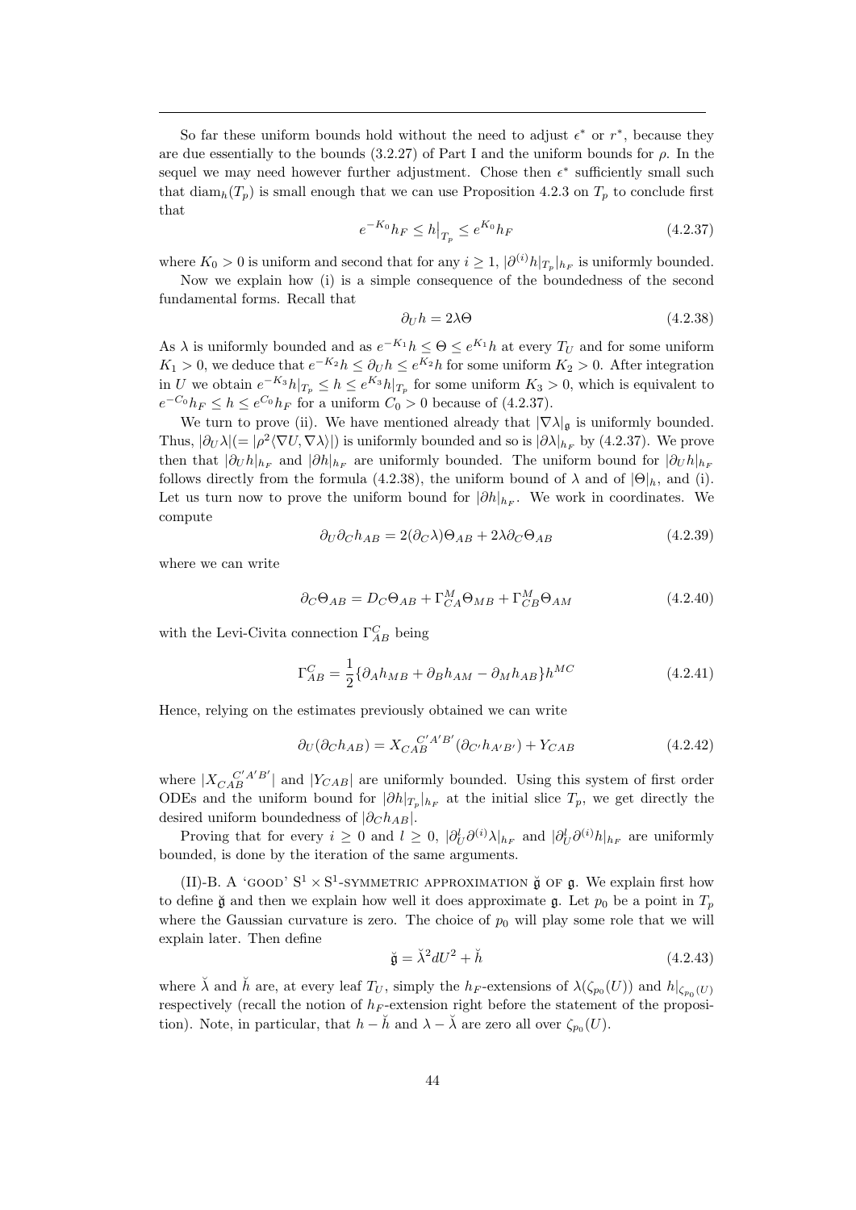So far these uniform bounds hold without the need to adjust $\epsilon^*$ or $r^*$, because they are due essentially to the bounds (3.2.27) of Part I and the uniform bounds for $\rho$. In the sequel we may need however further adjustment. Chose then $\epsilon^*$ sufficiently small such that $\mathrm{diam}_h(T_p)$ is small enough that we can use Proposition 4.2.3 on $T_p$ to conclude first that

$$e^{-K_0}h_F \leq h\big|_{T_p} \leq e^{K_0}h_F \tag{4.2.37}$$

where $K_0 > 0$ is uniform and second that for any $i \geq 1$, $|\partial^{(i)}h|_{T_p}|_{h_F}$ is uniformly bounded.

Now we explain how (i) is a simple consequence of the boundedness of the second fundamental forms. Recall that

$$\partial_U h = 2\lambda\Theta \tag{4.2.38}$$

As $\lambda$ is uniformly bounded and as $e^{-K_1}h \leq \Theta \leq e^{K_1}h$ at every $T_U$ and for some uniform $K_1 > 0$, we deduce that $e^{-K_2}h \leq \partial_U h \leq e^{K_2}h$ for some uniform $K_2 > 0$. After integration in $U$ we obtain $e^{-K_3}h|_{T_p} \leq h \leq e^{K_3}h|_{T_p}$ for some uniform $K_3 > 0$, which is equivalent to $e^{-C_0}h_F \leq h \leq e^{C_0}h_F$ for a uniform $C_0 > 0$ because of (4.2.37).

We turn to prove (ii). We have mentioned already that $|\nabla\lambda|_{\mathfrak{g}}$ is uniformly bounded. Thus, $|\partial_U\lambda|(= |\rho^2\langle\nabla U, \nabla\lambda\rangle|)$ is uniformly bounded and so is $|\partial\lambda|_{h_F}$ by (4.2.37). We prove then that $|\partial_U h|_{h_F}$ and $|\partial h|_{h_F}$ are uniformly bounded. The uniform bound for $|\partial_U h|_{h_F}$ follows directly from the formula (4.2.38), the uniform bound of $\lambda$ and of $|\Theta|_h$, and (i). Let us turn now to prove the uniform bound for $|\partial h|_{h_F}$. We work in coordinates. We compute

$$\partial_U\partial_C h_{AB} = 2(\partial_C\lambda)\Theta_{AB} + 2\lambda\partial_C\Theta_{AB} \tag{4.2.39}$$

where we can write

$$\partial_C\Theta_{AB} = D_C\Theta_{AB} + \Gamma^M_{CA}\Theta_{MB} + \Gamma^M_{CB}\Theta_{AM} \tag{4.2.40}$$

with the Levi-Civita connection $\Gamma^C_{AB}$ being

$$\Gamma^C_{AB} = \frac{1}{2}\{\partial_A h_{MB} + \partial_B h_{AM} - \partial_M h_{AB}\}h^{MC} \tag{4.2.41}$$

Hence, relying on the estimates previously obtained we can write

$$\partial_U(\partial_C h_{AB}) = X_{CAB}^{\;C'A'B'}(\partial_{C'}h_{A'B'}) + Y_{CAB} \tag{4.2.42}$$

where $|X_{CAB}^{\;C'A'B'}|$ and $|Y_{CAB}|$ are uniformly bounded. Using this system of first order ODEs and the uniform bound for $|\partial h|_{T_p}|_{h_F}$ at the initial slice $T_p$, we get directly the desired uniform boundedness of $|\partial_C h_{AB}|$.

Proving that for every $i \geq 0$ and $l \geq 0$, $|\partial^l_U\partial^{(i)}\lambda|_{h_F}$ and $|\partial^l_U\partial^{(i)}h|_{h_F}$ are uniformly bounded, is done by the iteration of the same arguments.

(II)-B. A 'good' $\mathrm{S}^1\times\mathrm{S}^1$-symmetric approximation $\breve{\mathfrak{g}}$ of $\mathfrak{g}$. We explain first how to define $\breve{\mathfrak{g}}$ and then we explain how well it does approximate $\mathfrak{g}$. Let $p_0$ be a point in $T_p$ where the Gaussian curvature is zero. The choice of $p_0$ will play some role that we will explain later. Then define

$$\breve{\mathfrak{g}} = \breve{\lambda}^2 dU^2 + \breve{h} \tag{4.2.43}$$

where $\breve{\lambda}$ and $\breve{h}$ are, at every leaf $T_U$, simply the $h_F$-extensions of $\lambda(\zeta_{p_0}(U))$ and $h|_{\zeta_{p_0}(U)}$ respectively (recall the notion of $h_F$-extension right before the statement of the proposition). Note, in particular, that $h - \breve{h}$ and $\lambda - \breve{\lambda}$ are zero all over $\zeta_{p_0}(U)$.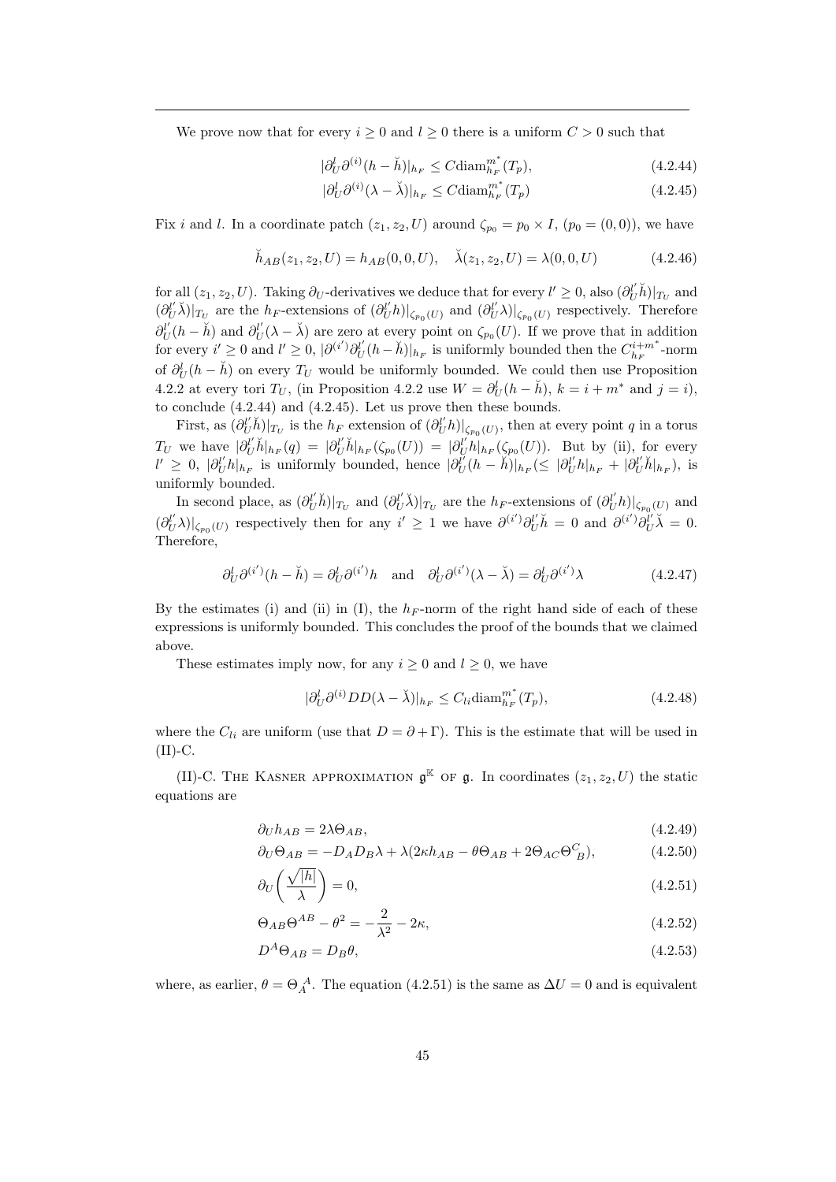We prove now that for every $i \geq 0$ and $l \geq 0$ there is a uniform $C > 0$ such that

$$|\partial_U^l \partial^{(i)}(h - \breve{h})|_{h_F} \leq C \mathrm{diam}_{h_F}^{m^*}(T_p), \tag{4.2.44}$$

$$|\partial_U^l \partial^{(i)}(\lambda - \breve{\lambda})|_{h_F} \leq C \mathrm{diam}_{h_F}^{m^*}(T_p) \tag{4.2.45}$$

Fix $i$ and $l$. In a coordinate patch $(z_1, z_2, U)$ around $\zeta_{p_0} = p_0 \times I$, $(p_0 = (0,0))$, we have

$$\breve{h}_{AB}(z_1, z_2, U) = h_{AB}(0,0,U), \quad \breve{\lambda}(z_1, z_2, U) = \lambda(0,0,U) \tag{4.2.46}$$

for all $(z_1, z_2, U)$. Taking $\partial_U$-derivatives we deduce that for every $l' \geq 0$, also $(\partial_U^{l'}\breve{h})|_{T_U}$ and $(\partial_U^{l'}\breve{\lambda})|_{T_U}$ are the $h_F$-extensions of $(\partial_U^{l'}h)|_{\zeta_{p_0}(U)}$ and $(\partial_U^{l'}\lambda)|_{\zeta_{p_0}(U)}$ respectively. Therefore $\partial_U^{l'}(h - \breve{h})$ and $\partial_U^{l'}(\lambda - \breve{\lambda})$ are zero at every point on $\zeta_{p_0}(U)$. If we prove that in addition for every $i' \geq 0$ and $l' \geq 0$, $|\partial^{(i')}\partial_U^{l'}(h - \breve{h})|_{h_F}$ is uniformly bounded then the $C_{h_F}^{i+m^*}$-norm of $\partial_U^l(h - \breve{h})$ on every $T_U$ would be uniformly bounded. We could then use Proposition 4.2.2 at every tori $T_U$, (in Proposition 4.2.2 use $W = \partial_U^l(h - \breve{h})$, $k = i + m^*$ and $j = i$), to conclude (4.2.44) and (4.2.45). Let us prove then these bounds.

First, as $(\partial_U^{l'}\breve{h})|_{T_U}$ is the $h_F$ extension of $(\partial_U^{l'}h)|_{\zeta_{p_0}(U)}$, then at every point $q$ in a torus $T_U$ we have $|\partial_U^{l'}\breve{h}|_{h_F}(q) = |\partial_U^{l'}\breve{h}|_{h_F}(\zeta_{p_0}(U)) = |\partial_U^{l'}h|_{h_F}(\zeta_{p_0}(U))$. But by (ii), for every $l' \geq 0$, $|\partial_U^{l'}h|_{h_F}$ is uniformly bounded, hence $|\partial_U^{l'}(h - \breve{h})|_{h_F} (\leq |\partial_U^{l'}h|_{h_F} + |\partial_U^{l'}\breve{h}|_{h_F})$, is uniformly bounded.

In second place, as $(\partial_U^{l'}\breve{h})|_{T_U}$ and $(\partial_U^{l'}\breve{\lambda})|_{T_U}$ are the $h_F$-extensions of $(\partial_U^{l'}h)|_{\zeta_{p_0}(U)}$ and $(\partial_U^{l'}\lambda)|_{\zeta_{p_0}(U)}$ respectively then for any $i' \geq 1$ we have $\partial^{(i')}\partial_U^{l'}\breve{h} = 0$ and $\partial^{(i')}\partial_U^{l'}\breve{\lambda} = 0$. Therefore,

$$\partial_U^l \partial^{(i')}(h - \breve{h}) = \partial_U^l \partial^{(i')} h \quad \text{and} \quad \partial_U^l \partial^{(i')}(\lambda - \breve{\lambda}) = \partial_U^l \partial^{(i')}\lambda \tag{4.2.47}$$

By the estimates (i) and (ii) in (I), the $h_F$-norm of the right hand side of each of these expressions is uniformly bounded. This concludes the proof of the bounds that we claimed above.

These estimates imply now, for any $i \geq 0$ and $l \geq 0$, we have

$$|\partial_U^l \partial^{(i)} DD(\lambda - \breve{\lambda})|_{h_F} \leq C_{li} \mathrm{diam}_{h_F}^{m^*}(T_p), \tag{4.2.48}$$

where the $C_{li}$ are uniform (use that $D = \partial + \Gamma$). This is the estimate that will be used in (II)-C.

(II)-C. The Kasner approximation $\mathfrak{g}^{\mathbb{K}}$ of $\mathfrak{g}$. In coordinates $(z_1, z_2, U)$ the static equations are

$$\partial_U h_{AB} = 2\lambda \Theta_{AB}, \tag{4.2.49}$$

$$\partial_U \Theta_{AB} = -D_A D_B \lambda + \lambda(2\kappa h_{AB} - \theta \Theta_{AB} + 2\Theta_{AC}\Theta^C_{\ B}), \tag{4.2.50}$$

$$\partial_U \left( \frac{\sqrt{|h|}}{\lambda} \right) = 0, \tag{4.2.51}$$

$$\Theta_{AB}\Theta^{AB} - \theta^2 = -\frac{2}{\lambda^2} - 2\kappa, \tag{4.2.52}$$

$$D^A \Theta_{AB} = D_B \theta, \tag{4.2.53}$$

where, as earlier, $\theta = \Theta_A^{\ A}$. The equation (4.2.51) is the same as $\Delta U = 0$ and is equivalent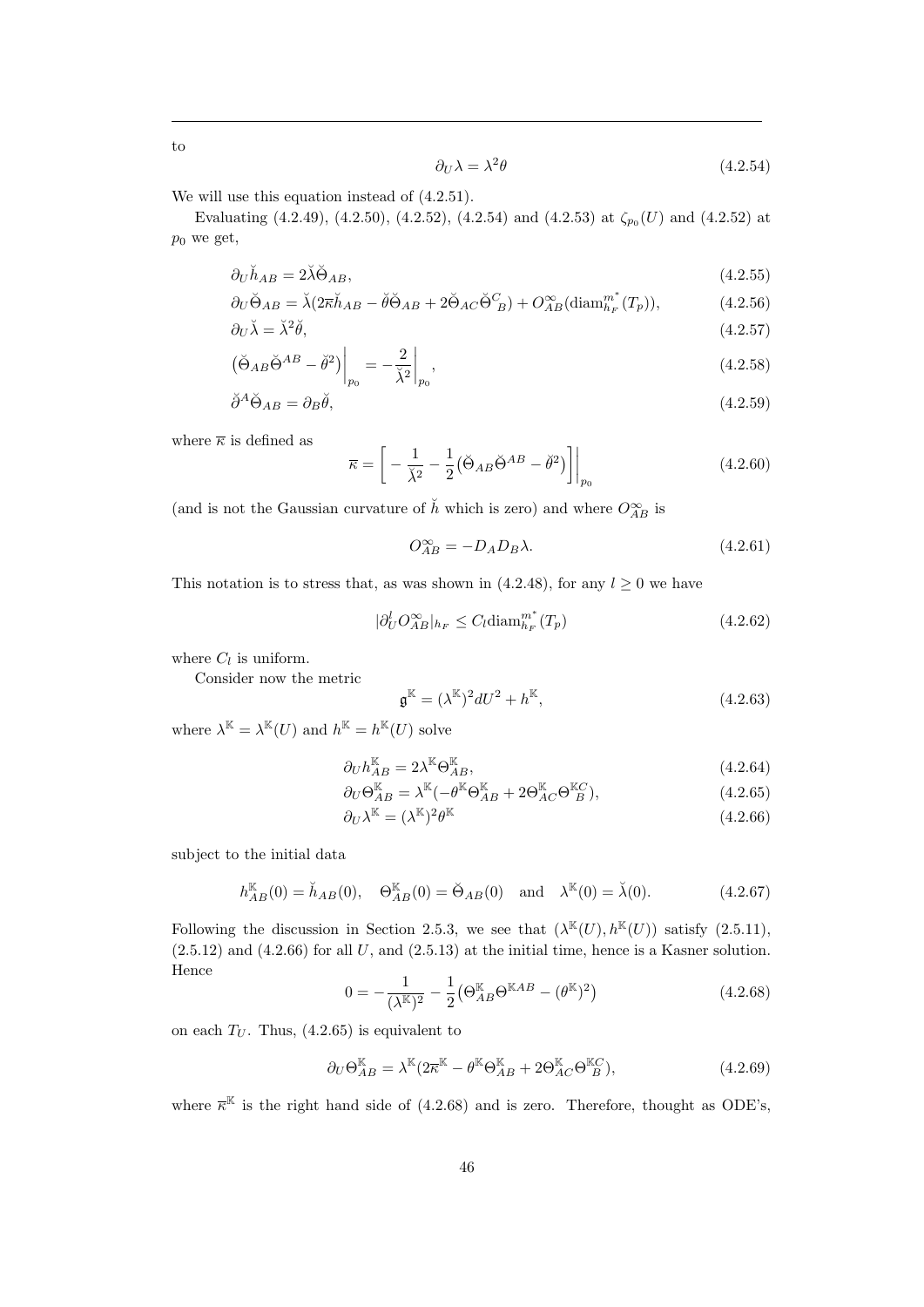to

$$\partial_U \lambda = \lambda^2 \theta \tag{4.2.54}$$

We will use this equation instead of (4.2.51).

Evaluating (4.2.49), (4.2.50), (4.2.52), (4.2.54) and (4.2.53) at $\zeta_{p_0}(U)$ and (4.2.52) at $p_0$ we get,

$$\partial_U \breve{h}_{AB} = 2\breve{\lambda}\breve{\Theta}_{AB}, \tag{4.2.55}$$

$$\partial_U \breve{\Theta}_{AB} = \breve{\lambda}(2\overline{\kappa}\breve{h}_{AB} - \breve{\theta}\breve{\Theta}_{AB} + 2\breve{\Theta}_{AC}\breve{\Theta}^{C}_{\ B}) + O^{\infty}_{AB}(\mathrm{diam}^{m^*}_{h_F}(T_p)), \tag{4.2.56}$$

$$\partial_U \breve{\lambda} = \breve{\lambda}^2\breve{\theta}, \tag{4.2.57}$$

$$\left(\breve{\Theta}_{AB}\breve{\Theta}^{AB} - \breve{\theta}^2\right)\Big|_{p_0} = -\frac{2}{\breve{\lambda}^2}\Big|_{p_0}, \tag{4.2.58}$$

$$\breve{\partial}^A\breve{\Theta}_{AB} = \partial_B\breve{\theta}, \tag{4.2.59}$$

where $\overline{\kappa}$ is defined as

$$\overline{\kappa} = \left[-\frac{1}{\breve{\lambda}^2} - \frac{1}{2}\left(\breve{\Theta}_{AB}\breve{\Theta}^{AB} - \breve{\theta}^2\right)\right]\Big|_{p_0} \tag{4.2.60}$$

(and is not the Gaussian curvature of $\breve{h}$ which is zero) and where $O^{\infty}_{AB}$ is

$$O^{\infty}_{AB} = -D_A D_B \lambda. \tag{4.2.61}$$

This notation is to stress that, as was shown in (4.2.48), for any $l \geq 0$ we have

$$|\partial^l_U O^{\infty}_{AB}|_{h_F} \leq C_l \mathrm{diam}^{m^*}_{h_F}(T_p) \tag{4.2.62}$$

where $C_l$ is uniform.

Consider now the metric

$$\mathfrak{g}^{\mathbb{K}} = (\lambda^{\mathbb{K}})^2 dU^2 + h^{\mathbb{K}}, \tag{4.2.63}$$

where $\lambda^{\mathbb{K}} = \lambda^{\mathbb{K}}(U)$ and $h^{\mathbb{K}} = h^{\mathbb{K}}(U)$ solve

$$\partial_U h^{\mathbb{K}}_{AB} = 2\lambda^{\mathbb{K}}\Theta^{\mathbb{K}}_{AB}, \tag{4.2.64}$$

$$\partial_U \Theta^{\mathbb{K}}_{AB} = \lambda^{\mathbb{K}}(-\theta^{\mathbb{K}}\Theta^{\mathbb{K}}_{AB} + 2\Theta^{\mathbb{K}}_{AC}\Theta^{\mathbb{K}C}_{\ \ B}), \tag{4.2.65}$$

$$\partial_U \lambda^{\mathbb{K}} = (\lambda^{\mathbb{K}})^2\theta^{\mathbb{K}} \tag{4.2.66}$$

subject to the initial data

$$h^{\mathbb{K}}_{AB}(0) = \breve{h}_{AB}(0), \quad \Theta^{\mathbb{K}}_{AB}(0) = \breve{\Theta}_{AB}(0) \quad \text{and} \quad \lambda^{\mathbb{K}}(0) = \breve{\lambda}(0). \tag{4.2.67}$$

Following the discussion in Section 2.5.3, we see that $(\lambda^{\mathbb{K}}(U), h^{\mathbb{K}}(U))$ satisfy (2.5.11), (2.5.12) and (4.2.66) for all $U$, and (2.5.13) at the initial time, hence is a Kasner solution. Hence

$$0 = -\frac{1}{(\lambda^{\mathbb{K}})^2} - \frac{1}{2}\left(\Theta^{\mathbb{K}}_{AB}\Theta^{\mathbb{K}AB} - (\theta^{\mathbb{K}})^2\right) \tag{4.2.68}$$

on each $T_U$. Thus, (4.2.65) is equivalent to

$$\partial_U \Theta^{\mathbb{K}}_{AB} = \lambda^{\mathbb{K}}(2\overline{\kappa}^{\mathbb{K}} - \theta^{\mathbb{K}}\Theta^{\mathbb{K}}_{AB} + 2\Theta^{\mathbb{K}}_{AC}\Theta^{\mathbb{K}C}_{\ \ B}), \tag{4.2.69}$$

where $\overline{\kappa}^{\mathbb{K}}$ is the right hand side of (4.2.68) and is zero. Therefore, thought as ODE's,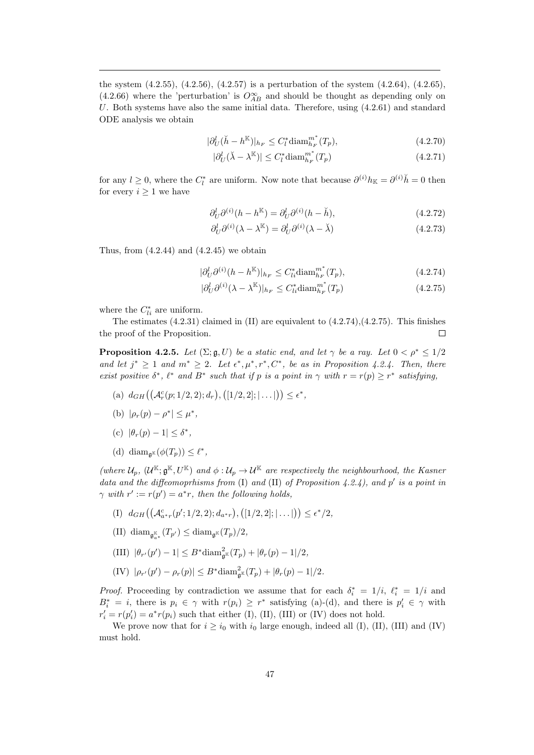the system (4.2.55), (4.2.56), (4.2.57) is a perturbation of the system (4.2.64), (4.2.65), (4.2.66) where the 'perturbation' is $O^{\infty}_{AB}$ and should be thought as depending only on $U$. Both systems have also the same initial data. Therefore, using (4.2.61) and standard ODE analysis we obtain

$$|\partial^l_U(\check{h} - h^{\mathbb{K}})|_{h_F} \leq C^*_l \mathrm{diam}^{m^*}_{h_F}(T_p), \tag{4.2.70}$$

$$|\partial^l_U(\check{\lambda} - \lambda^{\mathbb{K}})| \leq C^*_l \mathrm{diam}^{m^*}_{h_F}(T_p) \tag{4.2.71}$$

for any $l \geq 0$, where the $C^*_l$ are uniform. Now note that because $\partial^{(i)} h_{\mathbb{K}} = \partial^{(i)} \check{h} = 0$ then for every $i \geq 1$ we have

$$\partial^l_U \partial^{(i)}(h - h^{\mathbb{K}}) = \partial^l_U \partial^{(i)}(h - \check{h}), \tag{4.2.72}$$

$$\partial^l_U \partial^{(i)}(\lambda - \lambda^{\mathbb{K}}) = \partial^l_U \partial^{(i)}(\lambda - \check{\lambda}) \tag{4.2.73}$$

Thus, from (4.2.44) and (4.2.45) we obtain

$$|\partial^l_U \partial^{(i)}(h - h^{\mathbb{K}})|_{h_F} \leq C^*_{li} \mathrm{diam}^{m^*}_{h_F}(T_p), \tag{4.2.74}$$

$$|\partial^l_U \partial^{(i)}(\lambda - \lambda^{\mathbb{K}})|_{h_F} \leq C^*_{li} \mathrm{diam}^{m^*}_{h_F}(T_p) \tag{4.2.75}$$

where the $C^*_{li}$ are uniform.

The estimates (4.2.31) claimed in (II) are equivalent to (4.2.74),(4.2.75). This finishes the proof of the Proposition. □

**Proposition 4.2.5.** *Let $(\Sigma; \mathfrak{g}, U)$ be a static end, and let $\gamma$ be a ray. Let $0 < \rho^* \leq 1/2$ and let $j^* \geq 1$ and $m^* \geq 2$. Let $\epsilon^*, \mu^*, r^*, C^*$, be as in Proposition 4.2.4. Then, there exist positive $\delta^*$, $\ell^*$ and $B^*$ such that if $p$ is a point in $\gamma$ with $r = r(p) \geq r^*$ satisfying,*

(a) $d_{GH}\big((\mathcal{A}^c_r(p; 1/2, 2); d_r), ([1/2, 2]; |\ldots|)\big) \leq \epsilon^*$,

(b) $|\rho_r(p) - \rho^*| \leq \mu^*$,

(c) $|\theta_r(p) - 1| \leq \delta^*$,

(d) $\mathrm{diam}_{\mathfrak{g}^{\mathbb{K}}}(\phi(T_p)) \leq \ell^*$,

*(where $\mathcal{U}_p$, $(\mathcal{U}^{\mathbb{K}}; \mathfrak{g}^{\mathbb{K}}, U^{\mathbb{K}})$ and $\phi : \mathcal{U}_p \to \mathcal{U}^{\mathbb{K}}$ are respectively the neighbourhood, the Kasner data and the diffeomoprhisms from (I) and (II) of Proposition 4.2.4), and $p'$ is a point in $\gamma$ with $r' := r(p') = a^* r$, then the following holds,*

(I) $d_{GH}\big((\mathcal{A}^c_{a^*r}(p'; 1/2, 2); d_{a^*r}), ([1/2, 2]; |\ldots|)\big) \leq \epsilon^*/2$,

(II) $\mathrm{diam}_{\mathfrak{g}^{\mathbb{K}}_{a^*}}(T_{p'}) \leq \mathrm{diam}_{\mathfrak{g}^{\mathbb{K}}}(T_p)/2$,

(III) $|\theta_{r'}(p') - 1| \leq B^* \mathrm{diam}^2_{\mathfrak{g}^{\mathbb{K}}}(T_p) + |\theta_r(p) - 1|/2$,

(IV) $|\rho_{r'}(p') - \rho_r(p)| \leq B^* \mathrm{diam}^2_{\mathfrak{g}^{\mathbb{K}}}(T_p) + |\theta_r(p) - 1|/2$.

*Proof.* Proceeding by contradiction we assume that for each $\delta^*_i = 1/i$, $\ell^*_i = 1/i$ and $B^*_i = i$, there is $p_i \in \gamma$ with $r(p_i) \geq r^*$ satisfying (a)-(d), and there is $p'_i \in \gamma$ with $r'_i = r(p'_i) = a^* r(p_i)$ such that either (I), (II), (III) or (IV) does not hold.

We prove now that for $i \geq i_0$ with $i_0$ large enough, indeed all (I), (II), (III) and (IV) must hold.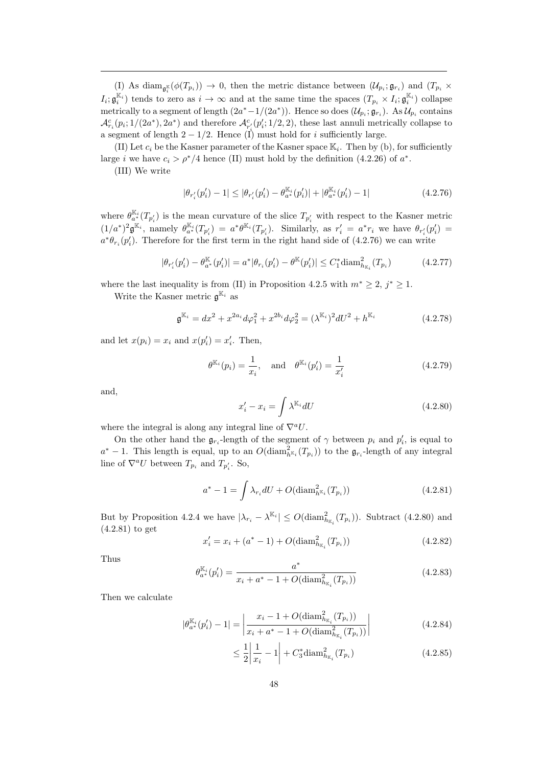(I) As $\mathrm{diam}_{\mathfrak{g}^{\mathbb{K}}_i}(\phi(T_{p_i})) \to 0$, then the metric distance between $(\mathcal{U}_{p_i};\mathfrak{g}_{r_i})$ and $(T_{p_i} \times I_i;\mathfrak{g}^{\mathbb{K}_i}_i)$ tends to zero as $i \to \infty$ and at the same time the spaces $(T_{p_i} \times I_i;\mathfrak{g}^{\mathbb{K}_i}_i)$ collapse metrically to a segment of length $(2a^*-1/(2a^*))$. Hence so does $(\mathcal{U}_{p_i};\mathfrak{g}_{r_i})$. As $\mathcal{U}_{p_i}$ contains $\mathcal{A}^c_{r_i}(p_i;1/(2a^*),2a^*)$ and therefore $\mathcal{A}^c_{r'_i}(p'_i;1/2,2)$, these last annuli metrically collapse to a segment of length $2-1/2$. Hence (I) must hold for $i$ sufficiently large.

(II) Let $c_i$ be the Kasner parameter of the Kasner space $\mathbb{K}_i$. Then by (b), for sufficiently large $i$ we have $c_i > \rho^*/4$ hence (II) must hold by the definition (4.2.26) of $a^*$.

(III) We write

$$|\theta_{r'_i}(p'_i)-1| \leq |\theta_{r'_i}(p'_i)-\theta^{\mathbb{K}_i}_{a^*}(p'_i)| + |\theta^{\mathbb{K}_i}_{a^*}(p'_i)-1| \tag{4.2.76}$$

where $\theta^{\mathbb{K}_i}_{a^*}(T_{p'_i})$ is the mean curvature of the slice $T_{p'_i}$ with respect to the Kasner metric $(1/a^*)^2\mathfrak{g}^{\mathbb{K}_i}$, namely $\theta^{\mathbb{K}_i}_{a^*}(T_{p'_i}) = a^*\theta^{\mathbb{K}_i}(T_{p'_i})$. Similarly, as $r'_i = a^* r_i$ we have $\theta_{r'_i}(p'_i) = a^*\theta_{r_i}(p'_i)$. Therefore for the first term in the right hand side of (4.2.76) we can write

$$|\theta_{r'_i}(p'_i)-\theta^{\mathbb{K}}_{a^*}(p'_i)| = a^*|\theta_{r_i}(p'_i)-\theta^{\mathbb{K}}(p'_i)| \leq C^*_1 \mathrm{diam}^2_{h_{\mathbb{K}_i}}(T_{p_i}) \tag{4.2.77}$$

where the last inequality is from (II) in Proposition 4.2.5 with $m^* \geq 2$, $j^* \geq 1$.

Write the Kasner metric $\mathfrak{g}^{\mathbb{K}_i}$ as

$$\mathfrak{g}^{\mathbb{K}_i} = dx^2 + x^{2a_i}d\varphi_1^2 + x^{2b_i}d\varphi_2^2 = (\lambda^{\mathbb{K}_i})^2 dU^2 + h^{\mathbb{K}_i} \tag{4.2.78}$$

and let $x(p_i) = x_i$ and $x(p'_i) = x'_i$. Then,

$$\theta^{\mathbb{K}_i}(p_i) = \frac{1}{x_i}, \quad \text{and} \quad \theta^{\mathbb{K}_i}(p'_i) = \frac{1}{x'_i} \tag{4.2.79}$$

and,

$$x'_i - x_i = \int \lambda^{\mathbb{K}_i} dU \tag{4.2.80}$$

where the integral is along any integral line of $\nabla^a U$.

On the other hand the $\mathfrak{g}_{r_i}$-length of the segment of $\gamma$ between $p_i$ and $p'_i$, is equal to $a^*-1$. This length is equal, up to an $O(\mathrm{diam}^2_{h^{\mathbb{K}_i}}(T_{p_i}))$ to the $\mathfrak{g}_{r_i}$-length of any integral line of $\nabla^a U$ between $T_{p_i}$ and $T_{p'_i}$. So,

$$a^*-1 = \int \lambda_{r_i} dU + O(\mathrm{diam}^2_{h^{\mathbb{K}_i}}(T_{p_i})) \tag{4.2.81}$$

But by Proposition 4.2.4 we have $|\lambda_{r_i} - \lambda^{\mathbb{K}_i}| \leq O(\mathrm{diam}^2_{h_{\mathbb{K}_i}}(T_{p_i}))$. Subtract (4.2.80) and (4.2.81) to get

$$x'_i = x_i + (a^*-1) + O(\mathrm{diam}^2_{h_{\mathbb{K}_i}}(T_{p_i})) \tag{4.2.82}$$

Thus

$$\theta^{\mathbb{K}_i}_{a^*}(p'_i) = \frac{a^*}{x_i + a^* - 1 + O(\mathrm{diam}^2_{h_{\mathbb{K}_i}}(T_{p_i}))} \tag{4.2.83}$$

Then we calculate

$$|\theta^{\mathbb{K}_i}_{a^*}(p'_i)-1| = \left|\frac{x_i - 1 + O(\mathrm{diam}^2_{h_{\mathbb{K}_i}}(T_{p_i}))}{x_i + a^* - 1 + O(\mathrm{diam}^2_{h_{\mathbb{K}_i}}(T_{p_i}))}\right| \tag{4.2.84}$$

$$\leq \frac{1}{2}\left|\frac{1}{x_i}-1\right| + C^*_3 \mathrm{diam}^2_{h_{\mathbb{K}_i}}(T_{p_i}) \tag{4.2.85}$$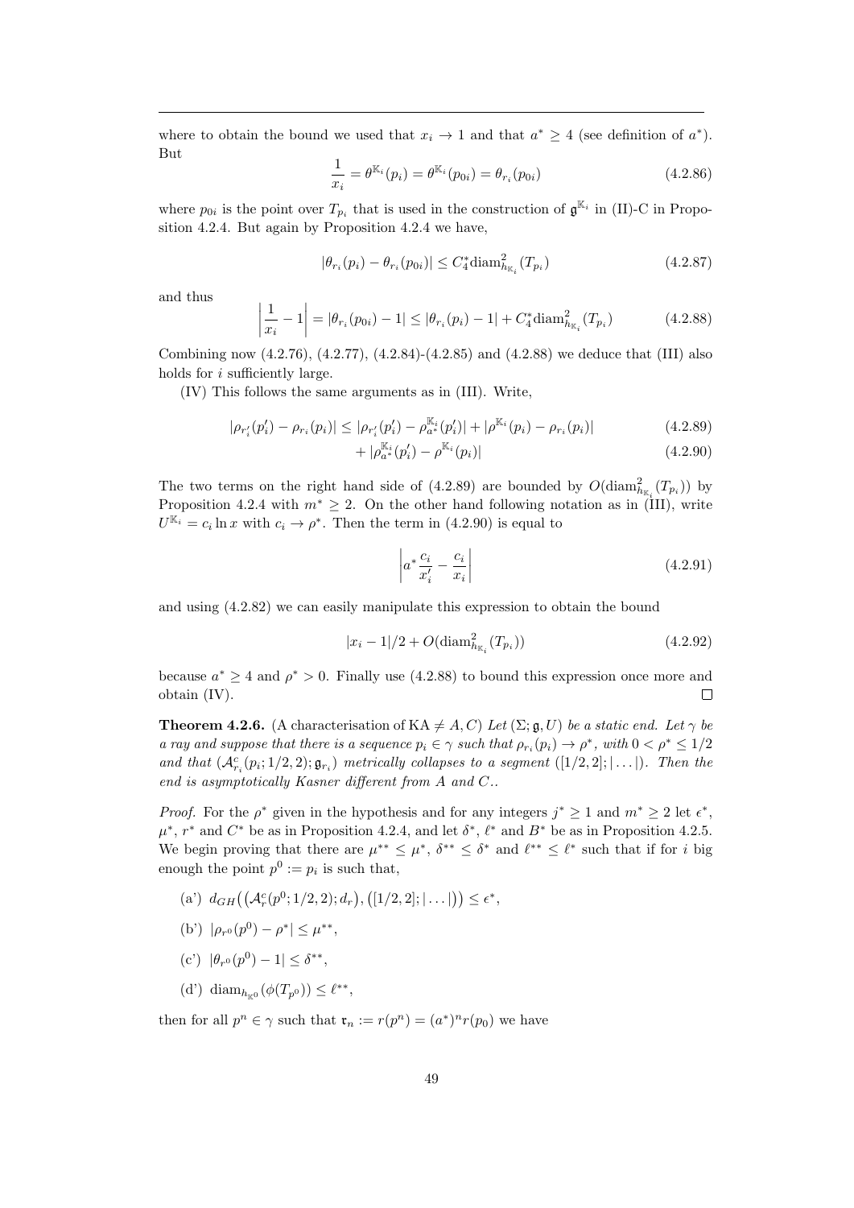where to obtain the bound we used that $x_i \to 1$ and that $a^* \geq 4$ (see definition of $a^*$). But

$$\frac{1}{x_i} = \theta^{\mathbb{K}_i}(p_i) = \theta^{\mathbb{K}_i}(p_{0i}) = \theta_{r_i}(p_{0i}) \tag{4.2.86}$$

where $p_{0i}$ is the point over $T_{p_i}$ that is used in the construction of $\mathfrak{g}^{\mathbb{K}_i}$ in (II)-C in Proposition 4.2.4. But again by Proposition 4.2.4 we have,

$$|\theta_{r_i}(p_i) - \theta_{r_i}(p_{0i})| \leq C_4^* \mathrm{diam}^2_{h_{\mathbb{K}_i}}(T_{p_i}) \tag{4.2.87}$$

and thus

$$\left|\frac{1}{x_i} - 1\right| = |\theta_{r_i}(p_{0i}) - 1| \leq |\theta_{r_i}(p_i) - 1| + C_4^* \mathrm{diam}^2_{h_{\mathbb{K}_i}}(T_{p_i}) \tag{4.2.88}$$

Combining now (4.2.76), (4.2.77), (4.2.84)-(4.2.85) and (4.2.88) we deduce that (III) also holds for $i$ sufficiently large.

(IV) This follows the same arguments as in (III). Write,

$$|\rho_{r_i'}(p_i') - \rho_{r_i}(p_i)| \leq |\rho_{r_i'}(p_i') - \rho_{a^*}^{\mathbb{K}_i}(p_i')| + |\rho^{\mathbb{K}_i}(p_i) - \rho_{r_i}(p_i)| \tag{4.2.89}$$

$$+ |\rho_{a^*}^{\mathbb{K}_i}(p_i') - \rho^{\mathbb{K}_i}(p_i)| \tag{4.2.90}$$

The two terms on the right hand side of (4.2.89) are bounded by $O(\mathrm{diam}^2_{h_{\mathbb{K}_i}}(T_{p_i}))$ by Proposition 4.2.4 with $m^* \geq 2$. On the other hand following notation as in (III), write $U^{\mathbb{K}_i} = c_i \ln x$ with $c_i \to \rho^*$. Then the term in (4.2.90) is equal to

$$\left| a^* \frac{c_i}{x_i'} - \frac{c_i}{x_i} \right| \tag{4.2.91}$$

and using (4.2.82) we can easily manipulate this expression to obtain the bound

$$|x_i - 1|/2 + O(\mathrm{diam}^2_{h_{\mathbb{K}_i}}(T_{p_i})) \tag{4.2.92}$$

because $a^* \geq 4$ and $\rho^* > 0$. Finally use (4.2.88) to bound this expression once more and obtain (IV). $\square$

**Theorem 4.2.6.** (A characterisation of KA $\neq A, C$) *Let $(\Sigma; \mathfrak{g}, U)$ be a static end. Let $\gamma$ be a ray and suppose that there is a sequence $p_i \in \gamma$ such that $\rho_{r_i}(p_i) \to \rho^*$, with $0 < \rho^* \leq 1/2$ and that $(\mathcal{A}^c_{r_i}(p_i; 1/2, 2); \mathfrak{g}_{r_i})$ metrically collapses to a segment $([1/2, 2]; |\ldots|)$. Then the end is asymptotically Kasner different from A and C..*

*Proof.* For the $\rho^*$ given in the hypothesis and for any integers $j^* \geq 1$ and $m^* \geq 2$ let $\epsilon^*$, $\mu^*$, $r^*$ and $C^*$ be as in Proposition 4.2.4, and let $\delta^*$, $\ell^*$ and $B^*$ be as in Proposition 4.2.5. We begin proving that there are $\mu^{**} \leq \mu^*$, $\delta^{**} \leq \delta^*$ and $\ell^{**} \leq \ell^*$ such that if for $i$ big enough the point $p^0 := p_i$ is such that,

(a') $d_{GH}\big((\mathcal{A}^c_r(p^0; 1/2, 2); d_r), ([1/2, 2]; |\ldots|)\big) \leq \epsilon^*$,

(b') $|\rho_{r^0}(p^0) - \rho^*| \leq \mu^{**}$,

(c') $|\theta_{r^0}(p^0) - 1| \leq \delta^{**}$,

(d') $\mathrm{diam}_{h_{\mathbb{K}^0}}(\phi(T_{p^0})) \leq \ell^{**}$,

then for all $p^n \in \gamma$ such that $\mathfrak{r}_n := r(p^n) = (a^*)^n r(p_0)$ we have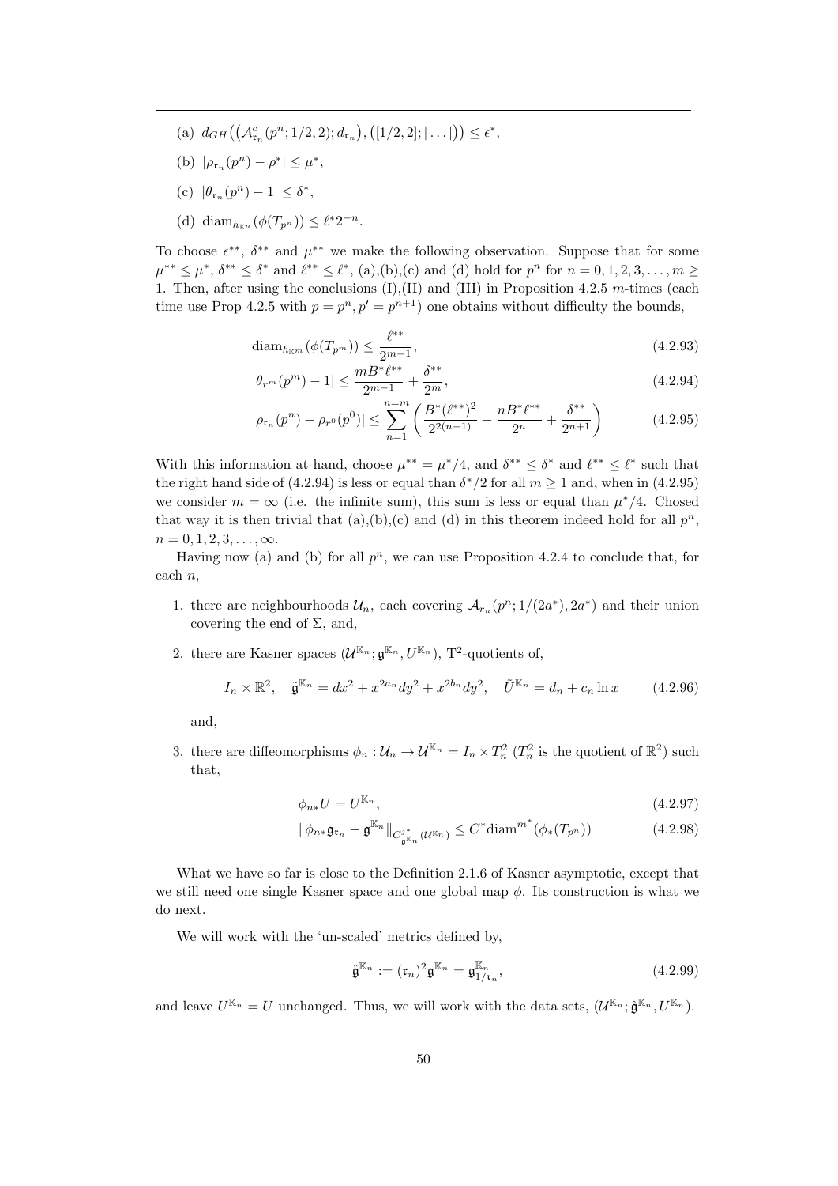(a) $d_{GH}\big((\mathcal{A}^c_{\mathfrak{r}_n}(p^n;1/2,2);d_{\mathfrak{r}_n}),([1/2,2];|\ldots|)\big)\leq \epsilon^*$,

(b) $|\rho_{\mathfrak{r}_n}(p^n)-\rho^*|\leq \mu^*$,

(c) $|\theta_{\mathfrak{r}_n}(p^n)-1|\leq \delta^*$,

(d) $\mathrm{diam}_{h_{\mathbb{K}^n}}(\phi(T_{p^n}))\leq \ell^* 2^{-n}$.

To choose $\epsilon^{**}$, $\delta^{**}$ and $\mu^{**}$ we make the following observation. Suppose that for some $\mu^{**}\leq\mu^*$, $\delta^{**}\leq\delta^*$ and $\ell^{**}\leq\ell^*$, (a),(b),(c) and (d) hold for $p^n$ for $n=0,1,2,3,\ldots,m\geq 1$. Then, after using the conclusions (I),(II) and (III) in Proposition 4.2.5 $m$-times (each time use Prop 4.2.5 with $p=p^n, p'=p^{n+1}$) one obtains without difficulty the bounds,

$$\mathrm{diam}_{h_{\mathbb{K}^m}}(\phi(T_{p^m}))\leq \frac{\ell^{**}}{2^{m-1}}, \tag{4.2.93}$$

$$|\theta_{r^m}(p^m)-1|\leq \frac{mB^*\ell^{**}}{2^{m-1}}+\frac{\delta^{**}}{2^m}, \tag{4.2.94}$$

$$|\rho_{\mathfrak{r}_n}(p^n)-\rho_{r^0}(p^0)|\leq \sum_{n=1}^{n=m}\left(\frac{B^*(\ell^{**})^2}{2^{2(n-1)}}+\frac{nB^*\ell^{**}}{2^n}+\frac{\delta^{**}}{2^{n+1}}\right) \tag{4.2.95}$$

With this information at hand, choose $\mu^{**}=\mu^*/4$, and $\delta^{**}\leq\delta^*$ and $\ell^{**}\leq\ell^*$ such that the right hand side of (4.2.94) is less or equal than $\delta^*/2$ for all $m\geq 1$ and, when in (4.2.95) we consider $m=\infty$ (i.e. the infinite sum), this sum is less or equal than $\mu^*/4$. Chosed that way it is then trivial that (a),(b),(c) and (d) in this theorem indeed hold for all $p^n$, $n=0,1,2,3,\ldots,\infty$.

Having now (a) and (b) for all $p^n$, we can use Proposition 4.2.4 to conclude that, for each $n$,

1. there are neighbourhoods $\mathcal{U}_n$, each covering $\mathcal{A}_{r_n}(p^n;1/(2a^*),2a^*)$ and their union covering the end of $\Sigma$, and,
2. there are Kasner spaces $(\mathcal{U}^{\mathbb{K}_n};\mathfrak{g}^{\mathbb{K}_n},U^{\mathbb{K}_n})$, $\mathrm{T}^2$-quotients of,

$$I_n\times\mathbb{R}^2,\quad \tilde{\mathfrak{g}}^{\mathbb{K}_n}=dx^2+x^{2a_n}dy^2+x^{2b_n}dy^2,\quad \tilde{U}^{\mathbb{K}_n}=d_n+c_n\ln x \tag{4.2.96}$$

   and,
3. there are diffeomorphisms $\phi_n:\mathcal{U}_n\to\mathcal{U}^{\mathbb{K}_n}=I_n\times T^2_n$ ($T^2_n$ is the quotient of $\mathbb{R}^2$) such that,

$$\phi_{n*}U=U^{\mathbb{K}_n}, \tag{4.2.97}$$

$$\|\phi_{n*}\mathfrak{g}_{\mathfrak{r}_n}-\mathfrak{g}^{\mathbb{K}_n}\|_{C^{j^*}_{\mathfrak{g}^{\mathbb{K}_n}}(\mathcal{U}^{\mathbb{K}_n})}\leq C^*\mathrm{diam}^{m^*}(\phi_*(T_{p^n})) \tag{4.2.98}$$

What we have so far is close to the Definition 2.1.6 of Kasner asymptotic, except that we still need one single Kasner space and one global map $\phi$. Its construction is what we do next.

We will work with the 'un-scaled' metrics defined by,

$$\hat{\mathfrak{g}}^{\mathbb{K}_n}:=(\mathfrak{r}_n)^2\mathfrak{g}^{\mathbb{K}_n}=\mathfrak{g}^{\mathbb{K}_n}_{1/\mathfrak{r}_n}, \tag{4.2.99}$$

and leave $U^{\mathbb{K}_n}=U$ unchanged. Thus, we will work with the data sets, $(\mathcal{U}^{\mathbb{K}_n};\hat{\mathfrak{g}}^{\mathbb{K}_n},U^{\mathbb{K}_n})$.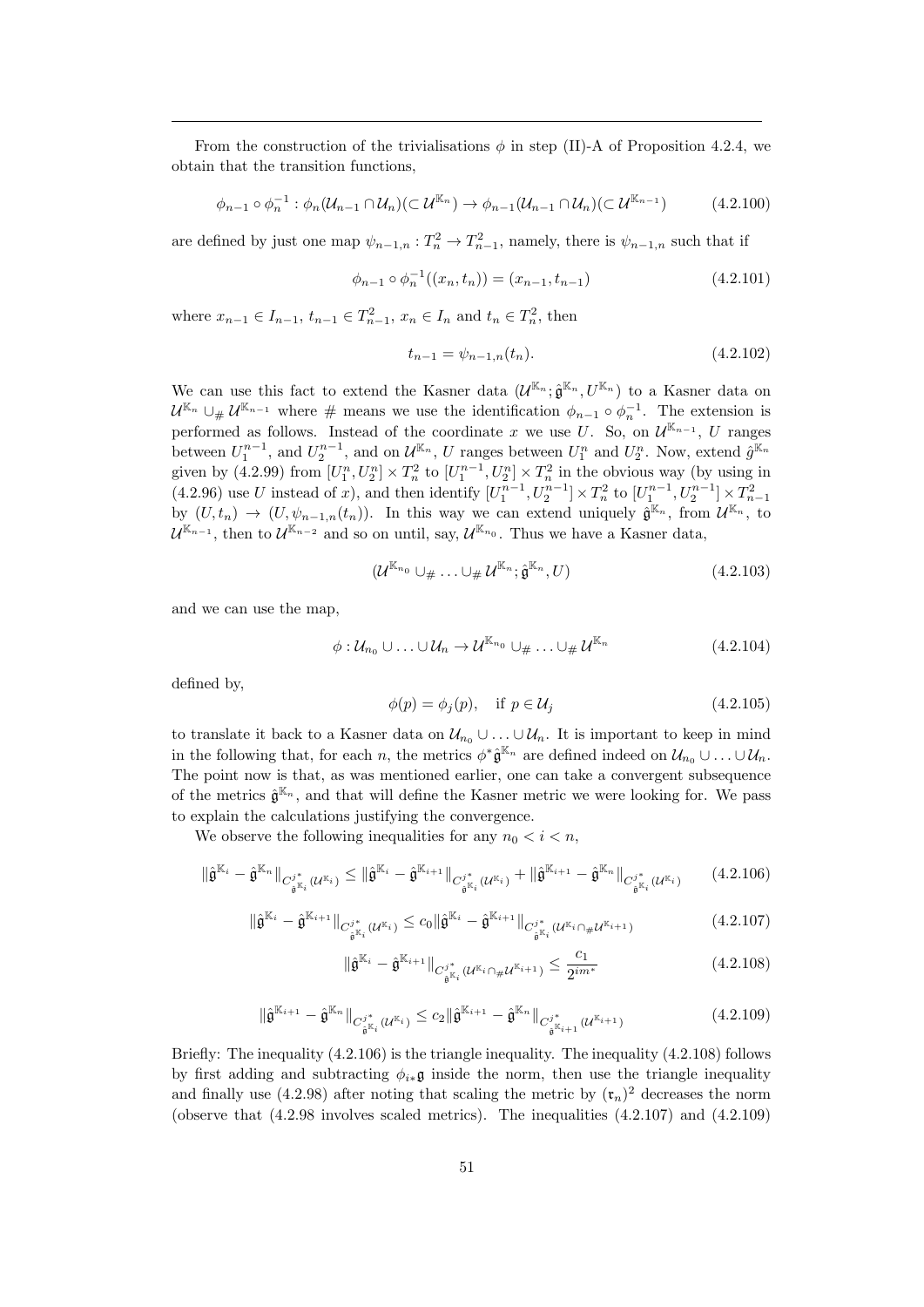From the construction of the trivialisations $\phi$ in step (II)-A of Proposition 4.2.4, we obtain that the transition functions,

$$\phi_{n-1} \circ \phi_n^{-1} : \phi_n(\mathcal{U}_{n-1} \cap \mathcal{U}_n)(\subset \mathcal{U}^{\mathbb{K}_n}) \to \phi_{n-1}(\mathcal{U}_{n-1} \cap \mathcal{U}_n)(\subset \mathcal{U}^{\mathbb{K}_{n-1}}) \tag{4.2.100}$$

are defined by just one map $\psi_{n-1,n} : T_n^2 \to T_{n-1}^2$, namely, there is $\psi_{n-1,n}$ such that if

$$\phi_{n-1} \circ \phi_n^{-1}((x_n, t_n)) = (x_{n-1}, t_{n-1}) \tag{4.2.101}$$

where $x_{n-1} \in I_{n-1}$, $t_{n-1} \in T_{n-1}^2$, $x_n \in I_n$ and $t_n \in T_n^2$, then

$$t_{n-1} = \psi_{n-1,n}(t_n). \tag{4.2.102}$$

We can use this fact to extend the Kasner data $(\mathcal{U}^{\mathbb{K}_n}; \hat{\mathfrak{g}}^{\mathbb{K}_n}, U^{\mathbb{K}_n})$ to a Kasner data on $\mathcal{U}^{\mathbb{K}_n} \cup_{\#} \mathcal{U}^{\mathbb{K}_{n-1}}$ where $\#$ means we use the identification $\phi_{n-1} \circ \phi_n^{-1}$. The extension is performed as follows. Instead of the coordinate $x$ we use $U$. So, on $\mathcal{U}^{\mathbb{K}_{n-1}}$, $U$ ranges between $U_1^{n-1}$, and $U_2^{n-1}$, and on $\mathcal{U}^{\mathbb{K}_n}$, $U$ ranges between $U_1^n$ and $U_2^n$. Now, extend $\hat{g}^{\mathbb{K}_n}$ given by (4.2.99) from $[U_1^n, U_2^n] \times T_n^2$ to $[U_1^{n-1}, U_2^n] \times T_n^2$ in the obvious way (by using in (4.2.96) use $U$ instead of $x$), and then identify $[U_1^{n-1}, U_2^{n-1}] \times T_n^2$ to $[U_1^{n-1}, U_2^{n-1}] \times T_{n-1}^2$ by $(U, t_n) \to (U, \psi_{n-1,n}(t_n))$. In this way we can extend uniquely $\hat{\mathfrak{g}}^{\mathbb{K}_n}$, from $\mathcal{U}^{\mathbb{K}_n}$, to $\mathcal{U}^{\mathbb{K}_{n-1}}$, then to $\mathcal{U}^{\mathbb{K}_{n-2}}$ and so on until, say, $\mathcal{U}^{\mathbb{K}_{n_0}}$. Thus we have a Kasner data,

$$(\mathcal{U}^{\mathbb{K}_{n_0}} \cup_{\#} \ldots \cup_{\#} \mathcal{U}^{\mathbb{K}_n}; \hat{\mathfrak{g}}^{\mathbb{K}_n}, U) \tag{4.2.103}$$

and we can use the map,

$$\phi : \mathcal{U}_{n_0} \cup \ldots \cup \mathcal{U}_n \to \mathcal{U}^{\mathbb{K}_{n_0}} \cup_{\#} \ldots \cup_{\#} \mathcal{U}^{\mathbb{K}_n} \tag{4.2.104}$$

defined by,

$$\phi(p) = \phi_j(p), \quad \text{if } p \in \mathcal{U}_j \tag{4.2.105}$$

to translate it back to a Kasner data on $\mathcal{U}_{n_0} \cup \ldots \cup \mathcal{U}_n$. It is important to keep in mind in the following that, for each $n$, the metrics $\phi^* \hat{\mathfrak{g}}^{\mathbb{K}_n}$ are defined indeed on $\mathcal{U}_{n_0} \cup \ldots \cup \mathcal{U}_n$. The point now is that, as was mentioned earlier, one can take a convergent subsequence of the metrics $\hat{\mathfrak{g}}^{\mathbb{K}_n}$, and that will define the Kasner metric we were looking for. We pass to explain the calculations justifying the convergence.

We observe the following inequalities for any $n_0 < i < n$,

$$\|\hat{\mathfrak{g}}^{\mathbb{K}_i} - \hat{\mathfrak{g}}^{\mathbb{K}_n}\|_{C^{j_*}_{\hat{\mathfrak{g}}^{\mathbb{K}_i}}(\mathcal{U}^{\mathbb{K}_i})} \leq \|\hat{\mathfrak{g}}^{\mathbb{K}_i} - \hat{\mathfrak{g}}^{\mathbb{K}_{i+1}}\|_{C^{j_*}_{\hat{\mathfrak{g}}^{\mathbb{K}_i}}(\mathcal{U}^{\mathbb{K}_i})} + \|\hat{\mathfrak{g}}^{\mathbb{K}_{i+1}} - \hat{\mathfrak{g}}^{\mathbb{K}_n}\|_{C^{j_*}_{\hat{\mathfrak{g}}^{\mathbb{K}_i}}(\mathcal{U}^{\mathbb{K}_i})} \tag{4.2.106}$$

$$\|\hat{\mathfrak{g}}^{\mathbb{K}_i} - \hat{\mathfrak{g}}^{\mathbb{K}_{i+1}}\|_{C^{j_*}_{\hat{\mathfrak{g}}^{\mathbb{K}_i}}(\mathcal{U}^{\mathbb{K}_i})} \leq c_0 \|\hat{\mathfrak{g}}^{\mathbb{K}_i} - \hat{\mathfrak{g}}^{\mathbb{K}_{i+1}}\|_{C^{j_*}_{\hat{\mathfrak{g}}^{\mathbb{K}_i}}(\mathcal{U}^{\mathbb{K}_i} \cap_{\#} \mathcal{U}^{\mathbb{K}_{i+1}})} \tag{4.2.107}$$

$$\|\hat{\mathfrak{g}}^{\mathbb{K}_i} - \hat{\mathfrak{g}}^{\mathbb{K}_{i+1}}\|_{C^{j_*}_{\hat{\mathfrak{g}}^{\mathbb{K}_i}}(\mathcal{U}^{\mathbb{K}_i} \cap_{\#} \mathcal{U}^{\mathbb{K}_{i+1}})} \leq \frac{c_1}{2^{im^*}} \tag{4.2.108}$$

$$\|\hat{\mathfrak{g}}^{\mathbb{K}_{i+1}} - \hat{\mathfrak{g}}^{\mathbb{K}_n}\|_{C^{j_*}_{\hat{\mathfrak{g}}^{\mathbb{K}_i}}(\mathcal{U}^{\mathbb{K}_i})} \leq c_2 \|\hat{\mathfrak{g}}^{\mathbb{K}_{i+1}} - \hat{\mathfrak{g}}^{\mathbb{K}_n}\|_{C^{j_*}_{\hat{\mathfrak{g}}^{\mathbb{K}_{i+1}}}(\mathcal{U}^{\mathbb{K}_{i+1}})} \tag{4.2.109}$$

Briefly: The inequality (4.2.106) is the triangle inequality. The inequality (4.2.108) follows by first adding and subtracting $\phi_{i*}\mathfrak{g}$ inside the norm, then use the triangle inequality and finally use (4.2.98) after noting that scaling the metric by $(\mathfrak{r}_n)^2$ decreases the norm (observe that (4.2.98 involves scaled metrics). The inequalities (4.2.107) and (4.2.109)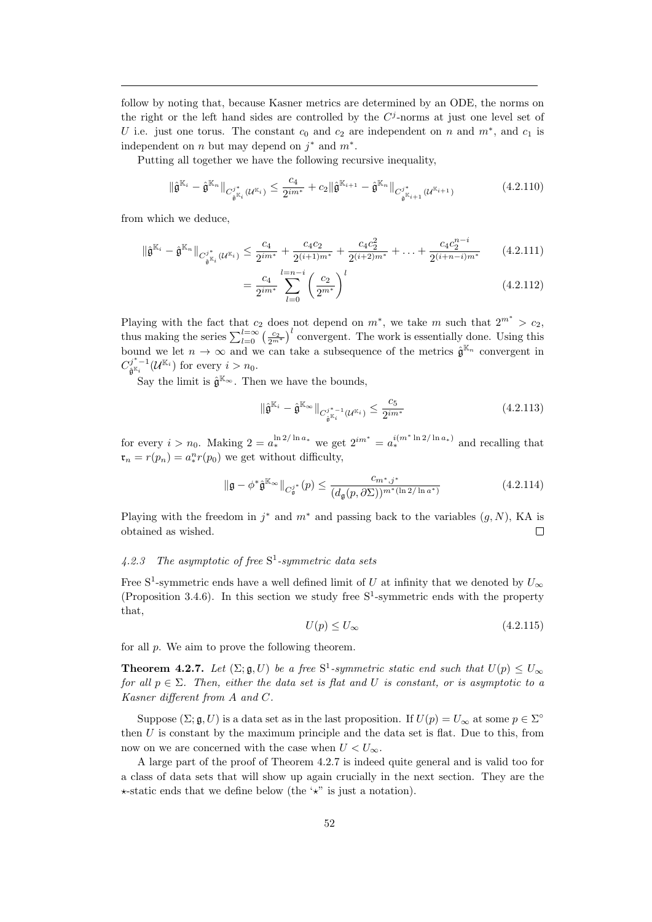follow by noting that, because Kasner metrics are determined by an ODE, the norms on the right or the left hand sides are controlled by the $C^j$-norms at just one level set of $U$ i.e. just one torus. The constant $c_0$ and $c_2$ are independent on $n$ and $m^*$, and $c_1$ is independent on $n$ but may depend on $j^*$ and $m^*$.

Putting all together we have the following recursive inequality,

$$\|\hat{\mathfrak{g}}^{\mathbb{K}_i} - \hat{\mathfrak{g}}^{\mathbb{K}_n}\|_{C^{j^*}_{\hat{\mathfrak{g}}^{\mathbb{K}_i}}(\mathcal{U}^{\mathbb{K}_i})} \leq \frac{c_4}{2^{im^*}} + c_2\|\hat{\mathfrak{g}}^{\mathbb{K}_{i+1}} - \hat{\mathfrak{g}}^{\mathbb{K}_n}\|_{C^{j^*}_{\hat{\mathfrak{g}}^{\mathbb{K}_{i+1}}}(\mathcal{U}^{\mathbb{K}_{i+1}})} \tag{4.2.110}$$

from which we deduce,

$$\|\hat{\mathfrak{g}}^{\mathbb{K}_i} - \hat{\mathfrak{g}}^{\mathbb{K}_n}\|_{C^{j^*}_{\hat{\mathfrak{g}}^{\mathbb{K}_i}}(\mathcal{U}^{\mathbb{K}_i})} \leq \frac{c_4}{2^{im^*}} + \frac{c_4c_2}{2^{(i+1)m^*}} + \frac{c_4c_2^2}{2^{(i+2)m^*}} + \ldots + \frac{c_4c_2^{n-i}}{2^{(i+n-i)m^*}} \tag{4.2.111}$$

$$= \frac{c_4}{2^{im^*}} \sum_{l=0}^{l=n-i} \left(\frac{c_2}{2^{m^*}}\right)^l \tag{4.2.112}$$

Playing with the fact that $c_2$ does not depend on $m^*$, we take $m$ such that $2^{m^*} > c_2$, thus making the series $\sum_{l=0}^{l=\infty}\left(\frac{c_2}{2^{m^*}}\right)^l$ convergent. The work is essentially done. Using this bound we let $n \to \infty$ and we can take a subsequence of the metrics $\hat{\mathfrak{g}}^{\mathbb{K}_n}$ convergent in $C^{j^*-1}_{\hat{\mathfrak{g}}^{\mathbb{K}_i}}(\mathcal{U}^{\mathbb{K}_i})$ for every $i > n_0$.

Say the limit is $\hat{\mathfrak{g}}^{\mathbb{K}_\infty}$. Then we have the bounds,

$$\|\hat{\mathfrak{g}}^{\mathbb{K}_i} - \hat{\mathfrak{g}}^{\mathbb{K}_\infty}\|_{C^{j^*-1}_{\hat{\mathfrak{g}}^{\mathbb{K}_i}}(\mathcal{U}^{\mathbb{K}_i})} \leq \frac{c_5}{2^{im^*}} \tag{4.2.113}$$

for every $i > n_0$. Making $2 = a_*^{\ln 2/\ln a_*}$ we get $2^{im^*} = a_*^{i(m^*\ln 2/\ln a_*)}$ and recalling that $\mathfrak{r}_n = r(p_n) = a_*^n r(p_0)$ we get without difficulty,

$$\|\mathfrak{g} - \phi^*\hat{\mathfrak{g}}^{\mathbb{K}_\infty}\|_{C^{j^*}_{\mathfrak{g}}}(p) \leq \frac{c_{m^*,j^*}}{(d_{\mathfrak{g}}(p,\partial\Sigma))^{m^*(\ln 2/\ln a^*)}} \tag{4.2.114}$$

Playing with the freedom in $j^*$ and $m^*$ and passing back to the variables $(g, N)$, KA is obtained as wished. $\square$

### 4.2.3 The asymptotic of free $\mathrm{S}^1$-symmetric data sets

Free $\mathrm{S}^1$-symmetric ends have a well defined limit of $U$ at infinity that we denoted by $U_\infty$ (Proposition 3.4.6). In this section we study free $\mathrm{S}^1$-symmetric ends with the property that,

$$U(p) \leq U_\infty \tag{4.2.115}$$

for all $p$. We aim to prove the following theorem.

**Theorem 4.2.7.** *Let $(\Sigma; \mathfrak{g}, U)$ be a free $\mathrm{S}^1$-symmetric static end such that $U(p) \leq U_\infty$ for all $p \in \Sigma$. Then, either the data set is flat and $U$ is constant, or is asymptotic to a Kasner different from $A$ and $C$.*

Suppose $(\Sigma; \mathfrak{g}, U)$ is a data set as in the last proposition. If $U(p) = U_\infty$ at some $p \in \Sigma^\circ$ then $U$ is constant by the maximum principle and the data set is flat. Due to this, from now on we are concerned with the case when $U < U_\infty$.

A large part of the proof of Theorem 4.2.7 is indeed quite general and is valid too for a class of data sets that will show up again crucially in the next section. They are the $\star$-static ends that we define below (the '$\star$" is just a notation).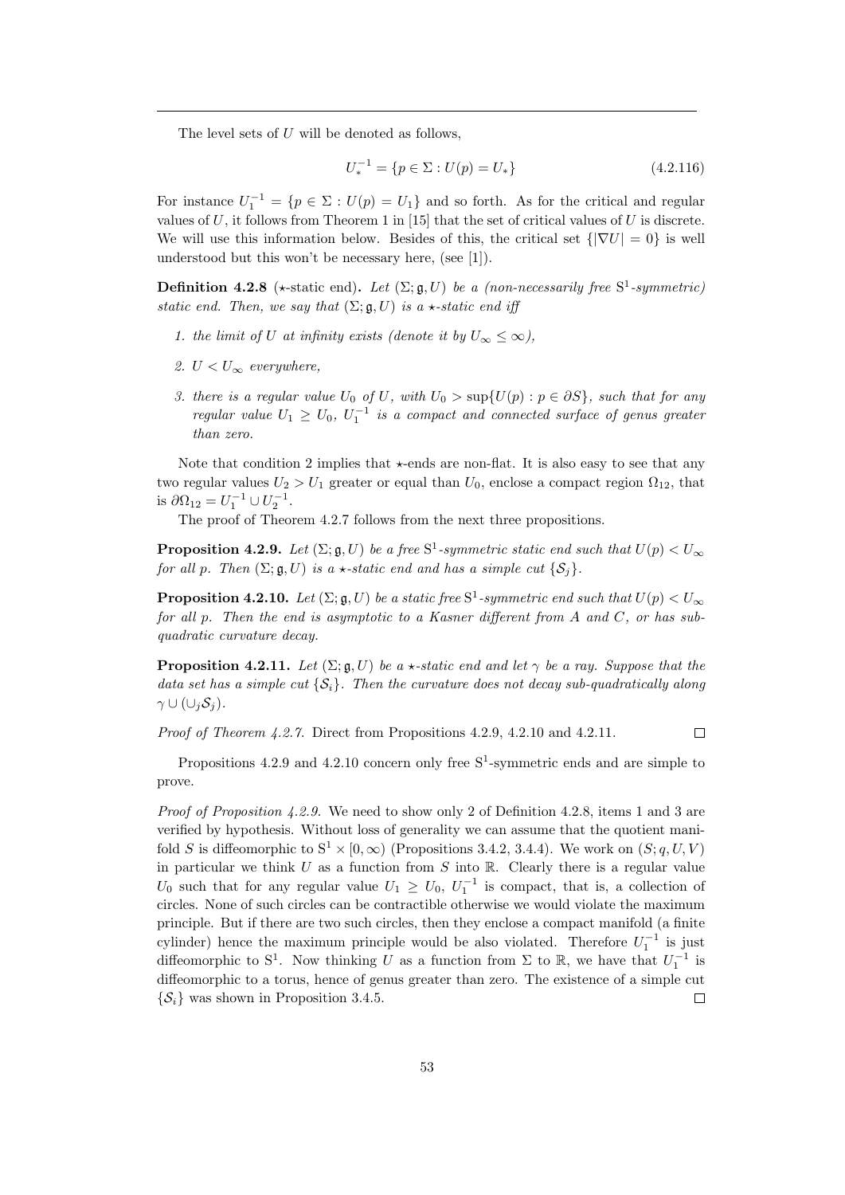The level sets of $U$ will be denoted as follows,

$$U_*^{-1} = \{p \in \Sigma : U(p) = U_*\} \tag{4.2.116}$$

For instance $U_1^{-1} = \{p \in \Sigma : U(p) = U_1\}$ and so forth. As for the critical and regular values of $U$, it follows from Theorem 1 in [15] that the set of critical values of $U$ is discrete. We will use this information below. Besides of this, the critical set $\{|\nabla U| = 0\}$ is well understood but this won't be necessary here, (see [1]).

**Definition 4.2.8** ($\star$-static end)**.** *Let $(\Sigma; \mathfrak{g}, U)$ be a (non-necessarily free $\mathrm{S}^1$-symmetric) static end. Then, we say that $(\Sigma; \mathfrak{g}, U)$ is a $\star$-static end iff*

1. *the limit of $U$ at infinity exists (denote it by $U_\infty \leq \infty$),*
2. *$U < U_\infty$ everywhere,*
3. *there is a regular value $U_0$ of $U$, with $U_0 > \sup\{U(p) : p \in \partial S\}$, such that for any regular value $U_1 \geq U_0$, $U_1^{-1}$ is a compact and connected surface of genus greater than zero.*

Note that condition 2 implies that $\star$-ends are non-flat. It is also easy to see that any two regular values $U_2 > U_1$ greater or equal than $U_0$, enclose a compact region $\Omega_{12}$, that is $\partial\Omega_{12} = U_1^{-1} \cup U_2^{-1}$.

The proof of Theorem 4.2.7 follows from the next three propositions.

**Proposition 4.2.9.** *Let $(\Sigma; \mathfrak{g}, U)$ be a free $\mathrm{S}^1$-symmetric static end such that $U(p) < U_\infty$ for all $p$. Then $(\Sigma; \mathfrak{g}, U)$ is a $\star$-static end and has a simple cut $\{\mathcal{S}_j\}$.*

**Proposition 4.2.10.** *Let $(\Sigma; \mathfrak{g}, U)$ be a static free $\mathrm{S}^1$-symmetric end such that $U(p) < U_\infty$ for all $p$. Then the end is asymptotic to a Kasner different from $A$ and $C$, or has sub-quadratic curvature decay.*

**Proposition 4.2.11.** *Let $(\Sigma; \mathfrak{g}, U)$ be a $\star$-static end and let $\gamma$ be a ray. Suppose that the data set has a simple cut $\{\mathcal{S}_i\}$. Then the curvature does not decay sub-quadratically along $\gamma \cup (\cup_j \mathcal{S}_j)$.*

*Proof of Theorem 4.2.7.* Direct from Propositions 4.2.9, 4.2.10 and 4.2.11. $\square$

Propositions 4.2.9 and 4.2.10 concern only free $\mathrm{S}^1$-symmetric ends and are simple to prove.

*Proof of Proposition 4.2.9.* We need to show only 2 of Definition 4.2.8, items 1 and 3 are verified by hypothesis. Without loss of generality we can assume that the quotient manifold $S$ is diffeomorphic to $\mathrm{S}^1 \times [0, \infty)$ (Propositions 3.4.2, 3.4.4). We work on $(S; q, U, V)$ in particular we think $U$ as a function from $S$ into $\mathbb{R}$. Clearly there is a regular value $U_0$ such that for any regular value $U_1 \geq U_0$, $U_1^{-1}$ is compact, that is, a collection of circles. None of such circles can be contractible otherwise we would violate the maximum principle. But if there are two such circles, then they enclose a compact manifold (a finite cylinder) hence the maximum principle would be also violated. Therefore $U_1^{-1}$ is just diffeomorphic to $\mathrm{S}^1$. Now thinking $U$ as a function from $\Sigma$ to $\mathbb{R}$, we have that $U_1^{-1}$ is diffeomorphic to a torus, hence of genus greater than zero. The existence of a simple cut $\{\mathcal{S}_i\}$ was shown in Proposition 3.4.5. $\square$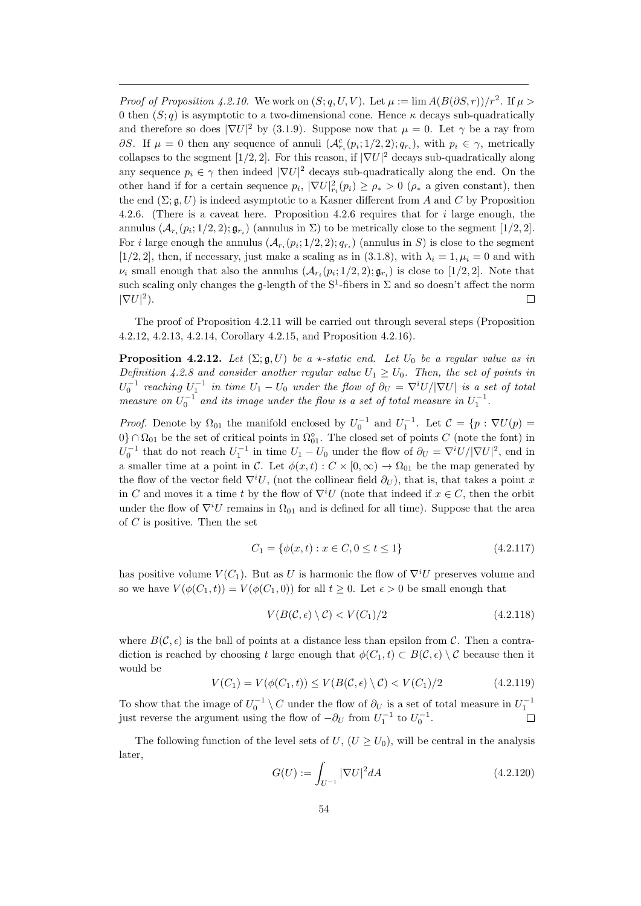*Proof of Proposition 4.2.10.* We work on $(S; q, U, V)$. Let $\mu := \lim A(B(\partial S, r))/r^2$. If $\mu > 0$ then $(S; q)$ is asymptotic to a two-dimensional cone. Hence $\kappa$ decays sub-quadratically and therefore so does $|\nabla U|^2$ by (3.1.9). Suppose now that $\mu = 0$. Let $\gamma$ be a ray from $\partial S$. If $\mu = 0$ then any sequence of annuli $(\mathcal{A}^c_{r_i}(p_i; 1/2, 2); q_{r_i})$, with $p_i \in \gamma$, metrically collapses to the segment $[1/2, 2]$. For this reason, if $|\nabla U|^2$ decays sub-quadratically along any sequence $p_i \in \gamma$ then indeed $|\nabla U|^2$ decays sub-quadratically along the end. On the other hand if for a certain sequence $p_i$, $|\nabla U|^2_{r_i}(p_i) \geq \rho_* > 0$ ($\rho_*$ a given constant), then the end $(\Sigma; \mathfrak{g}, U)$ is indeed asymptotic to a Kasner different from $A$ and $C$ by Proposition 4.2.6. (There is a caveat here. Proposition 4.2.6 requires that for $i$ large enough, the annulus $(\mathcal{A}_{r_i}(p_i; 1/2, 2); \mathfrak{g}_{r_i})$ (annulus in $\Sigma$) to be metrically close to the segment $[1/2, 2]$. For $i$ large enough the annulus $(\mathcal{A}_{r_i}(p_i; 1/2, 2); q_{r_i})$ (annulus in $S$) is close to the segment $[1/2, 2]$, then, if necessary, just make a scaling as in (3.1.8), with $\lambda_i = 1, \mu_i = 0$ and with $\nu_i$ small enough that also the annulus $(\mathcal{A}_{r_i}(p_i; 1/2, 2); \mathfrak{g}_{r_i})$ is close to $[1/2, 2]$. Note that such scaling only changes the $\mathfrak{g}$-length of the $\mathrm{S}^1$-fibers in $\Sigma$ and so doesn't affect the norm $|\nabla U|^2$). $\square$

The proof of Proposition 4.2.11 will be carried out through several steps (Proposition 4.2.12, 4.2.13, 4.2.14, Corollary 4.2.15, and Proposition 4.2.16).

**Proposition 4.2.12.** *Let $(\Sigma; \mathfrak{g}, U)$ be a $\star$-static end. Let $U_0$ be a regular value as in Definition 4.2.8 and consider another regular value $U_1 \geq U_0$. Then, the set of points in $U_0^{-1}$ reaching $U_1^{-1}$ in time $U_1 - U_0$ under the flow of $\partial_U = \nabla^i U/|\nabla U|$ is a set of total measure on $U_0^{-1}$ and its image under the flow is a set of total measure in $U_1^{-1}$.*

*Proof.* Denote by $\Omega_{01}$ the manifold enclosed by $U_0^{-1}$ and $U_1^{-1}$. Let $\mathcal{C} = \{p : \nabla U(p) = 0\} \cap \Omega_{01}$ be the set of critical points in $\Omega^\circ_{01}$. The closed set of points $C$ (note the font) in $U_0^{-1}$ that do not reach $U_1^{-1}$ in time $U_1 - U_0$ under the flow of $\partial_U = \nabla^i U/|\nabla U|^2$, end in a smaller time at a point in $\mathcal{C}$. Let $\phi(x, t) : C \times [0, \infty) \to \Omega_{01}$ be the map generated by the flow of the vector field $\nabla^i U$, (not the collinear field $\partial_U$), that is, that takes a point $x$ in $C$ and moves it a time $t$ by the flow of $\nabla^i U$ (note that indeed if $x \in C$, then the orbit under the flow of $\nabla^i U$ remains in $\Omega_{01}$ and is defined for all time). Suppose that the area of $C$ is positive. Then the set

$$C_1 = \{\phi(x, t) : x \in C, 0 \leq t \leq 1\} \tag{4.2.117}$$

has positive volume $V(C_1)$. But as $U$ is harmonic the flow of $\nabla^i U$ preserves volume and so we have $V(\phi(C_1, t)) = V(\phi(C_1, 0))$ for all $t \geq 0$. Let $\epsilon > 0$ be small enough that

$$V(B(\mathcal{C}, \epsilon) \setminus \mathcal{C}) < V(C_1)/2 \tag{4.2.118}$$

where $B(\mathcal{C}, \epsilon)$ is the ball of points at a distance less than epsilon from $\mathcal{C}$. Then a contradiction is reached by choosing $t$ large enough that $\phi(C_1, t) \subset B(\mathcal{C}, \epsilon) \setminus \mathcal{C}$ because then it would be

$$V(C_1) = V(\phi(C_1, t)) \leq V(B(\mathcal{C}, \epsilon) \setminus \mathcal{C}) < V(C_1)/2 \tag{4.2.119}$$

To show that the image of $U_0^{-1} \setminus C$ under the flow of $\partial_U$ is a set of total measure in $U_1^{-1}$ just reverse the argument using the flow of $-\partial_U$ from $U_1^{-1}$ to $U_0^{-1}$. $\square$

The following function of the level sets of $U$, ($U \geq U_0$), will be central in the analysis later,

$$G(U) := \int_{U^{-1}} |\nabla U|^2 dA \tag{4.2.120}$$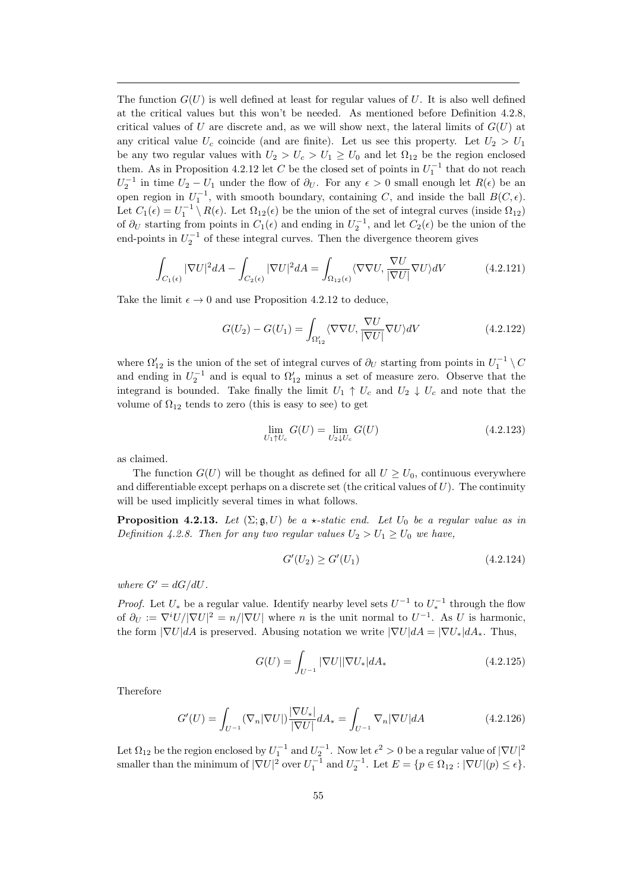The function $G(U)$ is well defined at least for regular values of $U$. It is also well defined at the critical values but this won't be needed. As mentioned before Definition 4.2.8, critical values of $U$ are discrete and, as we will show next, the lateral limits of $G(U)$ at any critical value $U_c$ coincide (and are finite). Let us see this property. Let $U_2 > U_1$ be any two regular values with $U_2 > U_c > U_1 \geq U_0$ and let $\Omega_{12}$ be the region enclosed them. As in Proposition 4.2.12 let $C$ be the closed set of points in $U_1^{-1}$ that do not reach $U_2^{-1}$ in time $U_2 - U_1$ under the flow of $\partial_U$. For any $\epsilon > 0$ small enough let $R(\epsilon)$ be an open region in $U_1^{-1}$, with smooth boundary, containing $C$, and inside the ball $B(C, \epsilon)$. Let $C_1(\epsilon) = U_1^{-1} \setminus R(\epsilon)$. Let $\Omega_{12}(\epsilon)$ be the union of the set of integral curves (inside $\Omega_{12}$) of $\partial_U$ starting from points in $C_1(\epsilon)$ and ending in $U_2^{-1}$, and let $C_2(\epsilon)$ be the union of the end-points in $U_2^{-1}$ of these integral curves. Then the divergence theorem gives

$$\int_{C_1(\epsilon)} |\nabla U|^2 dA - \int_{C_2(\epsilon)} |\nabla U|^2 dA = \int_{\Omega_{12}(\epsilon)} \langle \nabla\nabla U, \frac{\nabla U}{|\nabla U|} \nabla U \rangle dV \tag{4.2.121}$$

Take the limit $\epsilon \to 0$ and use Proposition 4.2.12 to deduce,

$$G(U_2) - G(U_1) = \int_{\Omega'_{12}} \langle \nabla\nabla U, \frac{\nabla U}{|\nabla U|} \nabla U \rangle dV \tag{4.2.122}$$

where $\Omega'_{12}$ is the union of the set of integral curves of $\partial_U$ starting from points in $U_1^{-1} \setminus C$ and ending in $U_2^{-1}$ and is equal to $\Omega'_{12}$ minus a set of measure zero. Observe that the integrand is bounded. Take finally the limit $U_1 \uparrow U_c$ and $U_2 \downarrow U_c$ and note that the volume of $\Omega_{12}$ tends to zero (this is easy to see) to get

$$\lim_{U_1 \uparrow U_c} G(U) = \lim_{U_2 \downarrow U_c} G(U) \tag{4.2.123}$$

as claimed.

The function $G(U)$ will be thought as defined for all $U \geq U_0$, continuous everywhere and differentiable except perhaps on a discrete set (the critical values of $U$). The continuity will be used implicitly several times in what follows.

**Proposition 4.2.13.** *Let $(\Sigma; \mathfrak{g}, U)$ be a $\star$-static end. Let $U_0$ be a regular value as in Definition 4.2.8. Then for any two regular values $U_2 > U_1 \geq U_0$ we have,*

$$G'(U_2) \geq G'(U_1) \tag{4.2.124}$$

*where $G' = dG/dU$.*

*Proof.* Let $U_*$ be a regular value. Identify nearby level sets $U^{-1}$ to $U_*^{-1}$ through the flow of $\partial_U := \nabla^i U / |\nabla U|^2 = n / |\nabla U|$ where $n$ is the unit normal to $U^{-1}$. As $U$ is harmonic, the form $|\nabla U| dA$ is preserved. Abusing notation we write $|\nabla U| dA = |\nabla U_*| dA_*$. Thus,

$$G(U) = \int_{U^{-1}} |\nabla U| |\nabla U_*| dA_* \tag{4.2.125}$$

Therefore

$$G'(U) = \int_{U^{-1}} (\nabla_n |\nabla U|) \frac{|\nabla U_*|}{|\nabla U|} dA_* = \int_{U^{-1}} \nabla_n |\nabla U| dA \tag{4.2.126}$$

Let $\Omega_{12}$ be the region enclosed by $U_1^{-1}$ and $U_2^{-1}$. Now let $\epsilon^2 > 0$ be a regular value of $|\nabla U|^2$ smaller than the minimum of $|\nabla U|^2$ over $U_1^{-1}$ and $U_2^{-1}$. Let $E = \{p \in \Omega_{12} : |\nabla U|(p) \leq \epsilon\}$.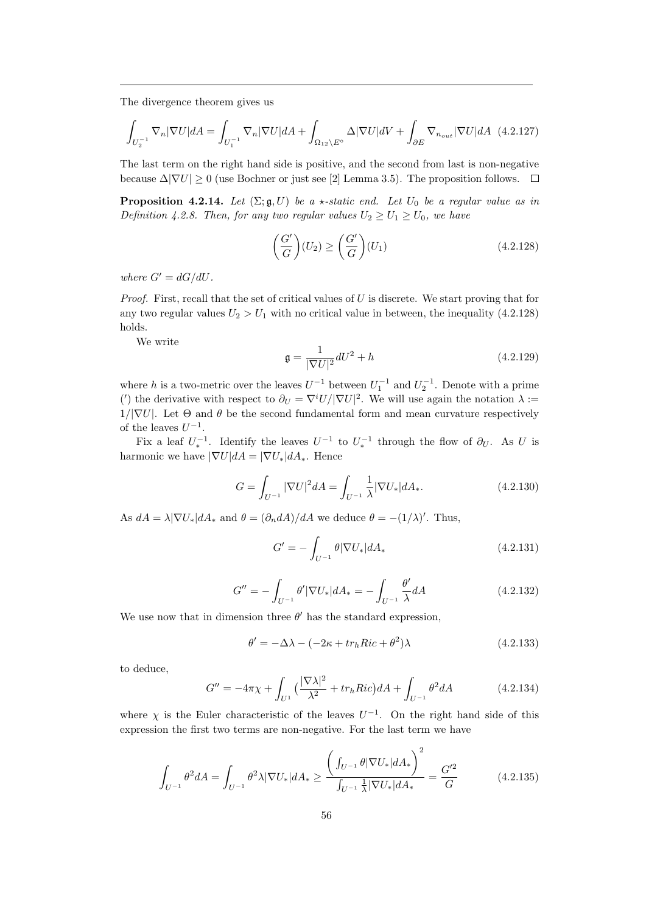The divergence theorem gives us

$$\int_{U_2^{-1}} \nabla_n |\nabla U| dA = \int_{U_1^{-1}} \nabla_n |\nabla U| dA + \int_{\Omega_{12}\setminus E^\circ} \Delta |\nabla U| dV + \int_{\partial E} \nabla_{n_{out}} |\nabla U| dA \quad (4.2.127)$$

The last term on the right hand side is positive, and the second from last is non-negative because $\Delta|\nabla U| \geq 0$ (use Bochner or just see [2] Lemma 3.5). The proposition follows. $\square$

**Proposition 4.2.14.** *Let $(\Sigma; \mathfrak{g}, U)$ be a $\star$-static end. Let $U_0$ be a regular value as in Definition 4.2.8. Then, for any two regular values $U_2 \geq U_1 \geq U_0$, we have*

$$\left(\frac{G'}{G}\right)(U_2) \geq \left(\frac{G'}{G}\right)(U_1) \quad (4.2.128)$$

*where $G' = dG/dU$.*

*Proof.* First, recall that the set of critical values of $U$ is discrete. We start proving that for any two regular values $U_2 > U_1$ with no critical value in between, the inequality (4.2.128) holds.

We write

$$\mathfrak{g} = \frac{1}{|\nabla U|^2} dU^2 + h \quad (4.2.129)$$

where $h$ is a two-metric over the leaves $U^{-1}$ between $U_1^{-1}$ and $U_2^{-1}$. Denote with a prime ($'$) the derivative with respect to $\partial_U = \nabla^i U/|\nabla U|^2$. We will use again the notation $\lambda := 1/|\nabla U|$. Let $\Theta$ and $\theta$ be the second fundamental form and mean curvature respectively of the leaves $U^{-1}$.

Fix a leaf $U_*^{-1}$. Identify the leaves $U^{-1}$ to $U_*^{-1}$ through the flow of $\partial_U$. As $U$ is harmonic we have $|\nabla U| dA = |\nabla U_*| dA_*$. Hence

$$G = \int_{U^{-1}} |\nabla U|^2 dA = \int_{U^{-1}} \frac{1}{\lambda} |\nabla U_*| dA_*. \quad (4.2.130)$$

As $dA = \lambda |\nabla U_*| dA_*$ and $\theta = (\partial_n dA)/dA$ we deduce $\theta = -(1/\lambda)'$. Thus,

$$G' = -\int_{U^{-1}} \theta |\nabla U_*| dA_* \quad (4.2.131)$$

$$G'' = -\int_{U^{-1}} \theta' |\nabla U_*| dA_* = -\int_{U^{-1}} \frac{\theta'}{\lambda} dA \quad (4.2.132)$$

We use now that in dimension three $\theta'$ has the standard expression,

$$\theta' = -\Delta\lambda - (-2\kappa + tr_h Ric + \theta^2)\lambda \quad (4.2.133)$$

to deduce,

$$G'' = -4\pi\chi + \int_{U^1} \big(\frac{|\nabla\lambda|^2}{\lambda^2} + tr_h Ric\big) dA + \int_{U^{-1}} \theta^2 dA \quad (4.2.134)$$

where $\chi$ is the Euler characteristic of the leaves $U^{-1}$. On the right hand side of this expression the first two terms are non-negative. For the last term we have

$$\int_{U^{-1}} \theta^2 dA = \int_{U^{-1}} \theta^2 \lambda |\nabla U_*| dA_* \geq \frac{\left(\int_{U^{-1}} \theta |\nabla U_*| dA_*\right)^2}{\int_{U^{-1}} \frac{1}{\lambda} |\nabla U_*| dA_*} = \frac{G'^2}{G} \quad (4.2.135)$$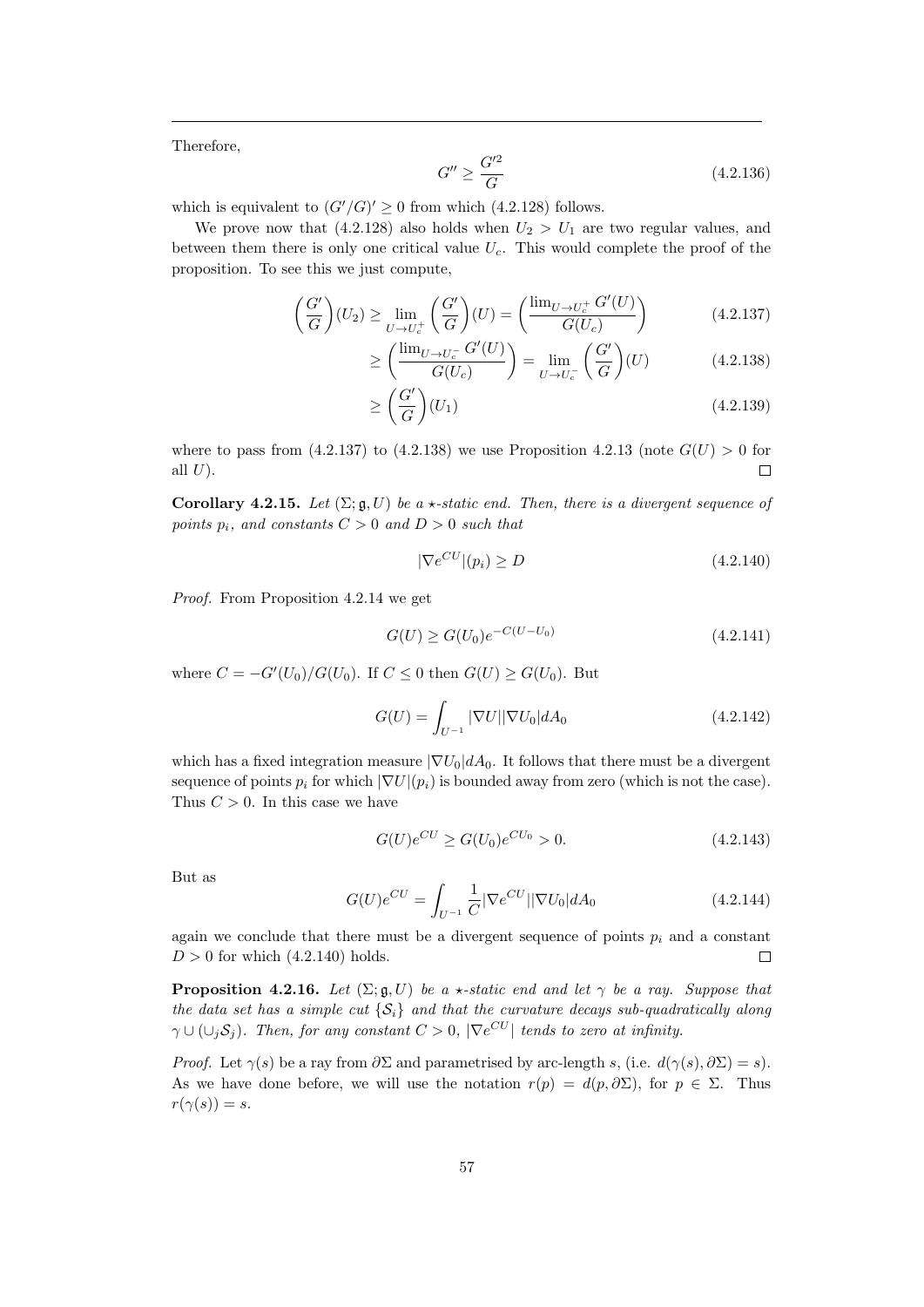Therefore,

$$G'' \geq \frac{G'^2}{G} \tag{4.2.136}$$

which is equivalent to $(G'/G)' \geq 0$ from which (4.2.128) follows.

We prove now that (4.2.128) also holds when $U_2 > U_1$ are two regular values, and between them there is only one critical value $U_c$. This would complete the proof of the proposition. To see this we just compute,

$$\left(\frac{G'}{G}\right)(U_2) \geq \lim_{U \to U_c^+} \left(\frac{G'}{G}\right)(U) = \left(\frac{\lim_{U\to U_c^+} G'(U)}{G(U_c)}\right) \tag{4.2.137}$$

$$\geq \left(\frac{\lim_{U\to U_c^-} G'(U)}{G(U_c)}\right) = \lim_{U \to U_c^-} \left(\frac{G'}{G}\right)(U) \tag{4.2.138}$$

$$\geq \left(\frac{G'}{G}\right)(U_1) \tag{4.2.139}$$

where to pass from (4.2.137) to (4.2.138) we use Proposition 4.2.13 (note $G(U) > 0$ for all $U$). □

**Corollary 4.2.15.** *Let $(\Sigma; \mathfrak{g}, U)$ be a $\star$-static end. Then, there is a divergent sequence of points $p_i$, and constants $C > 0$ and $D > 0$ such that*

$$|\nabla e^{CU}|(p_i) \geq D \tag{4.2.140}$$

*Proof.* From Proposition 4.2.14 we get

$$G(U) \geq G(U_0) e^{-C(U-U_0)} \tag{4.2.141}$$

where $C = -G'(U_0)/G(U_0)$. If $C \leq 0$ then $G(U) \geq G(U_0)$. But

$$G(U) = \int_{U^{-1}} |\nabla U||\nabla U_0| dA_0 \tag{4.2.142}$$

which has a fixed integration measure $|\nabla U_0| dA_0$. It follows that there must be a divergent sequence of points $p_i$ for which $|\nabla U|(p_i)$ is bounded away from zero (which is not the case). Thus $C > 0$. In this case we have

$$G(U) e^{CU} \geq G(U_0) e^{CU_0} > 0. \tag{4.2.143}$$

But as

$$G(U) e^{CU} = \int_{U^{-1}} \frac{1}{C} |\nabla e^{CU}||\nabla U_0| dA_0 \tag{4.2.144}$$

again we conclude that there must be a divergent sequence of points $p_i$ and a constant $D > 0$ for which (4.2.140) holds. □

**Proposition 4.2.16.** *Let $(\Sigma; \mathfrak{g}, U)$ be a $\star$-static end and let $\gamma$ be a ray. Suppose that the data set has a simple cut $\{\mathcal{S}_i\}$ and that the curvature decays sub-quadratically along $\gamma \cup (\cup_j \mathcal{S}_j)$. Then, for any constant $C > 0$, $|\nabla e^{CU}|$ tends to zero at infinity.*

*Proof.* Let $\gamma(s)$ be a ray from $\partial\Sigma$ and parametrised by arc-length $s$, (i.e. $d(\gamma(s), \partial\Sigma) = s$). As we have done before, we will use the notation $r(p) = d(p, \partial\Sigma)$, for $p \in \Sigma$. Thus $r(\gamma(s)) = s$.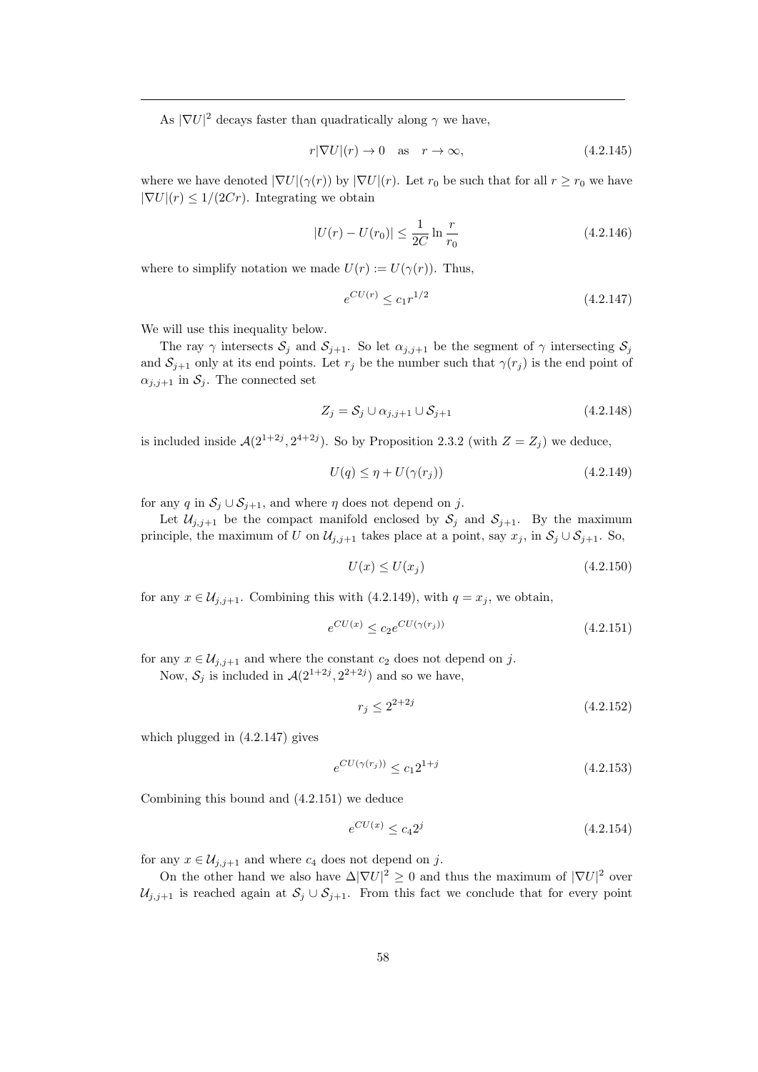As $|\nabla U|^2$ decays faster than quadratically along $\gamma$ we have,

$$r|\nabla U|(r) \to 0 \quad \text{as} \quad r \to \infty, \tag{4.2.145}$$

where we have denoted $|\nabla U|(\gamma(r))$ by $|\nabla U|(r)$. Let $r_0$ be such that for all $r \geq r_0$ we have $|\nabla U|(r) \leq 1/(2Cr)$. Integrating we obtain

$$|U(r) - U(r_0)| \leq \frac{1}{2C} \ln \frac{r}{r_0} \tag{4.2.146}$$

where to simplify notation we made $U(r) := U(\gamma(r))$. Thus,

$$e^{CU(r)} \leq c_1 r^{1/2} \tag{4.2.147}$$

We will use this inequality below.

The ray $\gamma$ intersects $\mathcal{S}_j$ and $\mathcal{S}_{j+1}$. So let $\alpha_{j,j+1}$ be the segment of $\gamma$ intersecting $\mathcal{S}_j$ and $\mathcal{S}_{j+1}$ only at its end points. Let $r_j$ be the number such that $\gamma(r_j)$ is the end point of $\alpha_{j,j+1}$ in $\mathcal{S}_j$. The connected set

$$Z_j = \mathcal{S}_j \cup \alpha_{j,j+1} \cup \mathcal{S}_{j+1} \tag{4.2.148}$$

is included inside $\mathcal{A}(2^{1+2j}, 2^{4+2j})$. So by Proposition 2.3.2 (with $Z = Z_j$) we deduce,

$$U(q) \leq \eta + U(\gamma(r_j)) \tag{4.2.149}$$

for any $q$ in $\mathcal{S}_j \cup \mathcal{S}_{j+1}$, and where $\eta$ does not depend on $j$.

Let $\mathcal{U}_{j,j+1}$ be the compact manifold enclosed by $\mathcal{S}_j$ and $\mathcal{S}_{j+1}$. By the maximum principle, the maximum of $U$ on $\mathcal{U}_{j,j+1}$ takes place at a point, say $x_j$, in $\mathcal{S}_j \cup \mathcal{S}_{j+1}$. So,

$$U(x) \leq U(x_j) \tag{4.2.150}$$

for any $x \in \mathcal{U}_{j,j+1}$. Combining this with (4.2.149), with $q = x_j$, we obtain,

$$e^{CU(x)} \leq c_2 e^{CU(\gamma(r_j))} \tag{4.2.151}$$

for any $x \in \mathcal{U}_{j,j+1}$ and where the constant $c_2$ does not depend on $j$.

Now, $\mathcal{S}_j$ is included in $\mathcal{A}(2^{1+2j}, 2^{2+2j})$ and so we have,

$$r_j \leq 2^{2+2j} \tag{4.2.152}$$

which plugged in (4.2.147) gives

$$e^{CU(\gamma(r_j))} \leq c_1 2^{1+j} \tag{4.2.153}$$

Combining this bound and (4.2.151) we deduce

$$e^{CU(x)} \leq c_4 2^j \tag{4.2.154}$$

for any $x \in \mathcal{U}_{j,j+1}$ and where $c_4$ does not depend on $j$.

On the other hand we also have $\Delta |\nabla U|^2 \geq 0$ and thus the maximum of $|\nabla U|^2$ over $\mathcal{U}_{j,j+1}$ is reached again at $\mathcal{S}_j \cup \mathcal{S}_{j+1}$. From this fact we conclude that for every point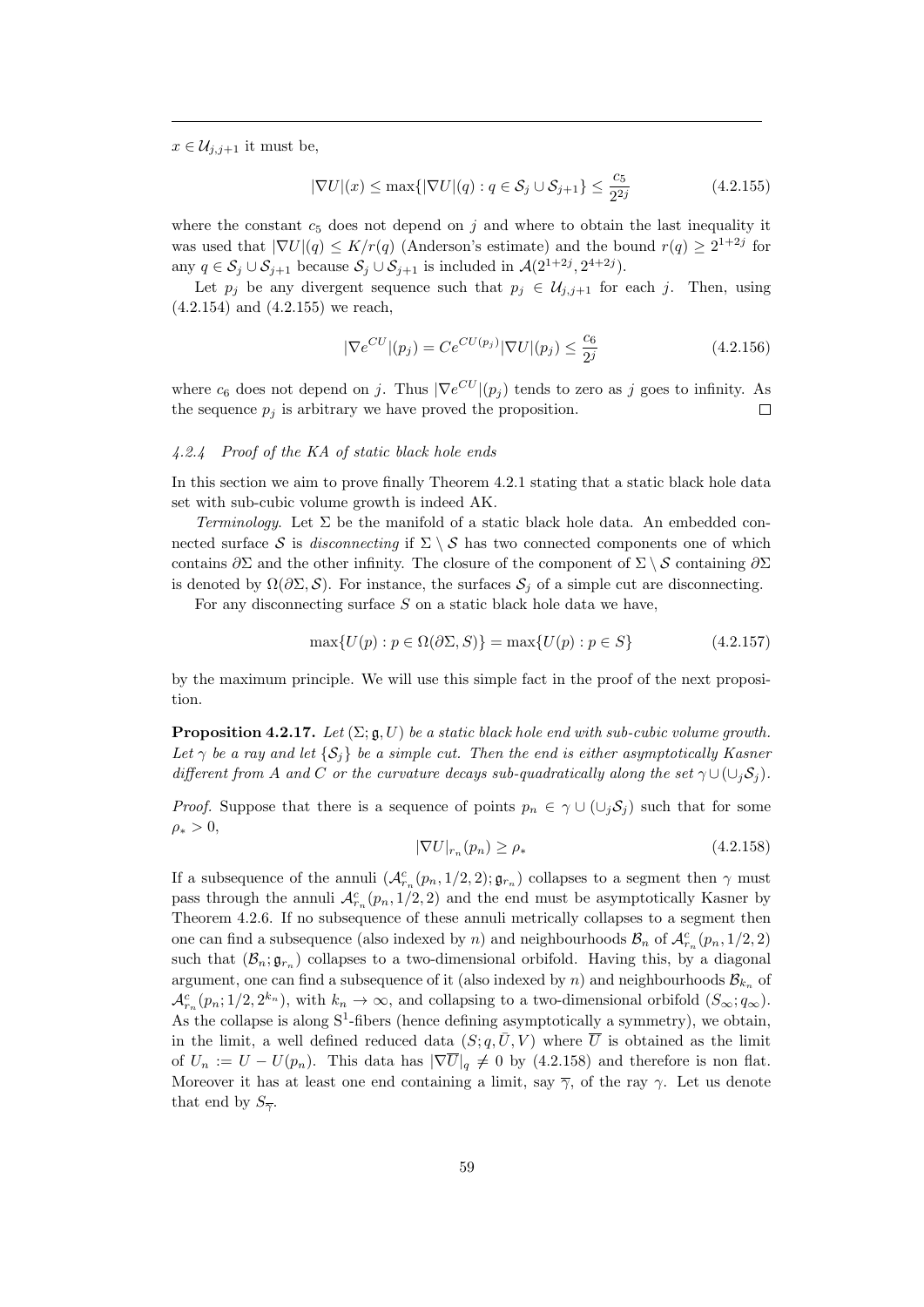$x \in \mathcal{U}_{j,j+1}$ it must be,

$$|\nabla U|(x) \leq \max\{|\nabla U|(q) : q \in \mathcal{S}_j \cup \mathcal{S}_{j+1}\} \leq \frac{c_5}{2^{2j}} \tag{4.2.155}$$

where the constant $c_5$ does not depend on $j$ and where to obtain the last inequality it was used that $|\nabla U|(q) \leq K/r(q)$ (Anderson's estimate) and the bound $r(q) \geq 2^{1+2j}$ for any $q \in \mathcal{S}_j \cup \mathcal{S}_{j+1}$ because $\mathcal{S}_j \cup \mathcal{S}_{j+1}$ is included in $\mathcal{A}(2^{1+2j}, 2^{4+2j})$.

Let $p_j$ be any divergent sequence such that $p_j \in \mathcal{U}_{j,j+1}$ for each $j$. Then, using (4.2.154) and (4.2.155) we reach,

$$|\nabla e^{CU}|(p_j) = Ce^{CU(p_j)}|\nabla U|(p_j) \leq \frac{c_6}{2^j} \tag{4.2.156}$$

where $c_6$ does not depend on $j$. Thus $|\nabla e^{CU}|(p_j)$ tends to zero as $j$ goes to infinity. As the sequence $p_j$ is arbitrary we have proved the proposition. □

### 4.2.4 Proof of the KA of static black hole ends

In this section we aim to prove finally Theorem 4.2.1 stating that a static black hole data set with sub-cubic volume growth is indeed AK.

*Terminology.* Let $\Sigma$ be the manifold of a static black hole data. An embedded connected surface $\mathcal{S}$ is *disconnecting* if $\Sigma \setminus \mathcal{S}$ has two connected components one of which contains $\partial\Sigma$ and the other infinity. The closure of the component of $\Sigma \setminus \mathcal{S}$ containing $\partial\Sigma$ is denoted by $\Omega(\partial\Sigma, \mathcal{S})$. For instance, the surfaces $\mathcal{S}_j$ of a simple cut are disconnecting.

For any disconnecting surface $S$ on a static black hole data we have,

$$\max\{U(p) : p \in \Omega(\partial\Sigma, S)\} = \max\{U(p) : p \in S\} \tag{4.2.157}$$

by the maximum principle. We will use this simple fact in the proof of the next proposition.

**Proposition 4.2.17.** *Let $(\Sigma; \mathfrak{g}, U)$ be a static black hole end with sub-cubic volume growth. Let $\gamma$ be a ray and let $\{\mathcal{S}_j\}$ be a simple cut. Then the end is either asymptotically Kasner different from A and C or the curvature decays sub-quadratically along the set $\gamma \cup (\cup_j \mathcal{S}_j)$.*

*Proof.* Suppose that there is a sequence of points $p_n \in \gamma \cup (\cup_j \mathcal{S}_j)$ such that for some $\rho_* > 0$,

$$|\nabla U|_{r_n}(p_n) \geq \rho_* \tag{4.2.158}$$

If a subsequence of the annuli $(\mathcal{A}^c_{r_n}(p_n, 1/2, 2); \mathfrak{g}_{r_n})$ collapses to a segment then $\gamma$ must pass through the annuli $\mathcal{A}^c_{r_n}(p_n, 1/2, 2)$ and the end must be asymptotically Kasner by Theorem 4.2.6. If no subsequence of these annuli metrically collapses to a segment then one can find a subsequence (also indexed by $n$) and neighbourhoods $\mathcal{B}_n$ of $\mathcal{A}^c_{r_n}(p_n, 1/2, 2)$ such that $(\mathcal{B}_n; \mathfrak{g}_{r_n})$ collapses to a two-dimensional orbifold. Having this, by a diagonal argument, one can find a subsequence of it (also indexed by $n$) and neighbourhoods $\mathcal{B}_{k_n}$ of $\mathcal{A}^c_{r_n}(p_n; 1/2, 2^{k_n})$, with $k_n \to \infty$, and collapsing to a two-dimensional orbifold $(S_\infty; q_\infty)$. As the collapse is along $\mathrm{S}^1$-fibers (hence defining asymptotically a symmetry), we obtain, in the limit, a well defined reduced data $(S; q, \bar{U}, V)$ where $\overline{U}$ is obtained as the limit of $U_n := U - U(p_n)$. This data has $|\nabla \overline{U}|_q \neq 0$ by (4.2.158) and therefore is non flat. Moreover it has at least one end containing a limit, say $\overline{\gamma}$, of the ray $\gamma$. Let us denote that end by $S_{\overline{\gamma}}$.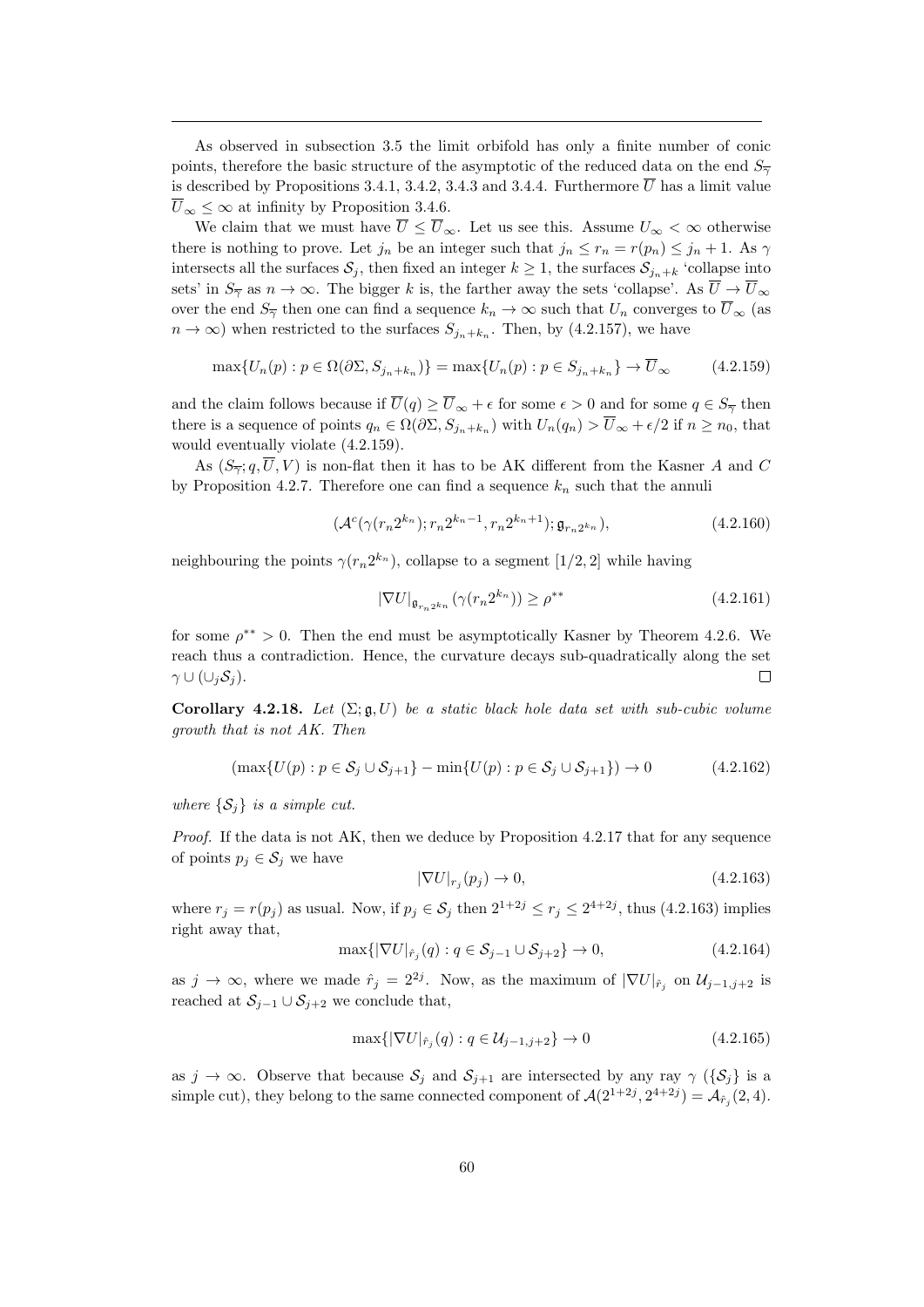As observed in subsection 3.5 the limit orbifold has only a finite number of conic points, therefore the basic structure of the asymptotic of the reduced data on the end $S_{\overline{\gamma}}$ is described by Propositions 3.4.1, 3.4.2, 3.4.3 and 3.4.4. Furthermore $\overline{U}$ has a limit value $\overline{U}_\infty \leq \infty$ at infinity by Proposition 3.4.6.

We claim that we must have $\overline{U} \leq \overline{U}_\infty$. Let us see this. Assume $U_\infty < \infty$ otherwise there is nothing to prove. Let $j_n$ be an integer such that $j_n \leq r_n = r(p_n) \leq j_n + 1$. As $\gamma$ intersects all the surfaces $\mathcal{S}_j$, then fixed an integer $k \geq 1$, the surfaces $\mathcal{S}_{j_n+k}$ 'collapse into sets' in $S_{\overline{\gamma}}$ as $n \to \infty$. The bigger $k$ is, the farther away the sets 'collapse'. As $\overline{U} \to \overline{U}_\infty$ over the end $S_{\overline{\gamma}}$ then one can find a sequence $k_n \to \infty$ such that $U_n$ converges to $\overline{U}_\infty$ (as $n \to \infty$) when restricted to the surfaces $S_{j_n+k_n}$. Then, by (4.2.157), we have

$$\max\{U_n(p) : p \in \Omega(\partial\Sigma, S_{j_n+k_n})\} = \max\{U_n(p) : p \in S_{j_n+k_n}\} \to \overline{U}_\infty \tag{4.2.159}$$

and the claim follows because if $\overline{U}(q) \geq \overline{U}_\infty + \epsilon$ for some $\epsilon > 0$ and for some $q \in S_{\overline{\gamma}}$ then there is a sequence of points $q_n \in \Omega(\partial\Sigma, S_{j_n+k_n})$ with $U_n(q_n) > \overline{U}_\infty + \epsilon/2$ if $n \geq n_0$, that would eventually violate (4.2.159).

As $(S_{\overline{\gamma}}; q, \overline{U}, V)$ is non-flat then it has to be AK different from the Kasner $A$ and $C$ by Proposition 4.2.7. Therefore one can find a sequence $k_n$ such that the annuli

$$(\mathcal{A}^c(\gamma(r_n 2^{k_n}); r_n 2^{k_n-1}, r_n 2^{k_n+1}); \mathfrak{g}_{r_n 2^{k_n}}), \tag{4.2.160}$$

neighbouring the points $\gamma(r_n 2^{k_n})$, collapse to a segment $[1/2, 2]$ while having

$$|\nabla U|_{\mathfrak{g}_{r_n 2^{k_n}}}(\gamma(r_n 2^{k_n})) \geq \rho^{**} \tag{4.2.161}$$

for some $\rho^{**} > 0$. Then the end must be asymptotically Kasner by Theorem 4.2.6. We reach thus a contradiction. Hence, the curvature decays sub-quadratically along the set $\gamma \cup (\cup_j \mathcal{S}_j)$. $\square$

**Corollary 4.2.18.** *Let $(\Sigma; \mathfrak{g}, U)$ be a static black hole data set with sub-cubic volume growth that is not AK. Then*

$$(\max\{U(p) : p \in \mathcal{S}_j \cup \mathcal{S}_{j+1}\} - \min\{U(p) : p \in \mathcal{S}_j \cup \mathcal{S}_{j+1}\}) \to 0 \tag{4.2.162}$$

*where $\{\mathcal{S}_j\}$ is a simple cut.*

*Proof.* If the data is not AK, then we deduce by Proposition 4.2.17 that for any sequence of points $p_j \in \mathcal{S}_j$ we have

$$|\nabla U|_{r_j}(p_j) \to 0, \tag{4.2.163}$$

where $r_j = r(p_j)$ as usual. Now, if $p_j \in \mathcal{S}_j$ then $2^{1+2j} \leq r_j \leq 2^{4+2j}$, thus (4.2.163) implies right away that,

$$\max\{|\nabla U|_{\hat{r}_j}(q) : q \in \mathcal{S}_{j-1} \cup \mathcal{S}_{j+2}\} \to 0, \tag{4.2.164}$$

as $j \to \infty$, where we made $\hat{r}_j = 2^{2j}$. Now, as the maximum of $|\nabla U|_{\hat{r}_j}$ on $\mathcal{U}_{j-1,j+2}$ is reached at $\mathcal{S}_{j-1} \cup \mathcal{S}_{j+2}$ we conclude that,

$$\max\{|\nabla U|_{\hat{r}_j}(q) : q \in \mathcal{U}_{j-1,j+2}\} \to 0 \tag{4.2.165}$$

as $j \to \infty$. Observe that because $\mathcal{S}_j$ and $\mathcal{S}_{j+1}$ are intersected by any ray $\gamma$ ($\{\mathcal{S}_j\}$ is a simple cut), they belong to the same connected component of $\mathcal{A}(2^{1+2j}, 2^{4+2j}) = \mathcal{A}_{\hat{r}_j}(2, 4)$.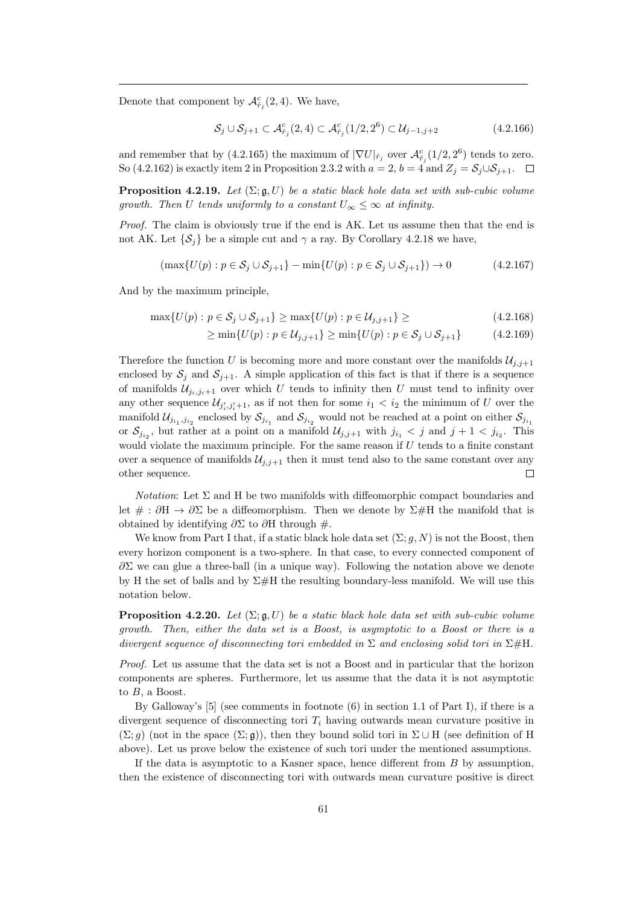Denote that component by $\mathcal{A}^c_{\hat{r}_j}(2,4)$. We have,

$$\mathcal{S}_j \cup \mathcal{S}_{j+1} \subset \mathcal{A}^c_{\hat{r}_j}(2,4) \subset \mathcal{A}^c_{\hat{r}_j}(1/2, 2^6) \subset \mathcal{U}_{j-1,j+2} \tag{4.2.166}$$

and remember that by (4.2.165) the maximum of $|\nabla U|_{\hat{r}_j}$ over $\mathcal{A}^c_{\hat{r}_j}(1/2, 2^6)$ tends to zero. So (4.2.162) is exactly item 2 in Proposition 2.3.2 with $a = 2$, $b = 4$ and $Z_j = \mathcal{S}_j \cup \mathcal{S}_{j+1}$. $\square$

**Proposition 4.2.19.** *Let $(\Sigma; \mathfrak{g}, U)$ be a static black hole data set with sub-cubic volume growth. Then $U$ tends uniformly to a constant $U_\infty \leq \infty$ at infinity.*

*Proof.* The claim is obviously true if the end is AK. Let us assume then that the end is not AK. Let $\{\mathcal{S}_j\}$ be a simple cut and $\gamma$ a ray. By Corollary 4.2.18 we have,

$$(\max\{U(p) : p \in \mathcal{S}_j \cup \mathcal{S}_{j+1}\} - \min\{U(p) : p \in \mathcal{S}_j \cup \mathcal{S}_{j+1}\}) \to 0 \tag{4.2.167}$$

And by the maximum principle,

$$\max\{U(p) : p \in \mathcal{S}_j \cup \mathcal{S}_{j+1}\} \geq \max\{U(p) : p \in \mathcal{U}_{j,j+1}\} \geq \tag{4.2.168}$$

$$\geq \min\{U(p) : p \in \mathcal{U}_{j,j+1}\} \geq \min\{U(p) : p \in \mathcal{S}_j \cup \mathcal{S}_{j+1}\} \tag{4.2.169}$$

Therefore the function $U$ is becoming more and more constant over the manifolds $\mathcal{U}_{j,j+1}$ enclosed by $\mathcal{S}_j$ and $\mathcal{S}_{j+1}$. A simple application of this fact is that if there is a sequence of manifolds $\mathcal{U}_{j_i,j_i+1}$ over which $U$ tends to infinity then $U$ must tend to infinity over any other sequence $\mathcal{U}_{j'_i,j'_i+1}$, as if not then for some $i_1 < i_2$ the minimum of $U$ over the manifold $\mathcal{U}_{j_{i_1},j_{i_2}}$ enclosed by $\mathcal{S}_{j_{i_1}}$ and $\mathcal{S}_{j_{i_2}}$ would not be reached at a point on either $\mathcal{S}_{j_{i_1}}$ or $\mathcal{S}_{j_{i_2}}$, but rather at a point on a manifold $\mathcal{U}_{j,j+1}$ with $j_{i_1} < j$ and $j + 1 < j_{i_2}$. This would violate the maximum principle. For the same reason if $U$ tends to a finite constant over a sequence of manifolds $\mathcal{U}_{j,j+1}$ then it must tend also to the same constant over any other sequence. $\square$

*Notation*: Let $\Sigma$ and $\mathrm{H}$ be two manifolds with diffeomorphic compact boundaries and let $\# : \partial\mathrm{H} \to \partial\Sigma$ be a diffeomorphism. Then we denote by $\Sigma\#\mathrm{H}$ the manifold that is obtained by identifying $\partial\Sigma$ to $\partial\mathrm{H}$ through $\#$.

We know from Part I that, if a static black hole data set $(\Sigma; g, N)$ is not the Boost, then every horizon component is a two-sphere. In that case, to every connected component of $\partial\Sigma$ we can glue a three-ball (in a unique way). Following the notation above we denote by $\mathrm{H}$ the set of balls and by $\Sigma\#\mathrm{H}$ the resulting boundary-less manifold. We will use this notation below.

**Proposition 4.2.20.** *Let $(\Sigma; \mathfrak{g}, U)$ be a static black hole data set with sub-cubic volume growth. Then, either the data set is a Boost, is asymptotic to a Boost or there is a divergent sequence of disconnecting tori embedded in $\Sigma$ and enclosing solid tori in $\Sigma\#\mathrm{H}$.*

*Proof.* Let us assume that the data set is not a Boost and in particular that the horizon components are spheres. Furthermore, let us assume that the data it is not asymptotic to $B$, a Boost.

By Galloway's [5] (see comments in footnote (6) in section 1.1 of Part I), if there is a divergent sequence of disconnecting tori $T_i$ having outwards mean curvature positive in $(\Sigma; g)$ (not in the space $(\Sigma; \mathfrak{g})$), then they bound solid tori in $\Sigma \cup \mathrm{H}$ (see definition of $\mathrm{H}$ above). Let us prove below the existence of such tori under the mentioned assumptions.

If the data is asymptotic to a Kasner space, hence different from $B$ by assumption, then the existence of disconnecting tori with outwards mean curvature positive is direct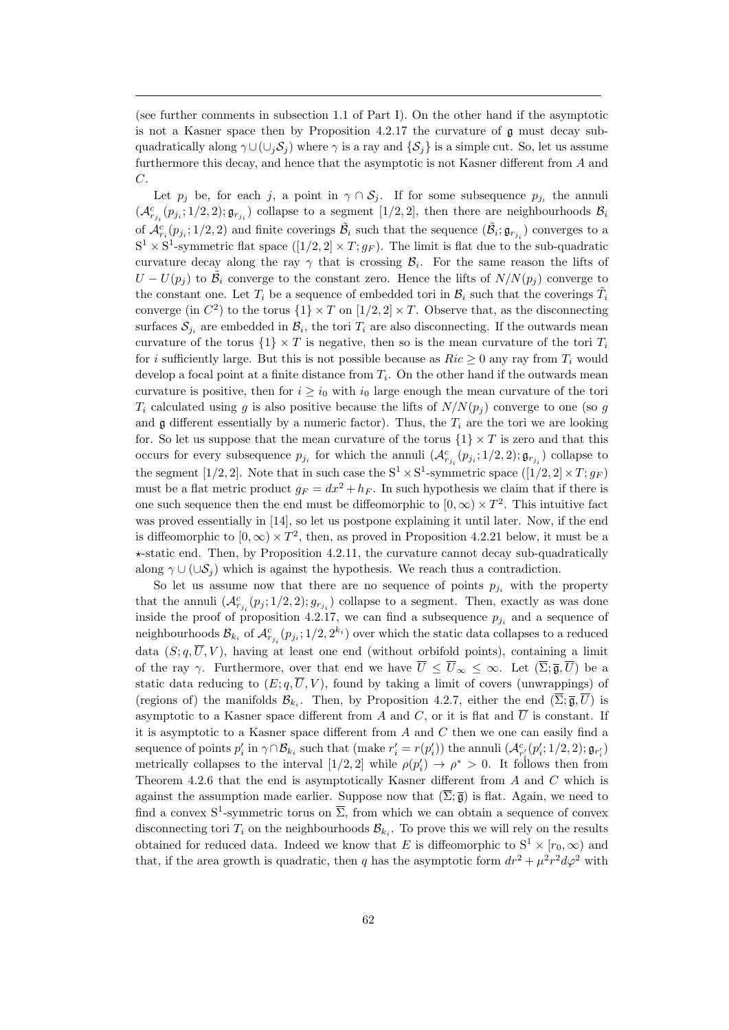(see further comments in subsection 1.1 of Part I). On the other hand if the asymptotic is not a Kasner space then by Proposition 4.2.17 the curvature of $\mathfrak{g}$ must decay sub-quadratically along $\gamma \cup (\cup_j \mathcal{S}_j)$ where $\gamma$ is a ray and $\{\mathcal{S}_j\}$ is a simple cut. So, let us assume furthermore this decay, and hence that the asymptotic is not Kasner different from $A$ and $C$.

Let $p_j$ be, for each $j$, a point in $\gamma \cap \mathcal{S}_j$. If for some subsequence $p_{j_i}$ the annuli $(\mathcal{A}^c_{r_{j_i}}(p_{j_i}; 1/2, 2); \mathfrak{g}_{r_{j_i}})$ collapse to a segment $[1/2, 2]$, then there are neighbourhoods $\mathcal{B}_i$ of $\mathcal{A}^c_{r_i}(p_{j_i}; 1/2, 2)$ and finite coverings $\tilde{\mathcal{B}}_i$ such that the sequence $(\tilde{\mathcal{B}}_i; \mathfrak{g}_{r_{j_i}})$ converges to a $\mathrm{S}^1 \times \mathrm{S}^1$-symmetric flat space $([1/2, 2] \times T; g_F)$. The limit is flat due to the sub-quadratic curvature decay along the ray $\gamma$ that is crossing $\mathcal{B}_i$. For the same reason the lifts of $U - U(p_j)$ to $\tilde{\mathcal{B}}_i$ converge to the constant zero. Hence the lifts of $N/N(p_j)$ converge to the constant one. Let $T_i$ be a sequence of embedded tori in $\mathcal{B}_i$ such that the coverings $\tilde{T}_i$ converge (in $C^2$) to the torus $\{1\} \times T$ on $[1/2, 2] \times T$. Observe that, as the disconnecting surfaces $\mathcal{S}_{j_i}$ are embedded in $\mathcal{B}_i$, the tori $T_i$ are also disconnecting. If the outwards mean curvature of the torus $\{1\} \times T$ is negative, then so is the mean curvature of the tori $T_i$ for $i$ sufficiently large. But this is not possible because as $Ric \geq 0$ any ray from $T_i$ would develop a focal point at a finite distance from $T_i$. On the other hand if the outwards mean curvature is positive, then for $i \geq i_0$ with $i_0$ large enough the mean curvature of the tori $T_i$ calculated using $g$ is also positive because the lifts of $N/N(p_j)$ converge to one (so $g$ and $\mathfrak{g}$ different essentially by a numeric factor). Thus, the $T_i$ are the tori we are looking for. So let us suppose that the mean curvature of the torus $\{1\} \times T$ is zero and that this occurs for every subsequence $p_{j_i}$ for which the annuli $(\mathcal{A}^c_{r_{j_i}}(p_{j_i}; 1/2, 2); \mathfrak{g}_{r_{j_i}})$ collapse to the segment $[1/2, 2]$. Note that in such case the $\mathrm{S}^1 \times \mathrm{S}^1$-symmetric space $([1/2, 2] \times T; g_F)$ must be a flat metric product $g_F = dx^2 + h_F$. In such hypothesis we claim that if there is one such sequence then the end must be diffeomorphic to $[0, \infty) \times T^2$. This intuitive fact was proved essentially in [14], so let us postpone explaining it until later. Now, if the end is diffeomorphic to $[0, \infty) \times T^2$, then, as proved in Proposition 4.2.21 below, it must be a $\star$-static end. Then, by Proposition 4.2.11, the curvature cannot decay sub-quadratically along $\gamma \cup (\cup \mathcal{S}_j)$ which is against the hypothesis. We reach thus a contradiction.

So let us assume now that there are no sequence of points $p_{j_i}$ with the property that the annuli $(\mathcal{A}^c_{r_{j_i}}(p_j; 1/2, 2); g_{r_{j_i}})$ collapse to a segment. Then, exactly as was done inside the proof of proposition 4.2.17, we can find a subsequence $p_{j_i}$ and a sequence of neighbourhoods $\mathcal{B}_{k_i}$ of $\mathcal{A}^c_{r_{j_i}}(p_{j_i}; 1/2, 2^{k_i})$ over which the static data collapses to a reduced data $(S; q, \overline{U}, V)$, having at least one end (without orbifold points), containing a limit of the ray $\gamma$. Furthermore, over that end we have $\overline{U} \leq \overline{U}_\infty \leq \infty$. Let $(\overline{\Sigma}; \overline{\mathfrak{g}}, \overline{U})$ be a static data reducing to $(E; q, \overline{U}, V)$, found by taking a limit of covers (unwrappings) of (regions of) the manifolds $\mathcal{B}_{k_i}$. Then, by Proposition 4.2.7, either the end $(\overline{\Sigma}; \overline{\mathfrak{g}}, \overline{U})$ is asymptotic to a Kasner space different from $A$ and $C$, or it is flat and $\overline{U}$ is constant. If it is asymptotic to a Kasner space different from $A$ and $C$ then we one can easily find a sequence of points $p'_i$ in $\gamma \cap \mathcal{B}_{k_i}$ such that (make $r'_i = r(p'_i)$) the annuli $(\mathcal{A}^c_{r'_i}(p'_i; 1/2, 2); \mathfrak{g}_{r'_i})$ metrically collapses to the interval $[1/2, 2]$ while $\rho(p'_i) \to \rho^* > 0$. It follows then from Theorem 4.2.6 that the end is asymptotically Kasner different from $A$ and $C$ which is against the assumption made earlier. Suppose now that $(\overline{\Sigma}; \overline{\mathfrak{g}})$ is flat. Again, we need to find a convex $\mathrm{S}^1$-symmetric torus on $\overline{\Sigma}$, from which we can obtain a sequence of convex disconnecting tori $T_i$ on the neighbourhoods $\mathcal{B}_{k_i}$. To prove this we will rely on the results obtained for reduced data. Indeed we know that $E$ is diffeomorphic to $\mathrm{S}^1 \times [r_0, \infty)$ and that, if the area growth is quadratic, then $q$ has the asymptotic form $dr^2 + \mu^2 r^2 d\varphi^2$ with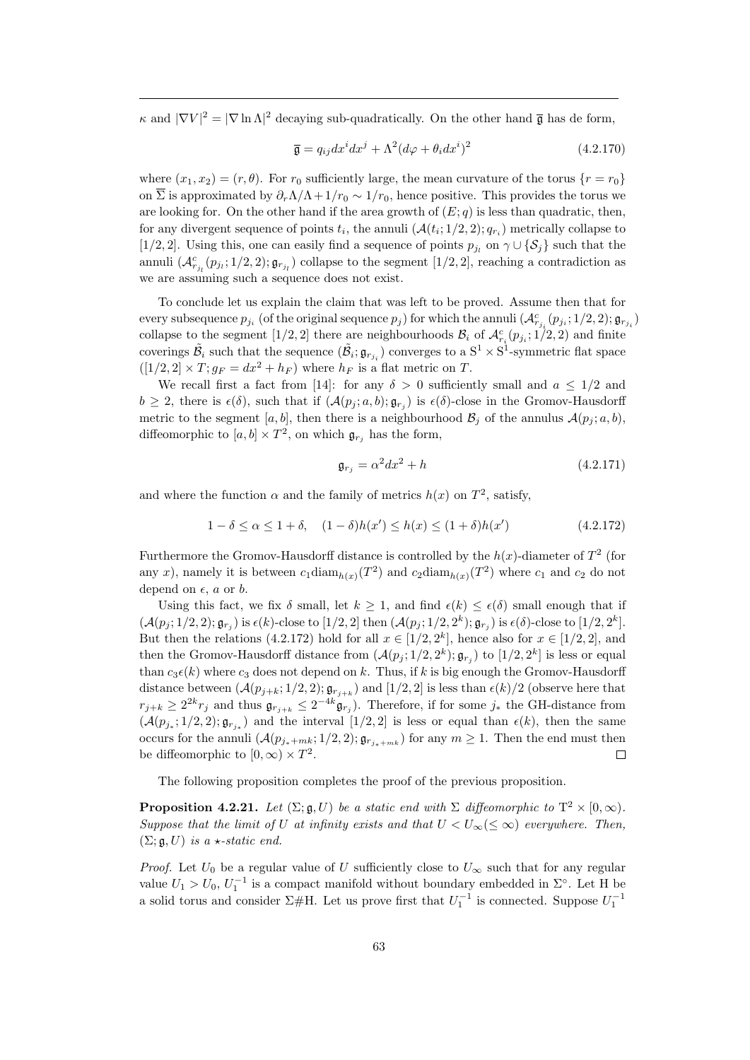$\kappa$ and $|\nabla V|^2 = |\nabla \ln \Lambda|^2$ decaying sub-quadratically. On the other hand $\overline{\mathfrak{g}}$ has de form,

$$\overline{\mathfrak{g}} = q_{ij}dx^i dx^j + \Lambda^2(d\varphi + \theta_i dx^i)^2 \tag{4.2.170}$$

where $(x_1, x_2) = (r, \theta)$. For $r_0$ sufficiently large, the mean curvature of the torus $\{r = r_0\}$ on $\overline{\Sigma}$ is approximated by $\partial_r\Lambda/\Lambda + 1/r_0 \sim 1/r_0$, hence positive. This provides the torus we are looking for. On the other hand if the area growth of $(E; q)$ is less than quadratic, then, for any divergent sequence of points $t_i$, the annuli $(\mathcal{A}(t_i; 1/2, 2); q_{r_i})$ metrically collapse to $[1/2, 2]$. Using this, one can easily find a sequence of points $p_{j_l}$ on $\gamma \cup \{\mathcal{S}_j\}$ such that the annuli $(\mathcal{A}^c_{r_{j_l}}(p_{j_l}; 1/2, 2); \mathfrak{g}_{r_{j_l}})$ collapse to the segment $[1/2, 2]$, reaching a contradiction as we are assuming such a sequence does not exist.

To conclude let us explain the claim that was left to be proved. Assume then that for every subsequence $p_{j_i}$ (of the original sequence $p_j$) for which the annuli $(\mathcal{A}^c_{r_{j_i}}(p_{j_i}; 1/2, 2); \mathfrak{g}_{r_{j_i}})$ collapse to the segment $[1/2, 2]$ there are neighbourhoods $\mathcal{B}_i$ of $\mathcal{A}^c_{r_i}(p_{j_i}; 1/2, 2)$ and finite coverings $\tilde{\mathcal{B}}_i$ such that the sequence $(\tilde{\mathcal{B}}_i; \mathfrak{g}_{r_{j_i}})$ converges to a $\mathrm{S}^1 \times \mathrm{S}^1$-symmetric flat space $([1/2, 2] \times T; g_F = dx^2 + h_F)$ where $h_F$ is a flat metric on $T$.

We recall first a fact from [14]: for any $\delta > 0$ sufficiently small and $a \leq 1/2$ and $b \geq 2$, there is $\epsilon(\delta)$, such that if $(\mathcal{A}(p_j; a, b); \mathfrak{g}_{r_j})$ is $\epsilon(\delta)$-close in the Gromov-Hausdorff metric to the segment $[a, b]$, then there is a neighbourhood $\mathcal{B}_j$ of the annulus $\mathcal{A}(p_j; a, b)$, diffeomorphic to $[a, b] \times T^2$, on which $\mathfrak{g}_{r_j}$ has the form,

$$\mathfrak{g}_{r_j} = \alpha^2 dx^2 + h \tag{4.2.171}$$

and where the function $\alpha$ and the family of metrics $h(x)$ on $T^2$, satisfy,

$$1 - \delta \leq \alpha \leq 1 + \delta, \quad (1 - \delta)h(x') \leq h(x) \leq (1 + \delta)h(x') \tag{4.2.172}$$

Furthermore the Gromov-Hausdorff distance is controlled by the $h(x)$-diameter of $T^2$ (for any $x$), namely it is between $c_1 \mathrm{diam}_{h(x)}(T^2)$ and $c_2 \mathrm{diam}_{h(x)}(T^2)$ where $c_1$ and $c_2$ do not depend on $\epsilon$, $a$ or $b$.

Using this fact, we fix $\delta$ small, let $k \geq 1$, and find $\epsilon(k) \leq \epsilon(\delta)$ small enough that if $(\mathcal{A}(p_j; 1/2, 2); \mathfrak{g}_{r_j})$ is $\epsilon(k)$-close to $[1/2, 2]$ then $(\mathcal{A}(p_j; 1/2, 2^k); \mathfrak{g}_{r_j})$ is $\epsilon(\delta)$-close to $[1/2, 2^k]$. But then the relations (4.2.172) hold for all $x \in [1/2, 2^k]$, hence also for $x \in [1/2, 2]$, and then the Gromov-Hausdorff distance from $(\mathcal{A}(p_j; 1/2, 2^k); \mathfrak{g}_{r_j})$ to $[1/2, 2^k]$ is less or equal than $c_3\epsilon(k)$ where $c_3$ does not depend on $k$. Thus, if $k$ is big enough the Gromov-Hausdorff distance between $(\mathcal{A}(p_{j+k}; 1/2, 2); \mathfrak{g}_{r_{j+k}})$ and $[1/2, 2]$ is less than $\epsilon(k)/2$ (observe here that $r_{j+k} \geq 2^{2k} r_j$ and thus $\mathfrak{g}_{r_{j+k}} \leq 2^{-4k}\mathfrak{g}_{r_j}$). Therefore, if for some $j_*$ the GH-distance from $(\mathcal{A}(p_{j_*}; 1/2, 2); \mathfrak{g}_{r_{j_*}})$ and the interval $[1/2, 2]$ is less or equal than $\epsilon(k)$, then the same occurs for the annuli $(\mathcal{A}(p_{j_*+mk}; 1/2, 2); \mathfrak{g}_{r_{j_*+mk}})$ for any $m \geq 1$. Then the end must then be diffeomorphic to $[0, \infty) \times T^2$. $\square$

The following proposition completes the proof of the previous proposition.

**Proposition 4.2.21.** *Let $(\Sigma; \mathfrak{g}, U)$ be a static end with $\Sigma$ diffeomorphic to $\mathrm{T}^2 \times [0, \infty)$. Suppose that the limit of $U$ at infinity exists and that $U < U_\infty (\leq \infty)$ everywhere. Then, $(\Sigma; \mathfrak{g}, U)$ is a $\star$-static end.*

*Proof.* Let $U_0$ be a regular value of $U$ sufficiently close to $U_\infty$ such that for any regular value $U_1 > U_0$, $U_1^{-1}$ is a compact manifold without boundary embedded in $\Sigma^\circ$. Let H be a solid torus and consider $\Sigma\#\mathrm{H}$. Let us prove first that $U_1^{-1}$ is connected. Suppose $U_1^{-1}$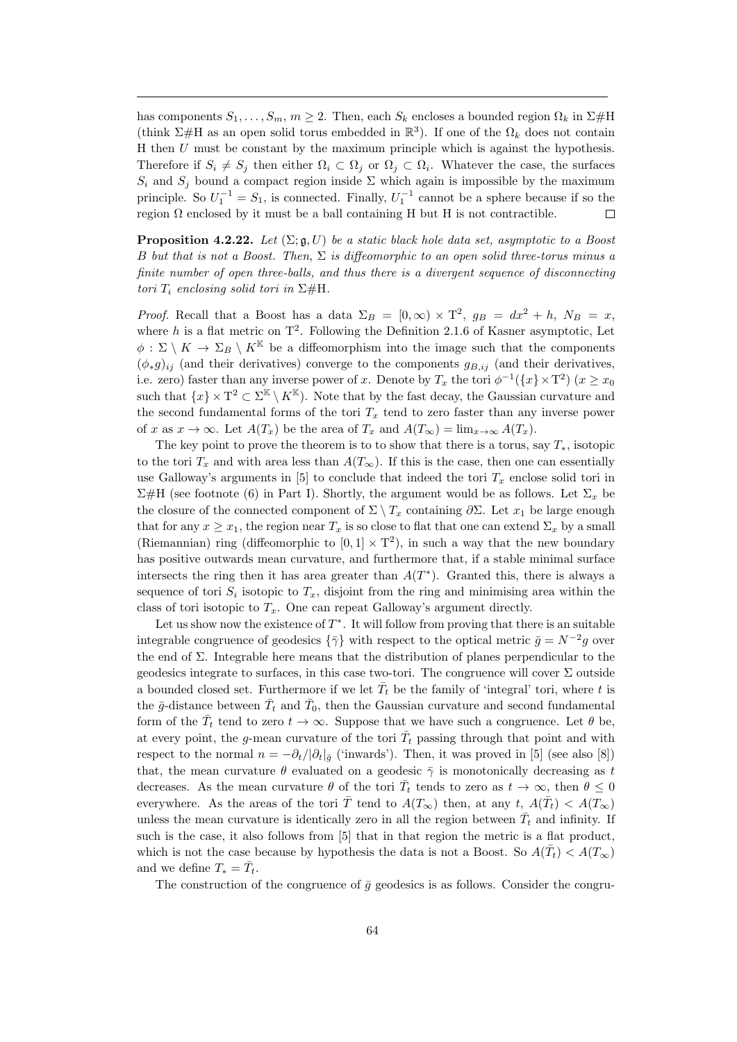has components $S_1, \ldots, S_m$, $m \geq 2$. Then, each $S_k$ encloses a bounded region $\Omega_k$ in $\Sigma \# \mathrm{H}$ (think $\Sigma \# \mathrm{H}$ as an open solid torus embedded in $\mathbb{R}^3$). If one of the $\Omega_k$ does not contain H then $U$ must be constant by the maximum principle which is against the hypothesis. Therefore if $S_i \neq S_j$ then either $\Omega_i \subset \Omega_j$ or $\Omega_j \subset \Omega_i$. Whatever the case, the surfaces $S_i$ and $S_j$ bound a compact region inside $\Sigma$ which again is impossible by the maximum principle. So $U_1^{-1} = S_1$, is connected. Finally, $U_1^{-1}$ cannot be a sphere because if so the region $\Omega$ enclosed by it must be a ball containing H but H is not contractible. $\square$

**Proposition 4.2.22.** *Let $(\Sigma; \mathfrak{g}, U)$ be a static black hole data set, asymptotic to a Boost $B$ but that is not a Boost. Then, $\Sigma$ is diffeomorphic to an open solid three-torus minus a finite number of open three-balls, and thus there is a divergent sequence of disconnecting tori $T_i$ enclosing solid tori in $\Sigma \# \mathrm{H}$.*

*Proof.* Recall that a Boost has a data $\Sigma_B = [0, \infty) \times \mathrm{T}^2$, $g_B = dx^2 + h$, $N_B = x$, where $h$ is a flat metric on $\mathrm{T}^2$. Following the Definition 2.1.6 of Kasner asymptotic, Let $\phi : \Sigma \setminus K \to \Sigma_B \setminus K^{\mathbb{K}}$ be a diffeomorphism into the image such that the components $(\phi_* g)_{ij}$ (and their derivatives) converge to the components $g_{B,ij}$ (and their derivatives, i.e. zero) faster than any inverse power of $x$. Denote by $T_x$ the tori $\phi^{-1}(\{x\} \times \mathrm{T}^2)$ ($x \geq x_0$ such that $\{x\} \times \mathrm{T}^2 \subset \Sigma^{\mathbb{K}} \setminus K^{\mathbb{K}}$). Note that by the fast decay, the Gaussian curvature and the second fundamental forms of the tori $T_x$ tend to zero faster than any inverse power of $x$ as $x \to \infty$. Let $A(T_x)$ be the area of $T_x$ and $A(T_\infty) = \lim_{x \to \infty} A(T_x)$.

The key point to prove the theorem is to to show that there is a torus, say $T_*$, isotopic to the tori $T_x$ and with area less than $A(T_\infty)$. If this is the case, then one can essentially use Galloway's arguments in [5] to conclude that indeed the tori $T_x$ enclose solid tori in $\Sigma \# \mathrm{H}$ (see footnote (6) in Part I). Shortly, the argument would be as follows. Let $\Sigma_x$ be the closure of the connected component of $\Sigma \setminus T_x$ containing $\partial \Sigma$. Let $x_1$ be large enough that for any $x \geq x_1$, the region near $T_x$ is so close to flat that one can extend $\Sigma_x$ by a small (Riemannian) ring (diffeomorphic to $[0, 1] \times \mathrm{T}^2$), in such a way that the new boundary has positive outwards mean curvature, and furthermore that, if a stable minimal surface intersects the ring then it has area greater than $A(T^*)$. Granted this, there is always a sequence of tori $S_i$ isotopic to $T_x$, disjoint from the ring and minimising area within the class of tori isotopic to $T_x$. One can repeat Galloway's argument directly.

Let us show now the existence of $T^*$. It will follow from proving that there is an suitable integrable congruence of geodesics $\{\bar{\gamma}\}$ with respect to the optical metric $\bar{g} = N^{-2} g$ over the end of $\Sigma$. Integrable here means that the distribution of planes perpendicular to the geodesics integrate to surfaces, in this case two-tori. The congruence will cover $\Sigma$ outside a bounded closed set. Furthermore if we let $\bar{T}_t$ be the family of 'integral' tori, where $t$ is the $\bar{g}$-distance between $\bar{T}_t$ and $\bar{T}_0$, then the Gaussian curvature and second fundamental form of the $\bar{T}_t$ tend to zero $t \to \infty$. Suppose that we have such a congruence. Let $\theta$ be, at every point, the $g$-mean curvature of the tori $\bar{T}_t$ passing through that point and with respect to the normal $n = -\partial_t / |\partial_t|_{\bar{g}}$ ('inwards'). Then, it was proved in [5] (see also [8]) that, the mean curvature $\theta$ evaluated on a geodesic $\bar{\gamma}$ is monotonically decreasing as $t$ decreases. As the mean curvature $\theta$ of the tori $\bar{T}_t$ tends to zero as $t \to \infty$, then $\theta \leq 0$ everywhere. As the areas of the tori $\bar{T}$ tend to $A(T_\infty)$ then, at any $t$, $A(\bar{T}_t) < A(T_\infty)$ unless the mean curvature is identically zero in all the region between $\bar{T}_t$ and infinity. If such is the case, it also follows from [5] that in that region the metric is a flat product, which is not the case because by hypothesis the data is not a Boost. So $A(\bar{T}_t) < A(T_\infty)$ and we define $T_* = \bar{T}_t$.

The construction of the congruence of $\bar{g}$ geodesics is as follows. Consider the congru-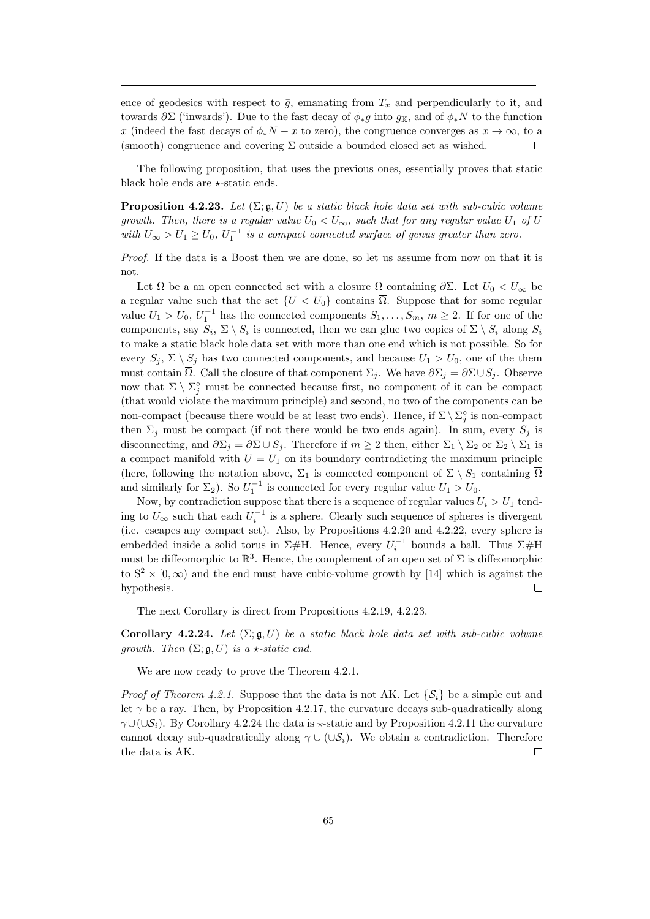ence of geodesics with respect to $\bar{g}$, emanating from $T_x$ and perpendicularly to it, and towards $\partial\Sigma$ ('inwards'). Due to the fast decay of $\phi_* g$ into $g_{\mathbb{K}}$, and of $\phi_* N$ to the function $x$ (indeed the fast decays of $\phi_* N - x$ to zero), the congruence converges as $x \to \infty$, to a (smooth) congruence and covering $\Sigma$ outside a bounded closed set as wished. $\square$

The following proposition, that uses the previous ones, essentially proves that static black hole ends are $\star$-static ends.

**Proposition 4.2.23.** *Let $(\Sigma; \mathfrak{g}, U)$ be a static black hole data set with sub-cubic volume growth. Then, there is a regular value $U_0 < U_\infty$, such that for any regular value $U_1$ of $U$ with $U_\infty > U_1 \geq U_0$, $U_1^{-1}$ is a compact connected surface of genus greater than zero.*

*Proof.* If the data is a Boost then we are done, so let us assume from now on that it is not.

Let $\Omega$ be a an open connected set with a closure $\overline{\Omega}$ containing $\partial\Sigma$. Let $U_0 < U_\infty$ be a regular value such that the set $\{U < U_0\}$ contains $\overline{\Omega}$. Suppose that for some regular value $U_1 > U_0$, $U_1^{-1}$ has the connected components $S_1, \ldots, S_m$, $m \geq 2$. If for one of the components, say $S_i$, $\Sigma \setminus S_i$ is connected, then we can glue two copies of $\Sigma \setminus S_i$ along $S_i$ to make a static black hole data set with more than one end which is not possible. So for every $S_j$, $\Sigma \setminus S_j$ has two connected components, and because $U_1 > U_0$, one of the them must contain $\overline{\Omega}$. Call the closure of that component $\Sigma_j$. We have $\partial\Sigma_j = \partial\Sigma \cup S_j$. Observe now that $\Sigma \setminus \Sigma_j^\circ$ must be connected because first, no component of it can be compact (that would violate the maximum principle) and second, no two of the components can be non-compact (because there would be at least two ends). Hence, if $\Sigma \setminus \Sigma_j^\circ$ is non-compact then $\Sigma_j$ must be compact (if not there would be two ends again). In sum, every $S_j$ is disconnecting, and $\partial\Sigma_j = \partial\Sigma \cup S_j$. Therefore if $m \geq 2$ then, either $\Sigma_1 \setminus \Sigma_2$ or $\Sigma_2 \setminus \Sigma_1$ is a compact manifold with $U = U_1$ on its boundary contradicting the maximum principle (here, following the notation above, $\Sigma_1$ is connected component of $\Sigma \setminus S_1$ containing $\overline{\Omega}$ and similarly for $\Sigma_2$). So $U_1^{-1}$ is connected for every regular value $U_1 > U_0$.

Now, by contradiction suppose that there is a sequence of regular values $U_i > U_1$ tending to $U_\infty$ such that each $U_i^{-1}$ is a sphere. Clearly such sequence of spheres is divergent (i.e. escapes any compact set). Also, by Propositions 4.2.20 and 4.2.22, every sphere is embedded inside a solid torus in $\Sigma\#\mathrm{H}$. Hence, every $U_i^{-1}$ bounds a ball. Thus $\Sigma\#\mathrm{H}$ must be diffeomorphic to $\mathbb{R}^3$. Hence, the complement of an open set of $\Sigma$ is diffeomorphic to $\mathrm{S}^2 \times [0, \infty)$ and the end must have cubic-volume growth by [14] which is against the hypothesis. $\square$

The next Corollary is direct from Propositions 4.2.19, 4.2.23.

**Corollary 4.2.24.** *Let $(\Sigma; \mathfrak{g}, U)$ be a static black hole data set with sub-cubic volume growth. Then $(\Sigma; \mathfrak{g}, U)$ is a $\star$-static end.*

We are now ready to prove the Theorem 4.2.1.

*Proof of Theorem 4.2.1.* Suppose that the data is not AK. Let $\{\mathcal{S}_i\}$ be a simple cut and let $\gamma$ be a ray. Then, by Proposition 4.2.17, the curvature decays sub-quadratically along $\gamma \cup (\cup \mathcal{S}_i)$. By Corollary 4.2.24 the data is $\star$-static and by Proposition 4.2.11 the curvature cannot decay sub-quadratically along $\gamma \cup (\cup \mathcal{S}_i)$. We obtain a contradiction. Therefore the data is AK. $\square$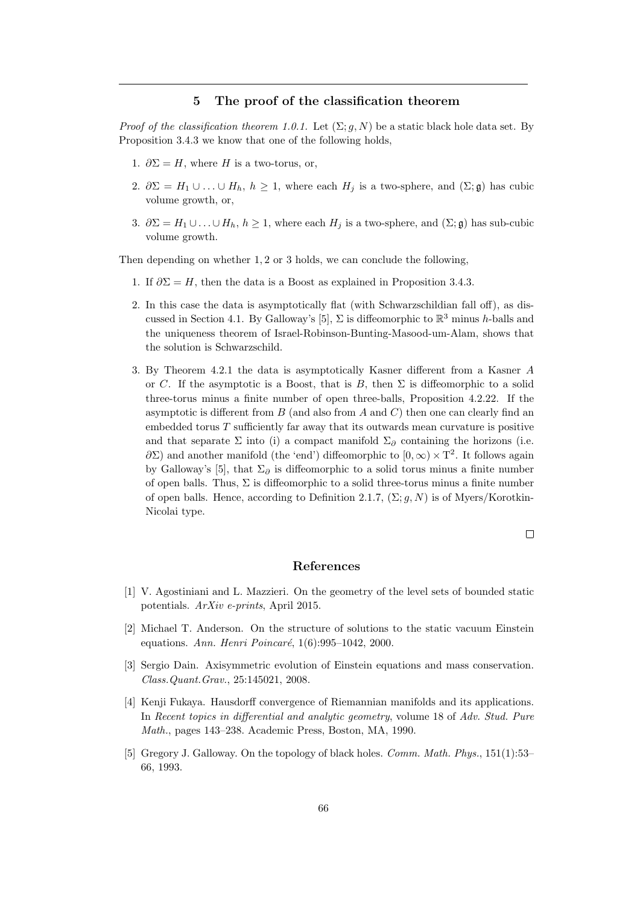## 5 The proof of the classification theorem

*Proof of the classification theorem 1.0.1.* Let $(\Sigma; g, N)$ be a static black hole data set. By Proposition 3.4.3 we know that one of the following holds,

1. $\partial\Sigma = H$, where $H$ is a two-torus, or,
2. $\partial\Sigma = H_1 \cup \ldots \cup H_h$, $h \geq 1$, where each $H_j$ is a two-sphere, and $(\Sigma; \mathfrak{g})$ has cubic volume growth, or,
3. $\partial\Sigma = H_1 \cup \ldots \cup H_h$, $h \geq 1$, where each $H_j$ is a two-sphere, and $(\Sigma; \mathfrak{g})$ has sub-cubic volume growth.

Then depending on whether $1, 2$ or $3$ holds, we can conclude the following,

1. If $\partial\Sigma = H$, then the data is a Boost as explained in Proposition 3.4.3.
2. In this case the data is asymptotically flat (with Schwarzschildian fall off), as discussed in Section 4.1. By Galloway's [5], $\Sigma$ is diffeomorphic to $\mathbb{R}^3$ minus $h$-balls and the uniqueness theorem of Israel-Robinson-Bunting-Masood-um-Alam, shows that the solution is Schwarzschild.
3. By Theorem 4.2.1 the data is asymptotically Kasner different from a Kasner $A$ or $C$. If the asymptotic is a Boost, that is $B$, then $\Sigma$ is diffeomorphic to a solid three-torus minus a finite number of open three-balls, Proposition 4.2.22. If the asymptotic is different from $B$ (and also from $A$ and $C$) then one can clearly find an embedded torus $T$ sufficiently far away that its outwards mean curvature is positive and that separate $\Sigma$ into (i) a compact manifold $\Sigma_\partial$ containing the horizons (i.e. $\partial\Sigma$) and another manifold (the 'end') diffeomorphic to $[0, \infty) \times \mathrm{T}^2$. It follows again by Galloway's [5], that $\Sigma_\partial$ is diffeomorphic to a solid torus minus a finite number of open balls. Thus, $\Sigma$ is diffeomorphic to a solid three-torus minus a finite number of open balls. Hence, according to Definition 2.1.7, $(\Sigma; g, N)$ is of Myers/Korotkin-Nicolai type.

□

## References

[1] V. Agostiniani and L. Mazzieri. On the geometry of the level sets of bounded static potentials. *ArXiv e-prints*, April 2015.

[2] Michael T. Anderson. On the structure of solutions to the static vacuum Einstein equations. *Ann. Henri Poincaré*, 1(6):995–1042, 2000.

[3] Sergio Dain. Axisymmetric evolution of Einstein equations and mass conservation. *Class.Quant.Grav.*, 25:145021, 2008.

[4] Kenji Fukaya. Hausdorff convergence of Riemannian manifolds and its applications. In *Recent topics in differential and analytic geometry*, volume 18 of *Adv. Stud. Pure Math.*, pages 143–238. Academic Press, Boston, MA, 1990.

[5] Gregory J. Galloway. On the topology of black holes. *Comm. Math. Phys.*, 151(1):53–66, 1993.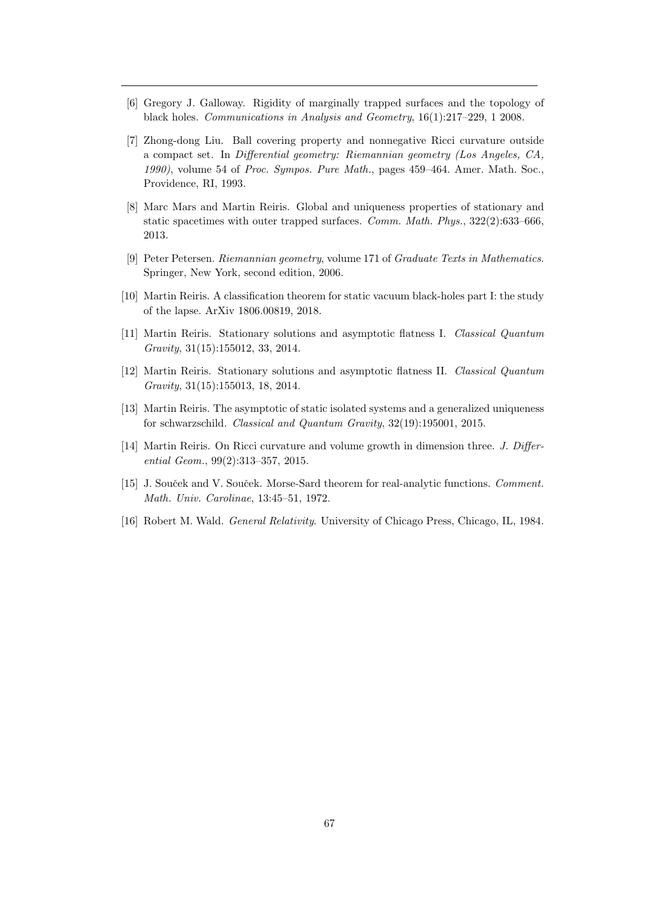[6] Gregory J. Galloway. Rigidity of marginally trapped surfaces and the topology of black holes. *Communications in Analysis and Geometry*, 16(1):217–229, 1 2008.

[7] Zhong-dong Liu. Ball covering property and nonnegative Ricci curvature outside a compact set. In *Differential geometry: Riemannian geometry (Los Angeles, CA, 1990)*, volume 54 of *Proc. Sympos. Pure Math.*, pages 459–464. Amer. Math. Soc., Providence, RI, 1993.

[8] Marc Mars and Martin Reiris. Global and uniqueness properties of stationary and static spacetimes with outer trapped surfaces. *Comm. Math. Phys.*, 322(2):633–666, 2013.

[9] Peter Petersen. *Riemannian geometry*, volume 171 of *Graduate Texts in Mathematics*. Springer, New York, second edition, 2006.

[10] Martin Reiris. A classification theorem for static vacuum black-holes part I: the study of the lapse. ArXiv 1806.00819, 2018.

[11] Martin Reiris. Stationary solutions and asymptotic flatness I. *Classical Quantum Gravity*, 31(15):155012, 33, 2014.

[12] Martin Reiris. Stationary solutions and asymptotic flatness II. *Classical Quantum Gravity*, 31(15):155013, 18, 2014.

[13] Martin Reiris. The asymptotic of static isolated systems and a generalized uniqueness for schwarzschild. *Classical and Quantum Gravity*, 32(19):195001, 2015.

[14] Martin Reiris. On Ricci curvature and volume growth in dimension three. *J. Differential Geom.*, 99(2):313–357, 2015.

[15] J. Souček and V. Souček. Morse-Sard theorem for real-analytic functions. *Comment. Math. Univ. Carolinae*, 13:45–51, 1972.

[16] Robert M. Wald. *General Relativity*. University of Chicago Press, Chicago, IL, 1984.